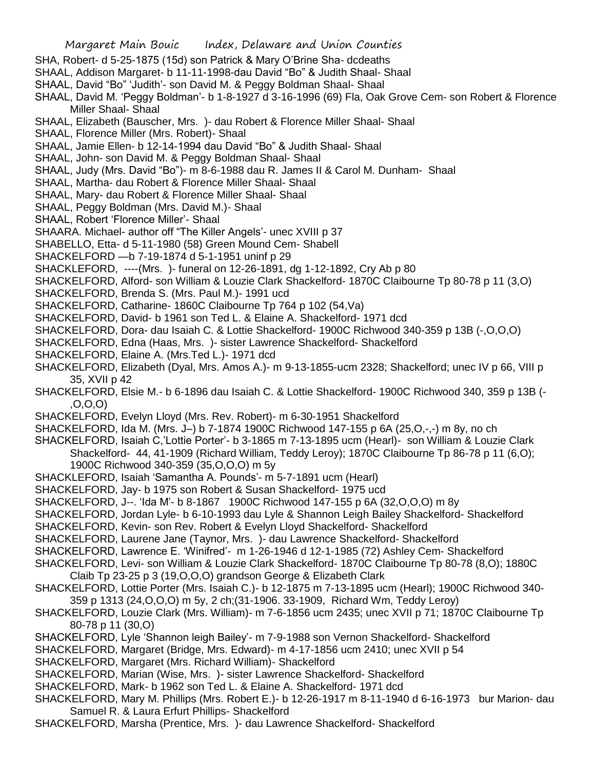SHA, Robert- d 5-25-1875 (15d) son Patrick & Mary O'Brine Sha- dcdeaths

SHAAL, Addison Margaret- b 11-11-1998-dau David "Bo" & Judith Shaal- Shaal

SHAAL, David "Bo" 'Judith'- son David M. & Peggy Boldman Shaal- Shaal

SHAAL, David M. 'Peggy Boldman'- b 1-8-1927 d 3-16-1996 (69) Fla, Oak Grove Cem- son Robert & Florence Miller Shaal- Shaal

SHAAL, Elizabeth (Bauscher, Mrs. )- dau Robert & Florence Miller Shaal- Shaal

SHAAL, Florence Miller (Mrs. Robert)- Shaal

SHAAL, Jamie Ellen- b 12-14-1994 dau David "Bo" & Judith Shaal- Shaal

SHAAL, John- son David M. & Peggy Boldman Shaal- Shaal

SHAAL, Judy (Mrs. David "Bo")- m 8-6-1988 dau R. James II & Carol M. Dunham- Shaal

SHAAL, Martha- dau Robert & Florence Miller Shaal- Shaal

SHAAL, Mary- dau Robert & Florence Miller Shaal- Shaal

SHAAL, Peggy Boldman (Mrs. David M.)- Shaal

SHAAL, Robert 'Florence Miller'- Shaal

SHAARA. Michael- author off "The Killer Angels'- unec XVIII p 37

SHABELLO, Etta- d 5-11-1980 (58) Green Mound Cem- Shabell

SHACKELFORD —b 7-19-1874 d 5-1-1951 uninf p 29

SHACKLEFORD, ----(Mrs. )- funeral on 12-26-1891, dg 1-12-1892, Cry Ab p 80

SHACKELFORD, Alford- son William & Louzie Clark Shackelford- 1870C Claibourne Tp 80-78 p 11 (3,O)

SHACKELFORD, Brenda S. (Mrs. Paul M.)- 1991 ucd

SHACKELFORD, Catharine- 1860C Claibourne Tp 764 p 102 (54,Va)

SHACKELFORD, David- b 1961 son Ted L. & Elaine A. Shackelford- 1971 dcd

SHACKELFORD, Dora- dau Isaiah C. & Lottie Shackelford- 1900C Richwood 340-359 p 13B (-,O,O,O)

SHACKELFORD, Edna (Haas, Mrs. )- sister Lawrence Shackelford- Shackelford

SHACKELFORD, Elaine A. (Mrs.Ted L.)- 1971 dcd

SHACKELFORD, Elizabeth (Dyal, Mrs. Amos A.)- m 9-13-1855-ucm 2328; Shackelford; unec IV p 66, VIII p 35, XVII p 42

SHACKELFORD, Elsie M.- b 6-1896 dau Isaiah C. & Lottie Shackelford- 1900C Richwood 340, 359 p 13B (-,O,O,O)

SHACKELFORD, Evelyn Lloyd (Mrs. Rev. Robert)- m 6-30-1951 Shackelford

SHACKELFORD, Ida M. (Mrs. J–) b 7-1874 1900C Richwood 147-155 p 6A (25,O,-,-) m 8y, no ch

SHACKELFORD, Isaiah C,'Lottie Porter'- b 3-1865 m 7-13-1895 ucm (Hearl)- son William & Louzie Clark Shackelford- 44, 41-1909 (Richard William, Teddy Leroy); 1870C Claibourne Tp 86-78 p 11 (6,O); 1900C Richwood 340-359 (35,O,O,O) m 5y

SHACKLEFORD, Isaiah 'Samantha A. Pounds'- m 5-7-1891 ucm (Hearl)

SHACKELFORD, Jay- b 1975 son Robert & Susan Shackelford- 1975 ucd

SHACKELFORD, J--. 'Ida M'- b 8-1867 1900C Richwood 147-155 p 6A (32,O,O,O) m 8y

SHACKELFORD, Jordan Lyle- b 6-10-1993 dau Lyle & Shannon Leigh Bailey Shackelford- Shackelford

SHACKELFORD, Kevin- son Rev. Robert & Evelyn Lloyd Shackelford- Shackelford

SHACKELFORD, Laurene Jane (Taynor, Mrs. )- dau Lawrence Shackelford- Shackelford

SHACKELFORD, Lawrence E. 'Winifred'- m 1-26-1946 d 12-1-1985 (72) Ashley Cem- Shackelford

SHACKELFORD, Levi- son William & Louzie Clark Shackelford- 1870C Claibourne Tp 80-78 (8,O); 1880C Claib Tp 23-25 p 3 (19,O,O,O) grandson George & Elizabeth Clark

SHACKELFORD, Lottie Porter (Mrs. Isaiah C.)- b 12-1875 m 7-13-1895 ucm (Hearl); 1900C Richwood 340-359 p 1313 (24,O,O,O) m 5y, 2 ch;(31-1906. 33-1909, Richard Wm, Teddy Leroy)

SHACKELFORD, Louzie Clark (Mrs. William)- m 7-6-1856 ucm 2435; unec XVII p 71; 1870C Claibourne Tp 80-78 p 11 (30,O)

SHACKELFORD, Lyle 'Shannon leigh Bailey'- m 7-9-1988 son Vernon Shackelford- Shackelford

SHACKELFORD, Margaret (Bridge, Mrs. Edward)- m 4-17-1856 ucm 2410; unec XVII p 54

SHACKELFORD, Margaret (Mrs. Richard William)- Shackelford

SHACKELFORD, Marian (Wise, Mrs. )- sister Lawrence Shackelford- Shackelford

SHACKELFORD, Mark- b 1962 son Ted L. & Elaine A. Shackelford- 1971 dcd

SHACKELFORD, Mary M. Phillips (Mrs. Robert E.)- b 12-26-1917 m 8-11-1940 d 6-16-1973 bur Marion- dau Samuel R. & Laura Erfurt Phillips- Shackelford

SHACKELFORD, Marsha (Prentice, Mrs. )- dau Lawrence Shackelford- Shackelford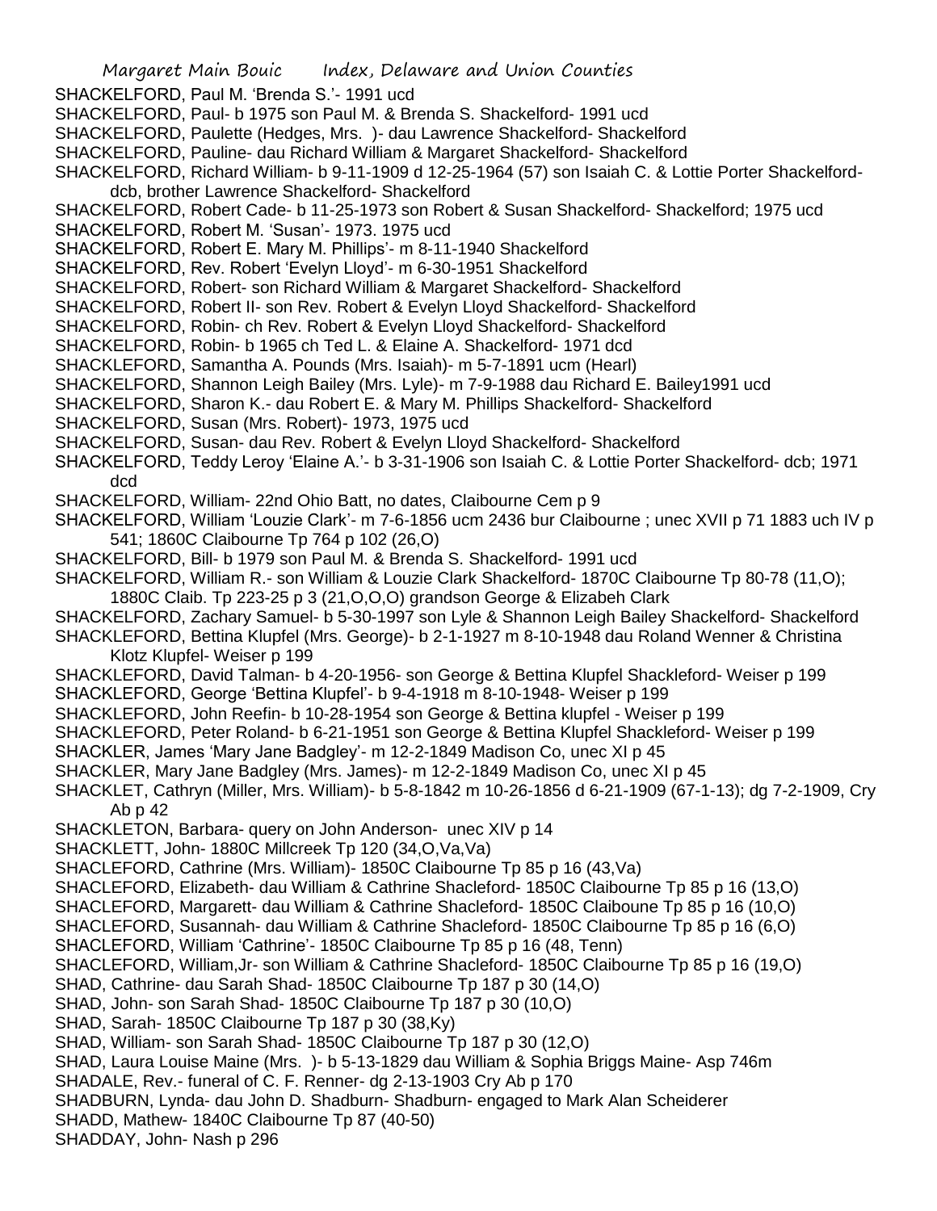SHACKELFORD, Paul M. 'Brenda S.'- 1991 ucd

SHACKELFORD, Paul- b 1975 son Paul M. & Brenda S. Shackelford- 1991 ucd

SHACKELFORD, Paulette (Hedges, Mrs. )- dau Lawrence Shackelford- Shackelford

SHACKELFORD, Pauline- dau Richard William & Margaret Shackelford- Shackelford

SHACKELFORD, Richard William- b 9-11-1909 d 12-25-1964 (57) son Isaiah C. & Lottie Porter Shackelford- dcb, brother Lawrence Shackelford- Shackelford

SHACKELFORD, Robert Cade- b 11-25-1973 son Robert & Susan Shackelford- Shackelford; 1975 ucd

SHACKELFORD, Robert M. 'Susan'- 1973. 1975 ucd

SHACKELFORD, Robert E. Mary M. Phillips'- m 8-11-1940 Shackelford

SHACKELFORD, Rev. Robert 'Evelyn Lloyd'- m 6-30-1951 Shackelford

SHACKELFORD, Robert- son Richard William & Margaret Shackelford- Shackelford

SHACKELFORD, Robert II- son Rev. Robert & Evelyn Lloyd Shackelford- Shackelford

SHACKELFORD, Robin- ch Rev. Robert & Evelyn Lloyd Shackelford- Shackelford

SHACKELFORD, Robin- b 1965 ch Ted L. & Elaine A. Shackelford- 1971 dcd

SHACKLEFORD, Samantha A. Pounds (Mrs. Isaiah)- m 5-7-1891 ucm (Hearl)

SHACKELFORD, Shannon Leigh Bailey (Mrs. Lyle)- m 7-9-1988 dau Richard E. Bailey1991 ucd

SHACKELFORD, Sharon K.- dau Robert E. & Mary M. Phillips Shackelford- Shackelford

SHACKELFORD, Susan (Mrs. Robert)- 1973, 1975 ucd

SHACKELFORD, Susan- dau Rev. Robert & Evelyn Lloyd Shackelford- Shackelford

SHACKELFORD, Teddy Leroy 'Elaine A.'- b 3-31-1906 son Isaiah C. & Lottie Porter Shackelford- dcb; 1971 dcd

SHACKELFORD, William- 22nd Ohio Batt, no dates, Claibourne Cem p 9

SHACKELFORD, William 'Louzie Clark'- m 7-6-1856 ucm 2436 bur Claibourne ; unec XVII p 71 1883 uch IV p 541; 1860C Claibourne Tp 764 p 102 (26,O)

SHACKELFORD, Bill- b 1979 son Paul M. & Brenda S. Shackelford- 1991 ucd

SHACKELFORD, William R.- son William & Louzie Clark Shackelford- 1870C Claibourne Tp 80-78 (11,O); 1880C Claib. Tp 223-25 p 3 (21,O,O,O) grandson George & Elizabeh Clark

SHACKELFORD, Zachary Samuel- b 5-30-1997 son Lyle & Shannon Leigh Bailey Shackelford- Shackelford

SHACKLEFORD, Bettina Klupfel (Mrs. George)- b 2-1-1927 m 8-10-1948 dau Roland Wenner & Christina Klotz Klupfel- Weiser p 199

SHACKLEFORD, David Talman- b 4-20-1956- son George & Bettina Klupfel Shackleford- Weiser p 199

SHACKLEFORD, George 'Bettina Klupfel'- b 9-4-1918 m 8-10-1948- Weiser p 199

SHACKLEFORD, John Reefin- b 10-28-1954 son George & Bettina klupfel - Weiser p 199

SHACKLEFORD, Peter Roland- b 6-21-1951 son George & Bettina Klupfel Shackleford- Weiser p 199

SHACKLER, James 'Mary Jane Badgley'- m 12-2-1849 Madison Co, unec XI p 45

SHACKLER, Mary Jane Badgley (Mrs. James)- m 12-2-1849 Madison Co, unec XI p 45

SHACKLET, Cathryn (Miller, Mrs. William)- b 5-8-1842 m 10-26-1856 d 6-21-1909 (67-1-13); dg 7-2-1909, Cry Ab p 42

SHACKLETON, Barbara- query on John Anderson- unec XIV p 14

SHACKLETT, John- 1880C Millcreek Tp 120 (34,O,Va,Va)

SHACLEFORD, Cathrine (Mrs. William)- 1850C Claibourne Tp 85 p 16 (43,Va)

SHACLEFORD, Elizabeth- dau William & Cathrine Shacleford- 1850C Claibourne Tp 85 p 16 (13,O)

SHACLEFORD, Margarett- dau William & Cathrine Shacleford- 1850C Claiboune Tp 85 p 16 (10,O)

SHACLEFORD, Susannah- dau William & Cathrine Shacleford- 1850C Claibourne Tp 85 p 16 (6,O)

SHACLEFORD, William 'Cathrine'- 1850C Claibourne Tp 85 p 16 (48, Tenn)

SHACLEFORD, William,Jr- son William & Cathrine Shacleford- 1850C Claibourne Tp 85 p 16 (19,O)

SHAD, Cathrine- dau Sarah Shad- 1850C Claibourne Tp 187 p 30 (14,O)

SHAD, John- son Sarah Shad- 1850C Claibourne Tp 187 p 30 (10,O)

SHAD, Sarah- 1850C Claibourne Tp 187 p 30 (38,Ky)

SHAD, William- son Sarah Shad- 1850C Claibourne Tp 187 p 30 (12,O)

SHAD, Laura Louise Maine (Mrs. )- b 5-13-1829 dau William & Sophia Briggs Maine- Asp 746m

SHADALE, Rev.- funeral of C. F. Renner- dg 2-13-1903 Cry Ab p 170

SHADBURN, Lynda- dau John D. Shadburn- Shadburn- engaged to Mark Alan Scheiderer

SHADD, Mathew- 1840C Claibourne Tp 87 (40-50)

SHADDAY, John- Nash p 296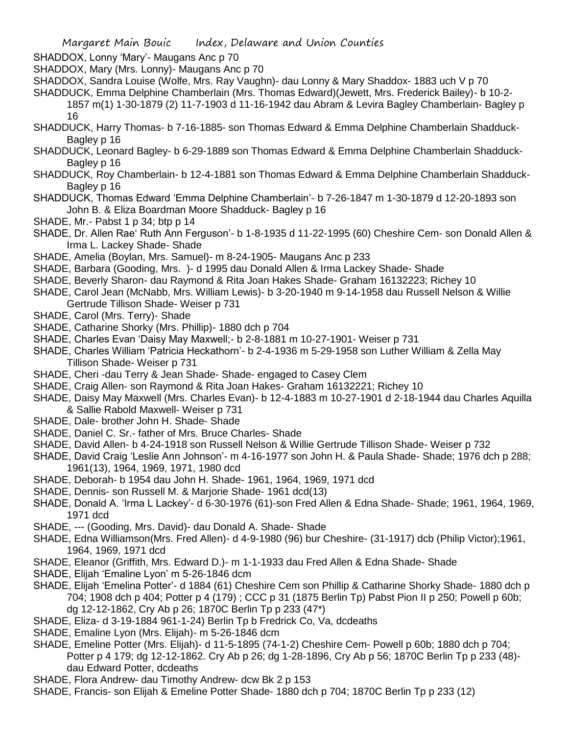SHADDOX, Lonny 'Mary'- Maugans Anc p 70

SHADDOX, Mary (Mrs. Lonny)- Maugans Anc p 70

SHADDOX, Sandra Louise (Wolfe, Mrs. Ray Vaughn)- dau Lonny & Mary Shaddox- 1883 uch V p 70

SHADDUCK, Emma Delphine Chamberlain (Mrs. Thomas Edward)(Jewett, Mrs. Frederick Bailey)- b 10-2-1857 m(1) 1-30-1879 (2) 11-7-1903 d 11-16-1942 dau Abram & Levira Bagley Chamberlain- Bagley p 16

SHADDUCK, Harry Thomas- b 7-16-1885- son Thomas Edward & Emma Delphine Chamberlain Shadduck- Bagley p 16

SHADDUCK, Leonard Bagley- b 6-29-1889 son Thomas Edward & Emma Delphine Chamberlain Shadduck- Bagley p 16

SHADDUCK, Roy Chamberlain- b 12-4-1881 son Thomas Edward & Emma Delphine Chamberlain Shadduck- Bagley p 16

SHADDUCK, Thomas Edward 'Emma Delphine Chamberlain'- b 7-26-1847 m 1-30-1879 d 12-20-1893 son John B. & Eliza Boardman Moore Shadduck- Bagley p 16

SHADE, Mr.- Pabst 1 p 34; btp p 14

SHADE, Dr. Allen Rae' Ruth Ann Ferguson'- b 1-8-1935 d 11-22-1995 (60) Cheshire Cem- son Donald Allen & Irma L. Lackey Shade- Shade

SHADE, Amelia (Boylan, Mrs. Samuel)- m 8-24-1905- Maugans Anc p 233

SHADE, Barbara (Gooding, Mrs. )- d 1995 dau Donald Allen & Irma Lackey Shade- Shade

SHADE, Beverly Sharon- dau Raymond & Rita Joan Hakes Shade- Graham 16132223; Richey 10

SHADE, Carol Jean (McNabb, Mrs. William Lewis)- b 3-20-1940 m 9-14-1958 dau Russell Nelson & Willie Gertrude Tillison Shade- Weiser p 731

SHADE, Carol (Mrs. Terry)- Shade

SHADE, Catharine Shorky (Mrs. Phillip)- 1880 dch p 704

SHADE, Charles Evan 'Daisy May Maxwell;- b 2-8-1881 m 10-27-1901- Weiser p 731

SHADE, Charles William 'Patricia Heckathorn'- b 2-4-1936 m 5-29-1958 son Luther William & Zella May Tillison Shade- Weiser p 731

SHADE, Cheri -dau Terry & Jean Shade- Shade- engaged to Casey Clem

SHADE, Craig Allen- son Raymond & Rita Joan Hakes- Graham 16132221; Richey 10

SHADE, Daisy May Maxwell (Mrs. Charles Evan)- b 12-4-1883 m 10-27-1901 d 2-18-1944 dau Charles Aquilla & Sallie Rabold Maxwell- Weiser p 731

SHADE, Dale- brother John H. Shade- Shade

SHADE, Daniel C. Sr.- father of Mrs. Bruce Charles- Shade

SHADE, David Allen- b 4-24-1918 son Russell Nelson & Willie Gertrude Tillison Shade- Weiser p 732

SHADE, David Craig 'Leslie Ann Johnson'- m 4-16-1977 son John H. & Paula Shade- Shade; 1976 dch p 288; 1961(13), 1964, 1969, 1971, 1980 dcd

SHADE, Deborah- b 1954 dau John H. Shade- 1961, 1964, 1969, 1971 dcd

SHADE, Dennis- son Russell M. & Marjorie Shade- 1961 dcd(13)

SHADE, Donald A. 'Irma L Lackey'- d 6-30-1976 (61)-son Fred Allen & Edna Shade- Shade; 1961, 1964, 1969, 1971 dcd

SHADE, --- (Gooding, Mrs. David)- dau Donald A. Shade- Shade

SHADE, Edna Williamson(Mrs. Fred Allen)- d 4-9-1980 (96) bur Cheshire- (31-1917) dcb (Philip Victor);1961, 1964, 1969, 1971 dcd

SHADE, Eleanor (Griffith, Mrs. Edward D.)- m 1-1-1933 dau Fred Allen & Edna Shade- Shade

SHADE, Elijah 'Emaline Lyon' m 5-26-1846 dcm

SHADE, Elijah 'Emelina Potter'- d 1884 (61) Cheshire Cem son Phillip & Catharine Shorky Shade- 1880 dch p 704; 1908 dch p 404; Potter p 4 (179) ; CCC p 31 (1875 Berlin Tp) Pabst Pion II p 250; Powell p 60b; dg 12-12-1862, Cry Ab p 26; 1870C Berlin Tp p 233 (47*)

SHADE, Eliza- d 3-19-1884 961-1-24) Berlin Tp b Fredrick Co, Va, dcdeaths

SHADE, Emaline Lyon (Mrs. Elijah)- m 5-26-1846 dcm

SHADE, Emeline Potter (Mrs. Elijah)- d 11-5-1895 (74-1-2) Cheshire Cem- Powell p 60b; 1880 dch p 704; Potter p 4 179; dg 12-12-1862. Cry Ab p 26; dg 1-28-1896, Cry Ab p 56; 1870C Berlin Tp p 233 (48)- dau Edward Potter, dcdeaths

SHADE, Flora Andrew- dau Timothy Andrew- dcw Bk 2 p 153

SHADE, Francis- son Elijah & Emeline Potter Shade- 1880 dch p 704; 1870C Berlin Tp p 233 (12)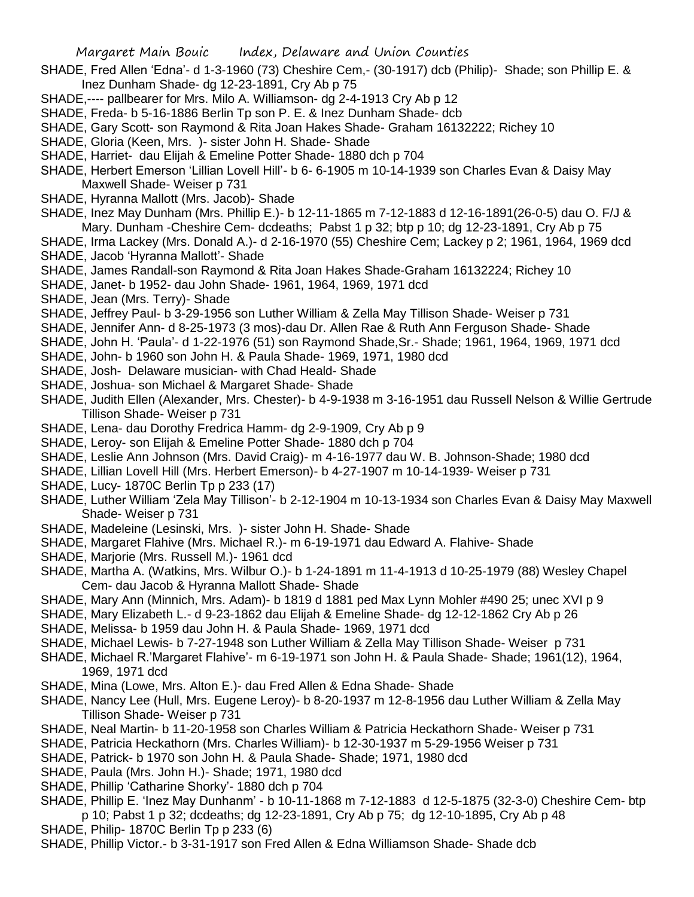SHADE, Fred Allen 'Edna'- d 1-3-1960 (73) Cheshire Cem,- (30-1917) dcb (Philip)- Shade; son Phillip E. & Inez Dunham Shade- dg 12-23-1891, Cry Ab p 75

SHADE,---- pallbearer for Mrs. Milo A. Williamson- dg 2-4-1913 Cry Ab p 12

SHADE, Freda- b 5-16-1886 Berlin Tp son P. E. & Inez Dunham Shade- dcb

SHADE, Gary Scott- son Raymond & Rita Joan Hakes Shade- Graham 16132222; Richey 10

SHADE, Gloria (Keen, Mrs. )- sister John H. Shade- Shade

SHADE, Harriet- dau Elijah & Emeline Potter Shade- 1880 dch p 704

SHADE, Herbert Emerson 'Lillian Lovell Hill'- b 6- 6-1905 m 10-14-1939 son Charles Evan & Daisy May Maxwell Shade- Weiser p 731

SHADE, Hyranna Mallott (Mrs. Jacob)- Shade

SHADE, Inez May Dunham (Mrs. Phillip E.)- b 12-11-1865 m 7-12-1883 d 12-16-1891(26-0-5) dau O. F/J & Mary. Dunham -Cheshire Cem- dcdeaths; Pabst 1 p 32; btp p 10; dg 12-23-1891, Cry Ab p 75

SHADE, Irma Lackey (Mrs. Donald A.)- d 2-16-1970 (55) Cheshire Cem; Lackey p 2; 1961, 1964, 1969 dcd

SHADE, Jacob 'Hyranna Mallott'- Shade

SHADE, James Randall-son Raymond & Rita Joan Hakes Shade-Graham 16132224; Richey 10

SHADE, Janet- b 1952- dau John Shade- 1961, 1964, 1969, 1971 dcd

SHADE, Jean (Mrs. Terry)- Shade

SHADE, Jeffrey Paul- b 3-29-1956 son Luther William & Zella May Tillison Shade- Weiser p 731

SHADE, Jennifer Ann- d 8-25-1973 (3 mos)-dau Dr. Allen Rae & Ruth Ann Ferguson Shade- Shade

SHADE, John H. 'Paula'- d 1-22-1976 (51) son Raymond Shade,Sr.- Shade; 1961, 1964, 1969, 1971 dcd

SHADE, John- b 1960 son John H. & Paula Shade- 1969, 1971, 1980 dcd

SHADE, Josh- Delaware musician- with Chad Heald- Shade

SHADE, Joshua- son Michael & Margaret Shade- Shade

SHADE, Judith Ellen (Alexander, Mrs. Chester)- b 4-9-1938 m 3-16-1951 dau Russell Nelson & Willie Gertrude Tillison Shade- Weiser p 731

SHADE, Lena- dau Dorothy Fredrica Hamm- dg 2-9-1909, Cry Ab p 9

SHADE, Leroy- son Elijah & Emeline Potter Shade- 1880 dch p 704

SHADE, Leslie Ann Johnson (Mrs. David Craig)- m 4-16-1977 dau W. B. Johnson-Shade; 1980 dcd

SHADE, Lillian Lovell Hill (Mrs. Herbert Emerson)- b 4-27-1907 m 10-14-1939- Weiser p 731

SHADE, Lucy- 1870C Berlin Tp p 233 (17)

SHADE, Luther William 'Zela May Tillison'- b 2-12-1904 m 10-13-1934 son Charles Evan & Daisy May Maxwell Shade- Weiser p 731

SHADE, Madeleine (Lesinski, Mrs. )- sister John H. Shade- Shade

SHADE, Margaret Flahive (Mrs. Michael R.)- m 6-19-1971 dau Edward A. Flahive- Shade

SHADE, Marjorie (Mrs. Russell M.)- 1961 dcd

SHADE, Martha A. (Watkins, Mrs. Wilbur O.)- b 1-24-1891 m 11-4-1913 d 10-25-1979 (88) Wesley Chapel Cem- dau Jacob & Hyranna Mallott Shade- Shade

SHADE, Mary Ann (Minnich, Mrs. Adam)- b 1819 d 1881 ped Max Lynn Mohler #490 25; unec XVI p 9

SHADE, Mary Elizabeth L.- d 9-23-1862 dau Elijah & Emeline Shade- dg 12-12-1862 Cry Ab p 26

SHADE, Melissa- b 1959 dau John H. & Paula Shade- 1969, 1971 dcd

SHADE, Michael Lewis- b 7-27-1948 son Luther William & Zella May Tillison Shade- Weiser p 731

SHADE, Michael R.'Margaret Flahive'- m 6-19-1971 son John H. & Paula Shade- Shade; 1961(12), 1964, 1969, 1971 dcd

SHADE, Mina (Lowe, Mrs. Alton E.)- dau Fred Allen & Edna Shade- Shade

SHADE, Nancy Lee (Hull, Mrs. Eugene Leroy)- b 8-20-1937 m 12-8-1956 dau Luther William & Zella May Tillison Shade- Weiser p 731

SHADE, Neal Martin- b 11-20-1958 son Charles William & Patricia Heckathorn Shade- Weiser p 731

SHADE, Patricia Heckathorn (Mrs. Charles William)- b 12-30-1937 m 5-29-1956 Weiser p 731

SHADE, Patrick- b 1970 son John H. & Paula Shade- Shade; 1971, 1980 dcd

SHADE, Paula (Mrs. John H.)- Shade; 1971, 1980 dcd

SHADE, Phillip 'Catharine Shorky'- 1880 dch p 704

SHADE, Phillip E. 'Inez May Dunhanm' - b 10-11-1868 m 7-12-1883 d 12-5-1875 (32-3-0) Cheshire Cem- btp p 10; Pabst 1 p 32; dcdeaths; dg 12-23-1891, Cry Ab p 75; dg 12-10-1895, Cry Ab p 48

SHADE, Philip- 1870C Berlin Tp p 233 (6)

SHADE, Phillip Victor.- b 3-31-1917 son Fred Allen & Edna Williamson Shade- Shade dcb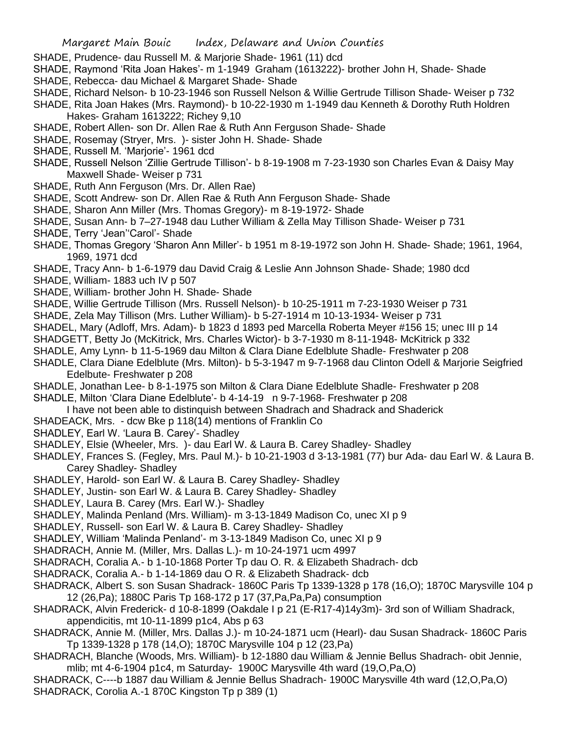SHADE, Prudence- dau Russell M. & Marjorie Shade- 1961 (11) dcd

SHADE, Raymond 'Rita Joan Hakes'- m 1-1949 Graham (1613222)- brother John H, Shade- Shade

SHADE, Rebecca- dau Michael & Margaret Shade- Shade

SHADE, Richard Nelson- b 10-23-1946 son Russell Nelson & Willie Gertrude Tillison Shade- Weiser p 732

SHADE, Rita Joan Hakes (Mrs. Raymond)- b 10-22-1930 m 1-1949 dau Kenneth & Dorothy Ruth Holdren Hakes- Graham 1613222; Richey 9,10

SHADE, Robert Allen- son Dr. Allen Rae & Ruth Ann Ferguson Shade- Shade

SHADE, Rosemay (Stryer, Mrs. )- sister John H. Shade- Shade

SHADE, Russell M. 'Marjorie'- 1961 dcd

SHADE, Russell Nelson 'Zillie Gertrude Tillison'- b 8-19-1908 m 7-23-1930 son Charles Evan & Daisy May Maxwell Shade- Weiser p 731

SHADE, Ruth Ann Ferguson (Mrs. Dr. Allen Rae)

SHADE, Scott Andrew- son Dr. Allen Rae & Ruth Ann Ferguson Shade- Shade

SHADE, Sharon Ann Miller (Mrs. Thomas Gregory)- m 8-19-1972- Shade

SHADE, Susan Ann- b 7–27-1948 dau Luther William & Zella May Tillison Shade- Weiser p 731

SHADE, Terry 'Jean''Carol'- Shade

SHADE, Thomas Gregory 'Sharon Ann Miller'- b 1951 m 8-19-1972 son John H. Shade- Shade; 1961, 1964, 1969, 1971 dcd

SHADE, Tracy Ann- b 1-6-1979 dau David Craig & Leslie Ann Johnson Shade- Shade; 1980 dcd

SHADE, William- 1883 uch IV p 507

SHADE, William- brother John H. Shade- Shade

SHADE, Willie Gertrude Tillison (Mrs. Russell Nelson)- b 10-25-1911 m 7-23-1930 Weiser p 731

SHADE, Zela May Tillison (Mrs. Luther William)- b 5-27-1914 m 10-13-1934- Weiser p 731

SHADEL, Mary (Adloff, Mrs. Adam)- b 1823 d 1893 ped Marcella Roberta Meyer #156 15; unec III p 14

SHADGETT, Betty Jo (McKitrick, Mrs. Charles Wictor)- b 3-7-1930 m 8-11-1948- McKitrick p 332

SHADLE, Amy Lynn- b 11-5-1969 dau Milton & Clara Diane Edelblute Shadle- Freshwater p 208

SHADLE, Clara Diane Edelblute (Mrs. Milton)- b 5-3-1947 m 9-7-1968 dau Clinton Odell & Marjorie Seigfried Edelbute- Freshwater p 208

SHADLE, Jonathan Lee- b 8-1-1975 son Milton & Clara Diane Edelblute Shadle- Freshwater p 208

SHADLE, Milton 'Clara Diane Edelblute'- b 4-14-19 n 9-7-1968- Freshwater p 208

I have not been able to distinquish between Shadrach and Shadrack and Shaderick

SHADEACK, Mrs. - dcw Bke p 118(14) mentions of Franklin Co

SHADLEY, Earl W. 'Laura B. Carey'- Shadley

SHADLEY, Elsie (Wheeler, Mrs. )- dau Earl W. & Laura B. Carey Shadley- Shadley

SHADLEY, Frances S. (Fegley, Mrs. Paul M.)- b 10-21-1903 d 3-13-1981 (77) bur Ada- dau Earl W. & Laura B. Carey Shadley- Shadley

SHADLEY, Harold- son Earl W. & Laura B. Carey Shadley- Shadley

SHADLEY, Justin- son Earl W. & Laura B. Carey Shadley- Shadley

SHADLEY, Laura B. Carey (Mrs. Earl W.)- Shadley

SHADLEY, Malinda Penland (Mrs. William)- m 3-13-1849 Madison Co, unec XI p 9

SHADLEY, Russell- son Earl W. & Laura B. Carey Shadley- Shadley

SHADLEY, William 'Malinda Penland'- m 3-13-1849 Madison Co, unec XI p 9

SHADRACH, Annie M. (Miller, Mrs. Dallas L.)- m 10-24-1971 ucm 4997

SHADRACH, Coralia A.- b 1-10-1868 Porter Tp dau O. R. & Elizabeth Shadrach- dcb

SHADRACK, Coralia A.- b 1-14-1869 dau O R. & Elizabeth Shadrack- dcb

SHADRACK, Albert S. son Susan Shadrack- 1860C Paris Tp 1339-1328 p 178 (16,O); 1870C Marysville 104 p 12 (26,Pa); 1880C Paris Tp 168-172 p 17 (37,Pa,Pa,Pa) consumption

SHADRACK, Alvin Frederick- d 10-8-1899 (Oakdale I p 21 (E-R17-4)14y3m)- 3rd son of William Shadrack, appendicitis, mt 10-11-1899 p1c4, Abs p 63

SHADRACK, Annie M. (Miller, Mrs. Dallas J.)- m 10-24-1871 ucm (Hearl)- dau Susan Shadrack- 1860C Paris Tp 1339-1328 p 178 (14,O); 1870C Marysville 104 p 12 (23,Pa)

SHADRACH, Blanche (Woods, Mrs. William)- b 12-1880 dau William & Jennie Bellus Shadrach- obit Jennie, mlib; mt 4-6-1904 p1c4, m Saturday- 1900C Marysville 4th ward (19,O,Pa,O)

SHADRACK, C----b 1887 dau William & Jennie Bellus Shadrach- 1900C Marysville 4th ward (12,O,Pa,O)

SHADRACK, Corolia A.-1 870C Kingston Tp p 389 (1)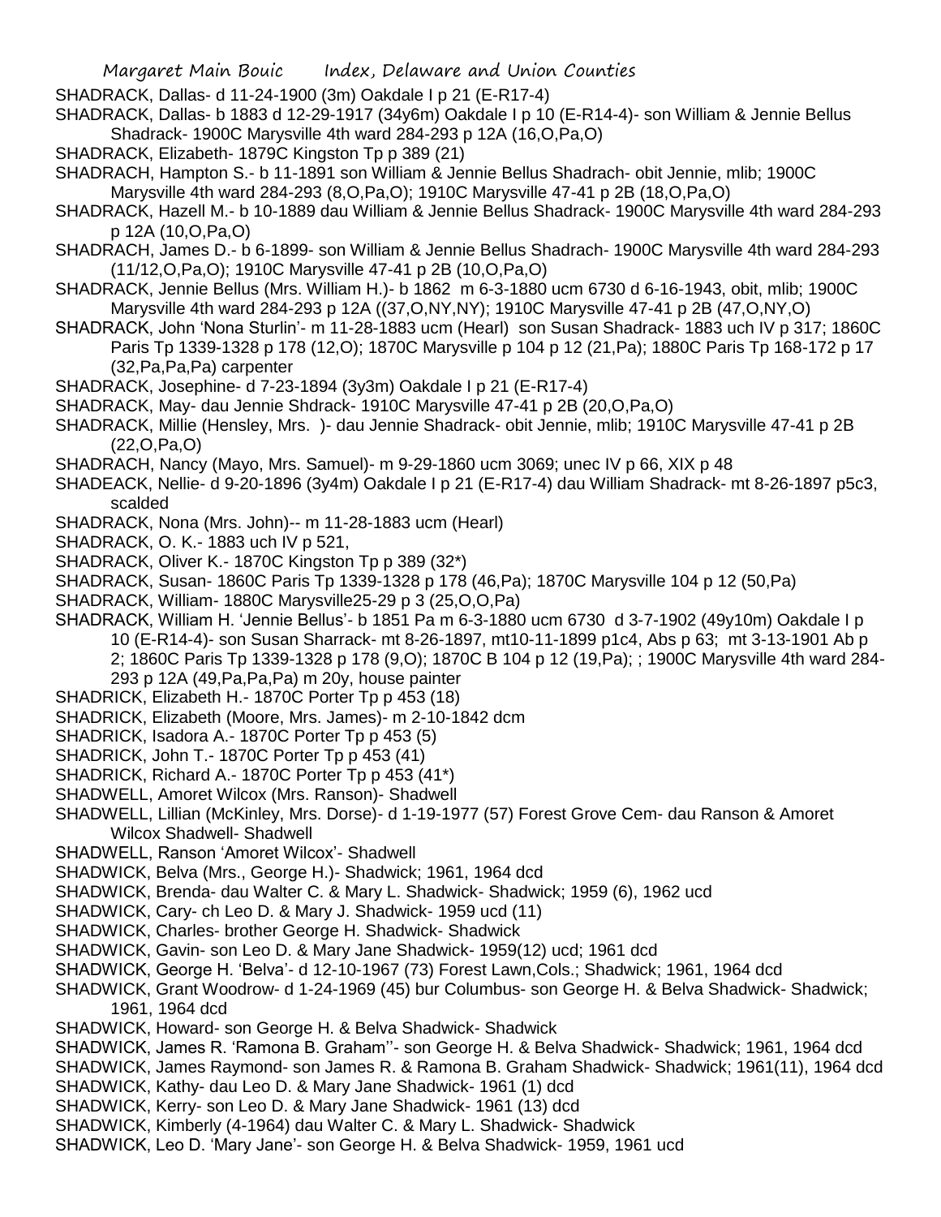SHADRACK, Dallas- d 11-24-1900 (3m) Oakdale I p 21 (E-R17-4)

SHADRACK, Dallas- b 1883 d 12-29-1917 (34y6m) Oakdale I p 10 (E-R14-4)- son William & Jennie Bellus Shadrack- 1900C Marysville 4th ward 284-293 p 12A (16,O,Pa,O)

SHADRACK, Elizabeth- 1879C Kingston Tp p 389 (21)

SHADRACH, Hampton S.- b 11-1891 son William & Jennie Bellus Shadrach- obit Jennie, mlib; 1900C Marysville 4th ward 284-293 (8,O,Pa,O); 1910C Marysville 47-41 p 2B (18,O,Pa,O)

SHADRACK, Hazell M.- b 10-1889 dau William & Jennie Bellus Shadrack- 1900C Marysville 4th ward 284-293 p 12A (10,O,Pa,O)

SHADRACH, James D.- b 6-1899- son William & Jennie Bellus Shadrach- 1900C Marysville 4th ward 284-293 (11/12,O,Pa,O); 1910C Marysville 47-41 p 2B (10,O,Pa,O)

SHADRACK, Jennie Bellus (Mrs. William H.)- b 1862 m 6-3-1880 ucm 6730 d 6-16-1943, obit, mlib; 1900C Marysville 4th ward 284-293 p 12A ((37,O,NY,NY); 1910C Marysville 47-41 p 2B (47,O,NY,O)

SHADRACK, John 'Nona Sturlin'- m 11-28-1883 ucm (Hearl) son Susan Shadrack- 1883 uch IV p 317; 1860C Paris Tp 1339-1328 p 178 (12,O); 1870C Marysville p 104 p 12 (21,Pa); 1880C Paris Tp 168-172 p 17 (32,Pa,Pa,Pa) carpenter

SHADRACK, Josephine- d 7-23-1894 (3y3m) Oakdale I p 21 (E-R17-4)

SHADRACK, May- dau Jennie Shdrack- 1910C Marysville 47-41 p 2B (20,O,Pa,O)

SHADRACK, Millie (Hensley, Mrs. )- dau Jennie Shadrack- obit Jennie, mlib; 1910C Marysville 47-41 p 2B (22,O,Pa,O)

SHADRACH, Nancy (Mayo, Mrs. Samuel)- m 9-29-1860 ucm 3069; unec IV p 66, XIX p 48

SHADEACK, Nellie- d 9-20-1896 (3y4m) Oakdale I p 21 (E-R17-4) dau William Shadrack- mt 8-26-1897 p5c3, scalded

SHADRACK, Nona (Mrs. John)-- m 11-28-1883 ucm (Hearl)

SHADRACK, O. K.- 1883 uch IV p 521,

SHADRACK, Oliver K.- 1870C Kingston Tp p 389 (32*)

SHADRACK, Susan- 1860C Paris Tp 1339-1328 p 178 (46,Pa); 1870C Marysville 104 p 12 (50,Pa)

SHADRACK, William- 1880C Marysville25-29 p 3 (25,O,O,Pa)

SHADRACK, William H. 'Jennie Bellus'- b 1851 Pa m 6-3-1880 ucm 6730 d 3-7-1902 (49y10m) Oakdale I p 10 (E-R14-4)- son Susan Sharrack- mt 8-26-1897, mt10-11-1899 p1c4, Abs p 63; mt 3-13-1901 Ab p 2; 1860C Paris Tp 1339-1328 p 178 (9,O); 1870C B 104 p 12 (19,Pa); ; 1900C Marysville 4th ward 284-293 p 12A (49,Pa,Pa,Pa) m 20y, house painter

SHADRICK, Elizabeth H.- 1870C Porter Tp p 453 (18)

SHADRICK, Elizabeth (Moore, Mrs. James)- m 2-10-1842 dcm

SHADRICK, Isadora A.- 1870C Porter Tp p 453 (5)

SHADRICK, John T.- 1870C Porter Tp p 453 (41)

SHADRICK, Richard A.- 1870C Porter Tp p 453 (41*)

SHADWELL, Amoret Wilcox (Mrs. Ranson)- Shadwell

SHADWELL, Lillian (McKinley, Mrs. Dorse)- d 1-19-1977 (57) Forest Grove Cem- dau Ranson & Amoret Wilcox Shadwell- Shadwell

SHADWELL, Ranson 'Amoret Wilcox'- Shadwell

SHADWICK, Belva (Mrs., George H.)- Shadwick; 1961, 1964 dcd

SHADWICK, Brenda- dau Walter C. & Mary L. Shadwick- Shadwick; 1959 (6), 1962 ucd

SHADWICK, Cary- ch Leo D. & Mary J. Shadwick- 1959 ucd (11)

SHADWICK, Charles- brother George H. Shadwick- Shadwick

SHADWICK, Gavin- son Leo D. & Mary Jane Shadwick- 1959(12) ucd; 1961 dcd

SHADWICK, George H. 'Belva'- d 12-10-1967 (73) Forest Lawn,Cols.; Shadwick; 1961, 1964 dcd

SHADWICK, Grant Woodrow- d 1-24-1969 (45) bur Columbus- son George H. & Belva Shadwick- Shadwick; 1961, 1964 dcd

SHADWICK, Howard- son George H. & Belva Shadwick- Shadwick

SHADWICK, James R. 'Ramona B. Graham''- son George H. & Belva Shadwick- Shadwick; 1961, 1964 dcd

SHADWICK, James Raymond- son James R. & Ramona B. Graham Shadwick- Shadwick; 1961(11), 1964 dcd

SHADWICK, Kathy- dau Leo D. & Mary Jane Shadwick- 1961 (1) dcd

SHADWICK, Kerry- son Leo D. & Mary Jane Shadwick- 1961 (13) dcd

SHADWICK, Kimberly (4-1964) dau Walter C. & Mary L. Shadwick- Shadwick

SHADWICK, Leo D. 'Mary Jane'- son George H. & Belva Shadwick- 1959, 1961 ucd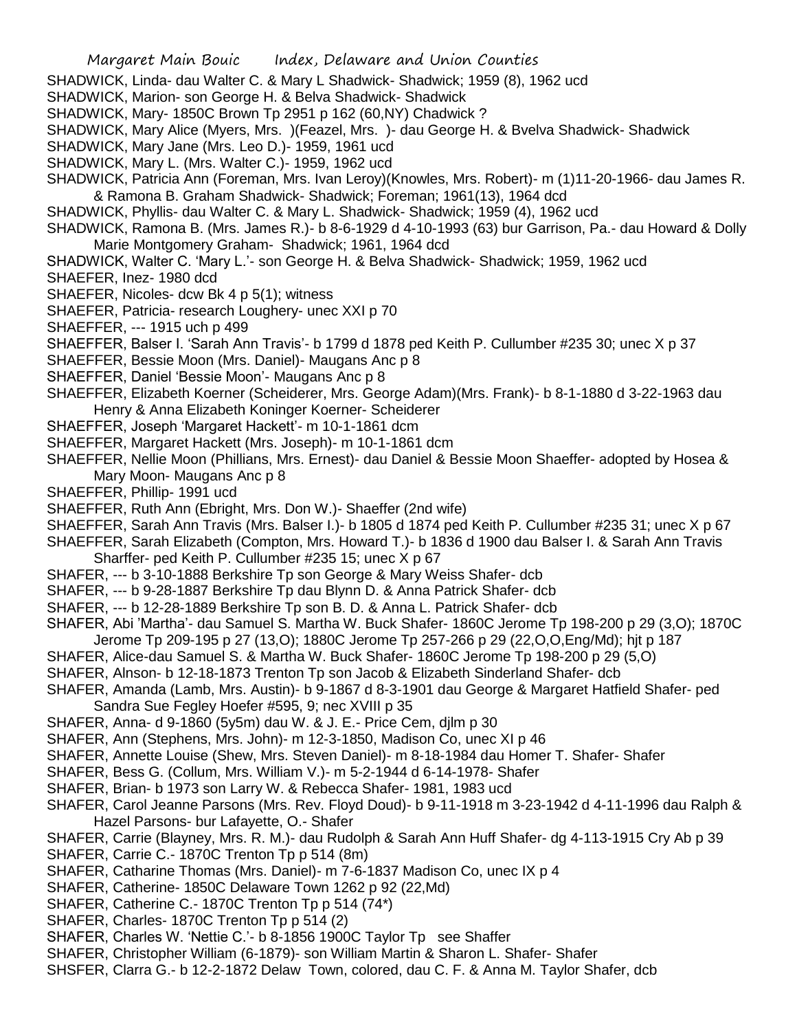SHADWICK, Linda- dau Walter C. & Mary L Shadwick- Shadwick; 1959 (8), 1962 ucd

SHADWICK, Marion- son George H. & Belva Shadwick- Shadwick

SHADWICK, Mary- 1850C Brown Tp 2951 p 162 (60,NY) Chadwick ?

SHADWICK, Mary Alice (Myers, Mrs. )(Feazel, Mrs. )- dau George H. & Bvelva Shadwick- Shadwick

SHADWICK, Mary Jane (Mrs. Leo D.)- 1959, 1961 ucd

SHADWICK, Mary L. (Mrs. Walter C.)- 1959, 1962 ucd

SHADWICK, Patricia Ann (Foreman, Mrs. Ivan Leroy)(Knowles, Mrs. Robert)- m (1)11-20-1966- dau James R. & Ramona B. Graham Shadwick- Shadwick; Foreman; 1961(13), 1964 dcd

SHADWICK, Phyllis- dau Walter C. & Mary L. Shadwick- Shadwick; 1959 (4), 1962 ucd

SHADWICK, Ramona B. (Mrs. James R.)- b 8-6-1929 d 4-10-1993 (63) bur Garrison, Pa.- dau Howard & Dolly Marie Montgomery Graham- Shadwick; 1961, 1964 dcd

SHADWICK, Walter C. 'Mary L.'- son George H. & Belva Shadwick- Shadwick; 1959, 1962 ucd

SHAEFER, Inez- 1980 dcd

SHAEFER, Nicoles- dcw Bk 4 p 5(1); witness

SHAEFER, Patricia- research Loughery- unec XXI p 70

SHAEFFER, --- 1915 uch p 499

SHAEFFER, Balser I. 'Sarah Ann Travis'- b 1799 d 1878 ped Keith P. Cullumber #235 30; unec X p 37

SHAEFFER, Bessie Moon (Mrs. Daniel)- Maugans Anc p 8

SHAEFFER, Daniel 'Bessie Moon'- Maugans Anc p 8

SHAEFFER, Elizabeth Koerner (Scheiderer, Mrs. George Adam)(Mrs. Frank)- b 8-1-1880 d 3-22-1963 dau Henry & Anna Elizabeth Koninger Koerner- Scheiderer

SHAEFFER, Joseph 'Margaret Hackett'- m 10-1-1861 dcm

SHAEFFER, Margaret Hackett (Mrs. Joseph)- m 10-1-1861 dcm

SHAEFFER, Nellie Moon (Phillians, Mrs. Ernest)- dau Daniel & Bessie Moon Shaeffer- adopted by Hosea & Mary Moon- Maugans Anc p 8

SHAEFFER, Phillip- 1991 ucd

SHAEFFER, Ruth Ann (Ebright, Mrs. Don W.)- Shaeffer (2nd wife)

SHAEFFER, Sarah Ann Travis (Mrs. Balser I.)- b 1805 d 1874 ped Keith P. Cullumber #235 31; unec X p 67

SHAEFFER, Sarah Elizabeth (Compton, Mrs. Howard T.)- b 1836 d 1900 dau Balser I. & Sarah Ann Travis Sharffer- ped Keith P. Cullumber #235 15; unec X p 67

SHAFER, --- b 3-10-1888 Berkshire Tp son George & Mary Weiss Shafer- dcb

SHAFER, --- b 9-28-1887 Berkshire Tp dau Blynn D. & Anna Patrick Shafer- dcb

SHAFER, --- b 12-28-1889 Berkshire Tp son B. D. & Anna L. Patrick Shafer- dcb

SHAFER, Abi 'Martha'- dau Samuel S. Martha W. Buck Shafer- 1860C Jerome Tp 198-200 p 29 (3,O); 1870C Jerome Tp 209-195 p 27 (13,O); 1880C Jerome Tp 257-266 p 29 (22,O,O,Eng/Md); hjt p 187

SHAFER, Alice-dau Samuel S. & Martha W. Buck Shafer- 1860C Jerome Tp 198-200 p 29 (5,O)

SHAFER, Alnson- b 12-18-1873 Trenton Tp son Jacob & Elizabeth Sinderland Shafer- dcb

SHAFER, Amanda (Lamb, Mrs. Austin)- b 9-1867 d 8-3-1901 dau George & Margaret Hatfield Shafer- ped Sandra Sue Fegley Hoefer #595, 9; nec XVIII p 35

SHAFER, Anna- d 9-1860 (5y5m) dau W. & J. E.- Price Cem, djlm p 30

SHAFER, Ann (Stephens, Mrs. John)- m 12-3-1850, Madison Co, unec XI p 46

SHAFER, Annette Louise (Shew, Mrs. Steven Daniel)- m 8-18-1984 dau Homer T. Shafer- Shafer

SHAFER, Bess G. (Collum, Mrs. William V.)- m 5-2-1944 d 6-14-1978- Shafer

SHAFER, Brian- b 1973 son Larry W. & Rebecca Shafer- 1981, 1983 ucd

SHAFER, Carol Jeanne Parsons (Mrs. Rev. Floyd Doud)- b 9-11-1918 m 3-23-1942 d 4-11-1996 dau Ralph & Hazel Parsons- bur Lafayette, O.- Shafer

SHAFER, Carrie (Blayney, Mrs. R. M.)- dau Rudolph & Sarah Ann Huff Shafer- dg 4-113-1915 Cry Ab p 39

SHAFER, Carrie C.- 1870C Trenton Tp p 514 (8m)

SHAFER, Catharine Thomas (Mrs. Daniel)- m 7-6-1837 Madison Co, unec IX p 4

SHAFER, Catherine- 1850C Delaware Town 1262 p 92 (22,Md)

SHAFER, Catherine C.- 1870C Trenton Tp p 514 (74*)

SHAFER, Charles- 1870C Trenton Tp p 514 (2)

SHAFER, Charles W. 'Nettie C.'- b 8-1856 1900C Taylor Tp see Shaffer

SHAFER, Christopher William (6-1879)- son William Martin & Sharon L. Shafer- Shafer

SHSFER, Clarra G.- b 12-2-1872 Delaw Town, colored, dau C. F. & Anna M. Taylor Shafer, dcb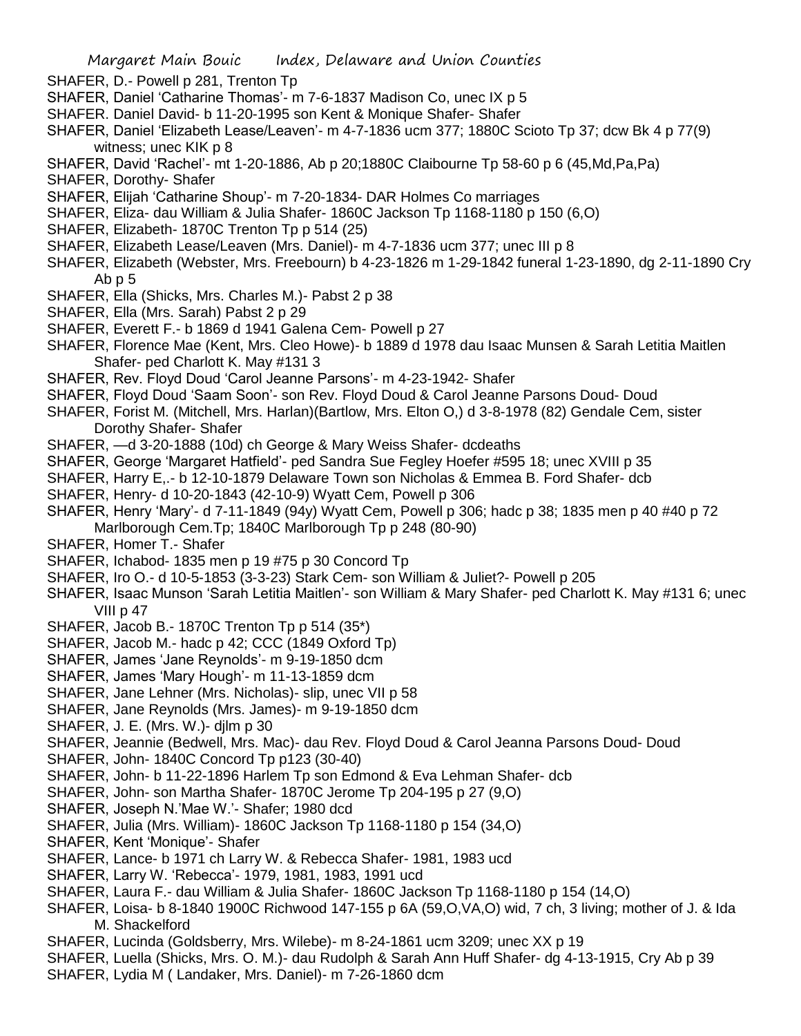SHAFER, D.- Powell p 281, Trenton Tp

SHAFER, Daniel 'Catharine Thomas'- m 7-6-1837 Madison Co, unec IX p 5

SHAFER. Daniel David- b 11-20-1995 son Kent & Monique Shafer- Shafer

SHAFER, Daniel 'Elizabeth Lease/Leaven'- m 4-7-1836 ucm 377; 1880C Scioto Tp 37; dcw Bk 4 p 77(9) witness; unec KIK p 8

SHAFER, David 'Rachel'- mt 1-20-1886, Ab p 20;1880C Claibourne Tp 58-60 p 6 (45,Md,Pa,Pa)

SHAFER, Dorothy- Shafer

SHAFER, Elijah 'Catharine Shoup'- m 7-20-1834- DAR Holmes Co marriages

SHAFER, Eliza- dau William & Julia Shafer- 1860C Jackson Tp 1168-1180 p 150 (6,O)

SHAFER, Elizabeth- 1870C Trenton Tp p 514 (25)

SHAFER, Elizabeth Lease/Leaven (Mrs. Daniel)- m 4-7-1836 ucm 377; unec III p 8

SHAFER, Elizabeth (Webster, Mrs. Freebourn) b 4-23-1826 m 1-29-1842 funeral 1-23-1890, dg 2-11-1890 Cry Ab p 5

SHAFER, Ella (Shicks, Mrs. Charles M.)- Pabst 2 p 38

SHAFER, Ella (Mrs. Sarah) Pabst 2 p 29

SHAFER, Everett F.- b 1869 d 1941 Galena Cem- Powell p 27

SHAFER, Florence Mae (Kent, Mrs. Cleo Howe)- b 1889 d 1978 dau Isaac Munsen & Sarah Letitia Maitlen Shafer- ped Charlott K. May #131 3

SHAFER, Rev. Floyd Doud 'Carol Jeanne Parsons'- m 4-23-1942- Shafer

SHAFER, Floyd Doud 'Saam Soon'- son Rev. Floyd Doud & Carol Jeanne Parsons Doud- Doud

SHAFER, Forist M. (Mitchell, Mrs. Harlan)(Bartlow, Mrs. Elton O,) d 3-8-1978 (82) Gendale Cem, sister Dorothy Shafer- Shafer

SHAFER, —d 3-20-1888 (10d) ch George & Mary Weiss Shafer- dcdeaths

SHAFER, George 'Margaret Hatfield'- ped Sandra Sue Fegley Hoefer #595 18; unec XVIII p 35

SHAFER, Harry E,.- b 12-10-1879 Delaware Town son Nicholas & Emmea B. Ford Shafer- dcb

SHAFER, Henry- d 10-20-1843 (42-10-9) Wyatt Cem, Powell p 306

SHAFER, Henry 'Mary'- d 7-11-1849 (94y) Wyatt Cem, Powell p 306; hadc p 38; 1835 men p 40 #40 p 72 Marlborough Cem.Tp; 1840C Marlborough Tp p 248 (80-90)

SHAFER, Homer T.- Shafer

SHAFER, Ichabod- 1835 men p 19 #75 p 30 Concord Tp

SHAFER, Iro O.- d 10-5-1853 (3-3-23) Stark Cem- son William & Juliet?- Powell p 205

SHAFER, Isaac Munson 'Sarah Letitia Maitlen'- son William & Mary Shafer- ped Charlott K. May #131 6; unec VIII p 47

SHAFER, Jacob B.- 1870C Trenton Tp p 514 (35*)

SHAFER, Jacob M.- hadc p 42; CCC (1849 Oxford Tp)

SHAFER, James 'Jane Reynolds'- m 9-19-1850 dcm

SHAFER, James 'Mary Hough'- m 11-13-1859 dcm

SHAFER, Jane Lehner (Mrs. Nicholas)- slip, unec VII p 58

SHAFER, Jane Reynolds (Mrs. James)- m 9-19-1850 dcm

SHAFER, J. E. (Mrs. W.)- djlm p 30

SHAFER, Jeannie (Bedwell, Mrs. Mac)- dau Rev. Floyd Doud & Carol Jeanna Parsons Doud- Doud

SHAFER, John- 1840C Concord Tp p123 (30-40)

SHAFER, John- b 11-22-1896 Harlem Tp son Edmond & Eva Lehman Shafer- dcb

SHAFER, John- son Martha Shafer- 1870C Jerome Tp 204-195 p 27 (9,O)

SHAFER, Joseph N.'Mae W.'- Shafer; 1980 dcd

SHAFER, Julia (Mrs. William)- 1860C Jackson Tp 1168-1180 p 154 (34,O)

SHAFER, Kent 'Monique'- Shafer

SHAFER, Lance- b 1971 ch Larry W. & Rebecca Shafer- 1981, 1983 ucd

SHAFER, Larry W. 'Rebecca'- 1979, 1981, 1983, 1991 ucd

SHAFER, Laura F.- dau William & Julia Shafer- 1860C Jackson Tp 1168-1180 p 154 (14,O)

SHAFER, Loisa- b 8-1840 1900C Richwood 147-155 p 6A (59,O,VA,O) wid, 7 ch, 3 living; mother of J. & Ida M. Shackelford

SHAFER, Lucinda (Goldsberry, Mrs. Wilebe)- m 8-24-1861 ucm 3209; unec XX p 19

SHAFER, Luella (Shicks, Mrs. O. M.)- dau Rudolph & Sarah Ann Huff Shafer- dg 4-13-1915, Cry Ab p 39

SHAFER, Lydia M ( Landaker, Mrs. Daniel)- m 7-26-1860 dcm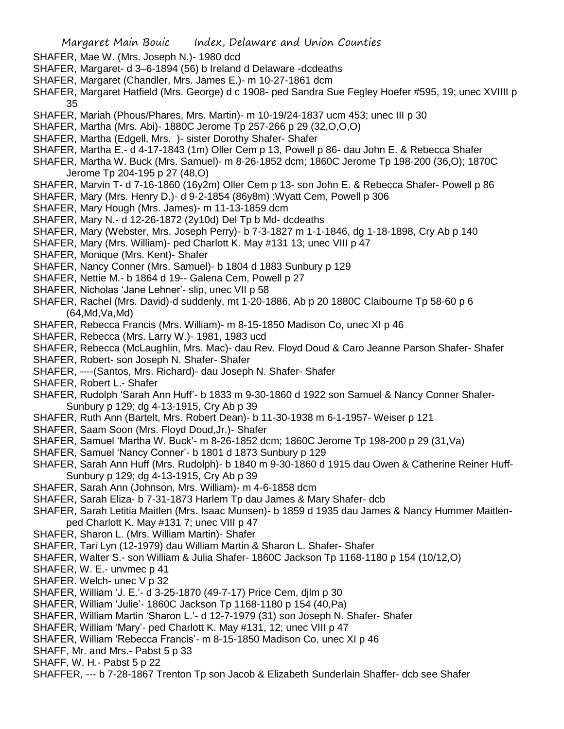SHAFER, Mae W. (Mrs. Joseph N.)- 1980 dcd

SHAFER, Margaret- d 3–6-1894 (56) b Ireland d Delaware -dcdeaths

SHAFER, Margaret (Chandler, Mrs. James E.)- m 10-27-1861 dcm

SHAFER, Margaret Hatfield (Mrs. George) d c 1908- ped Sandra Sue Fegley Hoefer #595, 19; unec XVIIII p 35

SHAFER, Mariah (Phous/Phares, Mrs. Martin)- m 10-19/24-1837 ucm 453; unec III p 30

SHAFER, Martha (Mrs. Abi)- 1880C Jerome Tp 257-266 p 29 (32,O,O,O)

SHAFER, Martha (Edgell, Mrs. )- sister Dorothy Shafer- Shafer

SHAFER, Martha E.- d 4-17-1843 (1m) Oller Cem p 13, Powell p 86- dau John E. & Rebecca Shafer

SHAFER, Martha W. Buck (Mrs. Samuel)- m 8-26-1852 dcm; 1860C Jerome Tp 198-200 (36,O); 1870C Jerome Tp 204-195 p 27 (48,O)

SHAFER, Marvin T- d 7-16-1860 (16y2m) Oller Cem p 13- son John E. & Rebecca Shafer- Powell p 86

SHAFER, Mary (Mrs. Henry D.)- d 9-2-1854 (86y8m) ;Wyatt Cem, Powell p 306

SHAFER, Mary Hough (Mrs. James)- m 11-13-1859 dcm

SHAFER, Mary N.- d 12-26-1872 (2y10d) Del Tp b Md- dcdeaths

SHAFER, Mary (Webster, Mrs. Joseph Perry)- b 7-3-1827 m 1-1-1846, dg 1-18-1898, Cry Ab p 140

SHAFER, Mary (Mrs. William)- ped Charlott K. May #131 13; unec VIII p 47

SHAFER, Monique (Mrs. Kent)- Shafer

SHAFER, Nancy Conner (Mrs. Samuel)- b 1804 d 1883 Sunbury p 129

SHAFER, Nettie M.- b 1864 d 19-- Galena Cem, Powell p 27

SHAFER, Nicholas 'Jane Lehner'- slip, unec VII p 58

SHAFER, Rachel (Mrs. David)-d suddenly, mt 1-20-1886, Ab p 20 1880C Claibourne Tp 58-60 p 6 (64,Md,Va,Md)

SHAFER, Rebecca Francis (Mrs. William)- m 8-15-1850 Madison Co, unec XI p 46

SHAFER, Rebecca (Mrs. Larry W.)- 1981, 1983 ucd

SHAFER, Rebecca (McLaughlin, Mrs. Mac)- dau Rev. Floyd Doud & Caro Jeanne Parson Shafer- Shafer

SHAFER, Robert- son Joseph N. Shafer- Shafer

SHAFER, ----(Santos, Mrs. Richard)- dau Joseph N. Shafer- Shafer

SHAFER, Robert L.- Shafer

SHAFER, Rudolph 'Sarah Ann Huff'- b 1833 m 9-30-1860 d 1922 son Samuel & Nancy Conner Shafer- Sunbury p 129; dg 4-13-1915, Cry Ab p 39

SHAFER, Ruth Ann (Bartelt, Mrs. Robert Dean)- b 11-30-1938 m 6-1-1957- Weiser p 121

SHAFER, Saam Soon (Mrs. Floyd Doud,Jr.)- Shafer

SHAFER, Samuel 'Martha W. Buck'- m 8-26-1852 dcm; 1860C Jerome Tp 198-200 p 29 (31,Va)

SHAFER, Samuel 'Nancy Conner'- b 1801 d 1873 Sunbury p 129

SHAFER, Sarah Ann Huff (Mrs. Rudolph)- b 1840 m 9-30-1860 d 1915 dau Owen & Catherine Reiner Huff- Sunbury p 129; dg 4-13-1915, Cry Ab p 39

SHAFER, Sarah Ann (Johnson, Mrs. William)- m 4-6-1858 dcm

SHAFER, Sarah Eliza- b 7-31-1873 Harlem Tp dau James & Mary Shafer- dcb

SHAFER, Sarah Letitia Maitlen (Mrs. Isaac Munsen)- b 1859 d 1935 dau James & Nancy Hummer Maitlen- ped Charlott K. May #131 7; unec VIII p 47

SHAFER, Sharon L. (Mrs. William Martin)- Shafer

SHAFER, Tari Lyn (12-1979) dau William Martin & Sharon L. Shafer- Shafer

SHAFER, Walter S.- son William & Julia Shafer- 1860C Jackson Tp 1168-1180 p 154 (10/12,O)

SHAFER, W. E.- unvmec p 41

SHAFER. Welch- unec V p 32

SHAFER, William 'J. E.'- d 3-25-1870 (49-7-17) Price Cem, djlm p 30

SHAFER, William 'Julie'- 1860C Jackson Tp 1168-1180 p 154 (40,Pa)

SHAFER, William Martin 'Sharon L.'- d 12-7-1979 (31) son Joseph N. Shafer- Shafer

SHAFER, William 'Mary'- ped Charlott K. May #131, 12; unec VIII p 47

SHAFER, William 'Rebecca Francis'- m 8-15-1850 Madison Co, unec XI p 46

SHAFF, Mr. and Mrs.- Pabst 5 p 33

SHAFF, W. H.- Pabst 5 p 22

SHAFFER, --- b 7-28-1867 Trenton Tp son Jacob & Elizabeth Sunderlain Shaffer- dcb see Shafer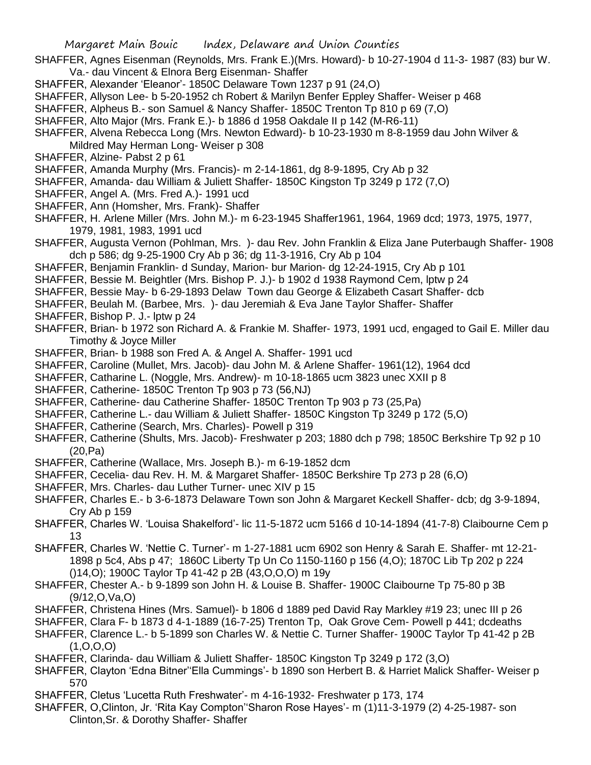SHAFFER, Agnes Eisenman (Reynolds, Mrs. Frank E.)(Mrs. Howard)- b 10-27-1904 d 11-3- 1987 (83) bur W. Va.- dau Vincent & Elnora Berg Eisenman- Shaffer

SHAFFER, Alexander 'Eleanor'- 1850C Delaware Town 1237 p 91 (24,O)

SHAFFER, Allyson Lee- b 5-20-1952 ch Robert & Marilyn Benfer Eppley Shaffer- Weiser p 468

SHAFFER, Alpheus B.- son Samuel & Nancy Shaffer- 1850C Trenton Tp 810 p 69 (7,O)

SHAFFER, Alto Major (Mrs. Frank E.)- b 1886 d 1958 Oakdale II p 142 (M-R6-11)

SHAFFER, Alvena Rebecca Long (Mrs. Newton Edward)- b 10-23-1930 m 8-8-1959 dau John Wilver & Mildred May Herman Long- Weiser p 308

SHAFFER, Alzine- Pabst 2 p 61

SHAFFER, Amanda Murphy (Mrs. Francis)- m 2-14-1861, dg 8-9-1895, Cry Ab p 32

SHAFFER, Amanda- dau William & Juliett Shaffer- 1850C Kingston Tp 3249 p 172 (7,O)

SHAFFER, Angel A. (Mrs. Fred A.)- 1991 ucd

SHAFFER, Ann (Homsher, Mrs. Frank)- Shaffer

SHAFFER, H. Arlene Miller (Mrs. John M.)- m 6-23-1945 Shaffer1961, 1964, 1969 dcd; 1973, 1975, 1977, 1979, 1981, 1983, 1991 ucd

SHAFFER, Augusta Vernon (Pohlman, Mrs. )- dau Rev. John Franklin & Eliza Jane Puterbaugh Shaffer- 1908 dch p 586; dg 9-25-1900 Cry Ab p 36; dg 11-3-1916, Cry Ab p 104

SHAFFER, Benjamin Franklin- d Sunday, Marion- bur Marion- dg 12-24-1915, Cry Ab p 101

SHAFFER, Bessie M. Beightler (Mrs. Bishop P. J.)- b 1902 d 1938 Raymond Cem, lptw p 24

SHAFFER, Bessie May- b 6-29-1893 Delaw Town dau George & Elizabeth Casart Shaffer- dcb

SHAFFER, Beulah M. (Barbee, Mrs. )- dau Jeremiah & Eva Jane Taylor Shaffer- Shaffer

SHAFFER, Bishop P. J.- lptw p 24

SHAFFER, Brian- b 1972 son Richard A. & Frankie M. Shaffer- 1973, 1991 ucd, engaged to Gail E. Miller dau Timothy & Joyce Miller

SHAFFER, Brian- b 1988 son Fred A. & Angel A. Shaffer- 1991 ucd

SHAFFER, Caroline (Mullet, Mrs. Jacob)- dau John M. & Arlene Shaffer- 1961(12), 1964 dcd

SHAFFER, Catharine L. (Noggle, Mrs. Andrew)- m 10-18-1865 ucm 3823 unec XXII p 8

SHAFFER, Catherine- 1850C Trenton Tp 903 p 73 (56,NJ)

SHAFFER, Catherine- dau Catherine Shaffer- 1850C Trenton Tp 903 p 73 (25,Pa)

SHAFFER, Catherine L.- dau William & Juliett Shaffer- 1850C Kingston Tp 3249 p 172 (5,O)

SHAFFER, Catherine (Search, Mrs. Charles)- Powell p 319

SHAFFER, Catherine (Shults, Mrs. Jacob)- Freshwater p 203; 1880 dch p 798; 1850C Berkshire Tp 92 p 10 (20,Pa)

SHAFFER, Catherine (Wallace, Mrs. Joseph B.)- m 6-19-1852 dcm

SHAFFER, Cecelia- dau Rev. H. M. & Margaret Shaffer- 1850C Berkshire Tp 273 p 28 (6,O)

SHAFFER, Mrs. Charles- dau Luther Turner- unec XIV p 15

SHAFFER, Charles E.- b 3-6-1873 Delaware Town son John & Margaret Keckell Shaffer- dcb; dg 3-9-1894, Cry Ab p 159

SHAFFER, Charles W. 'Louisa Shakelford'- lic 11-5-1872 ucm 5166 d 10-14-1894 (41-7-8) Claibourne Cem p 13

SHAFFER, Charles W. 'Nettie C. Turner'- m 1-27-1881 ucm 6902 son Henry & Sarah E. Shaffer- mt 12-21-1898 p 5c4, Abs p 47; 1860C Liberty Tp Un Co 1150-1160 p 156 (4,O); 1870C Lib Tp 202 p 224 ()14,O); 1900C Taylor Tp 41-42 p 2B (43,O,O,O) m 19y

SHAFFER, Chester A.- b 9-1899 son John H. & Louise B. Shaffer- 1900C Claibourne Tp 75-80 p 3B (9/12,O,Va,O)

SHAFFER, Christena Hines (Mrs. Samuel)- b 1806 d 1889 ped David Ray Markley #19 23; unec III p 26

SHAFFER, Clara F- b 1873 d 4-1-1889 (16-7-25) Trenton Tp, Oak Grove Cem- Powell p 441; dcdeaths

SHAFFER, Clarence L.- b 5-1899 son Charles W. & Nettie C. Turner Shaffer- 1900C Taylor Tp 41-42 p 2B (1,O,O,O)

SHAFFER, Clarinda- dau William & Juliett Shaffer- 1850C Kingston Tp 3249 p 172 (3,O)

SHAFFER, Clayton 'Edna Bitner''Ella Cummings'- b 1890 son Herbert B. & Harriet Malick Shaffer- Weiser p 570

SHAFFER, Cletus 'Lucetta Ruth Freshwater'- m 4-16-1932- Freshwater p 173, 174

SHAFFER, O,Clinton, Jr. 'Rita Kay Compton''Sharon Rose Hayes'- m (1)11-3-1979 (2) 4-25-1987- son Clinton,Sr. & Dorothy Shaffer- Shaffer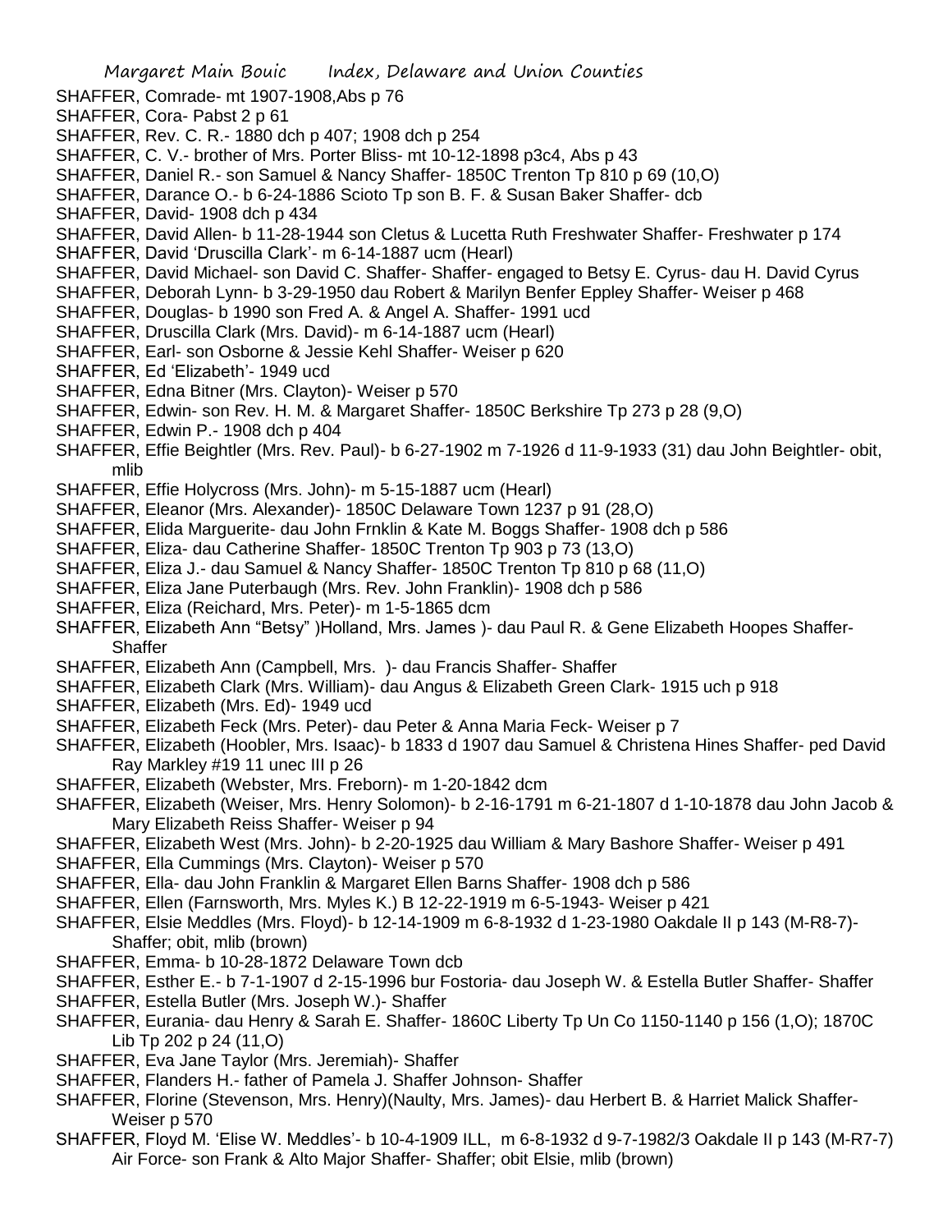SHAFFER, Comrade- mt 1907-1908,Abs p 76

SHAFFER, Cora- Pabst 2 p 61

SHAFFER, Rev. C. R.- 1880 dch p 407; 1908 dch p 254

SHAFFER, C. V.- brother of Mrs. Porter Bliss- mt 10-12-1898 p3c4, Abs p 43

SHAFFER, Daniel R.- son Samuel & Nancy Shaffer- 1850C Trenton Tp 810 p 69 (10,O)

SHAFFER, Darance O.- b 6-24-1886 Scioto Tp son B. F. & Susan Baker Shaffer- dcb

SHAFFER, David- 1908 dch p 434

SHAFFER, David Allen- b 11-28-1944 son Cletus & Lucetta Ruth Freshwater Shaffer- Freshwater p 174

SHAFFER, David 'Druscilla Clark'- m 6-14-1887 ucm (Hearl)

SHAFFER, David Michael- son David C. Shaffer- Shaffer- engaged to Betsy E. Cyrus- dau H. David Cyrus

SHAFFER, Deborah Lynn- b 3-29-1950 dau Robert & Marilyn Benfer Eppley Shaffer- Weiser p 468

SHAFFER, Douglas- b 1990 son Fred A. & Angel A. Shaffer- 1991 ucd

SHAFFER, Druscilla Clark (Mrs. David)- m 6-14-1887 ucm (Hearl)

SHAFFER, Earl- son Osborne & Jessie Kehl Shaffer- Weiser p 620

SHAFFER, Ed 'Elizabeth'- 1949 ucd

SHAFFER, Edna Bitner (Mrs. Clayton)- Weiser p 570

SHAFFER, Edwin- son Rev. H. M. & Margaret Shaffer- 1850C Berkshire Tp 273 p 28 (9,O)

SHAFFER, Edwin P.- 1908 dch p 404

SHAFFER, Effie Beightler (Mrs. Rev. Paul)- b 6-27-1902 m 7-1926 d 11-9-1933 (31) dau John Beightler- obit, mlib

SHAFFER, Effie Holycross (Mrs. John)- m 5-15-1887 ucm (Hearl)

SHAFFER, Eleanor (Mrs. Alexander)- 1850C Delaware Town 1237 p 91 (28,O)

SHAFFER, Elida Marguerite- dau John Frnklin & Kate M. Boggs Shaffer- 1908 dch p 586

SHAFFER, Eliza- dau Catherine Shaffer- 1850C Trenton Tp 903 p 73 (13,O)

SHAFFER, Eliza J.- dau Samuel & Nancy Shaffer- 1850C Trenton Tp 810 p 68 (11,O)

SHAFFER, Eliza Jane Puterbaugh (Mrs. Rev. John Franklin)- 1908 dch p 586

SHAFFER, Eliza (Reichard, Mrs. Peter)- m 1-5-1865 dcm

SHAFFER, Elizabeth Ann "Betsy" )Holland, Mrs. James )- dau Paul R. & Gene Elizabeth Hoopes Shaffer- Shaffer

SHAFFER, Elizabeth Ann (Campbell, Mrs. )- dau Francis Shaffer- Shaffer

SHAFFER, Elizabeth Clark (Mrs. William)- dau Angus & Elizabeth Green Clark- 1915 uch p 918

SHAFFER, Elizabeth (Mrs. Ed)- 1949 ucd

SHAFFER, Elizabeth Feck (Mrs. Peter)- dau Peter & Anna Maria Feck- Weiser p 7

SHAFFER, Elizabeth (Hoobler, Mrs. Isaac)- b 1833 d 1907 dau Samuel & Christena Hines Shaffer- ped David Ray Markley #19 11 unec III p 26

SHAFFER, Elizabeth (Webster, Mrs. Freborn)- m 1-20-1842 dcm

SHAFFER, Elizabeth (Weiser, Mrs. Henry Solomon)- b 2-16-1791 m 6-21-1807 d 1-10-1878 dau John Jacob & Mary Elizabeth Reiss Shaffer- Weiser p 94

SHAFFER, Elizabeth West (Mrs. John)- b 2-20-1925 dau William & Mary Bashore Shaffer- Weiser p 491

SHAFFER, Ella Cummings (Mrs. Clayton)- Weiser p 570

SHAFFER, Ella- dau John Franklin & Margaret Ellen Barns Shaffer- 1908 dch p 586

SHAFFER, Ellen (Farnsworth, Mrs. Myles K.) B 12-22-1919 m 6-5-1943- Weiser p 421

SHAFFER, Elsie Meddles (Mrs. Floyd)- b 12-14-1909 m 6-8-1932 d 1-23-1980 Oakdale II p 143 (M-R8-7)- Shaffer; obit, mlib (brown)

SHAFFER, Emma- b 10-28-1872 Delaware Town dcb

SHAFFER, Esther E.- b 7-1-1907 d 2-15-1996 bur Fostoria- dau Joseph W. & Estella Butler Shaffer- Shaffer

SHAFFER, Estella Butler (Mrs. Joseph W.)- Shaffer

SHAFFER, Eurania- dau Henry & Sarah E. Shaffer- 1860C Liberty Tp Un Co 1150-1140 p 156 (1,O); 1870C Lib Tp 202 p 24 (11,O)

SHAFFER, Eva Jane Taylor (Mrs. Jeremiah)- Shaffer

SHAFFER, Flanders H.- father of Pamela J. Shaffer Johnson- Shaffer

SHAFFER, Florine (Stevenson, Mrs. Henry)(Naulty, Mrs. James)- dau Herbert B. & Harriet Malick Shaffer- Weiser p 570

SHAFFER, Floyd M. 'Elise W. Meddles'- b 10-4-1909 ILL, m 6-8-1932 d 9-7-1982/3 Oakdale II p 143 (M-R7-7) Air Force- son Frank & Alto Major Shaffer- Shaffer; obit Elsie, mlib (brown)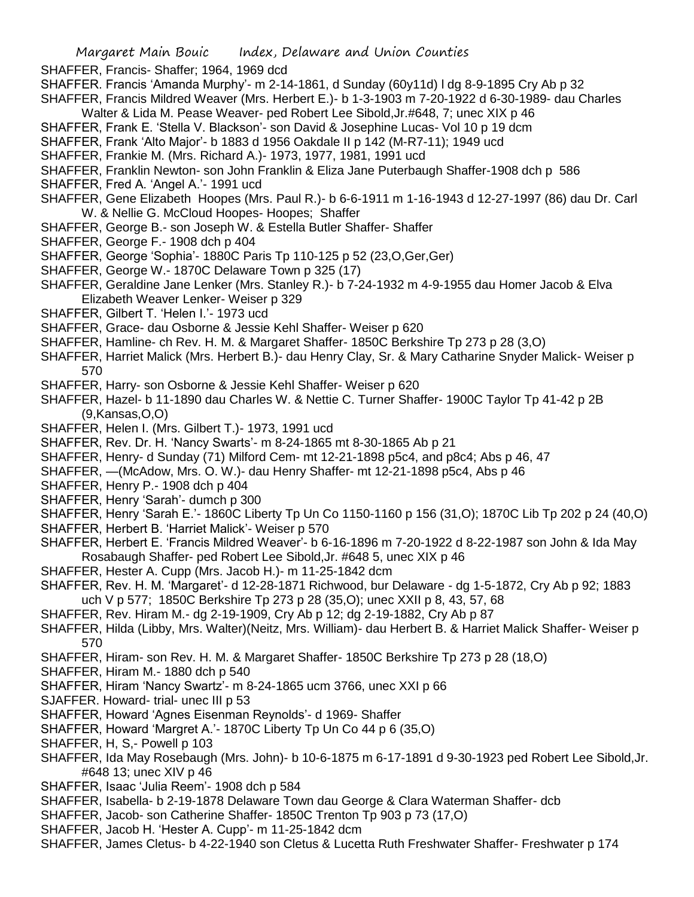SHAFFER, Francis- Shaffer; 1964, 1969 dcd

SHAFFER. Francis 'Amanda Murphy'- m 2-14-1861, d Sunday (60y11d) l dg 8-9-1895 Cry Ab p 32

SHAFFER, Francis Mildred Weaver (Mrs. Herbert E.)- b 1-3-1903 m 7-20-1922 d 6-30-1989- dau Charles Walter & Lida M. Pease Weaver- ped Robert Lee Sibold,Jr.#648, 7; unec XIX p 46

SHAFFER, Frank E. 'Stella V. Blackson'- son David & Josephine Lucas- Vol 10 p 19 dcm

SHAFFER, Frank 'Alto Major'- b 1883 d 1956 Oakdale II p 142 (M-R7-11); 1949 ucd

SHAFFER, Frankie M. (Mrs. Richard A.)- 1973, 1977, 1981, 1991 ucd

SHAFFER, Franklin Newton- son John Franklin & Eliza Jane Puterbaugh Shaffer-1908 dch p 586

SHAFFER, Fred A. 'Angel A.'- 1991 ucd

SHAFFER, Gene Elizabeth Hoopes (Mrs. Paul R.)- b 6-6-1911 m 1-16-1943 d 12-27-1997 (86) dau Dr. Carl W. & Nellie G. McCloud Hoopes- Hoopes; Shaffer

SHAFFER, George B.- son Joseph W. & Estella Butler Shaffer- Shaffer

SHAFFER, George F.- 1908 dch p 404

SHAFFER, George 'Sophia'- 1880C Paris Tp 110-125 p 52 (23,O,Ger,Ger)

SHAFFER, George W.- 1870C Delaware Town p 325 (17)

SHAFFER, Geraldine Jane Lenker (Mrs. Stanley R.)- b 7-24-1932 m 4-9-1955 dau Homer Jacob & Elva Elizabeth Weaver Lenker- Weiser p 329

SHAFFER, Gilbert T. 'Helen I.'- 1973 ucd

SHAFFER, Grace- dau Osborne & Jessie Kehl Shaffer- Weiser p 620

SHAFFER, Hamline- ch Rev. H. M. & Margaret Shaffer- 1850C Berkshire Tp 273 p 28 (3,O)

SHAFFER, Harriet Malick (Mrs. Herbert B.)- dau Henry Clay, Sr. & Mary Catharine Snyder Malick- Weiser p 570

SHAFFER, Harry- son Osborne & Jessie Kehl Shaffer- Weiser p 620

SHAFFER, Hazel- b 11-1890 dau Charles W. & Nettie C. Turner Shaffer- 1900C Taylor Tp 41-42 p 2B (9,Kansas,O,O)

SHAFFER, Helen I. (Mrs. Gilbert T.)- 1973, 1991 ucd

SHAFFER, Rev. Dr. H. 'Nancy Swarts'- m 8-24-1865 mt 8-30-1865 Ab p 21

SHAFFER, Henry- d Sunday (71) Milford Cem- mt 12-21-1898 p5c4, and p8c4; Abs p 46, 47

SHAFFER, —(McAdow, Mrs. O. W.)- dau Henry Shaffer- mt 12-21-1898 p5c4, Abs p 46

SHAFFER, Henry P.- 1908 dch p 404

SHAFFER, Henry 'Sarah'- dumch p 300

SHAFFER, Henry 'Sarah E.'- 1860C Liberty Tp Un Co 1150-1160 p 156 (31,O); 1870C Lib Tp 202 p 24 (40,O)

SHAFFER, Herbert B. 'Harriet Malick'- Weiser p 570

SHAFFER, Herbert E. 'Francis Mildred Weaver'- b 6-16-1896 m 7-20-1922 d 8-22-1987 son John & Ida May Rosabaugh Shaffer- ped Robert Lee Sibold,Jr. #648 5, unec XIX p 46

SHAFFER, Hester A. Cupp (Mrs. Jacob H.)- m 11-25-1842 dcm

SHAFFER, Rev. H. M. 'Margaret'- d 12-28-1871 Richwood, bur Delaware - dg 1-5-1872, Cry Ab p 92; 1883 uch V p 577; 1850C Berkshire Tp 273 p 28 (35,O); unec XXII p 8, 43, 57, 68

SHAFFER, Rev. Hiram M.- dg 2-19-1909, Cry Ab p 12; dg 2-19-1882, Cry Ab p 87

SHAFFER, Hilda (Libby, Mrs. Walter)(Neitz, Mrs. William)- dau Herbert B. & Harriet Malick Shaffer- Weiser p 570

SHAFFER, Hiram- son Rev. H. M. & Margaret Shaffer- 1850C Berkshire Tp 273 p 28 (18,O)

SHAFFER, Hiram M.- 1880 dch p 540

SHAFFER, Hiram 'Nancy Swartz'- m 8-24-1865 ucm 3766, unec XXI p 66

SJAFFER. Howard- trial- unec III p 53

SHAFFER, Howard 'Agnes Eisenman Reynolds'- d 1969- Shaffer

SHAFFER, Howard 'Margret A.'- 1870C Liberty Tp Un Co 44 p 6 (35,O)

SHAFFER, H, S,- Powell p 103

SHAFFER, Ida May Rosebaugh (Mrs. John)- b 10-6-1875 m 6-17-1891 d 9-30-1923 ped Robert Lee Sibold,Jr. #648 13; unec XIV p 46

SHAFFER, Isaac 'Julia Reem'- 1908 dch p 584

SHAFFER, Isabella- b 2-19-1878 Delaware Town dau George & Clara Waterman Shaffer- dcb

SHAFFER, Jacob- son Catherine Shaffer- 1850C Trenton Tp 903 p 73 (17,O)

SHAFFER, Jacob H. 'Hester A. Cupp'- m 11-25-1842 dcm

SHAFFER, James Cletus- b 4-22-1940 son Cletus & Lucetta Ruth Freshwater Shaffer- Freshwater p 174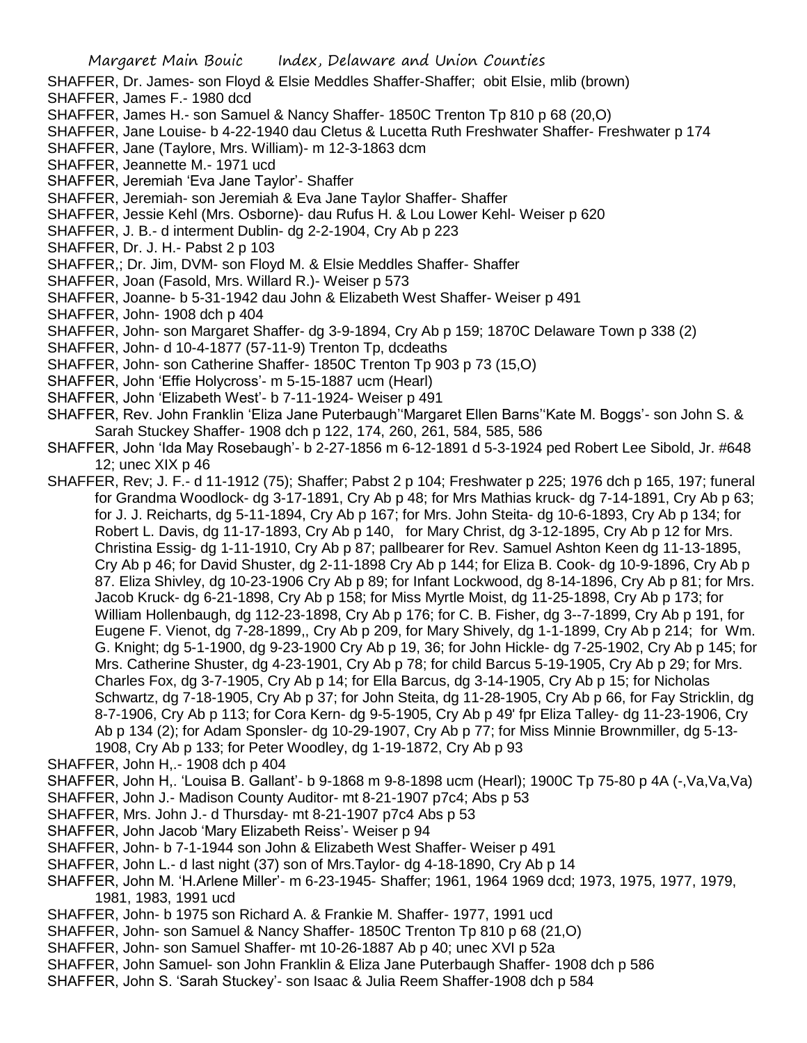SHAFFER, Dr. James- son Floyd & Elsie Meddles Shaffer-Shaffer; obit Elsie, mlib (brown)
SHAFFER, James F.- 1980 dcd
SHAFFER, James H.- son Samuel & Nancy Shaffer- 1850C Trenton Tp 810 p 68 (20,O)
SHAFFER, Jane Louise- b 4-22-1940 dau Cletus & Lucetta Ruth Freshwater Shaffer- Freshwater p 174
SHAFFER, Jane (Taylore, Mrs. William)- m 12-3-1863 dcm
SHAFFER, Jeannette M.- 1971 ucd
SHAFFER, Jeremiah 'Eva Jane Taylor'- Shaffer
SHAFFER, Jeremiah- son Jeremiah & Eva Jane Taylor Shaffer- Shaffer
SHAFFER, Jessie Kehl (Mrs. Osborne)- dau Rufus H. & Lou Lower Kehl- Weiser p 620
SHAFFER, J. B.- d interment Dublin- dg 2-2-1904, Cry Ab p 223
SHAFFER, Dr. J. H.- Pabst 2 p 103
SHAFFER,; Dr. Jim, DVM- son Floyd M. & Elsie Meddles Shaffer- Shaffer
SHAFFER, Joan (Fasold, Mrs. Willard R.)- Weiser p 573
SHAFFER, Joanne- b 5-31-1942 dau John & Elizabeth West Shaffer- Weiser p 491
SHAFFER, John- 1908 dch p 404
SHAFFER, John- son Margaret Shaffer- dg 3-9-1894, Cry Ab p 159; 1870C Delaware Town p 338 (2)
SHAFFER, John- d 10-4-1877 (57-11-9) Trenton Tp, dcdeaths
SHAFFER, John- son Catherine Shaffer- 1850C Trenton Tp 903 p 73 (15,O)
SHAFFER, John 'Effie Holycross'- m 5-15-1887 ucm (Hearl)
SHAFFER, John 'Elizabeth West'- b 7-11-1924- Weiser p 491
SHAFFER, Rev. John Franklin 'Eliza Jane Puterbaugh''Margaret Ellen Barns''Kate M. Boggs'- son John S. & Sarah Stuckey Shaffer- 1908 dch p 122, 174, 260, 261, 584, 585, 586
SHAFFER, John 'Ida May Rosebaugh'- b 2-27-1856 m 6-12-1891 d 5-3-1924 ped Robert Lee Sibold, Jr. #648 12; unec XIX p 46
SHAFFER, Rev; J. F.- d 11-1912 (75); Shaffer; Pabst 2 p 104; Freshwater p 225; 1976 dch p 165, 197; funeral for Grandma Woodlock- dg 3-17-1891, Cry Ab p 48; for Mrs Mathias kruck- dg 7-14-1891, Cry Ab p 63; for J. J. Reicharts, dg 5-11-1894, Cry Ab p 167; for Mrs. John Steita- dg 10-6-1893, Cry Ab p 134; for Robert L. Davis, dg 11-17-1893, Cry Ab p 140, for Mary Christ, dg 3-12-1895, Cry Ab p 12 for Mrs. Christina Essig- dg 1-11-1910, Cry Ab p 87; pallbearer for Rev. Samuel Ashton Keen dg 11-13-1895, Cry Ab p 46; for David Shuster, dg 2-11-1898 Cry Ab p 144; for Eliza B. Cook- dg 10-9-1896, Cry Ab p 87. Eliza Shivley, dg 10-23-1906 Cry Ab p 89; for Infant Lockwood, dg 8-14-1896, Cry Ab p 81; for Mrs. Jacob Kruck- dg 6-21-1898, Cry Ab p 158; for Miss Myrtle Moist, dg 11-25-1898, Cry Ab p 173; for William Hollenbaugh, dg 112-23-1898, Cry Ab p 176; for C. B. Fisher, dg 3--7-1899, Cry Ab p 191, for Eugene F. Vienot, dg 7-28-1899,, Cry Ab p 209, for Mary Shively, dg 1-1-1899, Cry Ab p 214; for Wm. G. Knight; dg 5-1-1900, dg 9-23-1900 Cry Ab p 19, 36; for John Hickle- dg 7-25-1902, Cry Ab p 145; for Mrs. Catherine Shuster, dg 4-23-1901, Cry Ab p 78; for child Barcus 5-19-1905, Cry Ab p 29; for Mrs. Charles Fox, dg 3-7-1905, Cry Ab p 14; for Ella Barcus, dg 3-14-1905, Cry Ab p 15; for Nicholas Schwartz, dg 7-18-1905, Cry Ab p 37; for John Steita, dg 11-28-1905, Cry Ab p 66, for Fay Stricklin, dg 8-7-1906, Cry Ab p 113; for Cora Kern- dg 9-5-1905, Cry Ab p 49' fpr Eliza Talley- dg 11-23-1906, Cry Ab p 134 (2); for Adam Sponsler- dg 10-29-1907, Cry Ab p 77; for Miss Minnie Brownmiller, dg 5-13-1908, Cry Ab p 133; for Peter Woodley, dg 1-19-1872, Cry Ab p 93
SHAFFER, John H,.- 1908 dch p 404
SHAFFER, John H,. 'Louisa B. Gallant'- b 9-1868 m 9-8-1898 ucm (Hearl); 1900C Tp 75-80 p 4A (-,Va,Va,Va)
SHAFFER, John J.- Madison County Auditor- mt 8-21-1907 p7c4; Abs p 53
SHAFFER, Mrs. John J.- d Thursday- mt 8-21-1907 p7c4 Abs p 53
SHAFFER, John Jacob 'Mary Elizabeth Reiss'- Weiser p 94
SHAFFER, John- b 7-1-1944 son John & Elizabeth West Shaffer- Weiser p 491
SHAFFER, John L.- d last night (37) son of Mrs.Taylor- dg 4-18-1890, Cry Ab p 14
SHAFFER, John M. 'H.Arlene Miller'- m 6-23-1945- Shaffer; 1961, 1964 1969 dcd; 1973, 1975, 1977, 1979, 1981, 1983, 1991 ucd
SHAFFER, John- b 1975 son Richard A. & Frankie M. Shaffer- 1977, 1991 ucd
SHAFFER, John- son Samuel & Nancy Shaffer- 1850C Trenton Tp 810 p 68 (21,O)
SHAFFER, John- son Samuel Shaffer- mt 10-26-1887 Ab p 40; unec XVI p 52a
SHAFFER, John Samuel- son John Franklin & Eliza Jane Puterbaugh Shaffer- 1908 dch p 586
SHAFFER, John S. 'Sarah Stuckey'- son Isaac & Julia Reem Shaffer-1908 dch p 584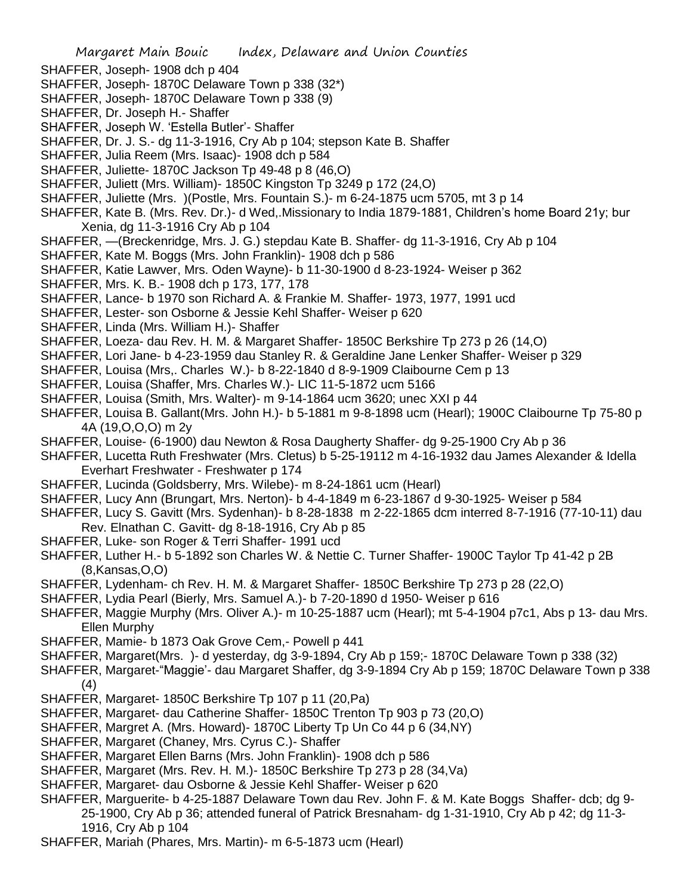SHAFFER, Joseph- 1908 dch p 404

SHAFFER, Joseph- 1870C Delaware Town p 338 (32*)

SHAFFER, Joseph- 1870C Delaware Town p 338 (9)

SHAFFER, Dr. Joseph H.- Shaffer

SHAFFER, Joseph W. 'Estella Butler'- Shaffer

SHAFFER, Dr. J. S.- dg 11-3-1916, Cry Ab p 104; stepson Kate B. Shaffer

SHAFFER, Julia Reem (Mrs. Isaac)- 1908 dch p 584

SHAFFER, Juliette- 1870C Jackson Tp 49-48 p 8 (46,O)

SHAFFER, Juliett (Mrs. William)- 1850C Kingston Tp 3249 p 172 (24,O)

SHAFFER, Juliette (Mrs. )(Postle, Mrs. Fountain S.)- m 6-24-1875 ucm 5705, mt 3 p 14

SHAFFER, Kate B. (Mrs. Rev. Dr.)- d Wed,.Missionary to India 1879-1881, Children's home Board 21y; bur Xenia, dg 11-3-1916 Cry Ab p 104

SHAFFER, —(Breckenridge, Mrs. J. G.) stepdau Kate B. Shaffer- dg 11-3-1916, Cry Ab p 104

SHAFFER, Kate M. Boggs (Mrs. John Franklin)- 1908 dch p 586

SHAFFER, Katie Lawver, Mrs. Oden Wayne)- b 11-30-1900 d 8-23-1924- Weiser p 362

SHAFFER, Mrs. K. B.- 1908 dch p 173, 177, 178

SHAFFER, Lance- b 1970 son Richard A. & Frankie M. Shaffer- 1973, 1977, 1991 ucd

SHAFFER, Lester- son Osborne & Jessie Kehl Shaffer- Weiser p 620

SHAFFER, Linda (Mrs. William H.)- Shaffer

SHAFFER, Loeza- dau Rev. H. M. & Margaret Shaffer- 1850C Berkshire Tp 273 p 26 (14,O)

SHAFFER, Lori Jane- b 4-23-1959 dau Stanley R. & Geraldine Jane Lenker Shaffer- Weiser p 329

SHAFFER, Louisa (Mrs,. Charles W.)- b 8-22-1840 d 8-9-1909 Claibourne Cem p 13

SHAFFER, Louisa (Shaffer, Mrs. Charles W.)- LIC 11-5-1872 ucm 5166

SHAFFER, Louisa (Smith, Mrs. Walter)- m 9-14-1864 ucm 3620; unec XXI p 44

SHAFFER, Louisa B. Gallant(Mrs. John H.)- b 5-1881 m 9-8-1898 ucm (Hearl); 1900C Claibourne Tp 75-80 p 4A (19,O,O,O) m 2y

SHAFFER, Louise- (6-1900) dau Newton & Rosa Daugherty Shaffer- dg 9-25-1900 Cry Ab p 36

SHAFFER, Lucetta Ruth Freshwater (Mrs. Cletus) b 5-25-19112 m 4-16-1932 dau James Alexander & Idella Everhart Freshwater - Freshwater p 174

SHAFFER, Lucinda (Goldsberry, Mrs. Wilebe)- m 8-24-1861 ucm (Hearl)

SHAFFER, Lucy Ann (Brungart, Mrs. Nerton)- b 4-4-1849 m 6-23-1867 d 9-30-1925- Weiser p 584

SHAFFER, Lucy S. Gavitt (Mrs. Sydenhan)- b 8-28-1838 m 2-22-1865 dcm interred 8-7-1916 (77-10-11) dau Rev. Elnathan C. Gavitt- dg 8-18-1916, Cry Ab p 85

SHAFFER, Luke- son Roger & Terri Shaffer- 1991 ucd

SHAFFER, Luther H.- b 5-1892 son Charles W. & Nettie C. Turner Shaffer- 1900C Taylor Tp 41-42 p 2B (8,Kansas,O,O)

SHAFFER, Lydenham- ch Rev. H. M. & Margaret Shaffer- 1850C Berkshire Tp 273 p 28 (22,O)

SHAFFER, Lydia Pearl (Bierly, Mrs. Samuel A.)- b 7-20-1890 d 1950- Weiser p 616

SHAFFER, Maggie Murphy (Mrs. Oliver A.)- m 10-25-1887 ucm (Hearl); mt 5-4-1904 p7c1, Abs p 13- dau Mrs. Ellen Murphy

SHAFFER, Mamie- b 1873 Oak Grove Cem,- Powell p 441

SHAFFER, Margaret(Mrs. )- d yesterday, dg 3-9-1894, Cry Ab p 159;- 1870C Delaware Town p 338 (32)

SHAFFER, Margaret-"Maggie'- dau Margaret Shaffer, dg 3-9-1894 Cry Ab p 159; 1870C Delaware Town p 338 (4)

SHAFFER, Margaret- 1850C Berkshire Tp 107 p 11 (20,Pa)

SHAFFER, Margaret- dau Catherine Shaffer- 1850C Trenton Tp 903 p 73 (20,O)

SHAFFER, Margret A. (Mrs. Howard)- 1870C Liberty Tp Un Co 44 p 6 (34,NY)

SHAFFER, Margaret (Chaney, Mrs. Cyrus C.)- Shaffer

SHAFFER, Margaret Ellen Barns (Mrs. John Franklin)- 1908 dch p 586

SHAFFER, Margaret (Mrs. Rev. H. M.)- 1850C Berkshire Tp 273 p 28 (34,Va)

SHAFFER, Margaret- dau Osborne & Jessie Kehl Shaffer- Weiser p 620

SHAFFER, Marguerite- b 4-25-1887 Delaware Town dau Rev. John F. & M. Kate Boggs Shaffer- dcb; dg 9-25-1900, Cry Ab p 36; attended funeral of Patrick Bresnaham- dg 1-31-1910, Cry Ab p 42; dg 11-3-1916, Cry Ab p 104

SHAFFER, Mariah (Phares, Mrs. Martin)- m 6-5-1873 ucm (Hearl)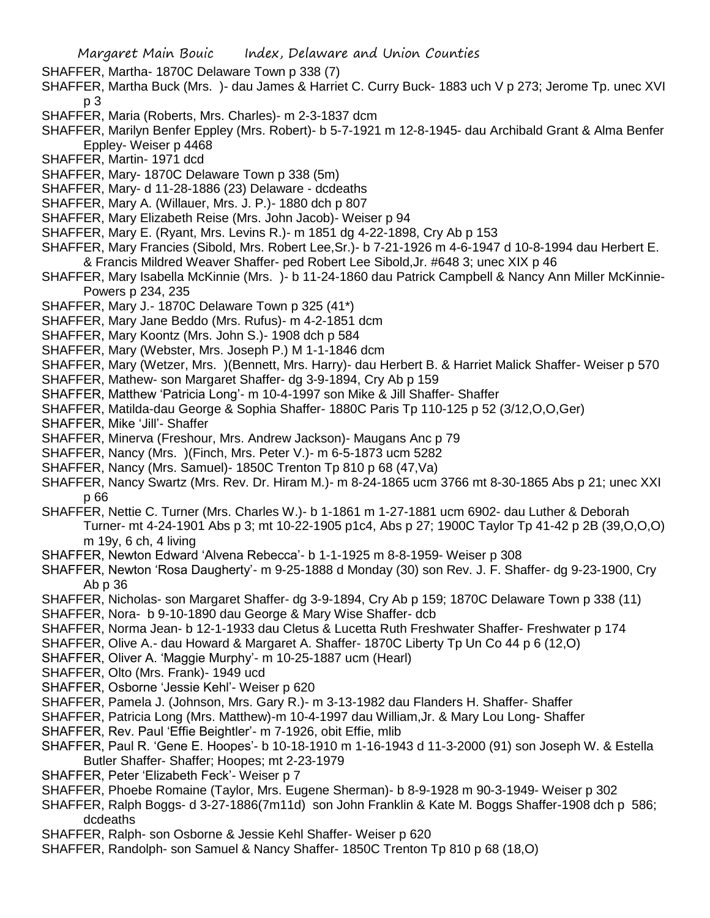SHAFFER, Martha- 1870C Delaware Town p 338 (7)

SHAFFER, Martha Buck (Mrs. )- dau James & Harriet C. Curry Buck- 1883 uch V p 273; Jerome Tp. unec XVI p 3

SHAFFER, Maria (Roberts, Mrs. Charles)- m 2-3-1837 dcm

SHAFFER, Marilyn Benfer Eppley (Mrs. Robert)- b 5-7-1921 m 12-8-1945- dau Archibald Grant & Alma Benfer Eppley- Weiser p 4468

SHAFFER, Martin- 1971 dcd

SHAFFER, Mary- 1870C Delaware Town p 338 (5m)

SHAFFER, Mary- d 11-28-1886 (23) Delaware - dcdeaths

SHAFFER, Mary A. (Willauer, Mrs. J. P.)- 1880 dch p 807

SHAFFER, Mary Elizabeth Reise (Mrs. John Jacob)- Weiser p 94

SHAFFER, Mary E. (Ryant, Mrs. Levins R.)- m 1851 dg 4-22-1898, Cry Ab p 153

SHAFFER, Mary Francies (Sibold, Mrs. Robert Lee,Sr.)- b 7-21-1926 m 4-6-1947 d 10-8-1994 dau Herbert E. & Francis Mildred Weaver Shaffer- ped Robert Lee Sibold,Jr. #648 3; unec XIX p 46

SHAFFER, Mary Isabella McKinnie (Mrs. )- b 11-24-1860 dau Patrick Campbell & Nancy Ann Miller McKinnie- Powers p 234, 235

SHAFFER, Mary J.- 1870C Delaware Town p 325 (41*)

SHAFFER, Mary Jane Beddo (Mrs. Rufus)- m 4-2-1851 dcm

SHAFFER, Mary Koontz (Mrs. John S.)- 1908 dch p 584

SHAFFER, Mary (Webster, Mrs. Joseph P.) M 1-1-1846 dcm

SHAFFER, Mary (Wetzer, Mrs. )(Bennett, Mrs. Harry)- dau Herbert B. & Harriet Malick Shaffer- Weiser p 570

SHAFFER, Mathew- son Margaret Shaffer- dg 3-9-1894, Cry Ab p 159

SHAFFER, Matthew 'Patricia Long'- m 10-4-1997 son Mike & Jill Shaffer- Shaffer

SHAFFER, Matilda-dau George & Sophia Shaffer- 1880C Paris Tp 110-125 p 52 (3/12,O,O,Ger)

SHAFFER, Mike 'Jill'- Shaffer

SHAFFER, Minerva (Freshour, Mrs. Andrew Jackson)- Maugans Anc p 79

SHAFFER, Nancy (Mrs. )(Finch, Mrs. Peter V.)- m 6-5-1873 ucm 5282

SHAFFER, Nancy (Mrs. Samuel)- 1850C Trenton Tp 810 p 68 (47,Va)

SHAFFER, Nancy Swartz (Mrs. Rev. Dr. Hiram M.)- m 8-24-1865 ucm 3766 mt 8-30-1865 Abs p 21; unec XXI p 66

SHAFFER, Nettie C. Turner (Mrs. Charles W.)- b 1-1861 m 1-27-1881 ucm 6902- dau Luther & Deborah Turner- mt 4-24-1901 Abs p 3; mt 10-22-1905 p1c4, Abs p 27; 1900C Taylor Tp 41-42 p 2B (39,O,O,O) m 19y, 6 ch, 4 living

SHAFFER, Newton Edward 'Alvena Rebecca'- b 1-1-1925 m 8-8-1959- Weiser p 308

SHAFFER, Newton 'Rosa Daugherty'- m 9-25-1888 d Monday (30) son Rev. J. F. Shaffer- dg 9-23-1900, Cry Ab p 36

SHAFFER, Nicholas- son Margaret Shaffer- dg 3-9-1894, Cry Ab p 159; 1870C Delaware Town p 338 (11)

SHAFFER, Nora- b 9-10-1890 dau George & Mary Wise Shaffer- dcb

SHAFFER, Norma Jean- b 12-1-1933 dau Cletus & Lucetta Ruth Freshwater Shaffer- Freshwater p 174

SHAFFER, Olive A.- dau Howard & Margaret A. Shaffer- 1870C Liberty Tp Un Co 44 p 6 (12,O)

SHAFFER, Oliver A. 'Maggie Murphy'- m 10-25-1887 ucm (Hearl)

SHAFFER, Olto (Mrs. Frank)- 1949 ucd

SHAFFER, Osborne 'Jessie Kehl'- Weiser p 620

SHAFFER, Pamela J. (Johnson, Mrs. Gary R.)- m 3-13-1982 dau Flanders H. Shaffer- Shaffer

SHAFFER, Patricia Long (Mrs. Matthew)-m 10-4-1997 dau William,Jr. & Mary Lou Long- Shaffer

SHAFFER, Rev. Paul 'Effie Beightler'- m 7-1926, obit Effie, mlib

SHAFFER, Paul R. 'Gene E. Hoopes'- b 10-18-1910 m 1-16-1943 d 11-3-2000 (91) son Joseph W. & Estella Butler Shaffer- Shaffer; Hoopes; mt 2-23-1979

SHAFFER, Peter 'Elizabeth Feck'- Weiser p 7

SHAFFER, Phoebe Romaine (Taylor, Mrs. Eugene Sherman)- b 8-9-1928 m 90-3-1949- Weiser p 302

SHAFFER, Ralph Boggs- d 3-27-1886(7m11d) son John Franklin & Kate M. Boggs Shaffer-1908 dch p 586; dcdeaths

SHAFFER, Ralph- son Osborne & Jessie Kehl Shaffer- Weiser p 620

SHAFFER, Randolph- son Samuel & Nancy Shaffer- 1850C Trenton Tp 810 p 68 (18,O)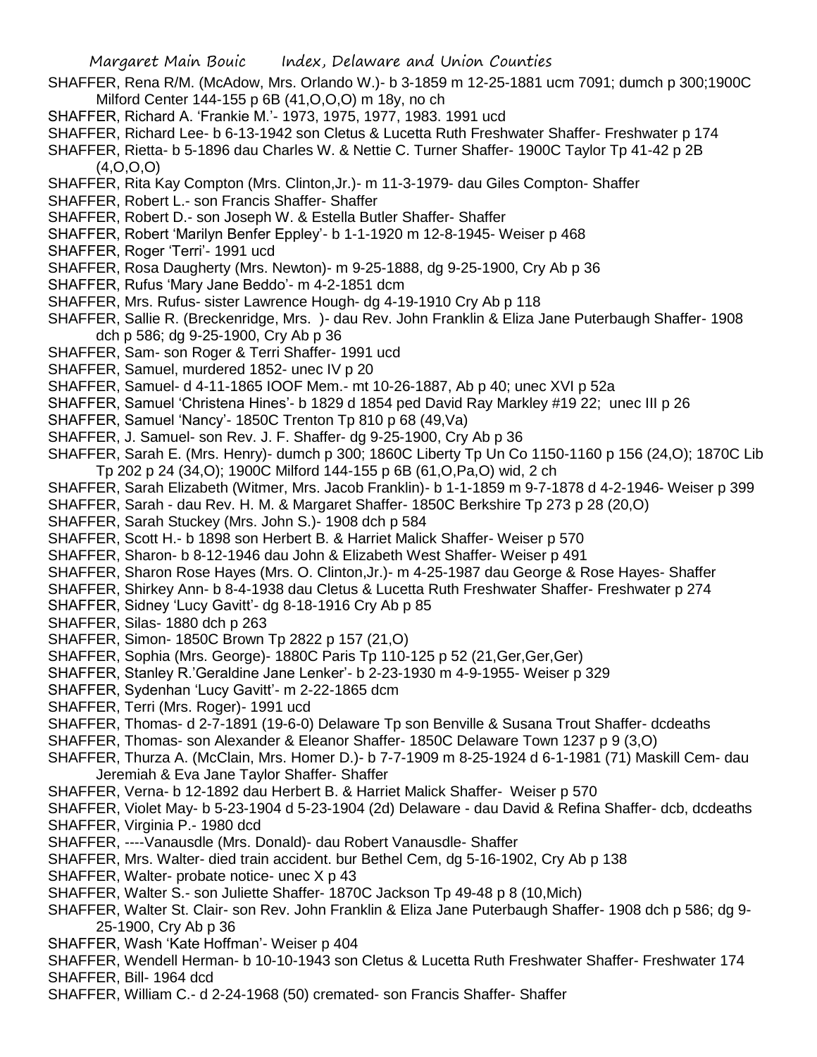SHAFFER, Rena R/M. (McAdow, Mrs. Orlando W.)- b 3-1859 m 12-25-1881 ucm 7091; dumch p 300;1900C Milford Center 144-155 p 6B (41,O,O,O) m 18y, no ch

SHAFFER, Richard A. 'Frankie M.'- 1973, 1975, 1977, 1983. 1991 ucd

SHAFFER, Richard Lee- b 6-13-1942 son Cletus & Lucetta Ruth Freshwater Shaffer- Freshwater p 174

SHAFFER, Rietta- b 5-1896 dau Charles W. & Nettie C. Turner Shaffer- 1900C Taylor Tp 41-42 p 2B (4,O,O,O)

SHAFFER, Rita Kay Compton (Mrs. Clinton,Jr.)- m 11-3-1979- dau Giles Compton- Shaffer

SHAFFER, Robert L.- son Francis Shaffer- Shaffer

SHAFFER, Robert D.- son Joseph W. & Estella Butler Shaffer- Shaffer

SHAFFER, Robert 'Marilyn Benfer Eppley'- b 1-1-1920 m 12-8-1945- Weiser p 468

SHAFFER, Roger 'Terri'- 1991 ucd

SHAFFER, Rosa Daugherty (Mrs. Newton)- m 9-25-1888, dg 9-25-1900, Cry Ab p 36

SHAFFER, Rufus 'Mary Jane Beddo'- m 4-2-1851 dcm

SHAFFER, Mrs. Rufus- sister Lawrence Hough- dg 4-19-1910 Cry Ab p 118

SHAFFER, Sallie R. (Breckenridge, Mrs. )- dau Rev. John Franklin & Eliza Jane Puterbaugh Shaffer- 1908 dch p 586; dg 9-25-1900, Cry Ab p 36

SHAFFER, Sam- son Roger & Terri Shaffer- 1991 ucd

SHAFFER, Samuel, murdered 1852- unec IV p 20

SHAFFER, Samuel- d 4-11-1865 IOOF Mem.- mt 10-26-1887, Ab p 40; unec XVI p 52a

SHAFFER, Samuel 'Christena Hines'- b 1829 d 1854 ped David Ray Markley #19 22; unec III p 26

SHAFFER, Samuel 'Nancy'- 1850C Trenton Tp 810 p 68 (49,Va)

SHAFFER, J. Samuel- son Rev. J. F. Shaffer- dg 9-25-1900, Cry Ab p 36

SHAFFER, Sarah E. (Mrs. Henry)- dumch p 300; 1860C Liberty Tp Un Co 1150-1160 p 156 (24,O); 1870C Lib Tp 202 p 24 (34,O); 1900C Milford 144-155 p 6B (61,O,Pa,O) wid, 2 ch

SHAFFER, Sarah Elizabeth (Witmer, Mrs. Jacob Franklin)- b 1-1-1859 m 9-7-1878 d 4-2-1946- Weiser p 399

SHAFFER, Sarah - dau Rev. H. M. & Margaret Shaffer- 1850C Berkshire Tp 273 p 28 (20,O)

SHAFFER, Sarah Stuckey (Mrs. John S.)- 1908 dch p 584

SHAFFER, Scott H.- b 1898 son Herbert B. & Harriet Malick Shaffer- Weiser p 570

SHAFFER, Sharon- b 8-12-1946 dau John & Elizabeth West Shaffer- Weiser p 491

SHAFFER, Sharon Rose Hayes (Mrs. O. Clinton,Jr.)- m 4-25-1987 dau George & Rose Hayes- Shaffer

SHAFFER, Shirkey Ann- b 8-4-1938 dau Cletus & Lucetta Ruth Freshwater Shaffer- Freshwater p 274

SHAFFER, Sidney 'Lucy Gavitt'- dg 8-18-1916 Cry Ab p 85

SHAFFER, Silas- 1880 dch p 263

SHAFFER, Simon- 1850C Brown Tp 2822 p 157 (21,O)

SHAFFER, Sophia (Mrs. George)- 1880C Paris Tp 110-125 p 52 (21,Ger,Ger,Ger)

SHAFFER, Stanley R.'Geraldine Jane Lenker'- b 2-23-1930 m 4-9-1955- Weiser p 329

SHAFFER, Sydenhan 'Lucy Gavitt'- m 2-22-1865 dcm

SHAFFER, Terri (Mrs. Roger)- 1991 ucd

SHAFFER, Thomas- d 2-7-1891 (19-6-0) Delaware Tp son Benville & Susana Trout Shaffer- dcdeaths

SHAFFER, Thomas- son Alexander & Eleanor Shaffer- 1850C Delaware Town 1237 p 9 (3,O)

SHAFFER, Thurza A. (McClain, Mrs. Homer D.)- b 7-7-1909 m 8-25-1924 d 6-1-1981 (71) Maskill Cem- dau Jeremiah & Eva Jane Taylor Shaffer- Shaffer

SHAFFER, Verna- b 12-1892 dau Herbert B. & Harriet Malick Shaffer- Weiser p 570

SHAFFER, Violet May- b 5-23-1904 d 5-23-1904 (2d) Delaware - dau David & Refina Shaffer- dcb, dcdeaths

SHAFFER, Virginia P.- 1980 dcd

SHAFFER, ----Vanausdle (Mrs. Donald)- dau Robert Vanausdle- Shaffer

SHAFFER, Mrs. Walter- died train accident. bur Bethel Cem, dg 5-16-1902, Cry Ab p 138

SHAFFER, Walter- probate notice- unec X p 43

SHAFFER, Walter S.- son Juliette Shaffer- 1870C Jackson Tp 49-48 p 8 (10,Mich)

SHAFFER, Walter St. Clair- son Rev. John Franklin & Eliza Jane Puterbaugh Shaffer- 1908 dch p 586; dg 9-25-1900, Cry Ab p 36

SHAFFER, Wash 'Kate Hoffman'- Weiser p 404

SHAFFER, Wendell Herman- b 10-10-1943 son Cletus & Lucetta Ruth Freshwater Shaffer- Freshwater 174

SHAFFER, Bill- 1964 dcd

SHAFFER, William C.- d 2-24-1968 (50) cremated- son Francis Shaffer- Shaffer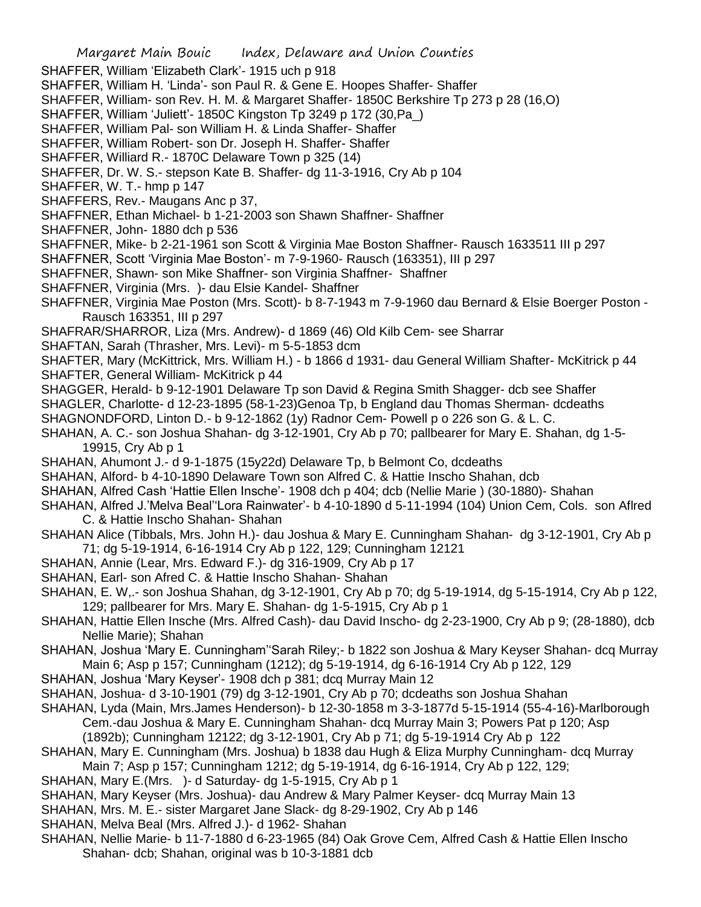SHAFFER, William 'Elizabeth Clark'- 1915 uch p 918

SHAFFER, William H. 'Linda'- son Paul R. & Gene E. Hoopes Shaffer- Shaffer

SHAFFER, William- son Rev. H. M. & Margaret Shaffer- 1850C Berkshire Tp 273 p 28 (16,O)

SHAFFER, William 'Juliett'- 1850C Kingston Tp 3249 p 172 (30,Pa_)

SHAFFER, William Pal- son William H. & Linda Shaffer- Shaffer

SHAFFER, William Robert- son Dr. Joseph H. Shaffer- Shaffer

SHAFFER, Williard R.- 1870C Delaware Town p 325 (14)

SHAFFER, Dr. W. S.- stepson Kate B. Shaffer- dg 11-3-1916, Cry Ab p 104

SHAFFER, W. T.- hmp p 147

SHAFFERS, Rev.- Maugans Anc p 37,

SHAFFNER, Ethan Michael- b 1-21-2003 son Shawn Shaffner- Shaffner

SHAFFNER, John- 1880 dch p 536

SHAFFNER, Mike- b 2-21-1961 son Scott & Virginia Mae Boston Shaffner- Rausch 1633511 III p 297

SHAFFNER, Scott 'Virginia Mae Boston'- m 7-9-1960- Rausch (163351), III p 297

SHAFFNER, Shawn- son Mike Shaffner- son Virginia Shaffner- Shaffner

SHAFFNER, Virginia (Mrs. )- dau Elsie Kandel- Shaffner

SHAFFNER, Virginia Mae Poston (Mrs. Scott)- b 8-7-1943 m 7-9-1960 dau Bernard & Elsie Boerger Poston - Rausch 163351, III p 297

SHAFRAR/SHARROR, Liza (Mrs. Andrew)- d 1869 (46) Old Kilb Cem- see Sharrar

SHAFTAN, Sarah (Thrasher, Mrs. Levi)- m 5-5-1853 dcm

SHAFTER, Mary (McKittrick, Mrs. William H.) - b 1866 d 1931- dau General William Shafter- McKitrick p 44

SHAFTER, General William- McKitrick p 44

SHAGGER, Herald- b 9-12-1901 Delaware Tp son David & Regina Smith Shagger- dcb see Shaffer

SHAGLER, Charlotte- d 12-23-1895 (58-1-23)Genoa Tp, b England dau Thomas Sherman- dcdeaths

SHAGNONDFORD, Linton D.- b 9-12-1862 (1y) Radnor Cem- Powell p o 226 son G. & L. C.

SHAHAN, A. C.- son Joshua Shahan- dg 3-12-1901, Cry Ab p 70; pallbearer for Mary E. Shahan, dg 1-5-19915, Cry Ab p 1

SHAHAN, Ahumont J.- d 9-1-1875 (15y22d) Delaware Tp, b Belmont Co, dcdeaths

SHAHAN, Alford- b 4-10-1890 Delaware Town son Alfred C. & Hattie Inscho Shahan, dcb

SHAHAN, Alfred Cash 'Hattie Ellen Insche'- 1908 dch p 404; dcb (Nellie Marie ) (30-1880)- Shahan

SHAHAN, Alfred J.'Melva Beal''Lora Rainwater'- b 4-10-1890 d 5-11-1994 (104) Union Cem, Cols. son Aflred C. & Hattie Inscho Shahan- Shahan

SHAHAN Alice (Tibbals, Mrs. John H.)- dau Joshua & Mary E. Cunningham Shahan- dg 3-12-1901, Cry Ab p 71; dg 5-19-1914, 6-16-1914 Cry Ab p 122, 129; Cunningham 12121

SHAHAN, Annie (Lear, Mrs. Edward F.)- dg 316-1909, Cry Ab p 17

SHAHAN, Earl- son Afred C. & Hattie Inscho Shahan- Shahan

SHAHAN, E. W,.- son Joshua Shahan, dg 3-12-1901, Cry Ab p 70; dg 5-19-1914, dg 5-15-1914, Cry Ab p 122, 129; pallbearer for Mrs. Mary E. Shahan- dg 1-5-1915, Cry Ab p 1

SHAHAN, Hattie Ellen Insche (Mrs. Alfred Cash)- dau David Inscho- dg 2-23-1900, Cry Ab p 9; (28-1880), dcb Nellie Marie); Shahan

SHAHAN, Joshua 'Mary E. Cunningham''Sarah Riley;- b 1822 son Joshua & Mary Keyser Shahan- dcq Murray Main 6; Asp p 157; Cunningham (1212); dg 5-19-1914, dg 6-16-1914 Cry Ab p 122, 129

SHAHAN, Joshua 'Mary Keyser'- 1908 dch p 381; dcq Murray Main 12

SHAHAN, Joshua- d 3-10-1901 (79) dg 3-12-1901, Cry Ab p 70; dcdeaths son Joshua Shahan

SHAHAN, Lyda (Main, Mrs.James Henderson)- b 12-30-1858 m 3-3-1877d 5-15-1914 (55-4-16)-Marlborough Cem.-dau Joshua & Mary E. Cunningham Shahan- dcq Murray Main 3; Powers Pat p 120; Asp (1892b); Cunningham 12122; dg 3-12-1901, Cry Ab p 71; dg 5-19-1914 Cry Ab p 122

SHAHAN, Mary E. Cunningham (Mrs. Joshua) b 1838 dau Hugh & Eliza Murphy Cunningham- dcq Murray Main 7; Asp p 157; Cunningham 1212; dg 5-19-1914, dg 6-16-1914, Cry Ab p 122, 129;

SHAHAN, Mary E.(Mrs. )- d Saturday- dg 1-5-1915, Cry Ab p 1

SHAHAN, Mary Keyser (Mrs. Joshua)- dau Andrew & Mary Palmer Keyser- dcq Murray Main 13

SHAHAN, Mrs. M. E.- sister Margaret Jane Slack- dg 8-29-1902, Cry Ab p 146

SHAHAN, Melva Beal (Mrs. Alfred J.)- d 1962- Shahan

SHAHAN, Nellie Marie- b 11-7-1880 d 6-23-1965 (84) Oak Grove Cem, Alfred Cash & Hattie Ellen Inscho Shahan- dcb; Shahan, original was b 10-3-1881 dcb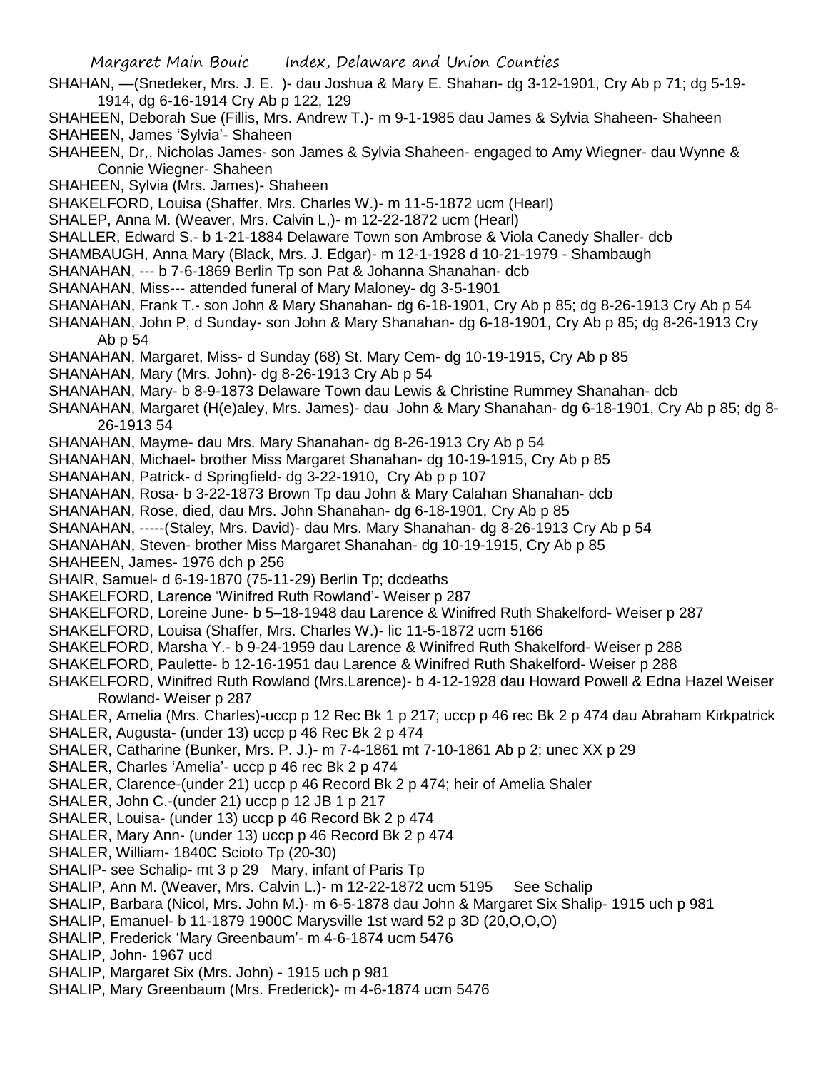SHAHAN, —(Snedeker, Mrs. J. E. )- dau Joshua & Mary E. Shahan- dg 3-12-1901, Cry Ab p 71; dg 5-19-1914, dg 6-16-1914 Cry Ab p 122, 129

SHAHEEN, Deborah Sue (Fillis, Mrs. Andrew T.)- m 9-1-1985 dau James & Sylvia Shaheen- Shaheen

SHAHEEN, James 'Sylvia'- Shaheen

SHAHEEN, Dr,. Nicholas James- son James & Sylvia Shaheen- engaged to Amy Wiegner- dau Wynne & Connie Wiegner- Shaheen

SHAHEEN, Sylvia (Mrs. James)- Shaheen

SHAKELFORD, Louisa (Shaffer, Mrs. Charles W.)- m 11-5-1872 ucm (Hearl)

SHALEP, Anna M. (Weaver, Mrs. Calvin L,)- m 12-22-1872 ucm (Hearl)

SHALLER, Edward S.- b 1-21-1884 Delaware Town son Ambrose & Viola Canedy Shaller- dcb

SHAMBAUGH, Anna Mary (Black, Mrs. J. Edgar)- m 12-1-1928 d 10-21-1979 - Shambaugh

SHANAHAN, --- b 7-6-1869 Berlin Tp son Pat & Johanna Shanahan- dcb

SHANAHAN, Miss--- attended funeral of Mary Maloney- dg 3-5-1901

SHANAHAN, Frank T.- son John & Mary Shanahan- dg 6-18-1901, Cry Ab p 85; dg 8-26-1913 Cry Ab p 54

SHANAHAN, John P, d Sunday- son John & Mary Shanahan- dg 6-18-1901, Cry Ab p 85; dg 8-26-1913 Cry Ab p 54

SHANAHAN, Margaret, Miss- d Sunday (68) St. Mary Cem- dg 10-19-1915, Cry Ab p 85

SHANAHAN, Mary (Mrs. John)- dg 8-26-1913 Cry Ab p 54

SHANAHAN, Mary- b 8-9-1873 Delaware Town dau Lewis & Christine Rummey Shanahan- dcb

SHANAHAN, Margaret (H(e)aley, Mrs. James)- dau John & Mary Shanahan- dg 6-18-1901, Cry Ab p 85; dg 8-26-1913 54

SHANAHAN, Mayme- dau Mrs. Mary Shanahan- dg 8-26-1913 Cry Ab p 54

SHANAHAN, Michael- brother Miss Margaret Shanahan- dg 10-19-1915, Cry Ab p 85

SHANAHAN, Patrick- d Springfield- dg 3-22-1910, Cry Ab p p 107

SHANAHAN, Rosa- b 3-22-1873 Brown Tp dau John & Mary Calahan Shanahan- dcb

SHANAHAN, Rose, died, dau Mrs. John Shanahan- dg 6-18-1901, Cry Ab p 85

SHANAHAN, -----(Staley, Mrs. David)- dau Mrs. Mary Shanahan- dg 8-26-1913 Cry Ab p 54

SHANAHAN, Steven- brother Miss Margaret Shanahan- dg 10-19-1915, Cry Ab p 85

SHAHEEN, James- 1976 dch p 256

SHAIR, Samuel- d 6-19-1870 (75-11-29) Berlin Tp; dcdeaths

SHAKELFORD, Larence 'Winifred Ruth Rowland'- Weiser p 287

SHAKELFORD, Loreine June- b 5–18-1948 dau Larence & Winifred Ruth Shakelford- Weiser p 287

SHAKELFORD, Louisa (Shaffer, Mrs. Charles W.)- lic 11-5-1872 ucm 5166

SHAKELFORD, Marsha Y.- b 9-24-1959 dau Larence & Winifred Ruth Shakelford- Weiser p 288

SHAKELFORD, Paulette- b 12-16-1951 dau Larence & Winifred Ruth Shakelford- Weiser p 288

SHAKELFORD, Winifred Ruth Rowland (Mrs.Larence)- b 4-12-1928 dau Howard Powell & Edna Hazel Weiser Rowland- Weiser p 287

SHALER, Amelia (Mrs. Charles)-uccp p 12 Rec Bk 1 p 217; uccp p 46 rec Bk 2 p 474 dau Abraham Kirkpatrick

SHALER, Augusta- (under 13) uccp p 46 Rec Bk 2 p 474

SHALER, Catharine (Bunker, Mrs. P. J.)- m 7-4-1861 mt 7-10-1861 Ab p 2; unec XX p 29

SHALER, Charles 'Amelia'- uccp p 46 rec Bk 2 p 474

SHALER, Clarence-(under 21) uccp p 46 Record Bk 2 p 474; heir of Amelia Shaler

SHALER, John C.-(under 21) uccp p 12 JB 1 p 217

SHALER, Louisa- (under 13) uccp p 46 Record Bk 2 p 474

SHALER, Mary Ann- (under 13) uccp p 46 Record Bk 2 p 474

SHALER, William- 1840C Scioto Tp (20-30)

SHALIP- see Schalip- mt 3 p 29 Mary, infant of Paris Tp

SHALIP, Ann M. (Weaver, Mrs. Calvin L.)- m 12-22-1872 ucm 5195 See Schalip

SHALIP, Barbara (Nicol, Mrs. John M.)- m 6-5-1878 dau John & Margaret Six Shalip- 1915 uch p 981

SHALIP, Emanuel- b 11-1879 1900C Marysville 1st ward 52 p 3D (20,O,O,O)

SHALIP, Frederick 'Mary Greenbaum'- m 4-6-1874 ucm 5476

SHALIP, John- 1967 ucd

SHALIP, Margaret Six (Mrs. John) - 1915 uch p 981

SHALIP, Mary Greenbaum (Mrs. Frederick)- m 4-6-1874 ucm 5476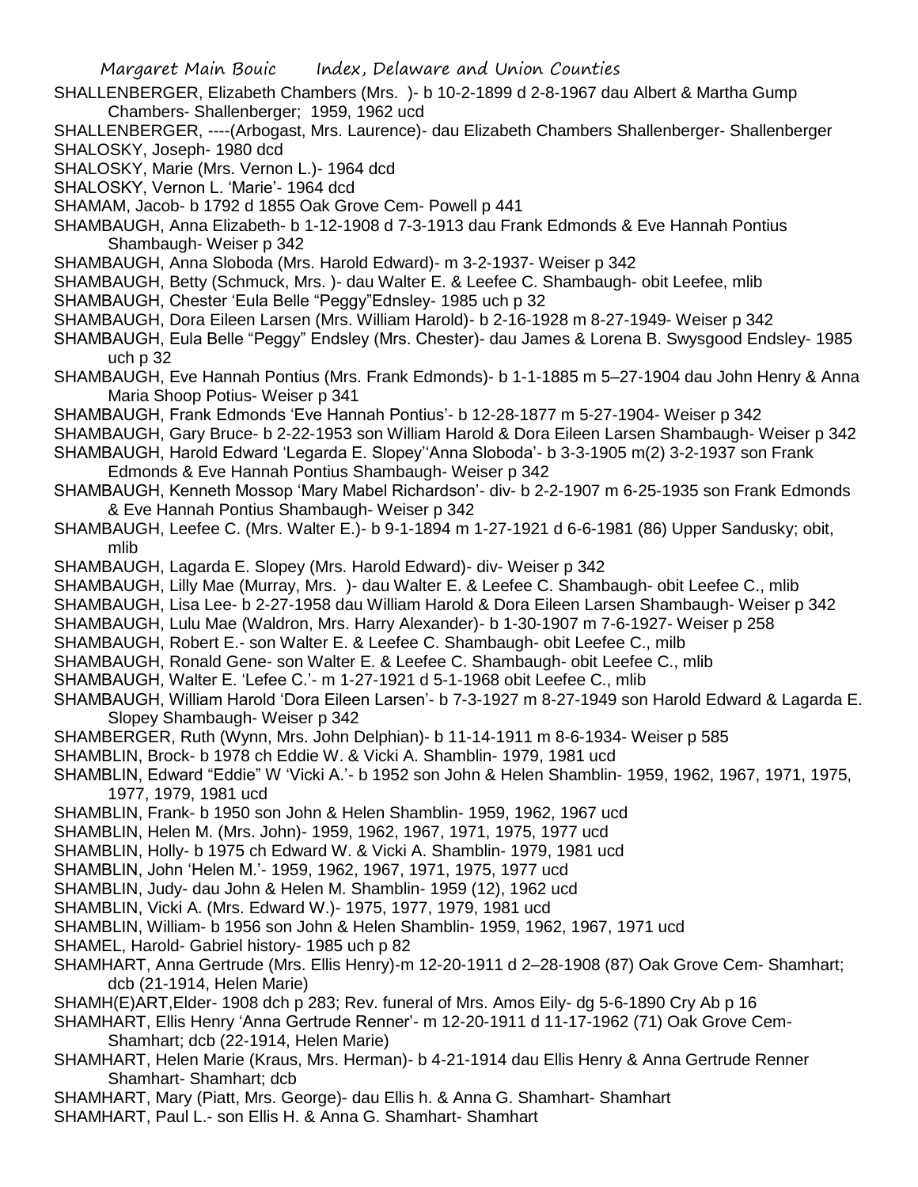SHALLENBERGER, Elizabeth Chambers (Mrs. )- b 10-2-1899 d 2-8-1967 dau Albert & Martha Gump Chambers- Shallenberger; 1959, 1962 ucd

SHALLENBERGER, ----(Arbogast, Mrs. Laurence)- dau Elizabeth Chambers Shallenberger- Shallenberger

SHALOSKY, Joseph- 1980 dcd

SHALOSKY, Marie (Mrs. Vernon L.)- 1964 dcd

SHALOSKY, Vernon L. 'Marie'- 1964 dcd

SHAMAM, Jacob- b 1792 d 1855 Oak Grove Cem- Powell p 441

SHAMBAUGH, Anna Elizabeth- b 1-12-1908 d 7-3-1913 dau Frank Edmonds & Eve Hannah Pontius Shambaugh- Weiser p 342

SHAMBAUGH, Anna Sloboda (Mrs. Harold Edward)- m 3-2-1937- Weiser p 342

SHAMBAUGH, Betty (Schmuck, Mrs. )- dau Walter E. & Leefee C. Shambaugh- obit Leefee, mlib

SHAMBAUGH, Chester 'Eula Belle "Peggy"Ednsley- 1985 uch p 32

SHAMBAUGH, Dora Eileen Larsen (Mrs. William Harold)- b 2-16-1928 m 8-27-1949- Weiser p 342

SHAMBAUGH, Eula Belle "Peggy" Endsley (Mrs. Chester)- dau James & Lorena B. Swysgood Endsley- 1985 uch p 32

SHAMBAUGH, Eve Hannah Pontius (Mrs. Frank Edmonds)- b 1-1-1885 m 5–27-1904 dau John Henry & Anna Maria Shoop Potius- Weiser p 341

SHAMBAUGH, Frank Edmonds 'Eve Hannah Pontius'- b 12-28-1877 m 5-27-1904- Weiser p 342

SHAMBAUGH, Gary Bruce- b 2-22-1953 son William Harold & Dora Eileen Larsen Shambaugh- Weiser p 342

SHAMBAUGH, Harold Edward 'Legarda E. Slopey''Anna Sloboda'- b 3-3-1905 m(2) 3-2-1937 son Frank Edmonds & Eve Hannah Pontius Shambaugh- Weiser p 342

SHAMBAUGH, Kenneth Mossop 'Mary Mabel Richardson'- div- b 2-2-1907 m 6-25-1935 son Frank Edmonds & Eve Hannah Pontius Shambaugh- Weiser p 342

SHAMBAUGH, Leefee C. (Mrs. Walter E.)- b 9-1-1894 m 1-27-1921 d 6-6-1981 (86) Upper Sandusky; obit, mlib

SHAMBAUGH, Lagarda E. Slopey (Mrs. Harold Edward)- div- Weiser p 342

SHAMBAUGH, Lilly Mae (Murray, Mrs. )- dau Walter E. & Leefee C. Shambaugh- obit Leefee C., mlib

SHAMBAUGH, Lisa Lee- b 2-27-1958 dau William Harold & Dora Eileen Larsen Shambaugh- Weiser p 342

SHAMBAUGH, Lulu Mae (Waldron, Mrs. Harry Alexander)- b 1-30-1907 m 7-6-1927- Weiser p 258

SHAMBAUGH, Robert E.- son Walter E. & Leefee C. Shambaugh- obit Leefee C., milb

SHAMBAUGH, Ronald Gene- son Walter E. & Leefee C. Shambaugh- obit Leefee C., mlib

SHAMBAUGH, Walter E. 'Lefee C.'- m 1-27-1921 d 5-1-1968 obit Leefee C., mlib

SHAMBAUGH, William Harold 'Dora Eileen Larsen'- b 7-3-1927 m 8-27-1949 son Harold Edward & Lagarda E. Slopey Shambaugh- Weiser p 342

SHAMBERGER, Ruth (Wynn, Mrs. John Delphian)- b 11-14-1911 m 8-6-1934- Weiser p 585

SHAMBLIN, Brock- b 1978 ch Eddie W. & Vicki A. Shamblin- 1979, 1981 ucd

SHAMBLIN, Edward "Eddie" W 'Vicki A.'- b 1952 son John & Helen Shamblin- 1959, 1962, 1967, 1971, 1975, 1977, 1979, 1981 ucd

SHAMBLIN, Frank- b 1950 son John & Helen Shamblin- 1959, 1962, 1967 ucd

SHAMBLIN, Helen M. (Mrs. John)- 1959, 1962, 1967, 1971, 1975, 1977 ucd

SHAMBLIN, Holly- b 1975 ch Edward W. & Vicki A. Shamblin- 1979, 1981 ucd

SHAMBLIN, John 'Helen M.'- 1959, 1962, 1967, 1971, 1975, 1977 ucd

SHAMBLIN, Judy- dau John & Helen M. Shamblin- 1959 (12), 1962 ucd

SHAMBLIN, Vicki A. (Mrs. Edward W.)- 1975, 1977, 1979, 1981 ucd

SHAMBLIN, William- b 1956 son John & Helen Shamblin- 1959, 1962, 1967, 1971 ucd

SHAMEL, Harold- Gabriel history- 1985 uch p 82

SHAMHART, Anna Gertrude (Mrs. Ellis Henry)-m 12-20-1911 d 2–28-1908 (87) Oak Grove Cem- Shamhart; dcb (21-1914, Helen Marie)

SHAMH(E)ART,Elder- 1908 dch p 283; Rev. funeral of Mrs. Amos Eily- dg 5-6-1890 Cry Ab p 16

SHAMHART, Ellis Henry 'Anna Gertrude Renner'- m 12-20-1911 d 11-17-1962 (71) Oak Grove Cem- Shamhart; dcb (22-1914, Helen Marie)

SHAMHART, Helen Marie (Kraus, Mrs. Herman)- b 4-21-1914 dau Ellis Henry & Anna Gertrude Renner Shamhart- Shamhart; dcb

SHAMHART, Mary (Piatt, Mrs. George)- dau Ellis h. & Anna G. Shamhart- Shamhart

SHAMHART, Paul L.- son Ellis H. & Anna G. Shamhart- Shamhart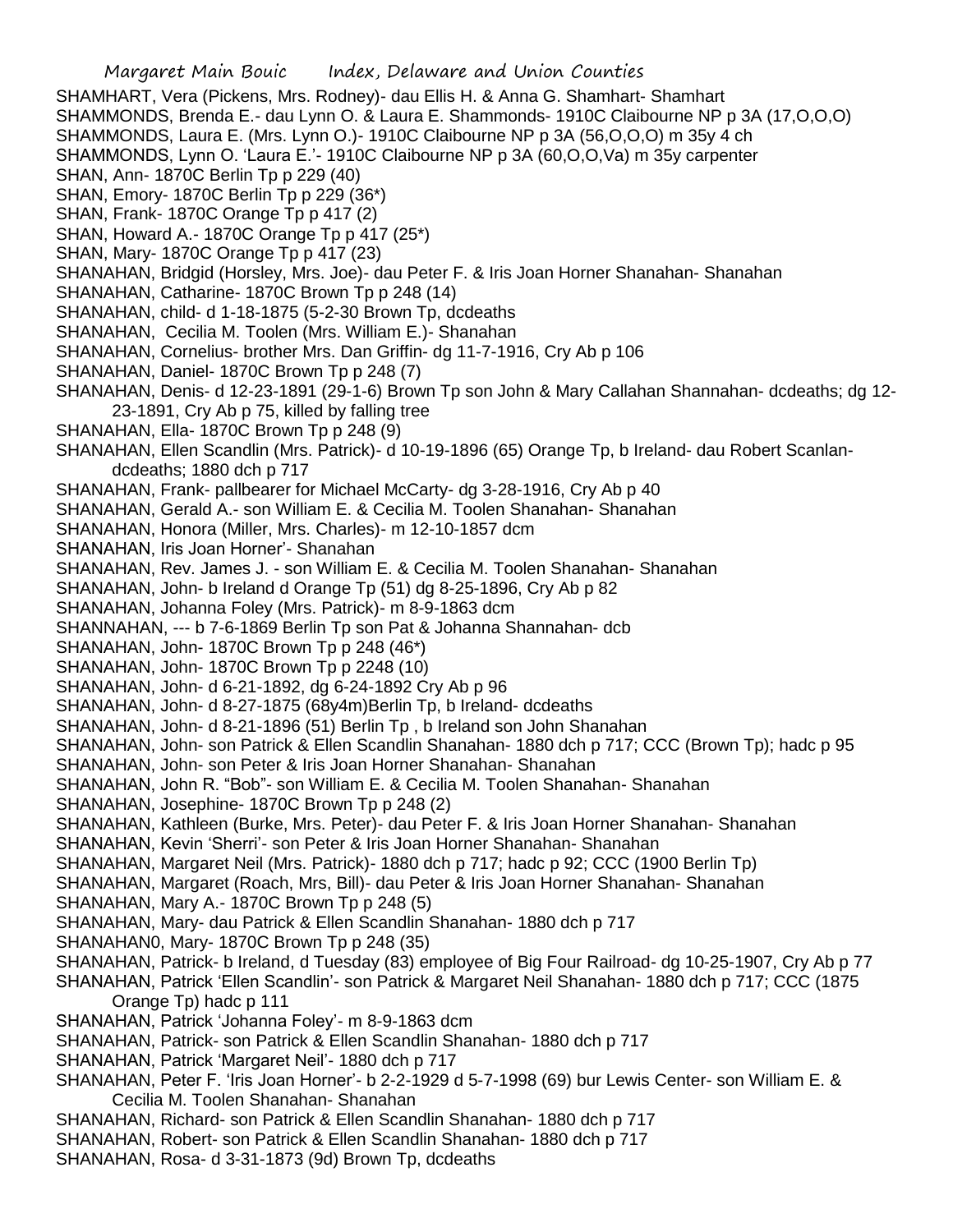SHAMHART, Vera (Pickens, Mrs. Rodney)- dau Ellis H. & Anna G. Shamhart- Shamhart
SHAMMONDS, Brenda E.- dau Lynn O. & Laura E. Shammonds- 1910C Claibourne NP p 3A (17,O,O,O)
SHAMMONDS, Laura E. (Mrs. Lynn O.)- 1910C Claibourne NP p 3A (56,O,O,O) m 35y 4 ch
SHAMMONDS, Lynn O. 'Laura E.'- 1910C Claibourne NP p 3A (60,O,O,Va) m 35y carpenter
SHAN, Ann- 1870C Berlin Tp p 229 (40)
SHAN, Emory- 1870C Berlin Tp p 229 (36*)
SHAN, Frank- 1870C Orange Tp p 417 (2)
SHAN, Howard A.- 1870C Orange Tp p 417 (25*)
SHAN, Mary- 1870C Orange Tp p 417 (23)
SHANAHAN, Bridgid (Horsley, Mrs. Joe)- dau Peter F. & Iris Joan Horner Shanahan- Shanahan
SHANAHAN, Catharine- 1870C Brown Tp p 248 (14)
SHANAHAN, child- d 1-18-1875 (5-2-30 Brown Tp, dcdeaths
SHANAHAN, Cecilia M. Toolen (Mrs. William E.)- Shanahan
SHANAHAN, Cornelius- brother Mrs. Dan Griffin- dg 11-7-1916, Cry Ab p 106
SHANAHAN, Daniel- 1870C Brown Tp p 248 (7)
SHANAHAN, Denis- d 12-23-1891 (29-1-6) Brown Tp son John & Mary Callahan Shannahan- dcdeaths; dg 12-23-1891, Cry Ab p 75, killed by falling tree
SHANAHAN, Ella- 1870C Brown Tp p 248 (9)
SHANAHAN, Ellen Scandlin (Mrs. Patrick)- d 10-19-1896 (65) Orange Tp, b Ireland- dau Robert Scanlan- dcdeaths; 1880 dch p 717
SHANAHAN, Frank- pallbearer for Michael McCarty- dg 3-28-1916, Cry Ab p 40
SHANAHAN, Gerald A.- son William E. & Cecilia M. Toolen Shanahan- Shanahan
SHANAHAN, Honora (Miller, Mrs. Charles)- m 12-10-1857 dcm
SHANAHAN, Iris Joan Horner'- Shanahan
SHANAHAN, Rev. James J. - son William E. & Cecilia M. Toolen Shanahan- Shanahan
SHANAHAN, John- b Ireland d Orange Tp (51) dg 8-25-1896, Cry Ab p 82
SHANAHAN, Johanna Foley (Mrs. Patrick)- m 8-9-1863 dcm
SHANNAHAN, --- b 7-6-1869 Berlin Tp son Pat & Johanna Shannahan- dcb
SHANAHAN, John- 1870C Brown Tp p 248 (46*)
SHANAHAN, John- 1870C Brown Tp p 2248 (10)
SHANAHAN, John- d 6-21-1892, dg 6-24-1892 Cry Ab p 96
SHANAHAN, John- d 8-27-1875 (68y4m)Berlin Tp, b Ireland- dcdeaths
SHANAHAN, John- d 8-21-1896 (51) Berlin Tp , b Ireland son John Shanahan
SHANAHAN, John- son Patrick & Ellen Scandlin Shanahan- 1880 dch p 717; CCC (Brown Tp); hadc p 95
SHANAHAN, John- son Peter & Iris Joan Horner Shanahan- Shanahan
SHANAHAN, John R. "Bob"- son William E. & Cecilia M. Toolen Shanahan- Shanahan
SHANAHAN, Josephine- 1870C Brown Tp p 248 (2)
SHANAHAN, Kathleen (Burke, Mrs. Peter)- dau Peter F. & Iris Joan Horner Shanahan- Shanahan
SHANAHAN, Kevin 'Sherri'- son Peter & Iris Joan Horner Shanahan- Shanahan
SHANAHAN, Margaret Neil (Mrs. Patrick)- 1880 dch p 717; hadc p 92; CCC (1900 Berlin Tp)
SHANAHAN, Margaret (Roach, Mrs, Bill)- dau Peter & Iris Joan Horner Shanahan- Shanahan
SHANAHAN, Mary A.- 1870C Brown Tp p 248 (5)
SHANAHAN, Mary- dau Patrick & Ellen Scandlin Shanahan- 1880 dch p 717
SHANAHAN0, Mary- 1870C Brown Tp p 248 (35)
SHANAHAN, Patrick- b Ireland, d Tuesday (83) employee of Big Four Railroad- dg 10-25-1907, Cry Ab p 77
SHANAHAN, Patrick 'Ellen Scandlin'- son Patrick & Margaret Neil Shanahan- 1880 dch p 717; CCC (1875 Orange Tp) hadc p 111
SHANAHAN, Patrick 'Johanna Foley'- m 8-9-1863 dcm
SHANAHAN, Patrick- son Patrick & Ellen Scandlin Shanahan- 1880 dch p 717
SHANAHAN, Patrick 'Margaret Neil'- 1880 dch p 717
SHANAHAN, Peter F. 'Iris Joan Horner'- b 2-2-1929 d 5-7-1998 (69) bur Lewis Center- son William E. & Cecilia M. Toolen Shanahan- Shanahan
SHANAHAN, Richard- son Patrick & Ellen Scandlin Shanahan- 1880 dch p 717
SHANAHAN, Robert- son Patrick & Ellen Scandlin Shanahan- 1880 dch p 717
SHANAHAN, Rosa- d 3-31-1873 (9d) Brown Tp, dcdeaths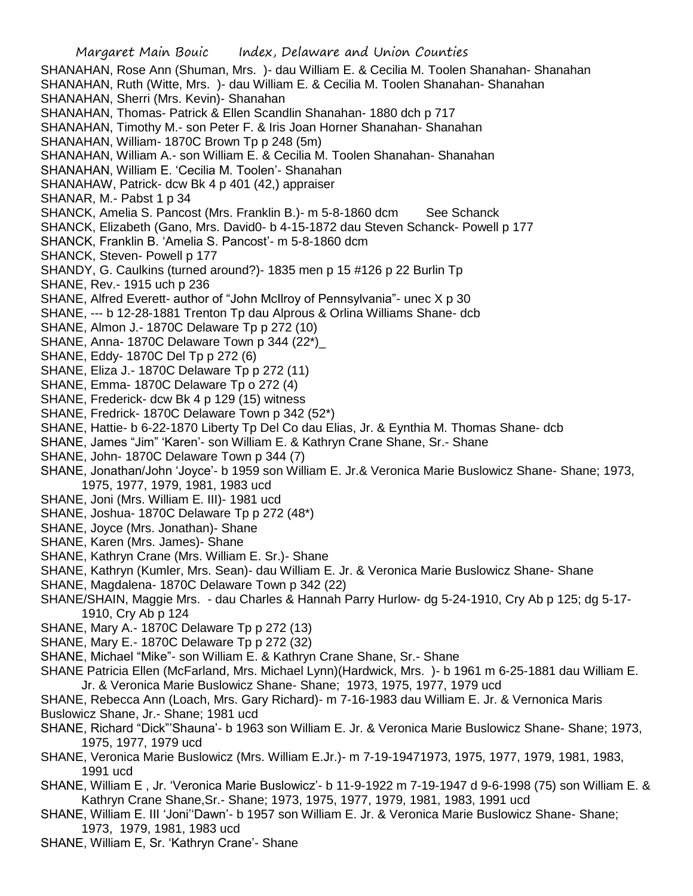SHANAHAN, Rose Ann (Shuman, Mrs. )- dau William E. & Cecilia M. Toolen Shanahan- Shanahan

SHANAHAN, Ruth (Witte, Mrs. )- dau William E. & Cecilia M. Toolen Shanahan- Shanahan

SHANAHAN, Sherri (Mrs. Kevin)- Shanahan

SHANAHAN, Thomas- Patrick & Ellen Scandlin Shanahan- 1880 dch p 717

SHANAHAN, Timothy M.- son Peter F. & Iris Joan Horner Shanahan- Shanahan

SHANAHAN, William- 1870C Brown Tp p 248 (5m)

SHANAHAN, William A.- son William E. & Cecilia M. Toolen Shanahan- Shanahan

SHANAHAN, William E. 'Cecilia M. Toolen'- Shanahan

SHANAHAW, Patrick- dcw Bk 4 p 401 (42,) appraiser

SHANAR, M.- Pabst 1 p 34

SHANCK, Amelia S. Pancost (Mrs. Franklin B.)- m 5-8-1860 dcm See Schanck

SHANCK, Elizabeth (Gano, Mrs. David0- b 4-15-1872 dau Steven Schanck- Powell p 177

SHANCK, Franklin B. 'Amelia S. Pancost'- m 5-8-1860 dcm

SHANCK, Steven- Powell p 177

SHANDY, G. Caulkins (turned around?)- 1835 men p 15 #126 p 22 Burlin Tp

SHANE, Rev.- 1915 uch p 236

SHANE, Alfred Everett- author of "John McIlroy of Pennsylvania"- unec X p 30

SHANE, --- b 12-28-1881 Trenton Tp dau Alprous & Orlina Williams Shane- dcb

SHANE, Almon J.- 1870C Delaware Tp p 272 (10)

SHANE, Anna- 1870C Delaware Town p 344 (22*)_

SHANE, Eddy- 1870C Del Tp p 272 (6)

SHANE, Eliza J.- 1870C Delaware Tp p 272 (11)

SHANE, Emma- 1870C Delaware Tp o 272 (4)

SHANE, Frederick- dcw Bk 4 p 129 (15) witness

SHANE, Fredrick- 1870C Delaware Town p 342 (52*)

SHANE, Hattie- b 6-22-1870 Liberty Tp Del Co dau Elias, Jr. & Eynthia M. Thomas Shane- dcb

SHANE, James "Jim" 'Karen'- son William E. & Kathryn Crane Shane, Sr.- Shane

SHANE, John- 1870C Delaware Town p 344 (7)

SHANE, Jonathan/John 'Joyce'- b 1959 son William E. Jr.& Veronica Marie Buslowicz Shane- Shane; 1973, 1975, 1977, 1979, 1981, 1983 ucd

SHANE, Joni (Mrs. William E. III)- 1981 ucd

SHANE, Joshua- 1870C Delaware Tp p 272 (48*)

SHANE, Joyce (Mrs. Jonathan)- Shane

SHANE, Karen (Mrs. James)- Shane

SHANE, Kathryn Crane (Mrs. William E. Sr.)- Shane

SHANE, Kathryn (Kumler, Mrs. Sean)- dau William E. Jr. & Veronica Marie Buslowicz Shane- Shane

SHANE, Magdalena- 1870C Delaware Town p 342 (22)

SHANE/SHAIN, Maggie Mrs. - dau Charles & Hannah Parry Hurlow- dg 5-24-1910, Cry Ab p 125; dg 5-17-1910, Cry Ab p 124

SHANE, Mary A.- 1870C Delaware Tp p 272 (13)

SHANE, Mary E.- 1870C Delaware Tp p 272 (32)

SHANE, Michael "Mike"- son William E. & Kathryn Crane Shane, Sr.- Shane

SHANE Patricia Ellen (McFarland, Mrs. Michael Lynn)(Hardwick, Mrs. )- b 1961 m 6-25-1881 dau William E. Jr. & Veronica Marie Buslowicz Shane- Shane; 1973, 1975, 1977, 1979 ucd

SHANE, Rebecca Ann (Loach, Mrs. Gary Richard)- m 7-16-1983 dau William E. Jr. & Vernonica Maris Buslowicz Shane, Jr.- Shane; 1981 ucd

SHANE, Richard "Dick"'Shauna'- b 1963 son William E. Jr. & Veronica Marie Buslowicz Shane- Shane; 1973, 1975, 1977, 1979 ucd

SHANE, Veronica Marie Buslowicz (Mrs. William E.Jr.)- m 7-19-19471973, 1975, 1977, 1979, 1981, 1983, 1991 ucd

SHANE, William E , Jr. 'Veronica Marie Buslowicz'- b 11-9-1922 m 7-19-1947 d 9-6-1998 (75) son William E. & Kathryn Crane Shane,Sr.- Shane; 1973, 1975, 1977, 1979, 1981, 1983, 1991 ucd

SHANE, William E. III 'Joni''Dawn'- b 1957 son William E. Jr. & Veronica Marie Buslowicz Shane- Shane; 1973, 1979, 1981, 1983 ucd

SHANE, William E, Sr. 'Kathryn Crane'- Shane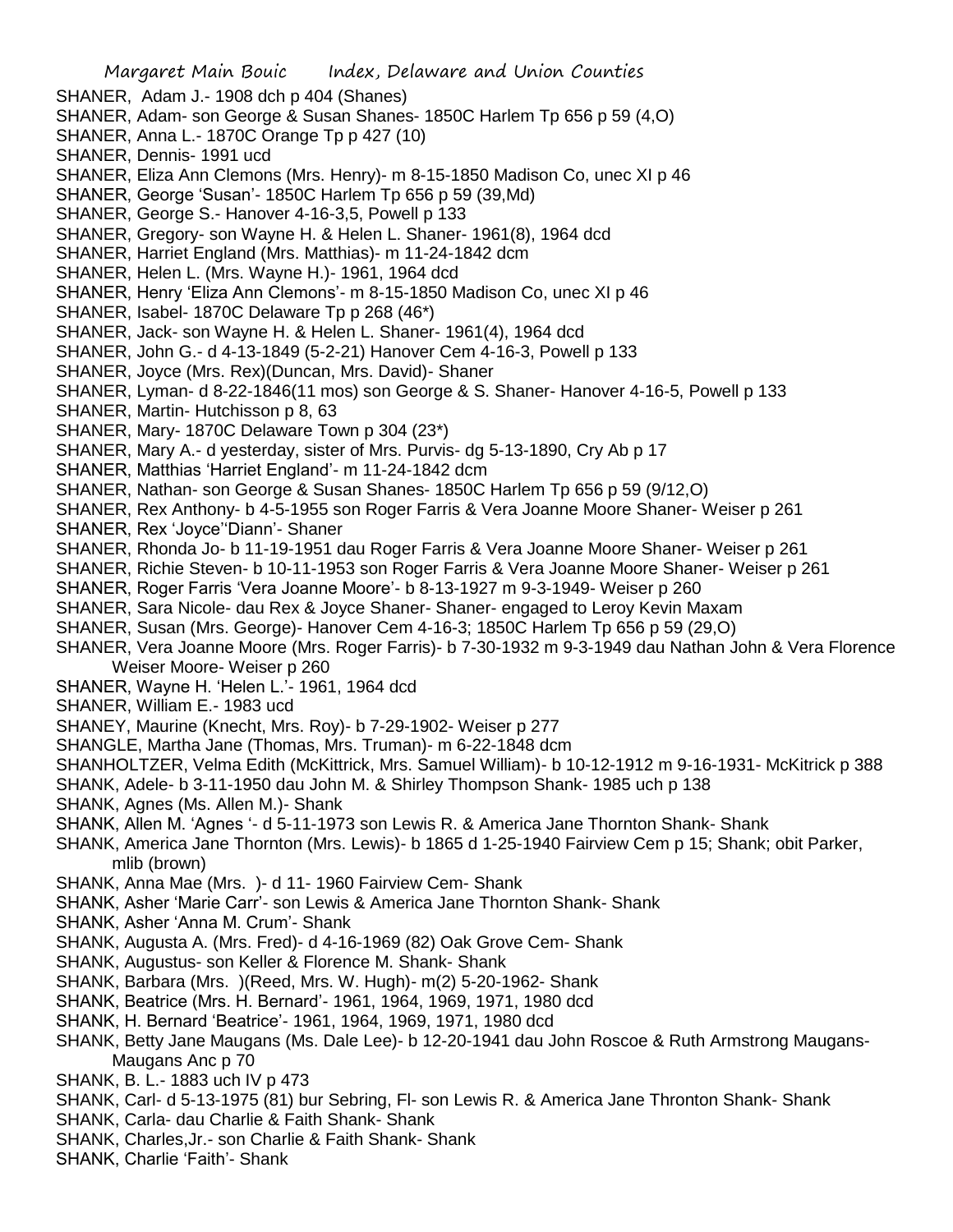SHANER, Adam J.- 1908 dch p 404 (Shanes)
SHANER, Adam- son George & Susan Shanes- 1850C Harlem Tp 656 p 59 (4,O)
SHANER, Anna L.- 1870C Orange Tp p 427 (10)
SHANER, Dennis- 1991 ucd
SHANER, Eliza Ann Clemons (Mrs. Henry)- m 8-15-1850 Madison Co, unec XI p 46
SHANER, George 'Susan'- 1850C Harlem Tp 656 p 59 (39,Md)
SHANER, George S.- Hanover 4-16-3,5, Powell p 133
SHANER, Gregory- son Wayne H. & Helen L. Shaner- 1961(8), 1964 dcd
SHANER, Harriet England (Mrs. Matthias)- m 11-24-1842 dcm
SHANER, Helen L. (Mrs. Wayne H.)- 1961, 1964 dcd
SHANER, Henry 'Eliza Ann Clemons'- m 8-15-1850 Madison Co, unec XI p 46
SHANER, Isabel- 1870C Delaware Tp p 268 (46*)
SHANER, Jack- son Wayne H. & Helen L. Shaner- 1961(4), 1964 dcd
SHANER, John G.- d 4-13-1849 (5-2-21) Hanover Cem 4-16-3, Powell p 133
SHANER, Joyce (Mrs. Rex)(Duncan, Mrs. David)- Shaner
SHANER, Lyman- d 8-22-1846(11 mos) son George & S. Shaner- Hanover 4-16-5, Powell p 133
SHANER, Martin- Hutchisson p 8, 63
SHANER, Mary- 1870C Delaware Town p 304 (23*)
SHANER, Mary A.- d yesterday, sister of Mrs. Purvis- dg 5-13-1890, Cry Ab p 17
SHANER, Matthias 'Harriet England'- m 11-24-1842 dcm
SHANER, Nathan- son George & Susan Shanes- 1850C Harlem Tp 656 p 59 (9/12,O)
SHANER, Rex Anthony- b 4-5-1955 son Roger Farris & Vera Joanne Moore Shaner- Weiser p 261
SHANER, Rex 'Joyce''Diann'- Shaner
SHANER, Rhonda Jo- b 11-19-1951 dau Roger Farris & Vera Joanne Moore Shaner- Weiser p 261
SHANER, Richie Steven- b 10-11-1953 son Roger Farris & Vera Joanne Moore Shaner- Weiser p 261
SHANER, Roger Farris 'Vera Joanne Moore'- b 8-13-1927 m 9-3-1949- Weiser p 260
SHANER, Sara Nicole- dau Rex & Joyce Shaner- Shaner- engaged to Leroy Kevin Maxam
SHANER, Susan (Mrs. George)- Hanover Cem 4-16-3; 1850C Harlem Tp 656 p 59 (29,O)
SHANER, Vera Joanne Moore (Mrs. Roger Farris)- b 7-30-1932 m 9-3-1949 dau Nathan John & Vera Florence Weiser Moore- Weiser p 260
SHANER, Wayne H. 'Helen L.'- 1961, 1964 dcd
SHANER, William E.- 1983 ucd
SHANEY, Maurine (Knecht, Mrs. Roy)- b 7-29-1902- Weiser p 277
SHANGLE, Martha Jane (Thomas, Mrs. Truman)- m 6-22-1848 dcm
SHANHOLTZER, Velma Edith (McKittrick, Mrs. Samuel William)- b 10-12-1912 m 9-16-1931- McKitrick p 388
SHANK, Adele- b 3-11-1950 dau John M. & Shirley Thompson Shank- 1985 uch p 138
SHANK, Agnes (Ms. Allen M.)- Shank
SHANK, Allen M. 'Agnes '- d 5-11-1973 son Lewis R. & America Jane Thornton Shank- Shank
SHANK, America Jane Thornton (Mrs. Lewis)- b 1865 d 1-25-1940 Fairview Cem p 15; Shank; obit Parker, mlib (brown)
SHANK, Anna Mae (Mrs. )- d 11- 1960 Fairview Cem- Shank
SHANK, Asher 'Marie Carr'- son Lewis & America Jane Thornton Shank- Shank
SHANK, Asher 'Anna M. Crum'- Shank
SHANK, Augusta A. (Mrs. Fred)- d 4-16-1969 (82) Oak Grove Cem- Shank
SHANK, Augustus- son Keller & Florence M. Shank- Shank
SHANK, Barbara (Mrs. )(Reed, Mrs. W. Hugh)- m(2) 5-20-1962- Shank
SHANK, Beatrice (Mrs. H. Bernard'- 1961, 1964, 1969, 1971, 1980 dcd
SHANK, H. Bernard 'Beatrice'- 1961, 1964, 1969, 1971, 1980 dcd
SHANK, Betty Jane Maugans (Ms. Dale Lee)- b 12-20-1941 dau John Roscoe & Ruth Armstrong Maugans- Maugans Anc p 70
SHANK, B. L.- 1883 uch IV p 473
SHANK, Carl- d 5-13-1975 (81) bur Sebring, Fl- son Lewis R. & America Jane Thronton Shank- Shank
SHANK, Carla- dau Charlie & Faith Shank- Shank
SHANK, Charles,Jr.- son Charlie & Faith Shank- Shank
SHANK, Charlie 'Faith'- Shank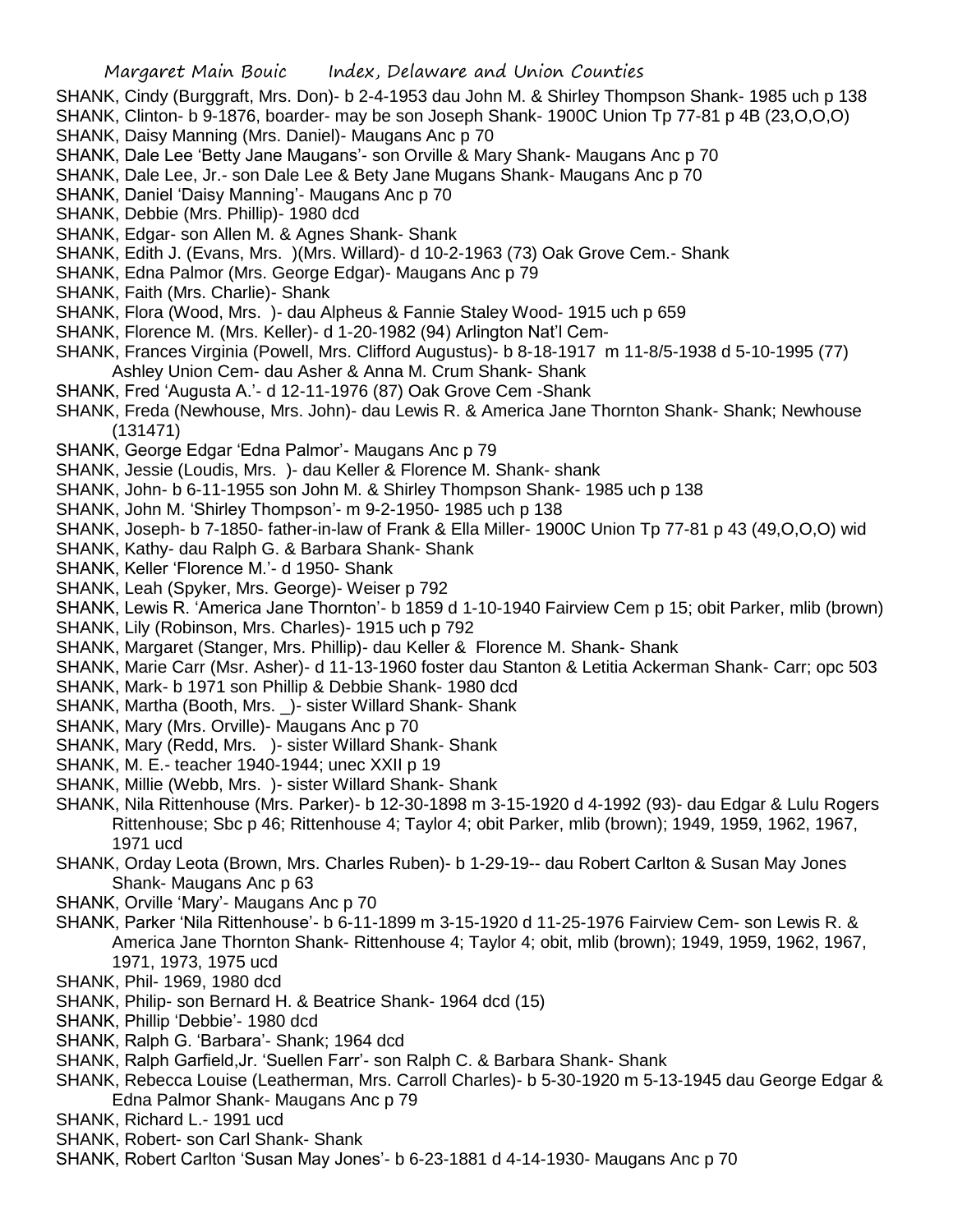SHANK, Cindy (Burggraft, Mrs. Don)- b 2-4-1953 dau John M. & Shirley Thompson Shank- 1985 uch p 138
SHANK, Clinton- b 9-1876, boarder- may be son Joseph Shank- 1900C Union Tp 77-81 p 4B (23,O,O,O)
SHANK, Daisy Manning (Mrs. Daniel)- Maugans Anc p 70
SHANK, Dale Lee 'Betty Jane Maugans'- son Orville & Mary Shank- Maugans Anc p 70
SHANK, Dale Lee, Jr.- son Dale Lee & Bety Jane Mugans Shank- Maugans Anc p 70
SHANK, Daniel 'Daisy Manning'- Maugans Anc p 70
SHANK, Debbie (Mrs. Phillip)- 1980 dcd
SHANK, Edgar- son Allen M. & Agnes Shank- Shank
SHANK, Edith J. (Evans, Mrs. )(Mrs. Willard)- d 10-2-1963 (73) Oak Grove Cem.- Shank
SHANK, Edna Palmor (Mrs. George Edgar)- Maugans Anc p 79
SHANK, Faith (Mrs. Charlie)- Shank
SHANK, Flora (Wood, Mrs. )- dau Alpheus & Fannie Staley Wood- 1915 uch p 659
SHANK, Florence M. (Mrs. Keller)- d 1-20-1982 (94) Arlington Nat'l Cem-
SHANK, Frances Virginia (Powell, Mrs. Clifford Augustus)- b 8-18-1917 m 11-8/5-1938 d 5-10-1995 (77) Ashley Union Cem- dau Asher & Anna M. Crum Shank- Shank
SHANK, Fred 'Augusta A.'- d 12-11-1976 (87) Oak Grove Cem -Shank
SHANK, Freda (Newhouse, Mrs. John)- dau Lewis R. & America Jane Thornton Shank- Shank; Newhouse (131471)
SHANK, George Edgar 'Edna Palmor'- Maugans Anc p 79
SHANK, Jessie (Loudis, Mrs. )- dau Keller & Florence M. Shank- shank
SHANK, John- b 6-11-1955 son John M. & Shirley Thompson Shank- 1985 uch p 138
SHANK, John M. 'Shirley Thompson'- m 9-2-1950- 1985 uch p 138
SHANK, Joseph- b 7-1850- father-in-law of Frank & Ella Miller- 1900C Union Tp 77-81 p 43 (49,O,O,O) wid
SHANK, Kathy- dau Ralph G. & Barbara Shank- Shank
SHANK, Keller 'Florence M.'- d 1950- Shank
SHANK, Leah (Spyker, Mrs. George)- Weiser p 792
SHANK, Lewis R. 'America Jane Thornton'- b 1859 d 1-10-1940 Fairview Cem p 15; obit Parker, mlib (brown)
SHANK, Lily (Robinson, Mrs. Charles)- 1915 uch p 792
SHANK, Margaret (Stanger, Mrs. Phillip)- dau Keller & Florence M. Shank- Shank
SHANK, Marie Carr (Msr. Asher)- d 11-13-1960 foster dau Stanton & Letitia Ackerman Shank- Carr; opc 503
SHANK, Mark- b 1971 son Phillip & Debbie Shank- 1980 dcd
SHANK, Martha (Booth, Mrs. _)- sister Willard Shank- Shank
SHANK, Mary (Mrs. Orville)- Maugans Anc p 70
SHANK, Mary (Redd, Mrs. )- sister Willard Shank- Shank
SHANK, M. E.- teacher 1940-1944; unec XXII p 19
SHANK, Millie (Webb, Mrs. )- sister Willard Shank- Shank
SHANK, Nila Rittenhouse (Mrs. Parker)- b 12-30-1898 m 3-15-1920 d 4-1992 (93)- dau Edgar & Lulu Rogers Rittenhouse; Sbc p 46; Rittenhouse 4; Taylor 4; obit Parker, mlib (brown); 1949, 1959, 1962, 1967, 1971 ucd
SHANK, Orday Leota (Brown, Mrs. Charles Ruben)- b 1-29-19-- dau Robert Carlton & Susan May Jones Shank- Maugans Anc p 63
SHANK, Orville 'Mary'- Maugans Anc p 70
SHANK, Parker 'Nila Rittenhouse'- b 6-11-1899 m 3-15-1920 d 11-25-1976 Fairview Cem- son Lewis R. & America Jane Thornton Shank- Rittenhouse 4; Taylor 4; obit, mlib (brown); 1949, 1959, 1962, 1967, 1971, 1973, 1975 ucd
SHANK, Phil- 1969, 1980 dcd
SHANK, Philip- son Bernard H. & Beatrice Shank- 1964 dcd (15)
SHANK, Phillip 'Debbie'- 1980 dcd
SHANK, Ralph G. 'Barbara'- Shank; 1964 dcd
SHANK, Ralph Garfield,Jr. 'Suellen Farr'- son Ralph C. & Barbara Shank- Shank
SHANK, Rebecca Louise (Leatherman, Mrs. Carroll Charles)- b 5-30-1920 m 5-13-1945 dau George Edgar & Edna Palmor Shank- Maugans Anc p 79
SHANK, Richard L.- 1991 ucd
SHANK, Robert- son Carl Shank- Shank
SHANK, Robert Carlton 'Susan May Jones'- b 6-23-1881 d 4-14-1930- Maugans Anc p 70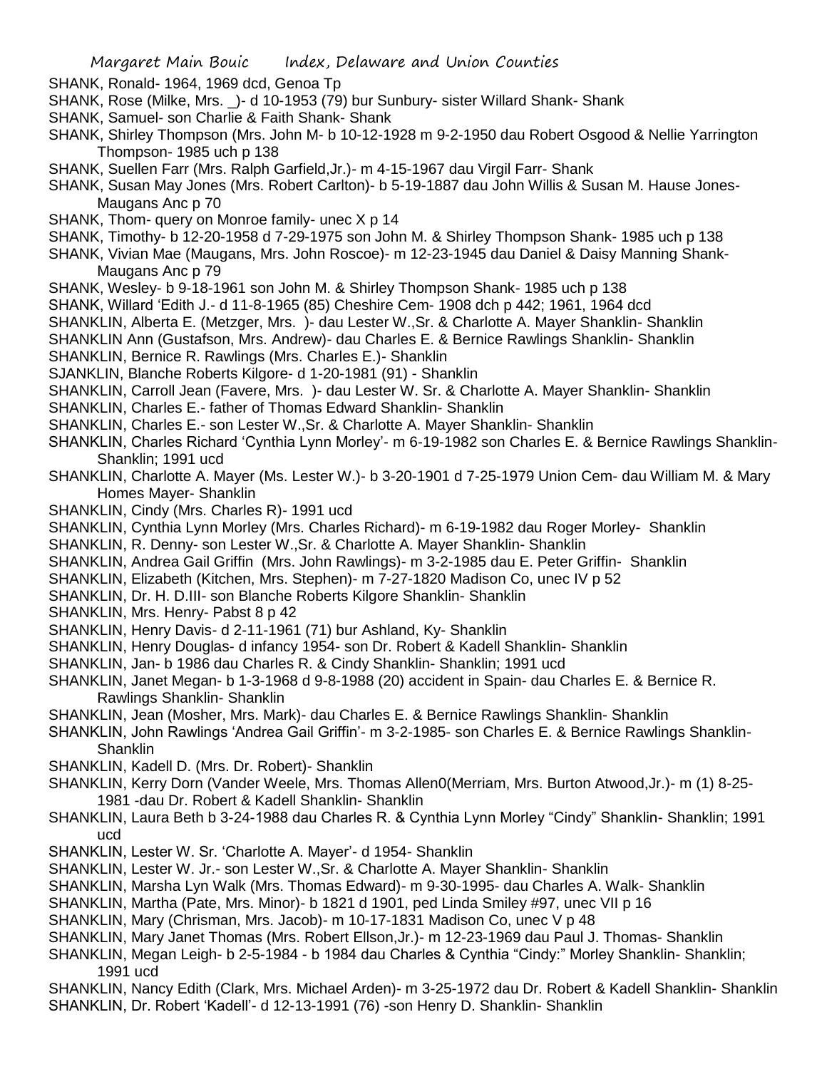SHANK, Ronald- 1964, 1969 dcd, Genoa Tp
SHANK, Rose (Milke, Mrs. _)- d 10-1953 (79) bur Sunbury- sister Willard Shank- Shank
SHANK, Samuel- son Charlie & Faith Shank- Shank
SHANK, Shirley Thompson (Mrs. John M- b 10-12-1928 m 9-2-1950 dau Robert Osgood & Nellie Yarrington Thompson- 1985 uch p 138
SHANK, Suellen Farr (Mrs. Ralph Garfield,Jr.)- m 4-15-1967 dau Virgil Farr- Shank
SHANK, Susan May Jones (Mrs. Robert Carlton)- b 5-19-1887 dau John Willis & Susan M. Hause Jones- Maugans Anc p 70
SHANK, Thom- query on Monroe family- unec X p 14
SHANK, Timothy- b 12-20-1958 d 7-29-1975 son John M. & Shirley Thompson Shank- 1985 uch p 138
SHANK, Vivian Mae (Maugans, Mrs. John Roscoe)- m 12-23-1945 dau Daniel & Daisy Manning Shank- Maugans Anc p 79
SHANK, Wesley- b 9-18-1961 son John M. & Shirley Thompson Shank- 1985 uch p 138
SHANK, Willard 'Edith J.- d 11-8-1965 (85) Cheshire Cem- 1908 dch p 442; 1961, 1964 dcd
SHANKLIN, Alberta E. (Metzger, Mrs. )- dau Lester W.,Sr. & Charlotte A. Mayer Shanklin- Shanklin
SHANKLIN Ann (Gustafson, Mrs. Andrew)- dau Charles E. & Bernice Rawlings Shanklin- Shanklin
SHANKLIN, Bernice R. Rawlings (Mrs. Charles E.)- Shanklin
SJANKLIN, Blanche Roberts Kilgore- d 1-20-1981 (91) - Shanklin
SHANKLIN, Carroll Jean (Favere, Mrs. )- dau Lester W. Sr. & Charlotte A. Mayer Shanklin- Shanklin
SHANKLIN, Charles E.- father of Thomas Edward Shanklin- Shanklin
SHANKLIN, Charles E.- son Lester W.,Sr. & Charlotte A. Mayer Shanklin- Shanklin
SHANKLIN, Charles Richard 'Cynthia Lynn Morley'- m 6-19-1982 son Charles E. & Bernice Rawlings Shanklin- Shanklin; 1991 ucd
SHANKLIN, Charlotte A. Mayer (Ms. Lester W.)- b 3-20-1901 d 7-25-1979 Union Cem- dau William M. & Mary Homes Mayer- Shanklin
SHANKLIN, Cindy (Mrs. Charles R)- 1991 ucd
SHANKLIN, Cynthia Lynn Morley (Mrs. Charles Richard)- m 6-19-1982 dau Roger Morley- Shanklin
SHANKLIN, R. Denny- son Lester W.,Sr. & Charlotte A. Mayer Shanklin- Shanklin
SHANKLIN, Andrea Gail Griffin (Mrs. John Rawlings)- m 3-2-1985 dau E. Peter Griffin- Shanklin
SHANKLIN, Elizabeth (Kitchen, Mrs. Stephen)- m 7-27-1820 Madison Co, unec IV p 52
SHANKLIN, Dr. H. D.III- son Blanche Roberts Kilgore Shanklin- Shanklin
SHANKLIN, Mrs. Henry- Pabst 8 p 42
SHANKLIN, Henry Davis- d 2-11-1961 (71) bur Ashland, Ky- Shanklin
SHANKLIN, Henry Douglas- d infancy 1954- son Dr. Robert & Kadell Shanklin- Shanklin
SHANKLIN, Jan- b 1986 dau Charles R. & Cindy Shanklin- Shanklin; 1991 ucd
SHANKLIN, Janet Megan- b 1-3-1968 d 9-8-1988 (20) accident in Spain- dau Charles E. & Bernice R. Rawlings Shanklin- Shanklin
SHANKLIN, Jean (Mosher, Mrs. Mark)- dau Charles E. & Bernice Rawlings Shanklin- Shanklin
SHANKLIN, John Rawlings 'Andrea Gail Griffin'- m 3-2-1985- son Charles E. & Bernice Rawlings Shanklin- Shanklin
SHANKLIN, Kadell D. (Mrs. Dr. Robert)- Shanklin
SHANKLIN, Kerry Dorn (Vander Weele, Mrs. Thomas Allen0(Merriam, Mrs. Burton Atwood,Jr.)- m (1) 8-25-1981 -dau Dr. Robert & Kadell Shanklin- Shanklin
SHANKLIN, Laura Beth b 3-24-1988 dau Charles R. & Cynthia Lynn Morley "Cindy" Shanklin- Shanklin; 1991 ucd
SHANKLIN, Lester W. Sr. 'Charlotte A. Mayer'- d 1954- Shanklin
SHANKLIN, Lester W. Jr.- son Lester W.,Sr. & Charlotte A. Mayer Shanklin- Shanklin
SHANKLIN, Marsha Lyn Walk (Mrs. Thomas Edward)- m 9-30-1995- dau Charles A. Walk- Shanklin
SHANKLIN, Martha (Pate, Mrs. Minor)- b 1821 d 1901, ped Linda Smiley #97, unec VII p 16
SHANKLIN, Mary (Chrisman, Mrs. Jacob)- m 10-17-1831 Madison Co, unec V p 48
SHANKLIN, Mary Janet Thomas (Mrs. Robert Ellson,Jr.)- m 12-23-1969 dau Paul J. Thomas- Shanklin
SHANKLIN, Megan Leigh- b 2-5-1984 - b 1984 dau Charles & Cynthia "Cindy:" Morley Shanklin- Shanklin; 1991 ucd
SHANKLIN, Nancy Edith (Clark, Mrs. Michael Arden)- m 3-25-1972 dau Dr. Robert & Kadell Shanklin- Shanklin
SHANKLIN, Dr. Robert 'Kadell'- d 12-13-1991 (76) -son Henry D. Shanklin- Shanklin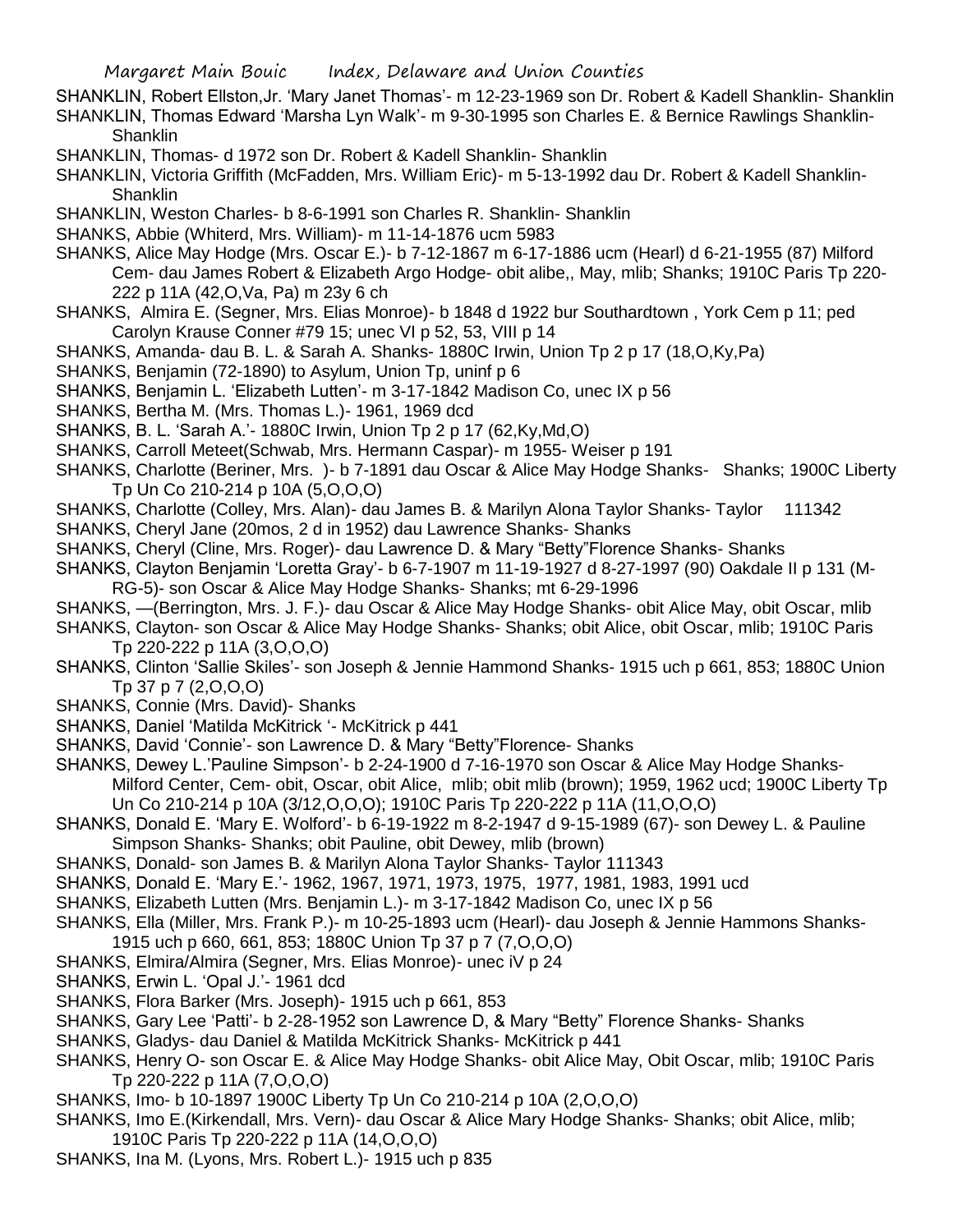SHANKLIN, Robert Ellston,Jr. 'Mary Janet Thomas'- m 12-23-1969 son Dr. Robert & Kadell Shanklin- Shanklin

SHANKLIN, Thomas Edward 'Marsha Lyn Walk'- m 9-30-1995 son Charles E. & Bernice Rawlings Shanklin- Shanklin

SHANKLIN, Thomas- d 1972 son Dr. Robert & Kadell Shanklin- Shanklin

SHANKLIN, Victoria Griffith (McFadden, Mrs. William Eric)- m 5-13-1992 dau Dr. Robert & Kadell Shanklin- Shanklin

SHANKLIN, Weston Charles- b 8-6-1991 son Charles R. Shanklin- Shanklin

SHANKS, Abbie (Whiterd, Mrs. William)- m 11-14-1876 ucm 5983

SHANKS, Alice May Hodge (Mrs. Oscar E.)- b 7-12-1867 m 6-17-1886 ucm (Hearl) d 6-21-1955 (87) Milford Cem- dau James Robert & Elizabeth Argo Hodge- obit alibe,, May, mlib; Shanks; 1910C Paris Tp 220-222 p 11A (42,O,Va, Pa) m 23y 6 ch

SHANKS, Almira E. (Segner, Mrs. Elias Monroe)- b 1848 d 1922 bur Southardtown , York Cem p 11; ped Carolyn Krause Conner #79 15; unec VI p 52, 53, VIII p 14

SHANKS, Amanda- dau B. L. & Sarah A. Shanks- 1880C Irwin, Union Tp 2 p 17 (18,O,Ky,Pa)

SHANKS, Benjamin (72-1890) to Asylum, Union Tp, uninf p 6

SHANKS, Benjamin L. 'Elizabeth Lutten'- m 3-17-1842 Madison Co, unec IX p 56

SHANKS, Bertha M. (Mrs. Thomas L.)- 1961, 1969 dcd

SHANKS, B. L. 'Sarah A.'- 1880C Irwin, Union Tp 2 p 17 (62,Ky,Md,O)

SHANKS, Carroll Meteet(Schwab, Mrs. Hermann Caspar)- m 1955- Weiser p 191

SHANKS, Charlotte (Beriner, Mrs. )- b 7-1891 dau Oscar & Alice May Hodge Shanks- Shanks; 1900C Liberty Tp Un Co 210-214 p 10A (5,O,O,O)

SHANKS, Charlotte (Colley, Mrs. Alan)- dau James B. & Marilyn Alona Taylor Shanks- Taylor 111342

SHANKS, Cheryl Jane (20mos, 2 d in 1952) dau Lawrence Shanks- Shanks

SHANKS, Cheryl (Cline, Mrs. Roger)- dau Lawrence D. & Mary "Betty"Florence Shanks- Shanks

SHANKS, Clayton Benjamin 'Loretta Gray'- b 6-7-1907 m 11-19-1927 d 8-27-1997 (90) Oakdale II p 131 (M-RG-5)- son Oscar & Alice May Hodge Shanks- Shanks; mt 6-29-1996

SHANKS, —(Berrington, Mrs. J. F.)- dau Oscar & Alice May Hodge Shanks- obit Alice May, obit Oscar, mlib

SHANKS, Clayton- son Oscar & Alice May Hodge Shanks- Shanks; obit Alice, obit Oscar, mlib; 1910C Paris Tp 220-222 p 11A (3,O,O,O)

SHANKS, Clinton 'Sallie Skiles'- son Joseph & Jennie Hammond Shanks- 1915 uch p 661, 853; 1880C Union Tp 37 p 7 (2,O,O,O)

SHANKS, Connie (Mrs. David)- Shanks

SHANKS, Daniel 'Matilda McKitrick '- McKitrick p 441

SHANKS, David 'Connie'- son Lawrence D. & Mary "Betty"Florence- Shanks

SHANKS, Dewey L.'Pauline Simpson'- b 2-24-1900 d 7-16-1970 son Oscar & Alice May Hodge Shanks- Milford Center, Cem- obit, Oscar, obit Alice, mlib; obit mlib (brown); 1959, 1962 ucd; 1900C Liberty Tp Un Co 210-214 p 10A (3/12,O,O,O); 1910C Paris Tp 220-222 p 11A (11,O,O,O)

SHANKS, Donald E. 'Mary E. Wolford'- b 6-19-1922 m 8-2-1947 d 9-15-1989 (67)- son Dewey L. & Pauline Simpson Shanks- Shanks; obit Pauline, obit Dewey, mlib (brown)

SHANKS, Donald- son James B. & Marilyn Alona Taylor Shanks- Taylor 111343

SHANKS, Donald E. 'Mary E.'- 1962, 1967, 1971, 1973, 1975, 1977, 1981, 1983, 1991 ucd

SHANKS, Elizabeth Lutten (Mrs. Benjamin L.)- m 3-17-1842 Madison Co, unec IX p 56

SHANKS, Ella (Miller, Mrs. Frank P.)- m 10-25-1893 ucm (Hearl)- dau Joseph & Jennie Hammons Shanks- 1915 uch p 660, 661, 853; 1880C Union Tp 37 p 7 (7,O,O,O)

SHANKS, Elmira/Almira (Segner, Mrs. Elias Monroe)- unec iV p 24

SHANKS, Erwin L. 'Opal J.'- 1961 dcd

SHANKS, Flora Barker (Mrs. Joseph)- 1915 uch p 661, 853

SHANKS, Gary Lee 'Patti'- b 2-28-1952 son Lawrence D, & Mary "Betty" Florence Shanks- Shanks

SHANKS, Gladys- dau Daniel & Matilda McKitrick Shanks- McKitrick p 441

SHANKS, Henry O- son Oscar E. & Alice May Hodge Shanks- obit Alice May, Obit Oscar, mlib; 1910C Paris Tp 220-222 p 11A (7,O,O,O)

SHANKS, Imo- b 10-1897 1900C Liberty Tp Un Co 210-214 p 10A (2,O,O,O)

SHANKS, Imo E.(Kirkendall, Mrs. Vern)- dau Oscar & Alice Mary Hodge Shanks- Shanks; obit Alice, mlib; 1910C Paris Tp 220-222 p 11A (14,O,O,O)

SHANKS, Ina M. (Lyons, Mrs. Robert L.)- 1915 uch p 835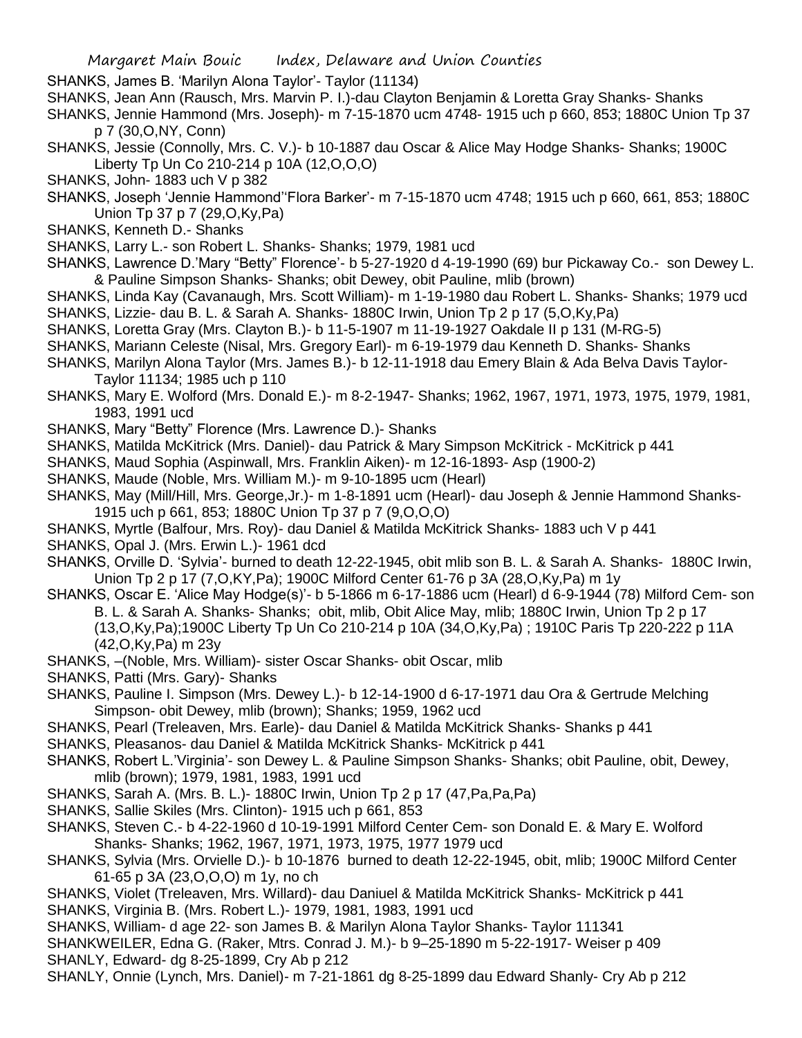SHANKS, James B. 'Marilyn Alona Taylor'- Taylor (11134)

SHANKS, Jean Ann (Rausch, Mrs. Marvin P. I.)-dau Clayton Benjamin & Loretta Gray Shanks- Shanks

SHANKS, Jennie Hammond (Mrs. Joseph)- m 7-15-1870 ucm 4748- 1915 uch p 660, 853; 1880C Union Tp 37 p 7 (30,O,NY, Conn)

SHANKS, Jessie (Connolly, Mrs. C. V.)- b 10-1887 dau Oscar & Alice May Hodge Shanks- Shanks; 1900C Liberty Tp Un Co 210-214 p 10A (12,O,O,O)

SHANKS, John- 1883 uch V p 382

SHANKS, Joseph 'Jennie Hammond''Flora Barker'- m 7-15-1870 ucm 4748; 1915 uch p 660, 661, 853; 1880C Union Tp 37 p 7 (29,O,Ky,Pa)

SHANKS, Kenneth D.- Shanks

SHANKS, Larry L.- son Robert L. Shanks- Shanks; 1979, 1981 ucd

SHANKS, Lawrence D.'Mary "Betty" Florence'- b 5-27-1920 d 4-19-1990 (69) bur Pickaway Co.- son Dewey L. & Pauline Simpson Shanks- Shanks; obit Dewey, obit Pauline, mlib (brown)

SHANKS, Linda Kay (Cavanaugh, Mrs. Scott William)- m 1-19-1980 dau Robert L. Shanks- Shanks; 1979 ucd

SHANKS, Lizzie- dau B. L. & Sarah A. Shanks- 1880C Irwin, Union Tp 2 p 17 (5,O,Ky,Pa)

SHANKS, Loretta Gray (Mrs. Clayton B.)- b 11-5-1907 m 11-19-1927 Oakdale II p 131 (M-RG-5)

SHANKS, Mariann Celeste (Nisal, Mrs. Gregory Earl)- m 6-19-1979 dau Kenneth D. Shanks- Shanks

SHANKS, Marilyn Alona Taylor (Mrs. James B.)- b 12-11-1918 dau Emery Blain & Ada Belva Davis Taylor- Taylor 11134; 1985 uch p 110

SHANKS, Mary E. Wolford (Mrs. Donald E.)- m 8-2-1947- Shanks; 1962, 1967, 1971, 1973, 1975, 1979, 1981, 1983, 1991 ucd

SHANKS, Mary "Betty" Florence (Mrs. Lawrence D.)- Shanks

SHANKS, Matilda McKitrick (Mrs. Daniel)- dau Patrick & Mary Simpson McKitrick - McKitrick p 441

SHANKS, Maud Sophia (Aspinwall, Mrs. Franklin Aiken)- m 12-16-1893- Asp (1900-2)

SHANKS, Maude (Noble, Mrs. William M.)- m 9-10-1895 ucm (Hearl)

SHANKS, May (Mill/Hill, Mrs. George,Jr.)- m 1-8-1891 ucm (Hearl)- dau Joseph & Jennie Hammond Shanks- 1915 uch p 661, 853; 1880C Union Tp 37 p 7 (9,O,O,O)

SHANKS, Myrtle (Balfour, Mrs. Roy)- dau Daniel & Matilda McKitrick Shanks- 1883 uch V p 441

SHANKS, Opal J. (Mrs. Erwin L.)- 1961 dcd

SHANKS, Orville D. 'Sylvia'- burned to death 12-22-1945, obit mlib son B. L. & Sarah A. Shanks- 1880C Irwin, Union Tp 2 p 17 (7,O,KY,Pa); 1900C Milford Center 61-76 p 3A (28,O,Ky,Pa) m 1y

SHANKS, Oscar E. 'Alice May Hodge(s)'- b 5-1866 m 6-17-1886 ucm (Hearl) d 6-9-1944 (78) Milford Cem- son B. L. & Sarah A. Shanks- Shanks; obit, mlib, Obit Alice May, mlib; 1880C Irwin, Union Tp 2 p 17 (13,O,Ky,Pa);1900C Liberty Tp Un Co 210-214 p 10A (34,O,Ky,Pa) ; 1910C Paris Tp 220-222 p 11A (42,O,Ky,Pa) m 23y

SHANKS, –(Noble, Mrs. William)- sister Oscar Shanks- obit Oscar, mlib

SHANKS, Patti (Mrs. Gary)- Shanks

SHANKS, Pauline I. Simpson (Mrs. Dewey L.)- b 12-14-1900 d 6-17-1971 dau Ora & Gertrude Melching Simpson- obit Dewey, mlib (brown); Shanks; 1959, 1962 ucd

SHANKS, Pearl (Treleaven, Mrs. Earle)- dau Daniel & Matilda McKitrick Shanks- Shanks p 441

SHANKS, Pleasanos- dau Daniel & Matilda McKitrick Shanks- McKitrick p 441

SHANKS, Robert L.'Virginia'- son Dewey L. & Pauline Simpson Shanks- Shanks; obit Pauline, obit, Dewey, mlib (brown); 1979, 1981, 1983, 1991 ucd

SHANKS, Sarah A. (Mrs. B. L.)- 1880C Irwin, Union Tp 2 p 17 (47,Pa,Pa,Pa)

SHANKS, Sallie Skiles (Mrs. Clinton)- 1915 uch p 661, 853

SHANKS, Steven C.- b 4-22-1960 d 10-19-1991 Milford Center Cem- son Donald E. & Mary E. Wolford Shanks- Shanks; 1962, 1967, 1971, 1973, 1975, 1977 1979 ucd

SHANKS, Sylvia (Mrs. Orvielle D.)- b 10-1876 burned to death 12-22-1945, obit, mlib; 1900C Milford Center 61-65 p 3A (23,O,O,O) m 1y, no ch

SHANKS, Violet (Treleaven, Mrs. Willard)- dau Daniuel & Matilda McKitrick Shanks- McKitrick p 441

SHANKS, Virginia B. (Mrs. Robert L.)- 1979, 1981, 1983, 1991 ucd

SHANKS, William- d age 22- son James B. & Marilyn Alona Taylor Shanks- Taylor 111341

SHANKWEILER, Edna G. (Raker, Mtrs. Conrad J. M.)- b 9–25-1890 m 5-22-1917- Weiser p 409

SHANLY, Edward- dg 8-25-1899, Cry Ab p 212

SHANLY, Onnie (Lynch, Mrs. Daniel)- m 7-21-1861 dg 8-25-1899 dau Edward Shanly- Cry Ab p 212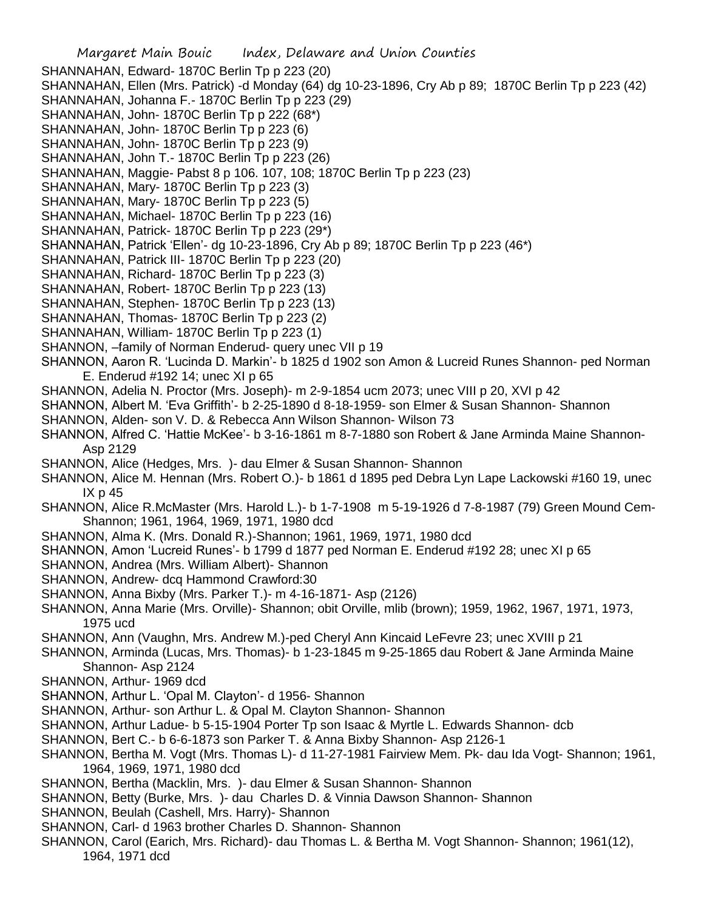SHANNAHAN, Edward- 1870C Berlin Tp p 223 (20)

SHANNAHAN, Ellen (Mrs. Patrick) -d Monday (64) dg 10-23-1896, Cry Ab p 89; 1870C Berlin Tp p 223 (42)

SHANNAHAN, Johanna F.- 1870C Berlin Tp p 223 (29)

SHANNAHAN, John- 1870C Berlin Tp p 222 (68*)

SHANNAHAN, John- 1870C Berlin Tp p 223 (6)

SHANNAHAN, John- 1870C Berlin Tp p 223 (9)

SHANNAHAN, John T.- 1870C Berlin Tp p 223 (26)

SHANNAHAN, Maggie- Pabst 8 p 106. 107, 108; 1870C Berlin Tp p 223 (23)

SHANNAHAN, Mary- 1870C Berlin Tp p 223 (3)

SHANNAHAN, Mary- 1870C Berlin Tp p 223 (5)

SHANNAHAN, Michael- 1870C Berlin Tp p 223 (16)

SHANNAHAN, Patrick- 1870C Berlin Tp p 223 (29*)

SHANNAHAN, Patrick 'Ellen'- dg 10-23-1896, Cry Ab p 89; 1870C Berlin Tp p 223 (46*)

SHANNAHAN, Patrick III- 1870C Berlin Tp p 223 (20)

SHANNAHAN, Richard- 1870C Berlin Tp p 223 (3)

SHANNAHAN, Robert- 1870C Berlin Tp p 223 (13)

SHANNAHAN, Stephen- 1870C Berlin Tp p 223 (13)

SHANNAHAN, Thomas- 1870C Berlin Tp p 223 (2)

SHANNAHAN, William- 1870C Berlin Tp p 223 (1)

SHANNON, –family of Norman Enderud- query unec VII p 19

SHANNON, Aaron R. 'Lucinda D. Markin'- b 1825 d 1902 son Amon & Lucreid Runes Shannon- ped Norman E. Enderud #192 14; unec XI p 65

SHANNON, Adelia N. Proctor (Mrs. Joseph)- m 2-9-1854 ucm 2073; unec VIII p 20, XVI p 42

SHANNON, Albert M. 'Eva Griffith'- b 2-25-1890 d 8-18-1959- son Elmer & Susan Shannon- Shannon

SHANNON, Alden- son V. D. & Rebecca Ann Wilson Shannon- Wilson 73

SHANNON, Alfred C. 'Hattie McKee'- b 3-16-1861 m 8-7-1880 son Robert & Jane Arminda Maine Shannon- Asp 2129

SHANNON, Alice (Hedges, Mrs. )- dau Elmer & Susan Shannon- Shannon

SHANNON, Alice M. Hennan (Mrs. Robert O.)- b 1861 d 1895 ped Debra Lyn Lape Lackowski #160 19, unec IX p 45

SHANNON, Alice R.McMaster (Mrs. Harold L.)- b 1-7-1908 m 5-19-1926 d 7-8-1987 (79) Green Mound Cem- Shannon; 1961, 1964, 1969, 1971, 1980 dcd

SHANNON, Alma K. (Mrs. Donald R.)-Shannon; 1961, 1969, 1971, 1980 dcd

SHANNON, Amon 'Lucreid Runes'- b 1799 d 1877 ped Norman E. Enderud #192 28; unec XI p 65

SHANNON, Andrea (Mrs. William Albert)- Shannon

SHANNON, Andrew- dcq Hammond Crawford:30

SHANNON, Anna Bixby (Mrs. Parker T.)- m 4-16-1871- Asp (2126)

SHANNON, Anna Marie (Mrs. Orville)- Shannon; obit Orville, mlib (brown); 1959, 1962, 1967, 1971, 1973, 1975 ucd

SHANNON, Ann (Vaughn, Mrs. Andrew M.)-ped Cheryl Ann Kincaid LeFevre 23; unec XVIII p 21

SHANNON, Arminda (Lucas, Mrs. Thomas)- b 1-23-1845 m 9-25-1865 dau Robert & Jane Arminda Maine Shannon- Asp 2124

SHANNON, Arthur- 1969 dcd

SHANNON, Arthur L. 'Opal M. Clayton'- d 1956- Shannon

SHANNON, Arthur- son Arthur L. & Opal M. Clayton Shannon- Shannon

SHANNON, Arthur Ladue- b 5-15-1904 Porter Tp son Isaac & Myrtle L. Edwards Shannon- dcb

SHANNON, Bert C.- b 6-6-1873 son Parker T. & Anna Bixby Shannon- Asp 2126-1

SHANNON, Bertha M. Vogt (Mrs. Thomas L)- d 11-27-1981 Fairview Mem. Pk- dau Ida Vogt- Shannon; 1961, 1964, 1969, 1971, 1980 dcd

SHANNON, Bertha (Macklin, Mrs. )- dau Elmer & Susan Shannon- Shannon

SHANNON, Betty (Burke, Mrs. )- dau Charles D. & Vinnia Dawson Shannon- Shannon

SHANNON, Beulah (Cashell, Mrs. Harry)- Shannon

SHANNON, Carl- d 1963 brother Charles D. Shannon- Shannon

SHANNON, Carol (Earich, Mrs. Richard)- dau Thomas L. & Bertha M. Vogt Shannon- Shannon; 1961(12), 1964, 1971 dcd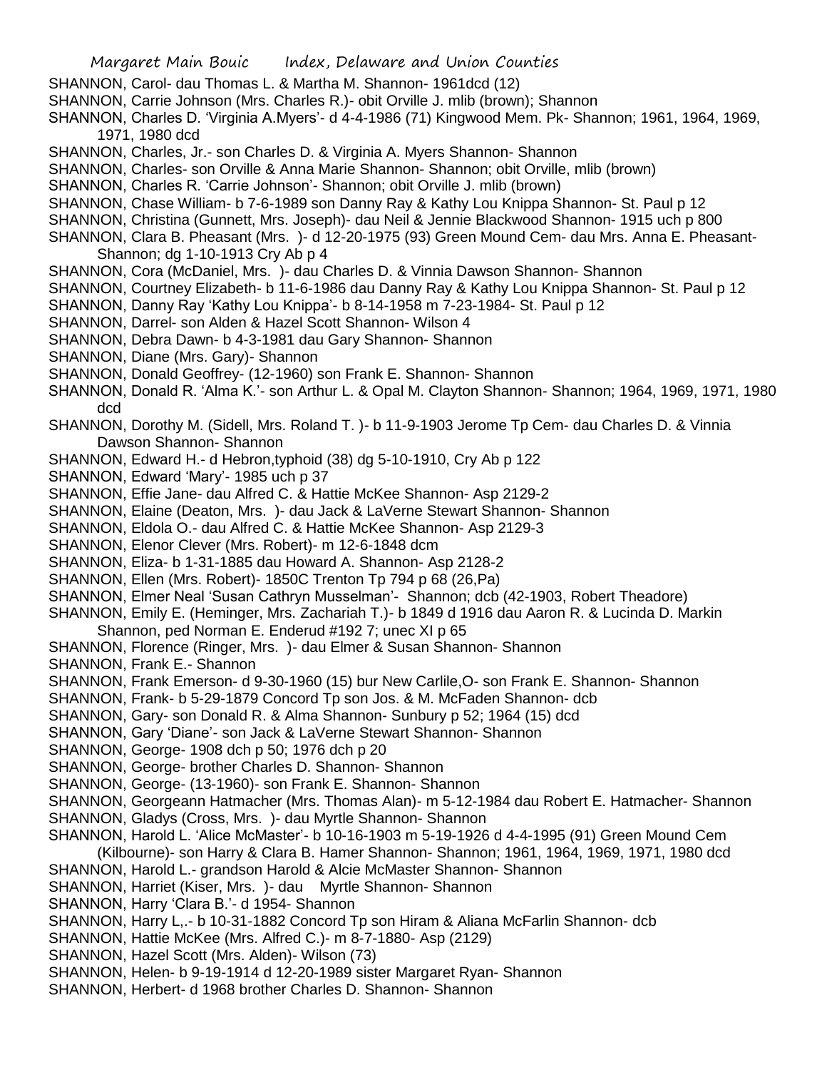SHANNON, Carol- dau Thomas L. & Martha M. Shannon- 1961dcd (12)

SHANNON, Carrie Johnson (Mrs. Charles R.)- obit Orville J. mlib (brown); Shannon

SHANNON, Charles D. 'Virginia A.Myers'- d 4-4-1986 (71) Kingwood Mem. Pk- Shannon; 1961, 1964, 1969, 1971, 1980 dcd

SHANNON, Charles, Jr.- son Charles D. & Virginia A. Myers Shannon- Shannon

SHANNON, Charles- son Orville & Anna Marie Shannon- Shannon; obit Orville, mlib (brown)

SHANNON, Charles R. 'Carrie Johnson'- Shannon; obit Orville J. mlib (brown)

SHANNON, Chase William- b 7-6-1989 son Danny Ray & Kathy Lou Knippa Shannon- St. Paul p 12

SHANNON, Christina (Gunnett, Mrs. Joseph)- dau Neil & Jennie Blackwood Shannon- 1915 uch p 800

SHANNON, Clara B. Pheasant (Mrs. )- d 12-20-1975 (93) Green Mound Cem- dau Mrs. Anna E. Pheasant- Shannon; dg 1-10-1913 Cry Ab p 4

SHANNON, Cora (McDaniel, Mrs. )- dau Charles D. & Vinnia Dawson Shannon- Shannon

SHANNON, Courtney Elizabeth- b 11-6-1986 dau Danny Ray & Kathy Lou Knippa Shannon- St. Paul p 12

SHANNON, Danny Ray 'Kathy Lou Knippa'- b 8-14-1958 m 7-23-1984- St. Paul p 12

SHANNON, Darrel- son Alden & Hazel Scott Shannon- Wilson 4

SHANNON, Debra Dawn- b 4-3-1981 dau Gary Shannon- Shannon

SHANNON, Diane (Mrs. Gary)- Shannon

SHANNON, Donald Geoffrey- (12-1960) son Frank E. Shannon- Shannon

SHANNON, Donald R. 'Alma K.'- son Arthur L. & Opal M. Clayton Shannon- Shannon; 1964, 1969, 1971, 1980 dcd

SHANNON, Dorothy M. (Sidell, Mrs. Roland T. )- b 11-9-1903 Jerome Tp Cem- dau Charles D. & Vinnia Dawson Shannon- Shannon

SHANNON, Edward H.- d Hebron,typhoid (38) dg 5-10-1910, Cry Ab p 122

SHANNON, Edward 'Mary'- 1985 uch p 37

SHANNON, Effie Jane- dau Alfred C. & Hattie McKee Shannon- Asp 2129-2

SHANNON, Elaine (Deaton, Mrs. )- dau Jack & LaVerne Stewart Shannon- Shannon

SHANNON, Eldola O.- dau Alfred C. & Hattie McKee Shannon- Asp 2129-3

SHANNON, Elenor Clever (Mrs. Robert)- m 12-6-1848 dcm

SHANNON, Eliza- b 1-31-1885 dau Howard A. Shannon- Asp 2128-2

SHANNON, Ellen (Mrs. Robert)- 1850C Trenton Tp 794 p 68 (26,Pa)

SHANNON, Elmer Neal 'Susan Cathryn Musselman'- Shannon; dcb (42-1903, Robert Theadore)

SHANNON, Emily E. (Heminger, Mrs. Zachariah T.)- b 1849 d 1916 dau Aaron R. & Lucinda D. Markin Shannon, ped Norman E. Enderud #192 7; unec XI p 65

SHANNON, Florence (Ringer, Mrs. )- dau Elmer & Susan Shannon- Shannon

SHANNON, Frank E.- Shannon

SHANNON, Frank Emerson- d 9-30-1960 (15) bur New Carlile,O- son Frank E. Shannon- Shannon

SHANNON, Frank- b 5-29-1879 Concord Tp son Jos. & M. McFaden Shannon- dcb

SHANNON, Gary- son Donald R. & Alma Shannon- Sunbury p 52; 1964 (15) dcd

SHANNON, Gary 'Diane'- son Jack & LaVerne Stewart Shannon- Shannon

SHANNON, George- 1908 dch p 50; 1976 dch p 20

SHANNON, George- brother Charles D. Shannon- Shannon

SHANNON, George- (13-1960)- son Frank E. Shannon- Shannon

SHANNON, Georgeann Hatmacher (Mrs. Thomas Alan)- m 5-12-1984 dau Robert E. Hatmacher- Shannon

SHANNON, Gladys (Cross, Mrs. )- dau Myrtle Shannon- Shannon

SHANNON, Harold L. 'Alice McMaster'- b 10-16-1903 m 5-19-1926 d 4-4-1995 (91) Green Mound Cem (Kilbourne)- son Harry & Clara B. Hamer Shannon- Shannon; 1961, 1964, 1969, 1971, 1980 dcd

SHANNON, Harold L.- grandson Harold & Alcie McMaster Shannon- Shannon

SHANNON, Harriet (Kiser, Mrs. )- dau Myrtle Shannon- Shannon

SHANNON, Harry 'Clara B.'- d 1954- Shannon

SHANNON, Harry L,.- b 10-31-1882 Concord Tp son Hiram & Aliana McFarlin Shannon- dcb

SHANNON, Hattie McKee (Mrs. Alfred C.)- m 8-7-1880- Asp (2129)

SHANNON, Hazel Scott (Mrs. Alden)- Wilson (73)

SHANNON, Helen- b 9-19-1914 d 12-20-1989 sister Margaret Ryan- Shannon

SHANNON, Herbert- d 1968 brother Charles D. Shannon- Shannon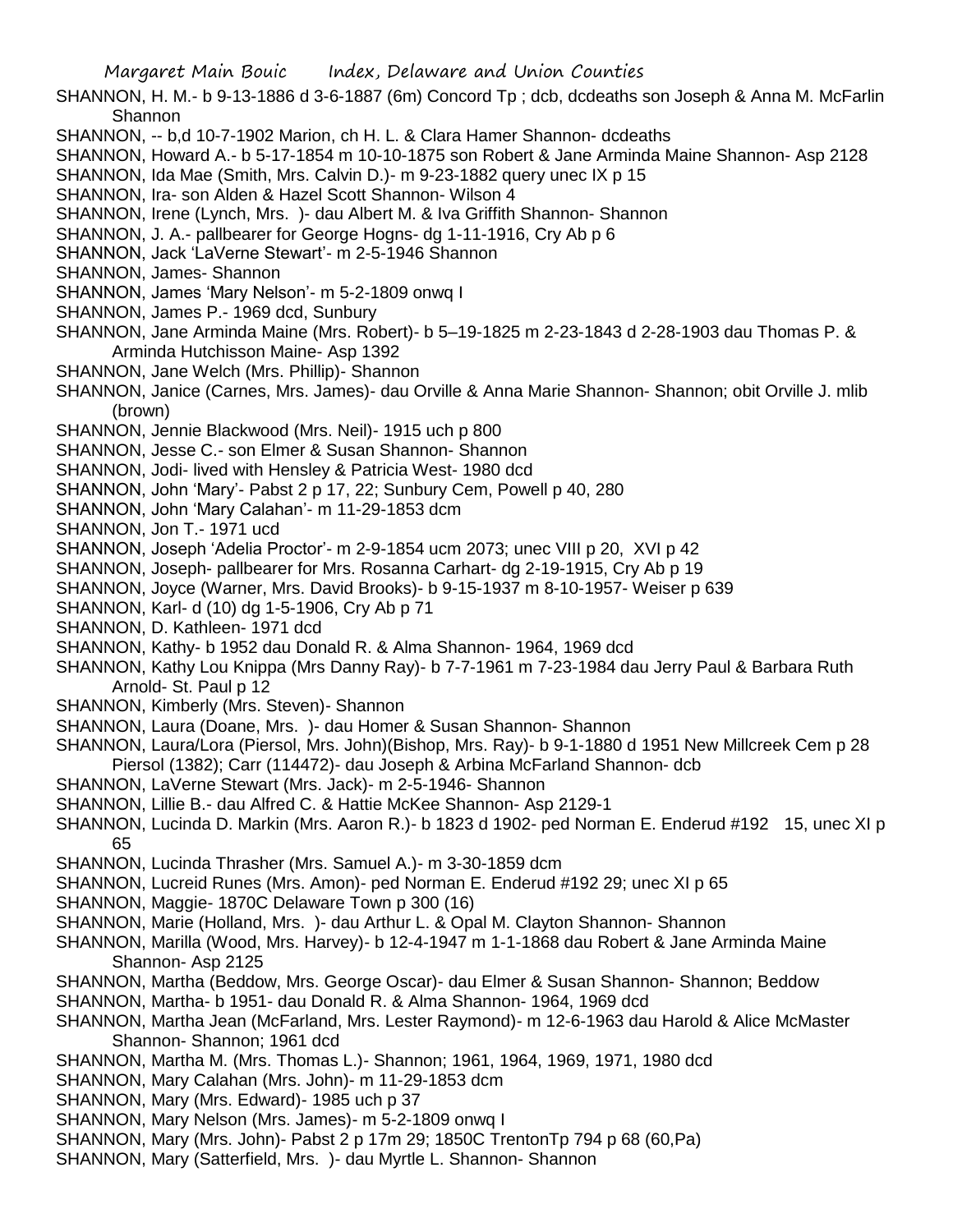SHANNON, H. M.- b 9-13-1886 d 3-6-1887 (6m) Concord Tp ; dcb, dcdeaths son Joseph & Anna M. McFarlin Shannon

SHANNON, -- b,d 10-7-1902 Marion, ch H. L. & Clara Hamer Shannon- dcdeaths

SHANNON, Howard A.- b 5-17-1854 m 10-10-1875 son Robert & Jane Arminda Maine Shannon- Asp 2128

SHANNON, Ida Mae (Smith, Mrs. Calvin D.)- m 9-23-1882 query unec IX p 15

SHANNON, Ira- son Alden & Hazel Scott Shannon- Wilson 4

SHANNON, Irene (Lynch, Mrs. )- dau Albert M. & Iva Griffith Shannon- Shannon

SHANNON, J. A.- pallbearer for George Hogns- dg 1-11-1916, Cry Ab p 6

SHANNON, Jack 'LaVerne Stewart'- m 2-5-1946 Shannon

SHANNON, James- Shannon

SHANNON, James 'Mary Nelson'- m 5-2-1809 onwq I

SHANNON, James P.- 1969 dcd, Sunbury

SHANNON, Jane Arminda Maine (Mrs. Robert)- b 5–19-1825 m 2-23-1843 d 2-28-1903 dau Thomas P. & Arminda Hutchisson Maine- Asp 1392

SHANNON, Jane Welch (Mrs. Phillip)- Shannon

SHANNON, Janice (Carnes, Mrs. James)- dau Orville & Anna Marie Shannon- Shannon; obit Orville J. mlib (brown)

SHANNON, Jennie Blackwood (Mrs. Neil)- 1915 uch p 800

SHANNON, Jesse C.- son Elmer & Susan Shannon- Shannon

SHANNON, Jodi- lived with Hensley & Patricia West- 1980 dcd

SHANNON, John 'Mary'- Pabst 2 p 17, 22; Sunbury Cem, Powell p 40, 280

SHANNON, John 'Mary Calahan'- m 11-29-1853 dcm

SHANNON, Jon T.- 1971 ucd

SHANNON, Joseph 'Adelia Proctor'- m 2-9-1854 ucm 2073; unec VIII p 20, XVI p 42

SHANNON, Joseph- pallbearer for Mrs. Rosanna Carhart- dg 2-19-1915, Cry Ab p 19

SHANNON, Joyce (Warner, Mrs. David Brooks)- b 9-15-1937 m 8-10-1957- Weiser p 639

SHANNON, Karl- d (10) dg 1-5-1906, Cry Ab p 71

SHANNON, D. Kathleen- 1971 dcd

SHANNON, Kathy- b 1952 dau Donald R. & Alma Shannon- 1964, 1969 dcd

SHANNON, Kathy Lou Knippa (Mrs Danny Ray)- b 7-7-1961 m 7-23-1984 dau Jerry Paul & Barbara Ruth Arnold- St. Paul p 12

SHANNON, Kimberly (Mrs. Steven)- Shannon

SHANNON, Laura (Doane, Mrs. )- dau Homer & Susan Shannon- Shannon

SHANNON, Laura/Lora (Piersol, Mrs. John)(Bishop, Mrs. Ray)- b 9-1-1880 d 1951 New Millcreek Cem p 28 Piersol (1382); Carr (114472)- dau Joseph & Arbina McFarland Shannon- dcb

SHANNON, LaVerne Stewart (Mrs. Jack)- m 2-5-1946- Shannon

SHANNON, Lillie B.- dau Alfred C. & Hattie McKee Shannon- Asp 2129-1

SHANNON, Lucinda D. Markin (Mrs. Aaron R.)- b 1823 d 1902- ped Norman E. Enderud #192 15, unec XI p 65

SHANNON, Lucinda Thrasher (Mrs. Samuel A.)- m 3-30-1859 dcm

SHANNON, Lucreid Runes (Mrs. Amon)- ped Norman E. Enderud #192 29; unec XI p 65

SHANNON, Maggie- 1870C Delaware Town p 300 (16)

SHANNON, Marie (Holland, Mrs. )- dau Arthur L. & Opal M. Clayton Shannon- Shannon

SHANNON, Marilla (Wood, Mrs. Harvey)- b 12-4-1947 m 1-1-1868 dau Robert & Jane Arminda Maine Shannon- Asp 2125

SHANNON, Martha (Beddow, Mrs. George Oscar)- dau Elmer & Susan Shannon- Shannon; Beddow

SHANNON, Martha- b 1951- dau Donald R. & Alma Shannon- 1964, 1969 dcd

SHANNON, Martha Jean (McFarland, Mrs. Lester Raymond)- m 12-6-1963 dau Harold & Alice McMaster Shannon- Shannon; 1961 dcd

SHANNON, Martha M. (Mrs. Thomas L.)- Shannon; 1961, 1964, 1969, 1971, 1980 dcd

SHANNON, Mary Calahan (Mrs. John)- m 11-29-1853 dcm

SHANNON, Mary (Mrs. Edward)- 1985 uch p 37

SHANNON, Mary Nelson (Mrs. James)- m 5-2-1809 onwq I

SHANNON, Mary (Mrs. John)- Pabst 2 p 17m 29; 1850C TrentonTp 794 p 68 (60,Pa)

SHANNON, Mary (Satterfield, Mrs. )- dau Myrtle L. Shannon- Shannon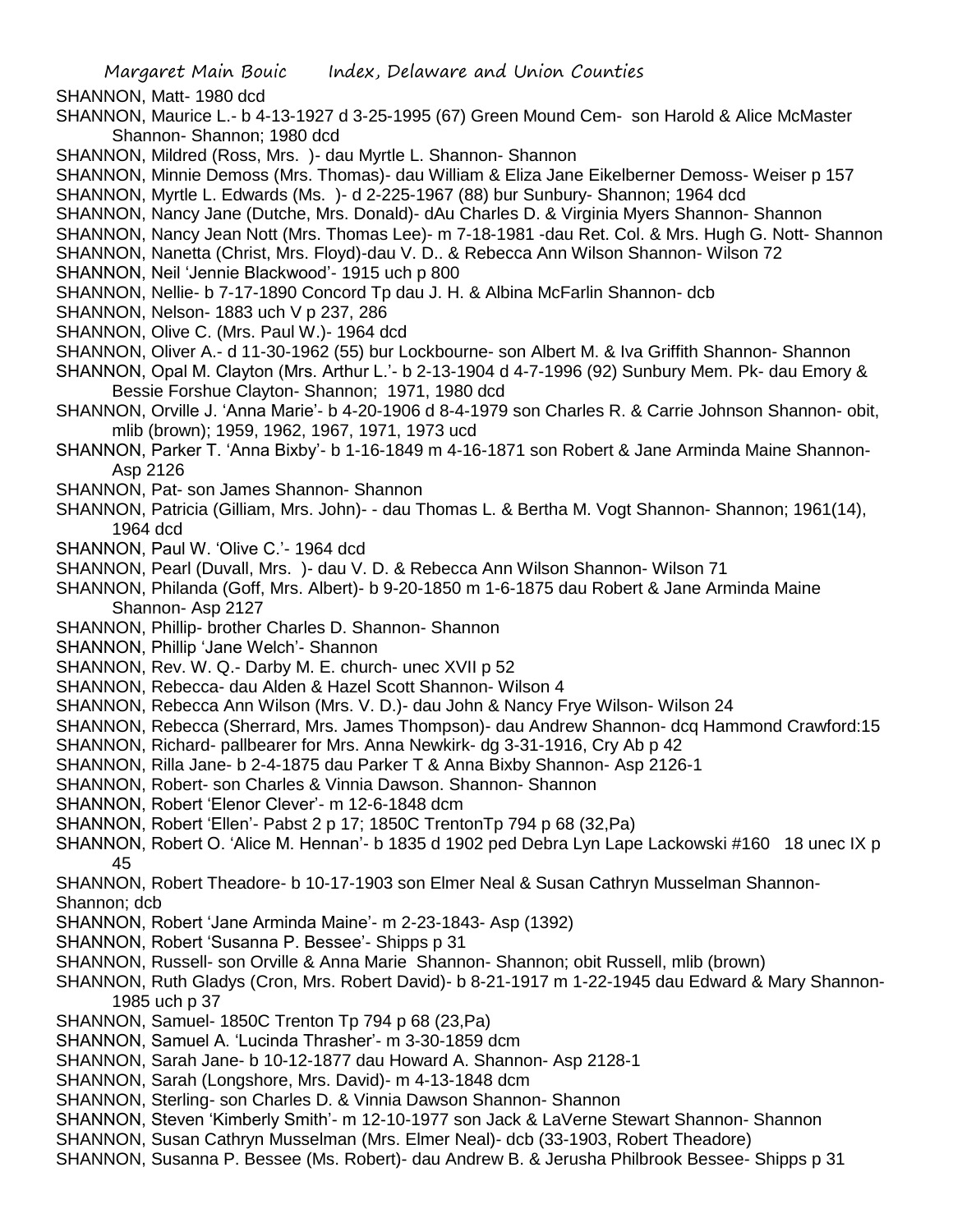SHANNON, Matt- 1980 dcd

SHANNON, Maurice L.- b 4-13-1927 d 3-25-1995 (67) Green Mound Cem- son Harold & Alice McMaster Shannon- Shannon; 1980 dcd

SHANNON, Mildred (Ross, Mrs. )- dau Myrtle L. Shannon- Shannon

SHANNON, Minnie Demoss (Mrs. Thomas)- dau William & Eliza Jane Eikelberner Demoss- Weiser p 157

SHANNON, Myrtle L. Edwards (Ms. )- d 2-225-1967 (88) bur Sunbury- Shannon; 1964 dcd

SHANNON, Nancy Jane (Dutche, Mrs. Donald)- dAu Charles D. & Virginia Myers Shannon- Shannon

SHANNON, Nancy Jean Nott (Mrs. Thomas Lee)- m 7-18-1981 -dau Ret. Col. & Mrs. Hugh G. Nott- Shannon

SHANNON, Nanetta (Christ, Mrs. Floyd)-dau V. D.. & Rebecca Ann Wilson Shannon- Wilson 72

SHANNON, Neil 'Jennie Blackwood'- 1915 uch p 800

SHANNON, Nellie- b 7-17-1890 Concord Tp dau J. H. & Albina McFarlin Shannon- dcb

SHANNON, Nelson- 1883 uch V p 237, 286

SHANNON, Olive C. (Mrs. Paul W.)- 1964 dcd

SHANNON, Oliver A.- d 11-30-1962 (55) bur Lockbourne- son Albert M. & Iva Griffith Shannon- Shannon

SHANNON, Opal M. Clayton (Mrs. Arthur L.'- b 2-13-1904 d 4-7-1996 (92) Sunbury Mem. Pk- dau Emory & Bessie Forshue Clayton- Shannon; 1971, 1980 dcd

SHANNON, Orville J. 'Anna Marie'- b 4-20-1906 d 8-4-1979 son Charles R. & Carrie Johnson Shannon- obit, mlib (brown); 1959, 1962, 1967, 1971, 1973 ucd

SHANNON, Parker T. 'Anna Bixby'- b 1-16-1849 m 4-16-1871 son Robert & Jane Arminda Maine Shannon- Asp 2126

SHANNON, Pat- son James Shannon- Shannon

SHANNON, Patricia (Gilliam, Mrs. John)- - dau Thomas L. & Bertha M. Vogt Shannon- Shannon; 1961(14), 1964 dcd

SHANNON, Paul W. 'Olive C.'- 1964 dcd

SHANNON, Pearl (Duvall, Mrs. )- dau V. D. & Rebecca Ann Wilson Shannon- Wilson 71

SHANNON, Philanda (Goff, Mrs. Albert)- b 9-20-1850 m 1-6-1875 dau Robert & Jane Arminda Maine Shannon- Asp 2127

SHANNON, Phillip- brother Charles D. Shannon- Shannon

SHANNON, Phillip 'Jane Welch'- Shannon

SHANNON, Rev. W. Q.- Darby M. E. church- unec XVII p 52

SHANNON, Rebecca- dau Alden & Hazel Scott Shannon- Wilson 4

SHANNON, Rebecca Ann Wilson (Mrs. V. D.)- dau John & Nancy Frye Wilson- Wilson 24

SHANNON, Rebecca (Sherrard, Mrs. James Thompson)- dau Andrew Shannon- dcq Hammond Crawford:15

SHANNON, Richard- pallbearer for Mrs. Anna Newkirk- dg 3-31-1916, Cry Ab p 42

SHANNON, Rilla Jane- b 2-4-1875 dau Parker T & Anna Bixby Shannon- Asp 2126-1

SHANNON, Robert- son Charles & Vinnia Dawson. Shannon- Shannon

SHANNON, Robert 'Elenor Clever'- m 12-6-1848 dcm

SHANNON, Robert 'Ellen'- Pabst 2 p 17; 1850C TrentonTp 794 p 68 (32,Pa)

SHANNON, Robert O. 'Alice M. Hennan'- b 1835 d 1902 ped Debra Lyn Lape Lackowski #160 18 unec IX p 45

SHANNON, Robert Theadore- b 10-17-1903 son Elmer Neal & Susan Cathryn Musselman Shannon- Shannon; dcb

SHANNON, Robert 'Jane Arminda Maine'- m 2-23-1843- Asp (1392)

SHANNON, Robert 'Susanna P. Bessee'- Shipps p 31

SHANNON, Russell- son Orville & Anna Marie Shannon- Shannon; obit Russell, mlib (brown)

SHANNON, Ruth Gladys (Cron, Mrs. Robert David)- b 8-21-1917 m 1-22-1945 dau Edward & Mary Shannon- 1985 uch p 37

SHANNON, Samuel- 1850C Trenton Tp 794 p 68 (23,Pa)

SHANNON, Samuel A. 'Lucinda Thrasher'- m 3-30-1859 dcm

SHANNON, Sarah Jane- b 10-12-1877 dau Howard A. Shannon- Asp 2128-1

SHANNON, Sarah (Longshore, Mrs. David)- m 4-13-1848 dcm

SHANNON, Sterling- son Charles D. & Vinnia Dawson Shannon- Shannon

SHANNON, Steven 'Kimberly Smith'- m 12-10-1977 son Jack & LaVerne Stewart Shannon- Shannon

SHANNON, Susan Cathryn Musselman (Mrs. Elmer Neal)- dcb (33-1903, Robert Theadore)

SHANNON, Susanna P. Bessee (Ms. Robert)- dau Andrew B. & Jerusha Philbrook Bessee- Shipps p 31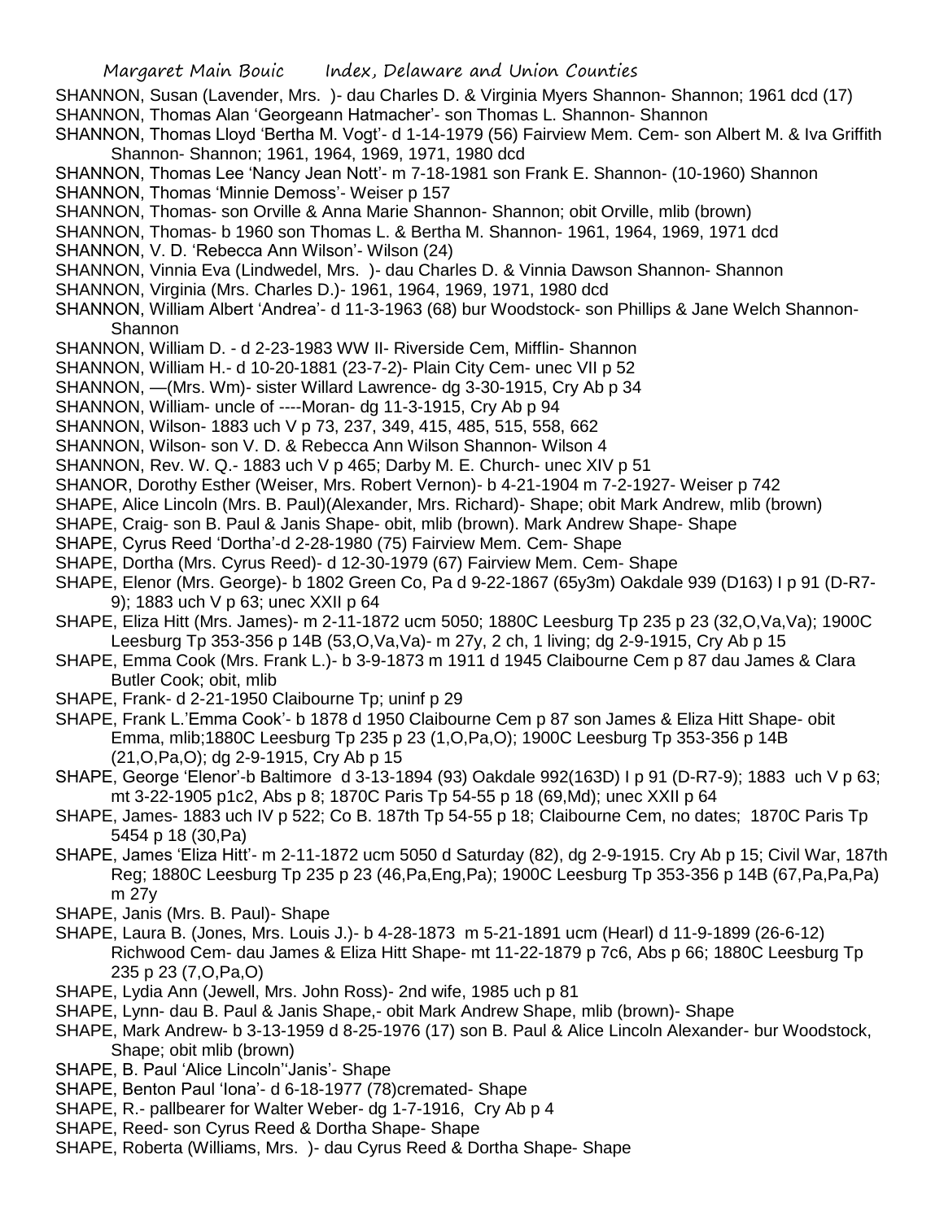SHANNON, Susan (Lavender, Mrs. )- dau Charles D. & Virginia Myers Shannon- Shannon; 1961 dcd (17)

SHANNON, Thomas Alan 'Georgeann Hatmacher'- son Thomas L. Shannon- Shannon

SHANNON, Thomas Lloyd 'Bertha M. Vogt'- d 1-14-1979 (56) Fairview Mem. Cem- son Albert M. & Iva Griffith Shannon- Shannon; 1961, 1964, 1969, 1971, 1980 dcd

SHANNON, Thomas Lee 'Nancy Jean Nott'- m 7-18-1981 son Frank E. Shannon- (10-1960) Shannon

SHANNON, Thomas 'Minnie Demoss'- Weiser p 157

SHANNON, Thomas- son Orville & Anna Marie Shannon- Shannon; obit Orville, mlib (brown)

SHANNON, Thomas- b 1960 son Thomas L. & Bertha M. Shannon- 1961, 1964, 1969, 1971 dcd

SHANNON, V. D. 'Rebecca Ann Wilson'- Wilson (24)

SHANNON, Vinnia Eva (Lindwedel, Mrs. )- dau Charles D. & Vinnia Dawson Shannon- Shannon

SHANNON, Virginia (Mrs. Charles D.)- 1961, 1964, 1969, 1971, 1980 dcd

SHANNON, William Albert 'Andrea'- d 11-3-1963 (68) bur Woodstock- son Phillips & Jane Welch Shannon- Shannon

SHANNON, William D. - d 2-23-1983 WW II- Riverside Cem, Mifflin- Shannon

SHANNON, William H.- d 10-20-1881 (23-7-2)- Plain City Cem- unec VII p 52

SHANNON, —(Mrs. Wm)- sister Willard Lawrence- dg 3-30-1915, Cry Ab p 34

SHANNON, William- uncle of ----Moran- dg 11-3-1915, Cry Ab p 94

SHANNON, Wilson- 1883 uch V p 73, 237, 349, 415, 485, 515, 558, 662

SHANNON, Wilson- son V. D. & Rebecca Ann Wilson Shannon- Wilson 4

SHANNON, Rev. W. Q.- 1883 uch V p 465; Darby M. E. Church- unec XIV p 51

SHANOR, Dorothy Esther (Weiser, Mrs. Robert Vernon)- b 4-21-1904 m 7-2-1927- Weiser p 742

SHAPE, Alice Lincoln (Mrs. B. Paul)(Alexander, Mrs. Richard)- Shape; obit Mark Andrew, mlib (brown)

SHAPE, Craig- son B. Paul & Janis Shape- obit, mlib (brown). Mark Andrew Shape- Shape

SHAPE, Cyrus Reed 'Dortha'-d 2-28-1980 (75) Fairview Mem. Cem- Shape

SHAPE, Dortha (Mrs. Cyrus Reed)- d 12-30-1979 (67) Fairview Mem. Cem- Shape

SHAPE, Elenor (Mrs. George)- b 1802 Green Co, Pa d 9-22-1867 (65y3m) Oakdale 939 (D163) I p 91 (D-R7-9); 1883 uch V p 63; unec XXII p 64

SHAPE, Eliza Hitt (Mrs. James)- m 2-11-1872 ucm 5050; 1880C Leesburg Tp 235 p 23 (32,O,Va,Va); 1900C Leesburg Tp 353-356 p 14B (53,O,Va,Va)- m 27y, 2 ch, 1 living; dg 2-9-1915, Cry Ab p 15

SHAPE, Emma Cook (Mrs. Frank L.)- b 3-9-1873 m 1911 d 1945 Claibourne Cem p 87 dau James & Clara Butler Cook; obit, mlib

SHAPE, Frank- d 2-21-1950 Claibourne Tp; uninf p 29

SHAPE, Frank L.'Emma Cook'- b 1878 d 1950 Claibourne Cem p 87 son James & Eliza Hitt Shape- obit Emma, mlib;1880C Leesburg Tp 235 p 23 (1,O,Pa,O); 1900C Leesburg Tp 353-356 p 14B (21,O,Pa,O); dg 2-9-1915, Cry Ab p 15

SHAPE, George 'Elenor'-b Baltimore d 3-13-1894 (93) Oakdale 992(163D) I p 91 (D-R7-9); 1883 uch V p 63; mt 3-22-1905 p1c2, Abs p 8; 1870C Paris Tp 54-55 p 18 (69,Md); unec XXII p 64

SHAPE, James- 1883 uch IV p 522; Co B. 187th Tp 54-55 p 18; Claibourne Cem, no dates; 1870C Paris Tp 5454 p 18 (30,Pa)

SHAPE, James 'Eliza Hitt'- m 2-11-1872 ucm 5050 d Saturday (82), dg 2-9-1915. Cry Ab p 15; Civil War, 187th Reg; 1880C Leesburg Tp 235 p 23 (46,Pa,Eng,Pa); 1900C Leesburg Tp 353-356 p 14B (67,Pa,Pa,Pa) m 27y

SHAPE, Janis (Mrs. B. Paul)- Shape

SHAPE, Laura B. (Jones, Mrs. Louis J.)- b 4-28-1873 m 5-21-1891 ucm (Hearl) d 11-9-1899 (26-6-12) Richwood Cem- dau James & Eliza Hitt Shape- mt 11-22-1879 p 7c6, Abs p 66; 1880C Leesburg Tp 235 p 23 (7,O,Pa,O)

SHAPE, Lydia Ann (Jewell, Mrs. John Ross)- 2nd wife, 1985 uch p 81

SHAPE, Lynn- dau B. Paul & Janis Shape,- obit Mark Andrew Shape, mlib (brown)- Shape

SHAPE, Mark Andrew- b 3-13-1959 d 8-25-1976 (17) son B. Paul & Alice Lincoln Alexander- bur Woodstock, Shape; obit mlib (brown)

SHAPE, B. Paul 'Alice Lincoln''Janis'- Shape

SHAPE, Benton Paul 'Iona'- d 6-18-1977 (78)cremated- Shape

SHAPE, R.- pallbearer for Walter Weber- dg 1-7-1916, Cry Ab p 4

SHAPE, Reed- son Cyrus Reed & Dortha Shape- Shape

SHAPE, Roberta (Williams, Mrs. )- dau Cyrus Reed & Dortha Shape- Shape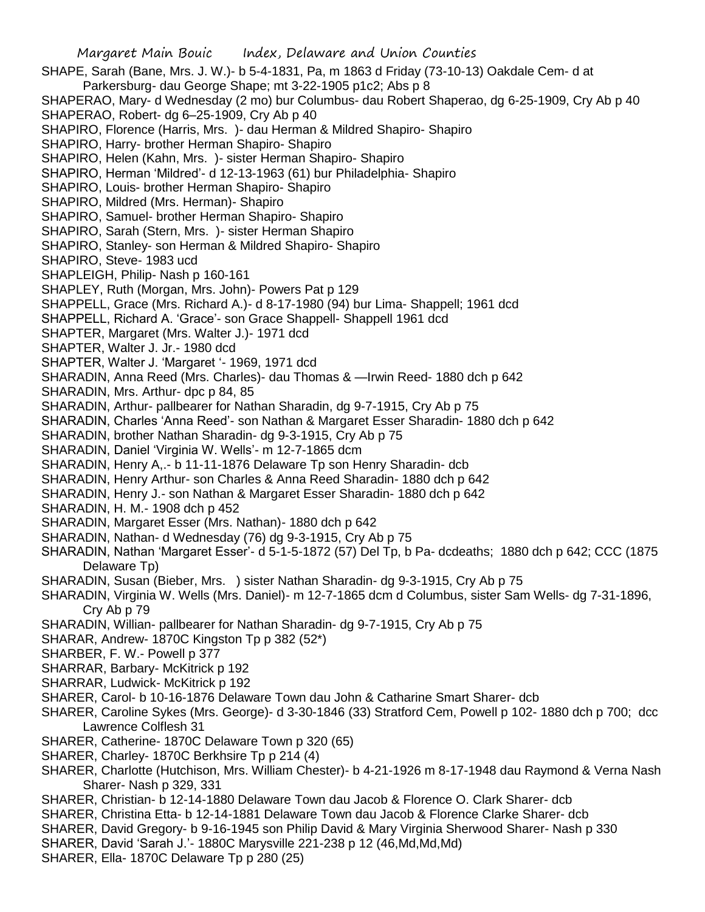SHAPE, Sarah (Bane, Mrs. J. W.)- b 5-4-1831, Pa, m 1863 d Friday (73-10-13) Oakdale Cem- d at Parkersburg- dau George Shape; mt 3-22-1905 p1c2; Abs p 8

SHAPERAO, Mary- d Wednesday (2 mo) bur Columbus- dau Robert Shaperao, dg 6-25-1909, Cry Ab p 40

SHAPERAO, Robert- dg 6–25-1909, Cry Ab p 40

SHAPIRO, Florence (Harris, Mrs. )- dau Herman & Mildred Shapiro- Shapiro

SHAPIRO, Harry- brother Herman Shapiro- Shapiro

SHAPIRO, Helen (Kahn, Mrs. )- sister Herman Shapiro- Shapiro

SHAPIRO, Herman 'Mildred'- d 12-13-1963 (61) bur Philadelphia- Shapiro

SHAPIRO, Louis- brother Herman Shapiro- Shapiro

SHAPIRO, Mildred (Mrs. Herman)- Shapiro

SHAPIRO, Samuel- brother Herman Shapiro- Shapiro

SHAPIRO, Sarah (Stern, Mrs. )- sister Herman Shapiro

SHAPIRO, Stanley- son Herman & Mildred Shapiro- Shapiro

SHAPIRO, Steve- 1983 ucd

SHAPLEIGH, Philip- Nash p 160-161

SHAPLEY, Ruth (Morgan, Mrs. John)- Powers Pat p 129

SHAPPELL, Grace (Mrs. Richard A.)- d 8-17-1980 (94) bur Lima- Shappell; 1961 dcd

SHAPPELL, Richard A. 'Grace'- son Grace Shappell- Shappell 1961 dcd

SHAPTER, Margaret (Mrs. Walter J.)- 1971 dcd

SHAPTER, Walter J. Jr.- 1980 dcd

SHAPTER, Walter J. 'Margaret '- 1969, 1971 dcd

SHARADIN, Anna Reed (Mrs. Charles)- dau Thomas & —Irwin Reed- 1880 dch p 642

SHARADIN, Mrs. Arthur- dpc p 84, 85

SHARADIN, Arthur- pallbearer for Nathan Sharadin, dg 9-7-1915, Cry Ab p 75

SHARADIN, Charles 'Anna Reed'- son Nathan & Margaret Esser Sharadin- 1880 dch p 642

SHARADIN, brother Nathan Sharadin- dg 9-3-1915, Cry Ab p 75

SHARADIN, Daniel 'Virginia W. Wells'- m 12-7-1865 dcm

SHARADIN, Henry A,.- b 11-11-1876 Delaware Tp son Henry Sharadin- dcb

SHARADIN, Henry Arthur- son Charles & Anna Reed Sharadin- 1880 dch p 642

SHARADIN, Henry J.- son Nathan & Margaret Esser Sharadin- 1880 dch p 642

SHARADIN, H. M.- 1908 dch p 452

SHARADIN, Margaret Esser (Mrs. Nathan)- 1880 dch p 642

SHARADIN, Nathan- d Wednesday (76) dg 9-3-1915, Cry Ab p 75

SHARADIN, Nathan 'Margaret Esser'- d 5-1-5-1872 (57) Del Tp, b Pa- dcdeaths; 1880 dch p 642; CCC (1875 Delaware Tp)

SHARADIN, Susan (Bieber, Mrs. ) sister Nathan Sharadin- dg 9-3-1915, Cry Ab p 75

SHARADIN, Virginia W. Wells (Mrs. Daniel)- m 12-7-1865 dcm d Columbus, sister Sam Wells- dg 7-31-1896, Cry Ab p 79

SHARADIN, Willian- pallbearer for Nathan Sharadin- dg 9-7-1915, Cry Ab p 75

SHARAR, Andrew- 1870C Kingston Tp p 382 (52*)

SHARBER, F. W.- Powell p 377

SHARRAR, Barbary- McKitrick p 192

SHARRAR, Ludwick- McKitrick p 192

SHARER, Carol- b 10-16-1876 Delaware Town dau John & Catharine Smart Sharer- dcb

SHARER, Caroline Sykes (Mrs. George)- d 3-30-1846 (33) Stratford Cem, Powell p 102- 1880 dch p 700; dcc Lawrence Colflesh 31

SHARER, Catherine- 1870C Delaware Town p 320 (65)

SHARER, Charley- 1870C Berkhsire Tp p 214 (4)

SHARER, Charlotte (Hutchison, Mrs. William Chester)- b 4-21-1926 m 8-17-1948 dau Raymond & Verna Nash Sharer- Nash p 329, 331

SHARER, Christian- b 12-14-1880 Delaware Town dau Jacob & Florence O. Clark Sharer- dcb

SHARER, Christina Etta- b 12-14-1881 Delaware Town dau Jacob & Florence Clarke Sharer- dcb

SHARER, David Gregory- b 9-16-1945 son Philip David & Mary Virginia Sherwood Sharer- Nash p 330

SHARER, David 'Sarah J.'- 1880C Marysville 221-238 p 12 (46,Md,Md,Md)

SHARER, Ella- 1870C Delaware Tp p 280 (25)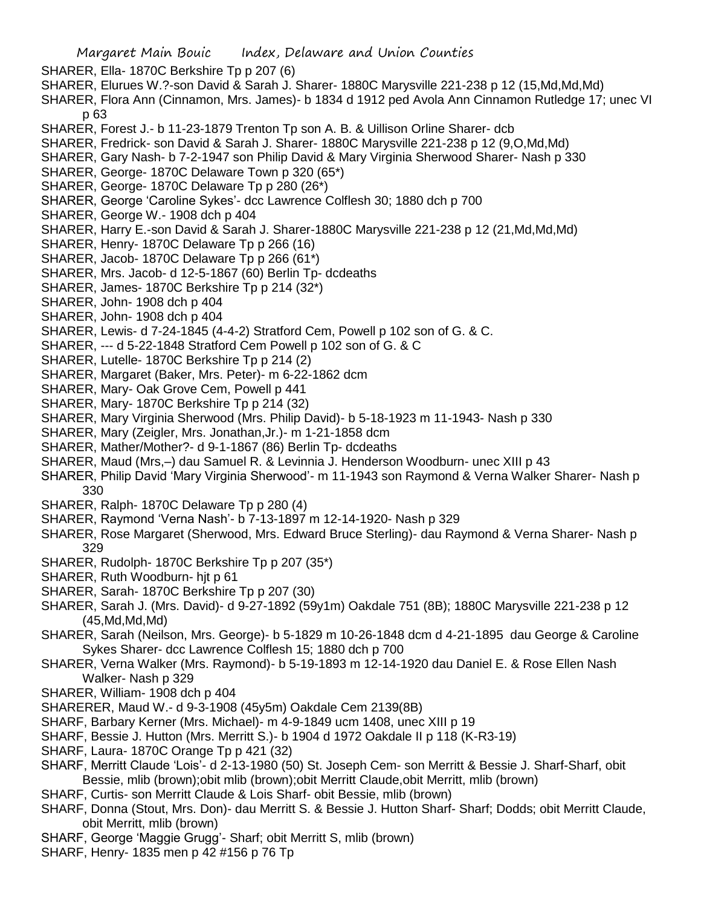SHARER, Ella- 1870C Berkshire Tp p 207 (6)

SHARER, Elurues W.?-son David & Sarah J. Sharer- 1880C Marysville 221-238 p 12 (15,Md,Md,Md)

SHARER, Flora Ann (Cinnamon, Mrs. James)- b 1834 d 1912 ped Avola Ann Cinnamon Rutledge 17; unec VI p 63

SHARER, Forest J.- b 11-23-1879 Trenton Tp son A. B. & Uillison Orline Sharer- dcb

SHARER, Fredrick- son David & Sarah J. Sharer- 1880C Marysville 221-238 p 12 (9,O,Md,Md)

SHARER, Gary Nash- b 7-2-1947 son Philip David & Mary Virginia Sherwood Sharer- Nash p 330

SHARER, George- 1870C Delaware Town p 320 (65*)

SHARER, George- 1870C Delaware Tp p 280 (26*)

SHARER, George 'Caroline Sykes'- dcc Lawrence Colflesh 30; 1880 dch p 700

SHARER, George W.- 1908 dch p 404

SHARER, Harry E.-son David & Sarah J. Sharer-1880C Marysville 221-238 p 12 (21,Md,Md,Md)

SHARER, Henry- 1870C Delaware Tp p 266 (16)

SHARER, Jacob- 1870C Delaware Tp p 266 (61*)

SHARER, Mrs. Jacob- d 12-5-1867 (60) Berlin Tp- dcdeaths

SHARER, James- 1870C Berkshire Tp p 214 (32*)

SHARER, John- 1908 dch p 404

SHARER, John- 1908 dch p 404

SHARER, Lewis- d 7-24-1845 (4-4-2) Stratford Cem, Powell p 102 son of G. & C.

SHARER, --- d 5-22-1848 Stratford Cem Powell p 102 son of G. & C

SHARER, Lutelle- 1870C Berkshire Tp p 214 (2)

SHARER, Margaret (Baker, Mrs. Peter)- m 6-22-1862 dcm

SHARER, Mary- Oak Grove Cem, Powell p 441

SHARER, Mary- 1870C Berkshire Tp p 214 (32)

SHARER, Mary Virginia Sherwood (Mrs. Philip David)- b 5-18-1923 m 11-1943- Nash p 330

SHARER, Mary (Zeigler, Mrs. Jonathan,Jr.)- m 1-21-1858 dcm

SHARER, Mather/Mother?- d 9-1-1867 (86) Berlin Tp- dcdeaths

SHARER, Maud (Mrs,–) dau Samuel R. & Levinnia J. Henderson Woodburn- unec XIII p 43

SHARER, Philip David 'Mary Virginia Sherwood'- m 11-1943 son Raymond & Verna Walker Sharer- Nash p 330

SHARER, Ralph- 1870C Delaware Tp p 280 (4)

SHARER, Raymond 'Verna Nash'- b 7-13-1897 m 12-14-1920- Nash p 329

SHARER, Rose Margaret (Sherwood, Mrs. Edward Bruce Sterling)- dau Raymond & Verna Sharer- Nash p 329

SHARER, Rudolph- 1870C Berkshire Tp p 207 (35*)

SHARER, Ruth Woodburn- hjt p 61

SHARER, Sarah- 1870C Berkshire Tp p 207 (30)

SHARER, Sarah J. (Mrs. David)- d 9-27-1892 (59y1m) Oakdale 751 (8B); 1880C Marysville 221-238 p 12 (45,Md,Md,Md)

SHARER, Sarah (Neilson, Mrs. George)- b 5-1829 m 10-26-1848 dcm d 4-21-1895 dau George & Caroline Sykes Sharer- dcc Lawrence Colflesh 15; 1880 dch p 700

SHARER, Verna Walker (Mrs. Raymond)- b 5-19-1893 m 12-14-1920 dau Daniel E. & Rose Ellen Nash Walker- Nash p 329

SHARER, William- 1908 dch p 404

SHARERER, Maud W.- d 9-3-1908 (45y5m) Oakdale Cem 2139(8B)

SHARF, Barbary Kerner (Mrs. Michael)- m 4-9-1849 ucm 1408, unec XIII p 19

SHARF, Bessie J. Hutton (Mrs. Merritt S.)- b 1904 d 1972 Oakdale II p 118 (K-R3-19)

SHARF, Laura- 1870C Orange Tp p 421 (32)

SHARF, Merritt Claude 'Lois'- d 2-13-1980 (50) St. Joseph Cem- son Merritt & Bessie J. Sharf-Sharf, obit Bessie, mlib (brown);obit mlib (brown);obit Merritt Claude,obit Merritt, mlib (brown)

SHARF, Curtis- son Merritt Claude & Lois Sharf- obit Bessie, mlib (brown)

SHARF, Donna (Stout, Mrs. Don)- dau Merritt S. & Bessie J. Hutton Sharf- Sharf; Dodds; obit Merritt Claude, obit Merritt, mlib (brown)

SHARF, George 'Maggie Grugg'- Sharf; obit Merritt S, mlib (brown)

SHARF, Henry- 1835 men p 42 #156 p 76 Tp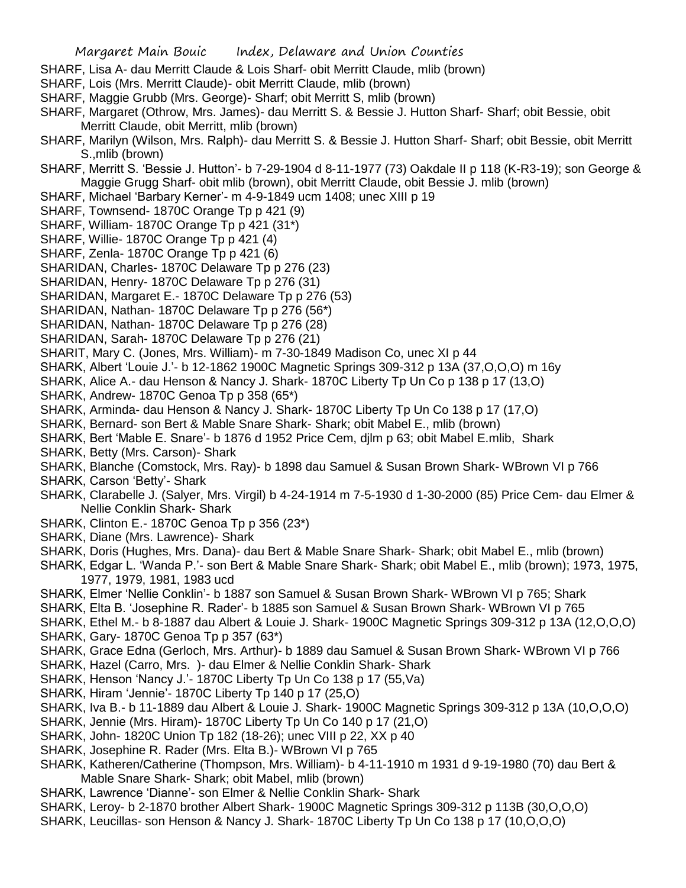SHARF, Lisa A- dau Merritt Claude & Lois Sharf- obit Merritt Claude, mlib (brown)

SHARF, Lois (Mrs. Merritt Claude)- obit Merritt Claude, mlib (brown)

SHARF, Maggie Grubb (Mrs. George)- Sharf; obit Merritt S, mlib (brown)

SHARF, Margaret (Othrow, Mrs. James)- dau Merritt S. & Bessie J. Hutton Sharf- Sharf; obit Bessie, obit Merritt Claude, obit Merritt, mlib (brown)

SHARF, Marilyn (Wilson, Mrs. Ralph)- dau Merritt S. & Bessie J. Hutton Sharf- Sharf; obit Bessie, obit Merritt S.,mlib (brown)

SHARF, Merritt S. 'Bessie J. Hutton'- b 7-29-1904 d 8-11-1977 (73) Oakdale II p 118 (K-R3-19); son George & Maggie Grugg Sharf- obit mlib (brown), obit Merritt Claude, obit Bessie J. mlib (brown)

SHARF, Michael 'Barbary Kerner'- m 4-9-1849 ucm 1408; unec XIII p 19

SHARF, Townsend- 1870C Orange Tp p 421 (9)

SHARF, William- 1870C Orange Tp p 421 (31*)

SHARF, Willie- 1870C Orange Tp p 421 (4)

SHARF, Zenla- 1870C Orange Tp p 421 (6)

SHARIDAN, Charles- 1870C Delaware Tp p 276 (23)

SHARIDAN, Henry- 1870C Delaware Tp p 276 (31)

SHARIDAN, Margaret E.- 1870C Delaware Tp p 276 (53)

SHARIDAN, Nathan- 1870C Delaware Tp p 276 (56*)

SHARIDAN, Nathan- 1870C Delaware Tp p 276 (28)

SHARIDAN, Sarah- 1870C Delaware Tp p 276 (21)

SHARIT, Mary C. (Jones, Mrs. William)- m 7-30-1849 Madison Co, unec XI p 44

SHARK, Albert 'Louie J.'- b 12-1862 1900C Magnetic Springs 309-312 p 13A (37,O,O,O) m 16y

SHARK, Alice A.- dau Henson & Nancy J. Shark- 1870C Liberty Tp Un Co p 138 p 17 (13,O)

SHARK, Andrew- 1870C Genoa Tp p 358 (65*)

SHARK, Arminda- dau Henson & Nancy J. Shark- 1870C Liberty Tp Un Co 138 p 17 (17,O)

SHARK, Bernard- son Bert & Mable Snare Shark- Shark; obit Mabel E., mlib (brown)

SHARK, Bert 'Mable E. Snare'- b 1876 d 1952 Price Cem, djlm p 63; obit Mabel E.mlib, Shark

SHARK, Betty (Mrs. Carson)- Shark

SHARK, Blanche (Comstock, Mrs. Ray)- b 1898 dau Samuel & Susan Brown Shark- WBrown VI p 766

SHARK, Carson 'Betty'- Shark

SHARK, Clarabelle J. (Salyer, Mrs. Virgil) b 4-24-1914 m 7-5-1930 d 1-30-2000 (85) Price Cem- dau Elmer & Nellie Conklin Shark- Shark

SHARK, Clinton E.- 1870C Genoa Tp p 356 (23*)

SHARK, Diane (Mrs. Lawrence)- Shark

SHARK, Doris (Hughes, Mrs. Dana)- dau Bert & Mable Snare Shark- Shark; obit Mabel E., mlib (brown)

SHARK, Edgar L. 'Wanda P.'- son Bert & Mable Snare Shark- Shark; obit Mabel E., mlib (brown); 1973, 1975, 1977, 1979, 1981, 1983 ucd

SHARK, Elmer 'Nellie Conklin'- b 1887 son Samuel & Susan Brown Shark- WBrown VI p 765; Shark

SHARK, Elta B. 'Josephine R. Rader'- b 1885 son Samuel & Susan Brown Shark- WBrown VI p 765

SHARK, Ethel M.- b 8-1887 dau Albert & Louie J. Shark- 1900C Magnetic Springs 309-312 p 13A (12,O,O,O)

SHARK, Gary- 1870C Genoa Tp p 357 (63*)

SHARK, Grace Edna (Gerloch, Mrs. Arthur)- b 1889 dau Samuel & Susan Brown Shark- WBrown VI p 766

SHARK, Hazel (Carro, Mrs. )- dau Elmer & Nellie Conklin Shark- Shark

SHARK, Henson 'Nancy J.'- 1870C Liberty Tp Un Co 138 p 17 (55,Va)

SHARK, Hiram 'Jennie'- 1870C Liberty Tp 140 p 17 (25,O)

SHARK, Iva B.- b 11-1889 dau Albert & Louie J. Shark- 1900C Magnetic Springs 309-312 p 13A (10,O,O,O)

SHARK, Jennie (Mrs. Hiram)- 1870C Liberty Tp Un Co 140 p 17 (21,O)

SHARK, John- 1820C Union Tp 182 (18-26); unec VIII p 22, XX p 40

SHARK, Josephine R. Rader (Mrs. Elta B.)- WBrown VI p 765

SHARK, Katheren/Catherine (Thompson, Mrs. William)- b 4-11-1910 m 1931 d 9-19-1980 (70) dau Bert & Mable Snare Shark- Shark; obit Mabel, mlib (brown)

SHARK, Lawrence 'Dianne'- son Elmer & Nellie Conklin Shark- Shark

SHARK, Leroy- b 2-1870 brother Albert Shark- 1900C Magnetic Springs 309-312 p 113B (30,O,O,O)

SHARK, Leucillas- son Henson & Nancy J. Shark- 1870C Liberty Tp Un Co 138 p 17 (10,O,O,O)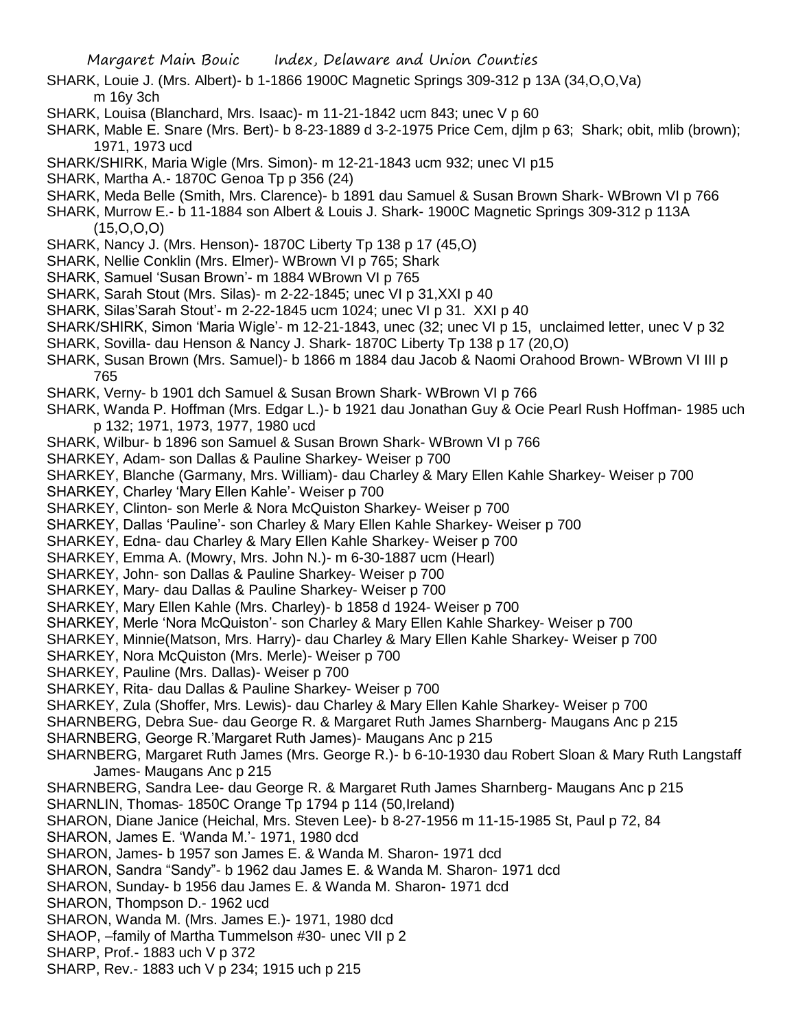SHARK, Louie J. (Mrs. Albert)- b 1-1866 1900C Magnetic Springs 309-312 p 13A (34,O,O,Va) m 16y 3ch

SHARK, Louisa (Blanchard, Mrs. Isaac)- m 11-21-1842 ucm 843; unec V p 60

SHARK, Mable E. Snare (Mrs. Bert)- b 8-23-1889 d 3-2-1975 Price Cem, djlm p 63; Shark; obit, mlib (brown); 1971, 1973 ucd

SHARK/SHIRK, Maria Wigle (Mrs. Simon)- m 12-21-1843 ucm 932; unec VI p15

SHARK, Martha A.- 1870C Genoa Tp p 356 (24)

SHARK, Meda Belle (Smith, Mrs. Clarence)- b 1891 dau Samuel & Susan Brown Shark- WBrown VI p 766

SHARK, Murrow E.- b 11-1884 son Albert & Louis J. Shark- 1900C Magnetic Springs 309-312 p 113A (15,O,O,O)

SHARK, Nancy J. (Mrs. Henson)- 1870C Liberty Tp 138 p 17 (45,O)

SHARK, Nellie Conklin (Mrs. Elmer)- WBrown VI p 765; Shark

SHARK, Samuel 'Susan Brown'- m 1884 WBrown VI p 765

SHARK, Sarah Stout (Mrs. Silas)- m 2-22-1845; unec VI p 31,XXI p 40

SHARK, Silas'Sarah Stout'- m 2-22-1845 ucm 1024; unec VI p 31. XXI p 40

SHARK/SHIRK, Simon 'Maria Wigle'- m 12-21-1843, unec (32; unec VI p 15, unclaimed letter, unec V p 32

SHARK, Sovilla- dau Henson & Nancy J. Shark- 1870C Liberty Tp 138 p 17 (20,O)

SHARK, Susan Brown (Mrs. Samuel)- b 1866 m 1884 dau Jacob & Naomi Orahood Brown- WBrown VI III p 765

SHARK, Verny- b 1901 dch Samuel & Susan Brown Shark- WBrown VI p 766

SHARK, Wanda P. Hoffman (Mrs. Edgar L.)- b 1921 dau Jonathan Guy & Ocie Pearl Rush Hoffman- 1985 uch p 132; 1971, 1973, 1977, 1980 ucd

SHARK, Wilbur- b 1896 son Samuel & Susan Brown Shark- WBrown VI p 766

SHARKEY, Adam- son Dallas & Pauline Sharkey- Weiser p 700

SHARKEY, Blanche (Garmany, Mrs. William)- dau Charley & Mary Ellen Kahle Sharkey- Weiser p 700

SHARKEY, Charley 'Mary Ellen Kahle'- Weiser p 700

SHARKEY, Clinton- son Merle & Nora McQuiston Sharkey- Weiser p 700

SHARKEY, Dallas 'Pauline'- son Charley & Mary Ellen Kahle Sharkey- Weiser p 700

SHARKEY, Edna- dau Charley & Mary Ellen Kahle Sharkey- Weiser p 700

SHARKEY, Emma A. (Mowry, Mrs. John N.)- m 6-30-1887 ucm (Hearl)

SHARKEY, John- son Dallas & Pauline Sharkey- Weiser p 700

SHARKEY, Mary- dau Dallas & Pauline Sharkey- Weiser p 700

SHARKEY, Mary Ellen Kahle (Mrs. Charley)- b 1858 d 1924- Weiser p 700

SHARKEY, Merle 'Nora McQuiston'- son Charley & Mary Ellen Kahle Sharkey- Weiser p 700

SHARKEY, Minnie(Matson, Mrs. Harry)- dau Charley & Mary Ellen Kahle Sharkey- Weiser p 700

SHARKEY, Nora McQuiston (Mrs. Merle)- Weiser p 700

SHARKEY, Pauline (Mrs. Dallas)- Weiser p 700

SHARKEY, Rita- dau Dallas & Pauline Sharkey- Weiser p 700

SHARKEY, Zula (Shoffer, Mrs. Lewis)- dau Charley & Mary Ellen Kahle Sharkey- Weiser p 700

SHARNBERG, Debra Sue- dau George R. & Margaret Ruth James Sharnberg- Maugans Anc p 215

SHARNBERG, George R.'Margaret Ruth James)- Maugans Anc p 215

SHARNBERG, Margaret Ruth James (Mrs. George R.)- b 6-10-1930 dau Robert Sloan & Mary Ruth Langstaff James- Maugans Anc p 215

SHARNBERG, Sandra Lee- dau George R. & Margaret Ruth James Sharnberg- Maugans Anc p 215

SHARNLIN, Thomas- 1850C Orange Tp 1794 p 114 (50,Ireland)

SHARON, Diane Janice (Heichal, Mrs. Steven Lee)- b 8-27-1956 m 11-15-1985 St, Paul p 72, 84

SHARON, James E. 'Wanda M.'- 1971, 1980 dcd

SHARON, James- b 1957 son James E. & Wanda M. Sharon- 1971 dcd

SHARON, Sandra "Sandy"- b 1962 dau James E. & Wanda M. Sharon- 1971 dcd

SHARON, Sunday- b 1956 dau James E. & Wanda M. Sharon- 1971 dcd

SHARON, Thompson D.- 1962 ucd

SHARON, Wanda M. (Mrs. James E.)- 1971, 1980 dcd

SHAOP, –family of Martha Tummelson #30- unec VII p 2

SHARP, Prof.- 1883 uch V p 372

SHARP, Rev.- 1883 uch V p 234; 1915 uch p 215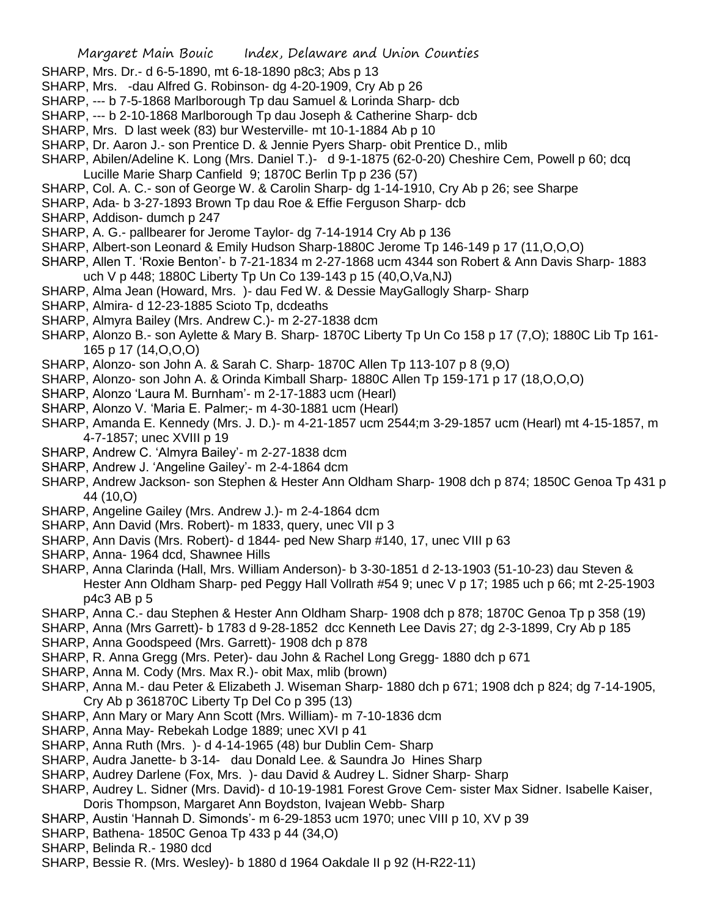SHARP, Mrs. Dr.- d 6-5-1890, mt 6-18-1890 p8c3; Abs p 13

SHARP, Mrs. -dau Alfred G. Robinson- dg 4-20-1909, Cry Ab p 26

SHARP, --- b 7-5-1868 Marlborough Tp dau Samuel & Lorinda Sharp- dcb

SHARP, --- b 2-10-1868 Marlborough Tp dau Joseph & Catherine Sharp- dcb

SHARP, Mrs. D last week (83) bur Westerville- mt 10-1-1884 Ab p 10

SHARP, Dr. Aaron J.- son Prentice D. & Jennie Pyers Sharp- obit Prentice D., mlib

SHARP, Abilen/Adeline K. Long (Mrs. Daniel T.)- d 9-1-1875 (62-0-20) Cheshire Cem, Powell p 60; dcq Lucille Marie Sharp Canfield 9; 1870C Berlin Tp p 236 (57)

SHARP, Col. A. C.- son of George W. & Carolin Sharp- dg 1-14-1910, Cry Ab p 26; see Sharpe

SHARP, Ada- b 3-27-1893 Brown Tp dau Roe & Effie Ferguson Sharp- dcb

SHARP, Addison- dumch p 247

SHARP, A. G.- pallbearer for Jerome Taylor- dg 7-14-1914 Cry Ab p 136

SHARP, Albert-son Leonard & Emily Hudson Sharp-1880C Jerome Tp 146-149 p 17 (11,O,O,O)

SHARP, Allen T. 'Roxie Benton'- b 7-21-1834 m 2-27-1868 ucm 4344 son Robert & Ann Davis Sharp- 1883 uch V p 448; 1880C Liberty Tp Un Co 139-143 p 15 (40,O,Va,NJ)

SHARP, Alma Jean (Howard, Mrs. )- dau Fed W. & Dessie MayGallogly Sharp- Sharp

SHARP, Almira- d 12-23-1885 Scioto Tp, dcdeaths

SHARP, Almyra Bailey (Mrs. Andrew C.)- m 2-27-1838 dcm

SHARP, Alonzo B.- son Aylette & Mary B. Sharp- 1870C Liberty Tp Un Co 158 p 17 (7,O); 1880C Lib Tp 161-165 p 17 (14,O,O,O)

SHARP, Alonzo- son John A. & Sarah C. Sharp- 1870C Allen Tp 113-107 p 8 (9,O)

SHARP, Alonzo- son John A. & Orinda Kimball Sharp- 1880C Allen Tp 159-171 p 17 (18,O,O,O)

SHARP, Alonzo 'Laura M. Burnham'- m 2-17-1883 ucm (Hearl)

SHARP, Alonzo V. 'Maria E. Palmer;- m 4-30-1881 ucm (Hearl)

SHARP, Amanda E. Kennedy (Mrs. J. D.)- m 4-21-1857 ucm 2544;m 3-29-1857 ucm (Hearl) mt 4-15-1857, m 4-7-1857; unec XVIII p 19

SHARP, Andrew C. 'Almyra Bailey'- m 2-27-1838 dcm

SHARP, Andrew J. 'Angeline Gailey'- m 2-4-1864 dcm

SHARP, Andrew Jackson- son Stephen & Hester Ann Oldham Sharp- 1908 dch p 874; 1850C Genoa Tp 431 p 44 (10,O)

SHARP, Angeline Gailey (Mrs. Andrew J.)- m 2-4-1864 dcm

SHARP, Ann David (Mrs. Robert)- m 1833, query, unec VII p 3

SHARP, Ann Davis (Mrs. Robert)- d 1844- ped New Sharp #140, 17, unec VIII p 63

SHARP, Anna- 1964 dcd, Shawnee Hills

SHARP, Anna Clarinda (Hall, Mrs. William Anderson)- b 3-30-1851 d 2-13-1903 (51-10-23) dau Steven & Hester Ann Oldham Sharp- ped Peggy Hall Vollrath #54 9; unec V p 17; 1985 uch p 66; mt 2-25-1903 p4c3 AB p 5

SHARP, Anna C.- dau Stephen & Hester Ann Oldham Sharp- 1908 dch p 878; 1870C Genoa Tp p 358 (19)

SHARP, Anna (Mrs Garrett)- b 1783 d 9-28-1852 dcc Kenneth Lee Davis 27; dg 2-3-1899, Cry Ab p 185

SHARP, Anna Goodspeed (Mrs. Garrett)- 1908 dch p 878

SHARP, R. Anna Gregg (Mrs. Peter)- dau John & Rachel Long Gregg- 1880 dch p 671

SHARP, Anna M. Cody (Mrs. Max R.)- obit Max, mlib (brown)

SHARP, Anna M.- dau Peter & Elizabeth J. Wiseman Sharp- 1880 dch p 671; 1908 dch p 824; dg 7-14-1905, Cry Ab p 361870C Liberty Tp Del Co p 395 (13)

SHARP, Ann Mary or Mary Ann Scott (Mrs. William)- m 7-10-1836 dcm

SHARP, Anna May- Rebekah Lodge 1889; unec XVI p 41

SHARP, Anna Ruth (Mrs. )- d 4-14-1965 (48) bur Dublin Cem- Sharp

SHARP, Audra Janette- b 3-14- dau Donald Lee. & Saundra Jo Hines Sharp

SHARP, Audrey Darlene (Fox, Mrs. )- dau David & Audrey L. Sidner Sharp- Sharp

SHARP, Audrey L. Sidner (Mrs. David)- d 10-19-1981 Forest Grove Cem- sister Max Sidner. Isabelle Kaiser, Doris Thompson, Margaret Ann Boydston, Ivajean Webb- Sharp

SHARP, Austin 'Hannah D. Simonds'- m 6-29-1853 ucm 1970; unec VIII p 10, XV p 39

SHARP, Bathena- 1850C Genoa Tp 433 p 44 (34,O)

SHARP, Belinda R.- 1980 dcd

SHARP, Bessie R. (Mrs. Wesley)- b 1880 d 1964 Oakdale II p 92 (H-R22-11)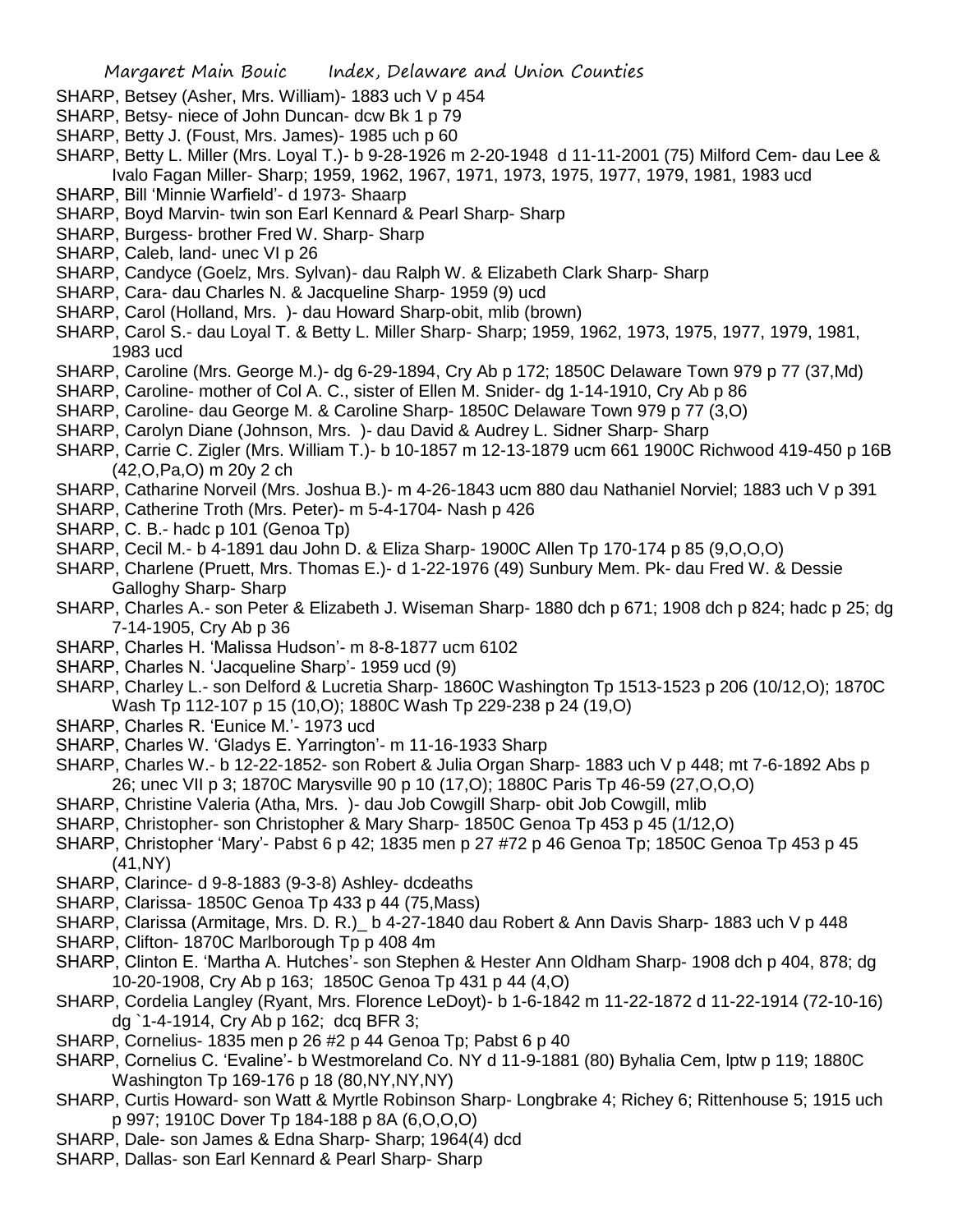SHARP, Betsey (Asher, Mrs. William)- 1883 uch V p 454

SHARP, Betsy- niece of John Duncan- dcw Bk 1 p 79

SHARP, Betty J. (Foust, Mrs. James)- 1985 uch p 60

SHARP, Betty L. Miller (Mrs. Loyal T.)- b 9-28-1926 m 2-20-1948 d 11-11-2001 (75) Milford Cem- dau Lee & Ivalo Fagan Miller- Sharp; 1959, 1962, 1967, 1971, 1973, 1975, 1977, 1979, 1981, 1983 ucd

SHARP, Bill 'Minnie Warfield'- d 1973- Shaarp

SHARP, Boyd Marvin- twin son Earl Kennard & Pearl Sharp- Sharp

SHARP, Burgess- brother Fred W. Sharp- Sharp

SHARP, Caleb, land- unec VI p 26

SHARP, Candyce (Goelz, Mrs. Sylvan)- dau Ralph W. & Elizabeth Clark Sharp- Sharp

SHARP, Cara- dau Charles N. & Jacqueline Sharp- 1959 (9) ucd

SHARP, Carol (Holland, Mrs. )- dau Howard Sharp-obit, mlib (brown)

SHARP, Carol S.- dau Loyal T. & Betty L. Miller Sharp- Sharp; 1959, 1962, 1973, 1975, 1977, 1979, 1981, 1983 ucd

SHARP, Caroline (Mrs. George M.)- dg 6-29-1894, Cry Ab p 172; 1850C Delaware Town 979 p 77 (37,Md)

SHARP, Caroline- mother of Col A. C., sister of Ellen M. Snider- dg 1-14-1910, Cry Ab p 86

SHARP, Caroline- dau George M. & Caroline Sharp- 1850C Delaware Town 979 p 77 (3,O)

SHARP, Carolyn Diane (Johnson, Mrs. )- dau David & Audrey L. Sidner Sharp- Sharp

SHARP, Carrie C. Zigler (Mrs. William T.)- b 10-1857 m 12-13-1879 ucm 661 1900C Richwood 419-450 p 16B (42,O,Pa,O) m 20y 2 ch

SHARP, Catharine Norveil (Mrs. Joshua B.)- m 4-26-1843 ucm 880 dau Nathaniel Norviel; 1883 uch V p 391

SHARP, Catherine Troth (Mrs. Peter)- m 5-4-1704- Nash p 426

SHARP, C. B.- hadc p 101 (Genoa Tp)

SHARP, Cecil M.- b 4-1891 dau John D. & Eliza Sharp- 1900C Allen Tp 170-174 p 85 (9,O,O,O)

SHARP, Charlene (Pruett, Mrs. Thomas E.)- d 1-22-1976 (49) Sunbury Mem. Pk- dau Fred W. & Dessie Galloghy Sharp- Sharp

SHARP, Charles A.- son Peter & Elizabeth J. Wiseman Sharp- 1880 dch p 671; 1908 dch p 824; hadc p 25; dg 7-14-1905, Cry Ab p 36

SHARP, Charles H. 'Malissa Hudson'- m 8-8-1877 ucm 6102

SHARP, Charles N. 'Jacqueline Sharp'- 1959 ucd (9)

SHARP, Charley L.- son Delford & Lucretia Sharp- 1860C Washington Tp 1513-1523 p 206 (10/12,O); 1870C Wash Tp 112-107 p 15 (10,O); 1880C Wash Tp 229-238 p 24 (19,O)

SHARP, Charles R. 'Eunice M.'- 1973 ucd

SHARP, Charles W. 'Gladys E. Yarrington'- m 11-16-1933 Sharp

SHARP, Charles W.- b 12-22-1852- son Robert & Julia Organ Sharp- 1883 uch V p 448; mt 7-6-1892 Abs p 26; unec VII p 3; 1870C Marysville 90 p 10 (17,O); 1880C Paris Tp 46-59 (27,O,O,O)

SHARP, Christine Valeria (Atha, Mrs. )- dau Job Cowgill Sharp- obit Job Cowgill, mlib

SHARP, Christopher- son Christopher & Mary Sharp- 1850C Genoa Tp 453 p 45 (1/12,O)

SHARP, Christopher 'Mary'- Pabst 6 p 42; 1835 men p 27 #72 p 46 Genoa Tp; 1850C Genoa Tp 453 p 45 (41,NY)

SHARP, Clarince- d 9-8-1883 (9-3-8) Ashley- dcdeaths

SHARP, Clarissa- 1850C Genoa Tp 433 p 44 (75,Mass)

SHARP, Clarissa (Armitage, Mrs. D. R.)_ b 4-27-1840 dau Robert & Ann Davis Sharp- 1883 uch V p 448

SHARP, Clifton- 1870C Marlborough Tp p 408 4m

SHARP, Clinton E. 'Martha A. Hutches'- son Stephen & Hester Ann Oldham Sharp- 1908 dch p 404, 878; dg 10-20-1908, Cry Ab p 163; 1850C Genoa Tp 431 p 44 (4,O)

SHARP, Cordelia Langley (Ryant, Mrs. Florence LeDoyt)- b 1-6-1842 m 11-22-1872 d 11-22-1914 (72-10-16) dg `1-4-1914, Cry Ab p 162; dcq BFR 3;

SHARP, Cornelius- 1835 men p 26 #2 p 44 Genoa Tp; Pabst 6 p 40

SHARP, Cornelius C. 'Evaline'- b Westmoreland Co. NY d 11-9-1881 (80) Byhalia Cem, lptw p 119; 1880C Washington Tp 169-176 p 18 (80,NY,NY,NY)

SHARP, Curtis Howard- son Watt & Myrtle Robinson Sharp- Longbrake 4; Richey 6; Rittenhouse 5; 1915 uch p 997; 1910C Dover Tp 184-188 p 8A (6,O,O,O)

SHARP, Dale- son James & Edna Sharp- Sharp; 1964(4) dcd

SHARP, Dallas- son Earl Kennard & Pearl Sharp- Sharp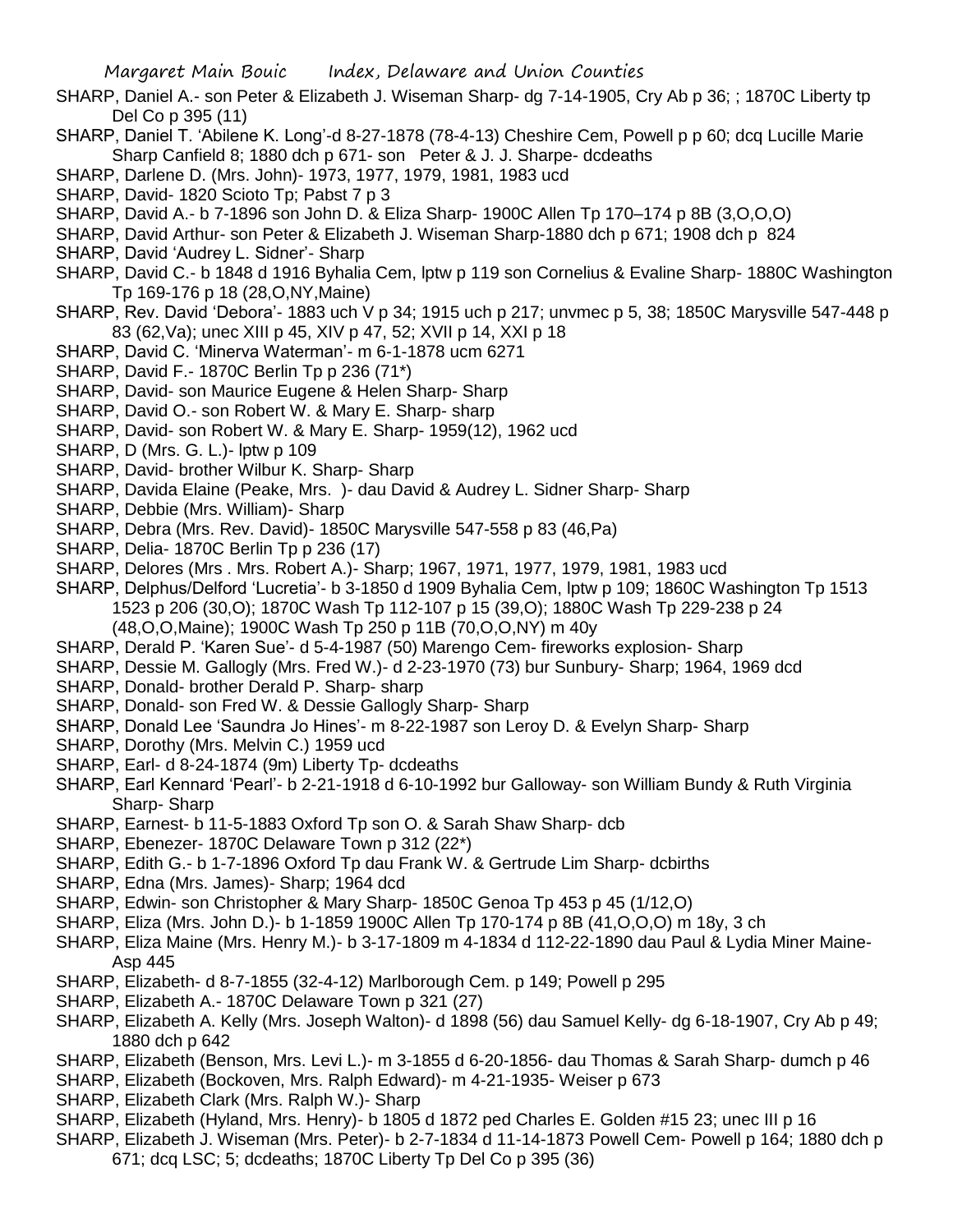SHARP, Daniel A.- son Peter & Elizabeth J. Wiseman Sharp- dg 7-14-1905, Cry Ab p 36; ; 1870C Liberty tp Del Co p 395 (11)

SHARP, Daniel T. 'Abilene K. Long'-d 8-27-1878 (78-4-13) Cheshire Cem, Powell p p 60; dcq Lucille Marie Sharp Canfield 8; 1880 dch p 671- son Peter & J. J. Sharpe- dcdeaths

SHARP, Darlene D. (Mrs. John)- 1973, 1977, 1979, 1981, 1983 ucd

SHARP, David- 1820 Scioto Tp; Pabst 7 p 3

SHARP, David A.- b 7-1896 son John D. & Eliza Sharp- 1900C Allen Tp 170–174 p 8B (3,O,O,O)

SHARP, David Arthur- son Peter & Elizabeth J. Wiseman Sharp-1880 dch p 671; 1908 dch p 824

SHARP, David 'Audrey L. Sidner'- Sharp

SHARP, David C.- b 1848 d 1916 Byhalia Cem, lptw p 119 son Cornelius & Evaline Sharp- 1880C Washington Tp 169-176 p 18 (28,O,NY,Maine)

SHARP, Rev. David 'Debora'- 1883 uch V p 34; 1915 uch p 217; unvmec p 5, 38; 1850C Marysville 547-448 p 83 (62,Va); unec XIII p 45, XIV p 47, 52; XVII p 14, XXI p 18

SHARP, David C. 'Minerva Waterman'- m 6-1-1878 ucm 6271

SHARP, David F.- 1870C Berlin Tp p 236 (71*)

SHARP, David- son Maurice Eugene & Helen Sharp- Sharp

SHARP, David O.- son Robert W. & Mary E. Sharp- sharp

SHARP, David- son Robert W. & Mary E. Sharp- 1959(12), 1962 ucd

SHARP, D (Mrs. G. L.)- lptw p 109

SHARP, David- brother Wilbur K. Sharp- Sharp

SHARP, Davida Elaine (Peake, Mrs. )- dau David & Audrey L. Sidner Sharp- Sharp

SHARP, Debbie (Mrs. William)- Sharp

SHARP, Debra (Mrs. Rev. David)- 1850C Marysville 547-558 p 83 (46,Pa)

SHARP, Delia- 1870C Berlin Tp p 236 (17)

SHARP, Delores (Mrs . Mrs. Robert A.)- Sharp; 1967, 1971, 1977, 1979, 1981, 1983 ucd

SHARP, Delphus/Delford 'Lucretia'- b 3-1850 d 1909 Byhalia Cem, lptw p 109; 1860C Washington Tp 1513 1523 p 206 (30,O); 1870C Wash Tp 112-107 p 15 (39,O); 1880C Wash Tp 229-238 p 24 (48,O,O,Maine); 1900C Wash Tp 250 p 11B (70,O,O,NY) m 40y

SHARP, Derald P. 'Karen Sue'- d 5-4-1987 (50) Marengo Cem- fireworks explosion- Sharp

SHARP, Dessie M. Gallogly (Mrs. Fred W.)- d 2-23-1970 (73) bur Sunbury- Sharp; 1964, 1969 dcd

SHARP, Donald- brother Derald P. Sharp- sharp

SHARP, Donald- son Fred W. & Dessie Gallogly Sharp- Sharp

SHARP, Donald Lee 'Saundra Jo Hines'- m 8-22-1987 son Leroy D. & Evelyn Sharp- Sharp

SHARP, Dorothy (Mrs. Melvin C.) 1959 ucd

SHARP, Earl- d 8-24-1874 (9m) Liberty Tp- dcdeaths

SHARP, Earl Kennard 'Pearl'- b 2-21-1918 d 6-10-1992 bur Galloway- son William Bundy & Ruth Virginia Sharp- Sharp

SHARP, Earnest- b 11-5-1883 Oxford Tp son O. & Sarah Shaw Sharp- dcb

SHARP, Ebenezer- 1870C Delaware Town p 312 (22*)

SHARP, Edith G.- b 1-7-1896 Oxford Tp dau Frank W. & Gertrude Lim Sharp- dcbirths

SHARP, Edna (Mrs. James)- Sharp; 1964 dcd

SHARP, Edwin- son Christopher & Mary Sharp- 1850C Genoa Tp 453 p 45 (1/12,O)

SHARP, Eliza (Mrs. John D.)- b 1-1859 1900C Allen Tp 170-174 p 8B (41,O,O,O) m 18y, 3 ch

SHARP, Eliza Maine (Mrs. Henry M.)- b 3-17-1809 m 4-1834 d 112-22-1890 dau Paul & Lydia Miner Maine- Asp 445

SHARP, Elizabeth- d 8-7-1855 (32-4-12) Marlborough Cem. p 149; Powell p 295

SHARP, Elizabeth A.- 1870C Delaware Town p 321 (27)

SHARP, Elizabeth A. Kelly (Mrs. Joseph Walton)- d 1898 (56) dau Samuel Kelly- dg 6-18-1907, Cry Ab p 49; 1880 dch p 642

SHARP, Elizabeth (Benson, Mrs. Levi L.)- m 3-1855 d 6-20-1856- dau Thomas & Sarah Sharp- dumch p 46

SHARP, Elizabeth (Bockoven, Mrs. Ralph Edward)- m 4-21-1935- Weiser p 673

SHARP, Elizabeth Clark (Mrs. Ralph W.)- Sharp

SHARP, Elizabeth (Hyland, Mrs. Henry)- b 1805 d 1872 ped Charles E. Golden #15 23; unec III p 16

SHARP, Elizabeth J. Wiseman (Mrs. Peter)- b 2-7-1834 d 11-14-1873 Powell Cem- Powell p 164; 1880 dch p 671; dcq LSC; 5; dcdeaths; 1870C Liberty Tp Del Co p 395 (36)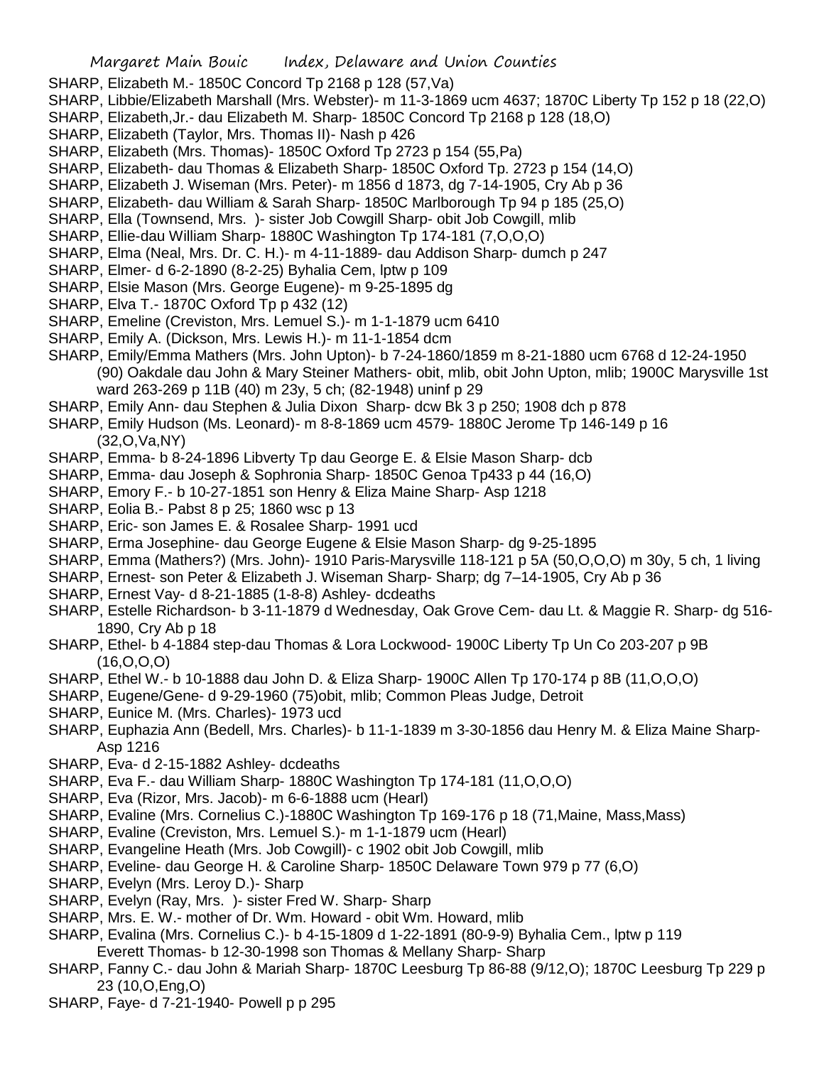SHARP, Elizabeth M.- 1850C Concord Tp 2168 p 128 (57,Va)

SHARP, Libbie/Elizabeth Marshall (Mrs. Webster)- m 11-3-1869 ucm 4637; 1870C Liberty Tp 152 p 18 (22,O)

SHARP, Elizabeth,Jr.- dau Elizabeth M. Sharp- 1850C Concord Tp 2168 p 128 (18,O)

SHARP, Elizabeth (Taylor, Mrs. Thomas II)- Nash p 426

SHARP, Elizabeth (Mrs. Thomas)- 1850C Oxford Tp 2723 p 154 (55,Pa)

SHARP, Elizabeth- dau Thomas & Elizabeth Sharp- 1850C Oxford Tp. 2723 p 154 (14,O)

SHARP, Elizabeth J. Wiseman (Mrs. Peter)- m 1856 d 1873, dg 7-14-1905, Cry Ab p 36

SHARP, Elizabeth- dau William & Sarah Sharp- 1850C Marlborough Tp 94 p 185 (25,O)

SHARP, Ella (Townsend, Mrs. )- sister Job Cowgill Sharp- obit Job Cowgill, mlib

SHARP, Ellie-dau William Sharp- 1880C Washington Tp 174-181 (7,O,O,O)

SHARP, Elma (Neal, Mrs. Dr. C. H.)- m 4-11-1889- dau Addison Sharp- dumch p 247

SHARP, Elmer- d 6-2-1890 (8-2-25) Byhalia Cem, lptw p 109

SHARP, Elsie Mason (Mrs. George Eugene)- m 9-25-1895 dg

SHARP, Elva T.- 1870C Oxford Tp p 432 (12)

SHARP, Emeline (Creviston, Mrs. Lemuel S.)- m 1-1-1879 ucm 6410

SHARP, Emily A. (Dickson, Mrs. Lewis H.)- m 11-1-1854 dcm

SHARP, Emily/Emma Mathers (Mrs. John Upton)- b 7-24-1860/1859 m 8-21-1880 ucm 6768 d 12-24-1950 (90) Oakdale dau John & Mary Steiner Mathers- obit, mlib, obit John Upton, mlib; 1900C Marysville 1st ward 263-269 p 11B (40) m 23y, 5 ch; (82-1948) uninf p 29

SHARP, Emily Ann- dau Stephen & Julia Dixon Sharp- dcw Bk 3 p 250; 1908 dch p 878

SHARP, Emily Hudson (Ms. Leonard)- m 8-8-1869 ucm 4579- 1880C Jerome Tp 146-149 p 16 (32,O,Va,NY)

SHARP, Emma- b 8-24-1896 Libverty Tp dau George E. & Elsie Mason Sharp- dcb

SHARP, Emma- dau Joseph & Sophronia Sharp- 1850C Genoa Tp433 p 44 (16,O)

SHARP, Emory F.- b 10-27-1851 son Henry & Eliza Maine Sharp- Asp 1218

SHARP, Eolia B.- Pabst 8 p 25; 1860 wsc p 13

SHARP, Eric- son James E. & Rosalee Sharp- 1991 ucd

SHARP, Erma Josephine- dau George Eugene & Elsie Mason Sharp- dg 9-25-1895

SHARP, Emma (Mathers?) (Mrs. John)- 1910 Paris-Marysville 118-121 p 5A (50,O,O,O) m 30y, 5 ch, 1 living

SHARP, Ernest- son Peter & Elizabeth J. Wiseman Sharp- Sharp; dg 7–14-1905, Cry Ab p 36

SHARP, Ernest Vay- d 8-21-1885 (1-8-8) Ashley- dcdeaths

SHARP, Estelle Richardson- b 3-11-1879 d Wednesday, Oak Grove Cem- dau Lt. & Maggie R. Sharp- dg 516-1890, Cry Ab p 18

SHARP, Ethel- b 4-1884 step-dau Thomas & Lora Lockwood- 1900C Liberty Tp Un Co 203-207 p 9B (16,O,O,O)

SHARP, Ethel W.- b 10-1888 dau John D. & Eliza Sharp- 1900C Allen Tp 170-174 p 8B (11,O,O,O)

SHARP, Eugene/Gene- d 9-29-1960 (75)obit, mlib; Common Pleas Judge, Detroit

SHARP, Eunice M. (Mrs. Charles)- 1973 ucd

SHARP, Euphazia Ann (Bedell, Mrs. Charles)- b 11-1-1839 m 3-30-1856 dau Henry M. & Eliza Maine Sharp- Asp 1216

SHARP, Eva- d 2-15-1882 Ashley- dcdeaths

SHARP, Eva F.- dau William Sharp- 1880C Washington Tp 174-181 (11,O,O,O)

SHARP, Eva (Rizor, Mrs. Jacob)- m 6-6-1888 ucm (Hearl)

SHARP, Evaline (Mrs. Cornelius C.)-1880C Washington Tp 169-176 p 18 (71,Maine, Mass,Mass)

SHARP, Evaline (Creviston, Mrs. Lemuel S.)- m 1-1-1879 ucm (Hearl)

SHARP, Evangeline Heath (Mrs. Job Cowgill)- c 1902 obit Job Cowgill, mlib

SHARP, Eveline- dau George H. & Caroline Sharp- 1850C Delaware Town 979 p 77 (6,O)

SHARP, Evelyn (Mrs. Leroy D.)- Sharp

SHARP, Evelyn (Ray, Mrs. )- sister Fred W. Sharp- Sharp

SHARP, Mrs. E. W.- mother of Dr. Wm. Howard - obit Wm. Howard, mlib

SHARP, Evalina (Mrs. Cornelius C.)- b 4-15-1809 d 1-22-1891 (80-9-9) Byhalia Cem., lptw p 119
Everett Thomas- b 12-30-1998 son Thomas & Mellany Sharp- Sharp

SHARP, Fanny C.- dau John & Mariah Sharp- 1870C Leesburg Tp 86-88 (9/12,O); 1870C Leesburg Tp 229 p 23 (10,O,Eng,O)

SHARP, Faye- d 7-21-1940- Powell p p 295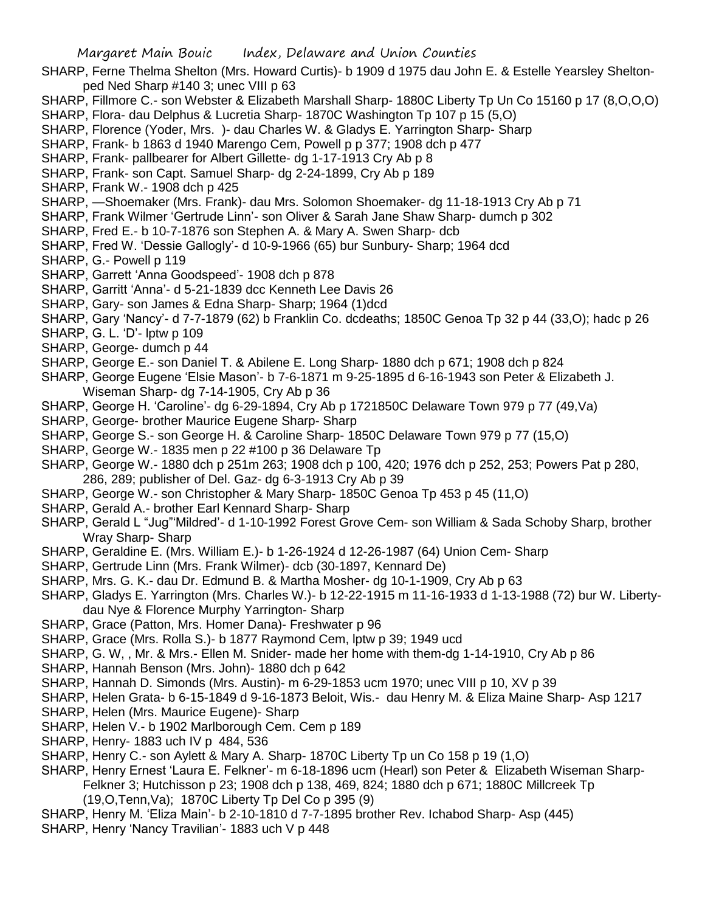SHARP, Ferne Thelma Shelton (Mrs. Howard Curtis)- b 1909 d 1975 dau John E. & Estelle Yearsley Shelton- ped Ned Sharp #140 3; unec VIII p 63

SHARP, Fillmore C.- son Webster & Elizabeth Marshall Sharp- 1880C Liberty Tp Un Co 15160 p 17 (8,O,O,O)

SHARP, Flora- dau Delphus & Lucretia Sharp- 1870C Washington Tp 107 p 15 (5,O)

SHARP, Florence (Yoder, Mrs. )- dau Charles W. & Gladys E. Yarrington Sharp- Sharp

SHARP, Frank- b 1863 d 1940 Marengo Cem, Powell p p 377; 1908 dch p 477

SHARP, Frank- pallbearer for Albert Gillette- dg 1-17-1913 Cry Ab p 8

SHARP, Frank- son Capt. Samuel Sharp- dg 2-24-1899, Cry Ab p 189

SHARP, Frank W.- 1908 dch p 425

SHARP, —Shoemaker (Mrs. Frank)- dau Mrs. Solomon Shoemaker- dg 11-18-1913 Cry Ab p 71

SHARP, Frank Wilmer 'Gertrude Linn'- son Oliver & Sarah Jane Shaw Sharp- dumch p 302

SHARP, Fred E.- b 10-7-1876 son Stephen A. & Mary A. Swen Sharp- dcb

SHARP, Fred W. 'Dessie Gallogly'- d 10-9-1966 (65) bur Sunbury- Sharp; 1964 dcd

SHARP, G.- Powell p 119

SHARP, Garrett 'Anna Goodspeed'- 1908 dch p 878

SHARP, Garritt 'Anna'- d 5-21-1839 dcc Kenneth Lee Davis 26

SHARP, Gary- son James & Edna Sharp- Sharp; 1964 (1)dcd

SHARP, Gary 'Nancy'- d 7-7-1879 (62) b Franklin Co. dcdeaths; 1850C Genoa Tp 32 p 44 (33,O); hadc p 26

SHARP, G. L. 'D'- lptw p 109

SHARP, George- dumch p 44

SHARP, George E.- son Daniel T. & Abilene E. Long Sharp- 1880 dch p 671; 1908 dch p 824

SHARP, George Eugene 'Elsie Mason'- b 7-6-1871 m 9-25-1895 d 6-16-1943 son Peter & Elizabeth J. Wiseman Sharp- dg 7-14-1905, Cry Ab p 36

SHARP, George H. 'Caroline'- dg 6-29-1894, Cry Ab p 1721850C Delaware Town 979 p 77 (49,Va)

SHARP, George- brother Maurice Eugene Sharp- Sharp

SHARP, George S.- son George H. & Caroline Sharp- 1850C Delaware Town 979 p 77 (15,O)

SHARP, George W.- 1835 men p 22 #100 p 36 Delaware Tp

SHARP, George W.- 1880 dch p 251m 263; 1908 dch p 100, 420; 1976 dch p 252, 253; Powers Pat p 280, 286, 289; publisher of Del. Gaz- dg 6-3-1913 Cry Ab p 39

SHARP, George W.- son Christopher & Mary Sharp- 1850C Genoa Tp 453 p 45 (11,O)

SHARP, Gerald A.- brother Earl Kennard Sharp- Sharp

SHARP, Gerald L "Jug"'Mildred'- d 1-10-1992 Forest Grove Cem- son William & Sada Schoby Sharp, brother Wray Sharp- Sharp

SHARP, Geraldine E. (Mrs. William E.)- b 1-26-1924 d 12-26-1987 (64) Union Cem- Sharp

SHARP, Gertrude Linn (Mrs. Frank Wilmer)- dcb (30-1897, Kennard De)

SHARP, Mrs. G. K.- dau Dr. Edmund B. & Martha Mosher- dg 10-1-1909, Cry Ab p 63

SHARP, Gladys E. Yarrington (Mrs. Charles W.)- b 12-22-1915 m 11-16-1933 d 1-13-1988 (72) bur W. Liberty- dau Nye & Florence Murphy Yarrington- Sharp

SHARP, Grace (Patton, Mrs. Homer Dana)- Freshwater p 96

SHARP, Grace (Mrs. Rolla S.)- b 1877 Raymond Cem, lptw p 39; 1949 ucd

SHARP, G. W, , Mr. & Mrs.- Ellen M. Snider- made her home with them-dg 1-14-1910, Cry Ab p 86

SHARP, Hannah Benson (Mrs. John)- 1880 dch p 642

SHARP, Hannah D. Simonds (Mrs. Austin)- m 6-29-1853 ucm 1970; unec VIII p 10, XV p 39

SHARP, Helen Grata- b 6-15-1849 d 9-16-1873 Beloit, Wis.- dau Henry M. & Eliza Maine Sharp- Asp 1217

SHARP, Helen (Mrs. Maurice Eugene)- Sharp

SHARP, Helen V.- b 1902 Marlborough Cem. Cem p 189

SHARP, Henry- 1883 uch IV p 484, 536

SHARP, Henry C.- son Aylett & Mary A. Sharp- 1870C Liberty Tp un Co 158 p 19 (1,O)

SHARP, Henry Ernest 'Laura E. Felkner'- m 6-18-1896 ucm (Hearl) son Peter & Elizabeth Wiseman Sharp- Felkner 3; Hutchisson p 23; 1908 dch p 138, 469, 824; 1880 dch p 671; 1880C Millcreek Tp (19,O,Tenn,Va); 1870C Liberty Tp Del Co p 395 (9)

SHARP, Henry M. 'Eliza Main'- b 2-10-1810 d 7-7-1895 brother Rev. Ichabod Sharp- Asp (445)

SHARP, Henry 'Nancy Travilian'- 1883 uch V p 448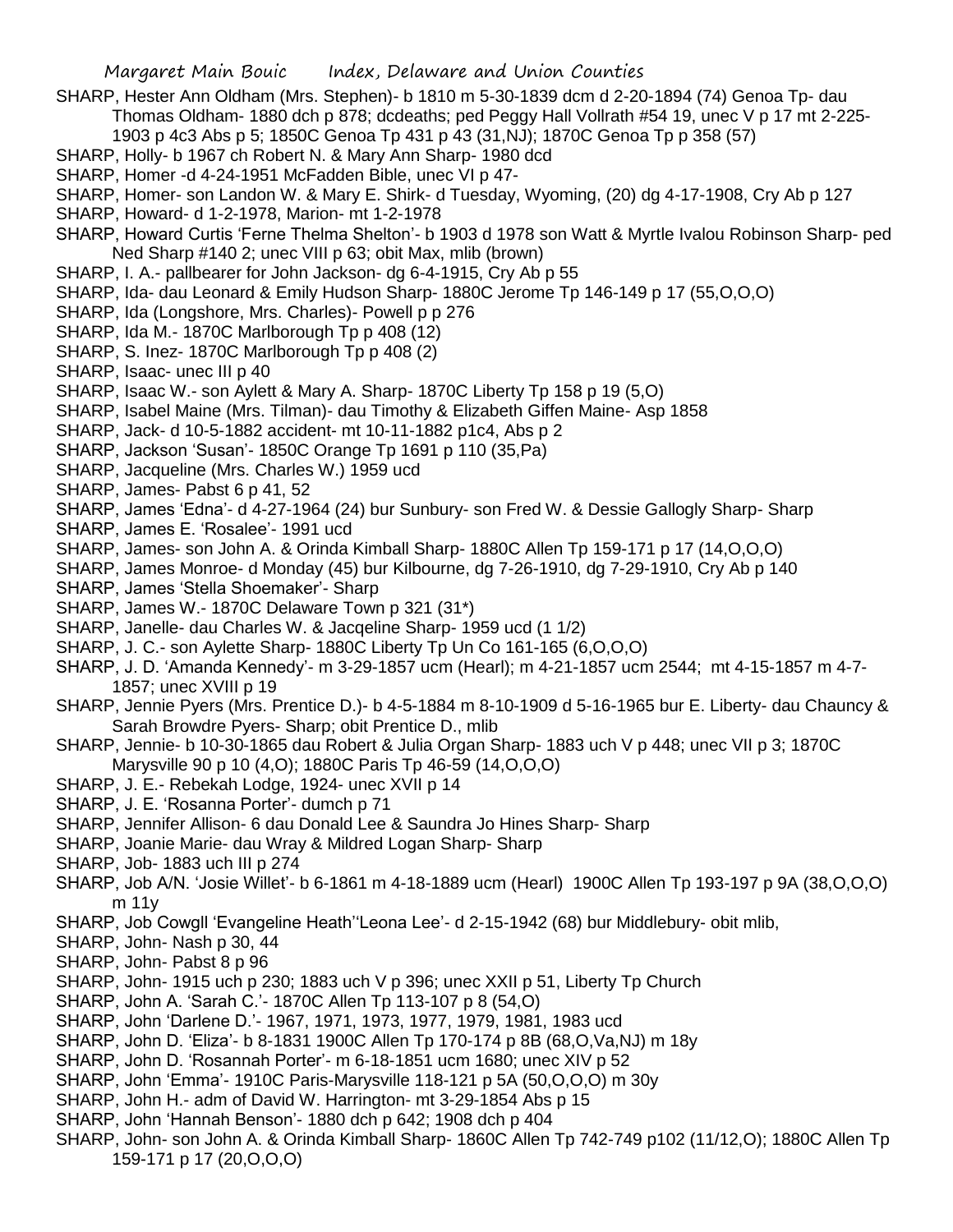SHARP, Hester Ann Oldham (Mrs. Stephen)- b 1810 m 5-30-1839 dcm d 2-20-1894 (74) Genoa Tp- dau Thomas Oldham- 1880 dch p 878; dcdeaths; ped Peggy Hall Vollrath #54 19, unec V p 17 mt 2-225-1903 p 4c3 Abs p 5; 1850C Genoa Tp 431 p 43 (31,NJ); 1870C Genoa Tp p 358 (57)

SHARP, Holly- b 1967 ch Robert N. & Mary Ann Sharp- 1980 dcd

SHARP, Homer -d 4-24-1951 McFadden Bible, unec VI p 47-

SHARP, Homer- son Landon W. & Mary E. Shirk- d Tuesday, Wyoming, (20) dg 4-17-1908, Cry Ab p 127

SHARP, Howard- d 1-2-1978, Marion- mt 1-2-1978

SHARP, Howard Curtis 'Ferne Thelma Shelton'- b 1903 d 1978 son Watt & Myrtle Ivalou Robinson Sharp- ped Ned Sharp #140 2; unec VIII p 63; obit Max, mlib (brown)

SHARP, I. A.- pallbearer for John Jackson- dg 6-4-1915, Cry Ab p 55

SHARP, Ida- dau Leonard & Emily Hudson Sharp- 1880C Jerome Tp 146-149 p 17 (55,O,O,O)

SHARP, Ida (Longshore, Mrs. Charles)- Powell p p 276

SHARP, Ida M.- 1870C Marlborough Tp p 408 (12)

SHARP, S. Inez- 1870C Marlborough Tp p 408 (2)

SHARP, Isaac- unec III p 40

SHARP, Isaac W.- son Aylett & Mary A. Sharp- 1870C Liberty Tp 158 p 19 (5,O)

SHARP, Isabel Maine (Mrs. Tilman)- dau Timothy & Elizabeth Giffen Maine- Asp 1858

SHARP, Jack- d 10-5-1882 accident- mt 10-11-1882 p1c4, Abs p 2

SHARP, Jackson 'Susan'- 1850C Orange Tp 1691 p 110 (35,Pa)

SHARP, Jacqueline (Mrs. Charles W.) 1959 ucd

SHARP, James- Pabst 6 p 41, 52

SHARP, James 'Edna'- d 4-27-1964 (24) bur Sunbury- son Fred W. & Dessie Gallogly Sharp- Sharp

SHARP, James E. 'Rosalee'- 1991 ucd

SHARP, James- son John A. & Orinda Kimball Sharp- 1880C Allen Tp 159-171 p 17 (14,O,O,O)

SHARP, James Monroe- d Monday (45) bur Kilbourne, dg 7-26-1910, dg 7-29-1910, Cry Ab p 140

SHARP, James 'Stella Shoemaker'- Sharp

SHARP, James W.- 1870C Delaware Town p 321 (31*)

SHARP, Janelle- dau Charles W. & Jacqeline Sharp- 1959 ucd (1 1/2)

SHARP, J. C.- son Aylette Sharp- 1880C Liberty Tp Un Co 161-165 (6,O,O,O)

SHARP, J. D. 'Amanda Kennedy'- m 3-29-1857 ucm (Hearl); m 4-21-1857 ucm 2544; mt 4-15-1857 m 4-7-1857; unec XVIII p 19

SHARP, Jennie Pyers (Mrs. Prentice D.)- b 4-5-1884 m 8-10-1909 d 5-16-1965 bur E. Liberty- dau Chauncy & Sarah Browdre Pyers- Sharp; obit Prentice D., mlib

SHARP, Jennie- b 10-30-1865 dau Robert & Julia Organ Sharp- 1883 uch V p 448; unec VII p 3; 1870C Marysville 90 p 10 (4,O); 1880C Paris Tp 46-59 (14,O,O,O)

SHARP, J. E.- Rebekah Lodge, 1924- unec XVII p 14

SHARP, J. E. 'Rosanna Porter'- dumch p 71

SHARP, Jennifer Allison- 6 dau Donald Lee & Saundra Jo Hines Sharp- Sharp

SHARP, Joanie Marie- dau Wray & Mildred Logan Sharp- Sharp

SHARP, Job- 1883 uch III p 274

SHARP, Job A/N. 'Josie Willet'- b 6-1861 m 4-18-1889 ucm (Hearl) 1900C Allen Tp 193-197 p 9A (38,O,O,O) m 11y

SHARP, Job Cowgll 'Evangeline Heath''Leona Lee'- d 2-15-1942 (68) bur Middlebury- obit mlib,

SHARP, John- Nash p 30, 44

SHARP, John- Pabst 8 p 96

SHARP, John- 1915 uch p 230; 1883 uch V p 396; unec XXII p 51, Liberty Tp Church

SHARP, John A. 'Sarah C.'- 1870C Allen Tp 113-107 p 8 (54,O)

SHARP, John 'Darlene D.'- 1967, 1971, 1973, 1977, 1979, 1981, 1983 ucd

SHARP, John D. 'Eliza'- b 8-1831 1900C Allen Tp 170-174 p 8B (68,O,Va,NJ) m 18y

SHARP, John D. 'Rosannah Porter'- m 6-18-1851 ucm 1680; unec XIV p 52

SHARP, John 'Emma'- 1910C Paris-Marysville 118-121 p 5A (50,O,O,O) m 30y

SHARP, John H.- adm of David W. Harrington- mt 3-29-1854 Abs p 15

SHARP, John 'Hannah Benson'- 1880 dch p 642; 1908 dch p 404

SHARP, John- son John A. & Orinda Kimball Sharp- 1860C Allen Tp 742-749 p102 (11/12,O); 1880C Allen Tp 159-171 p 17 (20,O,O,O)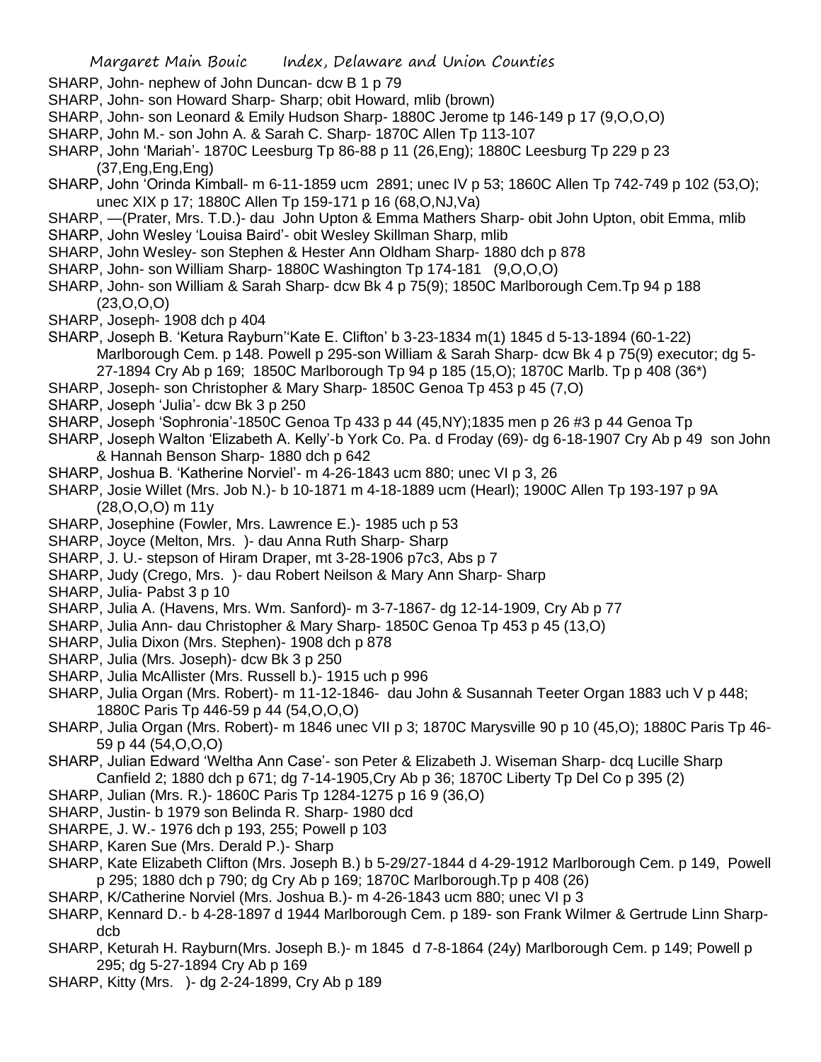SHARP, John- nephew of John Duncan- dcw B 1 p 79

SHARP, John- son Howard Sharp- Sharp; obit Howard, mlib (brown)

SHARP, John- son Leonard & Emily Hudson Sharp- 1880C Jerome tp 146-149 p 17 (9,O,O,O)

SHARP, John M.- son John A. & Sarah C. Sharp- 1870C Allen Tp 113-107

SHARP, John 'Mariah'- 1870C Leesburg Tp 86-88 p 11 (26,Eng); 1880C Leesburg Tp 229 p 23 (37,Eng,Eng,Eng)

SHARP, John 'Orinda Kimball- m 6-11-1859 ucm 2891; unec IV p 53; 1860C Allen Tp 742-749 p 102 (53,O); unec XIX p 17; 1880C Allen Tp 159-171 p 16 (68,O,NJ,Va)

SHARP, —(Prater, Mrs. T.D.)- dau John Upton & Emma Mathers Sharp- obit John Upton, obit Emma, mlib

SHARP, John Wesley 'Louisa Baird'- obit Wesley Skillman Sharp, mlib

SHARP, John Wesley- son Stephen & Hester Ann Oldham Sharp- 1880 dch p 878

SHARP, John- son William Sharp- 1880C Washington Tp 174-181 (9,O,O,O)

SHARP, John- son William & Sarah Sharp- dcw Bk 4 p 75(9); 1850C Marlborough Cem.Tp 94 p 188 (23,O,O,O)

SHARP, Joseph- 1908 dch p 404

SHARP, Joseph B. 'Ketura Rayburn''Kate E. Clifton' b 3-23-1834 m(1) 1845 d 5-13-1894 (60-1-22) Marlborough Cem. p 148. Powell p 295-son William & Sarah Sharp- dcw Bk 4 p 75(9) executor; dg 5-27-1894 Cry Ab p 169; 1850C Marlborough Tp 94 p 185 (15,O); 1870C Marlb. Tp p 408 (36*)

SHARP, Joseph- son Christopher & Mary Sharp- 1850C Genoa Tp 453 p 45 (7,O)

SHARP, Joseph 'Julia'- dcw Bk 3 p 250

SHARP, Joseph 'Sophronia'-1850C Genoa Tp 433 p 44 (45,NY);1835 men p 26 #3 p 44 Genoa Tp

SHARP, Joseph Walton 'Elizabeth A. Kelly'-b York Co. Pa. d Froday (69)- dg 6-18-1907 Cry Ab p 49 son John & Hannah Benson Sharp- 1880 dch p 642

SHARP, Joshua B. 'Katherine Norviel'- m 4-26-1843 ucm 880; unec VI p 3, 26

SHARP, Josie Willet (Mrs. Job N.)- b 10-1871 m 4-18-1889 ucm (Hearl); 1900C Allen Tp 193-197 p 9A (28,O,O,O) m 11y

SHARP, Josephine (Fowler, Mrs. Lawrence E.)- 1985 uch p 53

SHARP, Joyce (Melton, Mrs. )- dau Anna Ruth Sharp- Sharp

SHARP, J. U.- stepson of Hiram Draper, mt 3-28-1906 p7c3, Abs p 7

SHARP, Judy (Crego, Mrs. )- dau Robert Neilson & Mary Ann Sharp- Sharp

SHARP, Julia- Pabst 3 p 10

SHARP, Julia A. (Havens, Mrs. Wm. Sanford)- m 3-7-1867- dg 12-14-1909, Cry Ab p 77

SHARP, Julia Ann- dau Christopher & Mary Sharp- 1850C Genoa Tp 453 p 45 (13,O)

SHARP, Julia Dixon (Mrs. Stephen)- 1908 dch p 878

SHARP, Julia (Mrs. Joseph)- dcw Bk 3 p 250

SHARP, Julia McAllister (Mrs. Russell b.)- 1915 uch p 996

SHARP, Julia Organ (Mrs. Robert)- m 11-12-1846- dau John & Susannah Teeter Organ 1883 uch V p 448; 1880C Paris Tp 446-59 p 44 (54,O,O,O)

SHARP, Julia Organ (Mrs. Robert)- m 1846 unec VII p 3; 1870C Marysville 90 p 10 (45,O); 1880C Paris Tp 46-59 p 44 (54,O,O,O)

SHARP, Julian Edward 'Weltha Ann Case'- son Peter & Elizabeth J. Wiseman Sharp- dcq Lucille Sharp Canfield 2; 1880 dch p 671; dg 7-14-1905,Cry Ab p 36; 1870C Liberty Tp Del Co p 395 (2)

SHARP, Julian (Mrs. R.)- 1860C Paris Tp 1284-1275 p 16 9 (36,O)

SHARP, Justin- b 1979 son Belinda R. Sharp- 1980 dcd

SHARPE, J. W.- 1976 dch p 193, 255; Powell p 103

SHARP, Karen Sue (Mrs. Derald P.)- Sharp

SHARP, Kate Elizabeth Clifton (Mrs. Joseph B.) b 5-29/27-1844 d 4-29-1912 Marlborough Cem. p 149, Powell p 295; 1880 dch p 790; dg Cry Ab p 169; 1870C Marlborough.Tp p 408 (26)

SHARP, K/Catherine Norviel (Mrs. Joshua B.)- m 4-26-1843 ucm 880; unec VI p 3

SHARP, Kennard D.- b 4-28-1897 d 1944 Marlborough Cem. p 189- son Frank Wilmer & Gertrude Linn Sharp- dcb

SHARP, Keturah H. Rayburn(Mrs. Joseph B.)- m 1845 d 7-8-1864 (24y) Marlborough Cem. p 149; Powell p 295; dg 5-27-1894 Cry Ab p 169

SHARP, Kitty (Mrs. )- dg 2-24-1899, Cry Ab p 189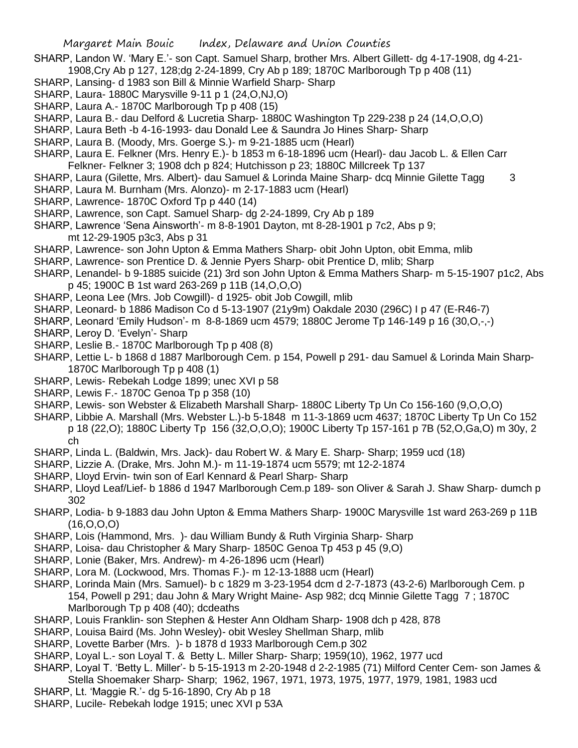SHARP, Landon W. 'Mary E.'- son Capt. Samuel Sharp, brother Mrs. Albert Gillett- dg 4-17-1908, dg 4-21-1908,Cry Ab p 127, 128;dg 2-24-1899, Cry Ab p 189; 1870C Marlborough Tp p 408 (11)

SHARP, Lansing- d 1983 son Bill & Minnie Warfield Sharp- Sharp

SHARP, Laura- 1880C Marysville 9-11 p 1 (24,O,NJ,O)

SHARP, Laura A.- 1870C Marlborough Tp p 408 (15)

SHARP, Laura B.- dau Delford & Lucretia Sharp- 1880C Washington Tp 229-238 p 24 (14,O,O,O)

SHARP, Laura Beth -b 4-16-1993- dau Donald Lee & Saundra Jo Hines Sharp- Sharp

SHARP, Laura B. (Moody, Mrs. Goerge S.)- m 9-21-1885 ucm (Hearl)

SHARP, Laura E. Felkner (Mrs. Henry E.)- b 1853 m 6-18-1896 ucm (Hearl)- dau Jacob L. & Ellen Carr Felkner- Felkner 3; 1908 dch p 824; Hutchisson p 23; 1880C Millcreek Tp 137

SHARP, Laura (Gilette, Mrs. Albert)- dau Samuel & Lorinda Maine Sharp- dcq Minnie Gilette Tagg 3

SHARP, Laura M. Burnham (Mrs. Alonzo)- m 2-17-1883 ucm (Hearl)

SHARP, Lawrence- 1870C Oxford Tp p 440 (14)

SHARP, Lawrence, son Capt. Samuel Sharp- dg 2-24-1899, Cry Ab p 189

SHARP, Lawrence 'Sena Ainsworth'- m 8-8-1901 Dayton, mt 8-28-1901 p 7c2, Abs p 9; mt 12-29-1905 p3c3, Abs p 31

SHARP, Lawrence- son John Upton & Emma Mathers Sharp- obit John Upton, obit Emma, mlib

SHARP, Lawrence- son Prentice D. & Jennie Pyers Sharp- obit Prentice D, mlib; Sharp

SHARP, Lenandel- b 9-1885 suicide (21) 3rd son John Upton & Emma Mathers Sharp- m 5-15-1907 p1c2, Abs p 45; 1900C B 1st ward 263-269 p 11B (14,O,O,O)

SHARP, Leona Lee (Mrs. Job Cowgill)- d 1925- obit Job Cowgill, mlib

SHARP, Leonard- b 1886 Madison Co d 5-13-1907 (21y9m) Oakdale 2030 (296C) I p 47 (E-R46-7)

SHARP, Leonard 'Emily Hudson'- m 8-8-1869 ucm 4579; 1880C Jerome Tp 146-149 p 16 (30,O,-,-)

SHARP, Leroy D. 'Evelyn'- Sharp

SHARP, Leslie B.- 1870C Marlborough Tp p 408 (8)

SHARP, Lettie L- b 1868 d 1887 Marlborough Cem. p 154, Powell p 291- dau Samuel & Lorinda Main Sharp- 1870C Marlborough Tp p 408 (1)

SHARP, Lewis- Rebekah Lodge 1899; unec XVI p 58

SHARP, Lewis F.- 1870C Genoa Tp p 358 (10)

SHARP, Lewis- son Webster & Elizabeth Marshall Sharp- 1880C Liberty Tp Un Co 156-160 (9,O,O,O)

SHARP, Libbie A. Marshall (Mrs. Webster L.)-b 5-1848 m 11-3-1869 ucm 4637; 1870C Liberty Tp Un Co 152 p 18 (22,O); 1880C Liberty Tp 156 (32,O,O,O); 1900C Liberty Tp 157-161 p 7B (52,O,Ga,O) m 30y, 2 ch

SHARP, Linda L. (Baldwin, Mrs. Jack)- dau Robert W. & Mary E. Sharp- Sharp; 1959 ucd (18)

SHARP, Lizzie A. (Drake, Mrs. John M.)- m 11-19-1874 ucm 5579; mt 12-2-1874

SHARP, Lloyd Ervin- twin son of Earl Kennard & Pearl Sharp- Sharp

SHARP, Lloyd Leaf/Lief- b 1886 d 1947 Marlborough Cem.p 189- son Oliver & Sarah J. Shaw Sharp- dumch p 302

SHARP, Lodia- b 9-1883 dau John Upton & Emma Mathers Sharp- 1900C Marysville 1st ward 263-269 p 11B (16,O,O,O)

SHARP, Lois (Hammond, Mrs. )- dau William Bundy & Ruth Virginia Sharp- Sharp

SHARP, Loisa- dau Christopher & Mary Sharp- 1850C Genoa Tp 453 p 45 (9,O)

SHARP, Lonie (Baker, Mrs. Andrew)- m 4-26-1896 ucm (Hearl)

SHARP, Lora M. (Lockwood, Mrs. Thomas F.)- m 12-13-1888 ucm (Hearl)

SHARP, Lorinda Main (Mrs. Samuel)- b c 1829 m 3-23-1954 dcm d 2-7-1873 (43-2-6) Marlborough Cem. p 154, Powell p 291; dau John & Mary Wright Maine- Asp 982; dcq Minnie Gilette Tagg 7 ; 1870C Marlborough Tp p 408 (40); dcdeaths

SHARP, Louis Franklin- son Stephen & Hester Ann Oldham Sharp- 1908 dch p 428, 878

SHARP, Louisa Baird (Ms. John Wesley)- obit Wesley Shellman Sharp, mlib

SHARP, Lovette Barber (Mrs. )- b 1878 d 1933 Marlborough Cem.p 302

SHARP, Loyal L.- son Loyal T. & Betty L. Miller Sharp- Sharp; 1959(10), 1962, 1977 ucd

SHARP, Loyal T. 'Betty L. Miller'- b 5-15-1913 m 2-20-1948 d 2-2-1985 (71) Milford Center Cem- son James & Stella Shoemaker Sharp- Sharp; 1962, 1967, 1971, 1973, 1975, 1977, 1979, 1981, 1983 ucd

SHARP, Lt. 'Maggie R.'- dg 5-16-1890, Cry Ab p 18

SHARP, Lucile- Rebekah lodge 1915; unec XVI p 53A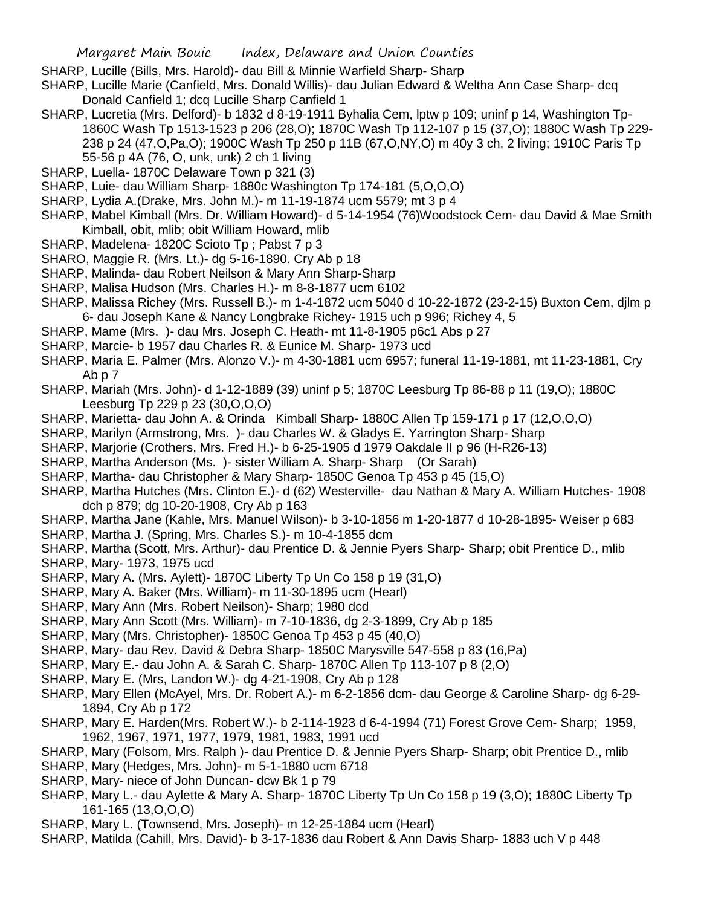SHARP, Lucille (Bills, Mrs. Harold)- dau Bill & Minnie Warfield Sharp- Sharp

SHARP, Lucille Marie (Canfield, Mrs. Donald Willis)- dau Julian Edward & Weltha Ann Case Sharp- dcq Donald Canfield 1; dcq Lucille Sharp Canfield 1

SHARP, Lucretia (Mrs. Delford)- b 1832 d 8-19-1911 Byhalia Cem, lptw p 109; uninf p 14, Washington Tp- 1860C Wash Tp 1513-1523 p 206 (28,O); 1870C Wash Tp 112-107 p 15 (37,O); 1880C Wash Tp 229-238 p 24 (47,O,Pa,O); 1900C Wash Tp 250 p 11B (67,O,NY,O) m 40y 3 ch, 2 living; 1910C Paris Tp 55-56 p 4A (76, O, unk, unk) 2 ch 1 living

SHARP, Luella- 1870C Delaware Town p 321 (3)

SHARP, Luie- dau William Sharp- 1880c Washington Tp 174-181 (5,O,O,O)

SHARP, Lydia A.(Drake, Mrs. John M.)- m 11-19-1874 ucm 5579; mt 3 p 4

SHARP, Mabel Kimball (Mrs. Dr. William Howard)- d 5-14-1954 (76)Woodstock Cem- dau David & Mae Smith Kimball, obit, mlib; obit William Howard, mlib

SHARP, Madelena- 1820C Scioto Tp ; Pabst 7 p 3

SHARO, Maggie R. (Mrs. Lt.)- dg 5-16-1890. Cry Ab p 18

SHARP, Malinda- dau Robert Neilson & Mary Ann Sharp-Sharp

SHARP, Malisa Hudson (Mrs. Charles H.)- m 8-8-1877 ucm 6102

SHARP, Malissa Richey (Mrs. Russell B.)- m 1-4-1872 ucm 5040 d 10-22-1872 (23-2-15) Buxton Cem, djlm p 6- dau Joseph Kane & Nancy Longbrake Richey- 1915 uch p 996; Richey 4, 5

SHARP, Mame (Mrs. )- dau Mrs. Joseph C. Heath- mt 11-8-1905 p6c1 Abs p 27

SHARP, Marcie- b 1957 dau Charles R. & Eunice M. Sharp- 1973 ucd

SHARP, Maria E. Palmer (Mrs. Alonzo V.)- m 4-30-1881 ucm 6957; funeral 11-19-1881, mt 11-23-1881, Cry Ab p 7

SHARP, Mariah (Mrs. John)- d 1-12-1889 (39) uninf p 5; 1870C Leesburg Tp 86-88 p 11 (19,O); 1880C Leesburg Tp 229 p 23 (30,O,O,O)

SHARP, Marietta- dau John A. & Orinda Kimball Sharp- 1880C Allen Tp 159-171 p 17 (12,O,O,O)

SHARP, Marilyn (Armstrong, Mrs. )- dau Charles W. & Gladys E. Yarrington Sharp- Sharp

SHARP, Marjorie (Crothers, Mrs. Fred H.)- b 6-25-1905 d 1979 Oakdale II p 96 (H-R26-13)

SHARP, Martha Anderson (Ms. )- sister William A. Sharp- Sharp (Or Sarah)

SHARP, Martha- dau Christopher & Mary Sharp- 1850C Genoa Tp 453 p 45 (15,O)

SHARP, Martha Hutches (Mrs. Clinton E.)- d (62) Westerville- dau Nathan & Mary A. William Hutches- 1908 dch p 879; dg 10-20-1908, Cry Ab p 163

SHARP, Martha Jane (Kahle, Mrs. Manuel Wilson)- b 3-10-1856 m 1-20-1877 d 10-28-1895- Weiser p 683

SHARP, Martha J. (Spring, Mrs. Charles S.)- m 10-4-1855 dcm

SHARP, Martha (Scott, Mrs. Arthur)- dau Prentice D. & Jennie Pyers Sharp- Sharp; obit Prentice D., mlib

SHARP, Mary- 1973, 1975 ucd

SHARP, Mary A. (Mrs. Aylett)- 1870C Liberty Tp Un Co 158 p 19 (31,O)

SHARP, Mary A. Baker (Mrs. William)- m 11-30-1895 ucm (Hearl)

SHARP, Mary Ann (Mrs. Robert Neilson)- Sharp; 1980 dcd

SHARP, Mary Ann Scott (Mrs. William)- m 7-10-1836, dg 2-3-1899, Cry Ab p 185

SHARP, Mary (Mrs. Christopher)- 1850C Genoa Tp 453 p 45 (40,O)

SHARP, Mary- dau Rev. David & Debra Sharp- 1850C Marysville 547-558 p 83 (16,Pa)

SHARP, Mary E.- dau John A. & Sarah C. Sharp- 1870C Allen Tp 113-107 p 8 (2,O)

SHARP, Mary E. (Mrs, Landon W.)- dg 4-21-1908, Cry Ab p 128

SHARP, Mary Ellen (McAyel, Mrs. Dr. Robert A.)- m 6-2-1856 dcm- dau George & Caroline Sharp- dg 6-29-1894, Cry Ab p 172

SHARP, Mary E. Harden(Mrs. Robert W.)- b 2-114-1923 d 6-4-1994 (71) Forest Grove Cem- Sharp; 1959, 1962, 1967, 1971, 1977, 1979, 1981, 1983, 1991 ucd

SHARP, Mary (Folsom, Mrs. Ralph )- dau Prentice D. & Jennie Pyers Sharp- Sharp; obit Prentice D., mlib

SHARP, Mary (Hedges, Mrs. John)- m 5-1-1880 ucm 6718

SHARP, Mary- niece of John Duncan- dcw Bk 1 p 79

SHARP, Mary L.- dau Aylette & Mary A. Sharp- 1870C Liberty Tp Un Co 158 p 19 (3,O); 1880C Liberty Tp 161-165 (13,O,O,O)

SHARP, Mary L. (Townsend, Mrs. Joseph)- m 12-25-1884 ucm (Hearl)

SHARP, Matilda (Cahill, Mrs. David)- b 3-17-1836 dau Robert & Ann Davis Sharp- 1883 uch V p 448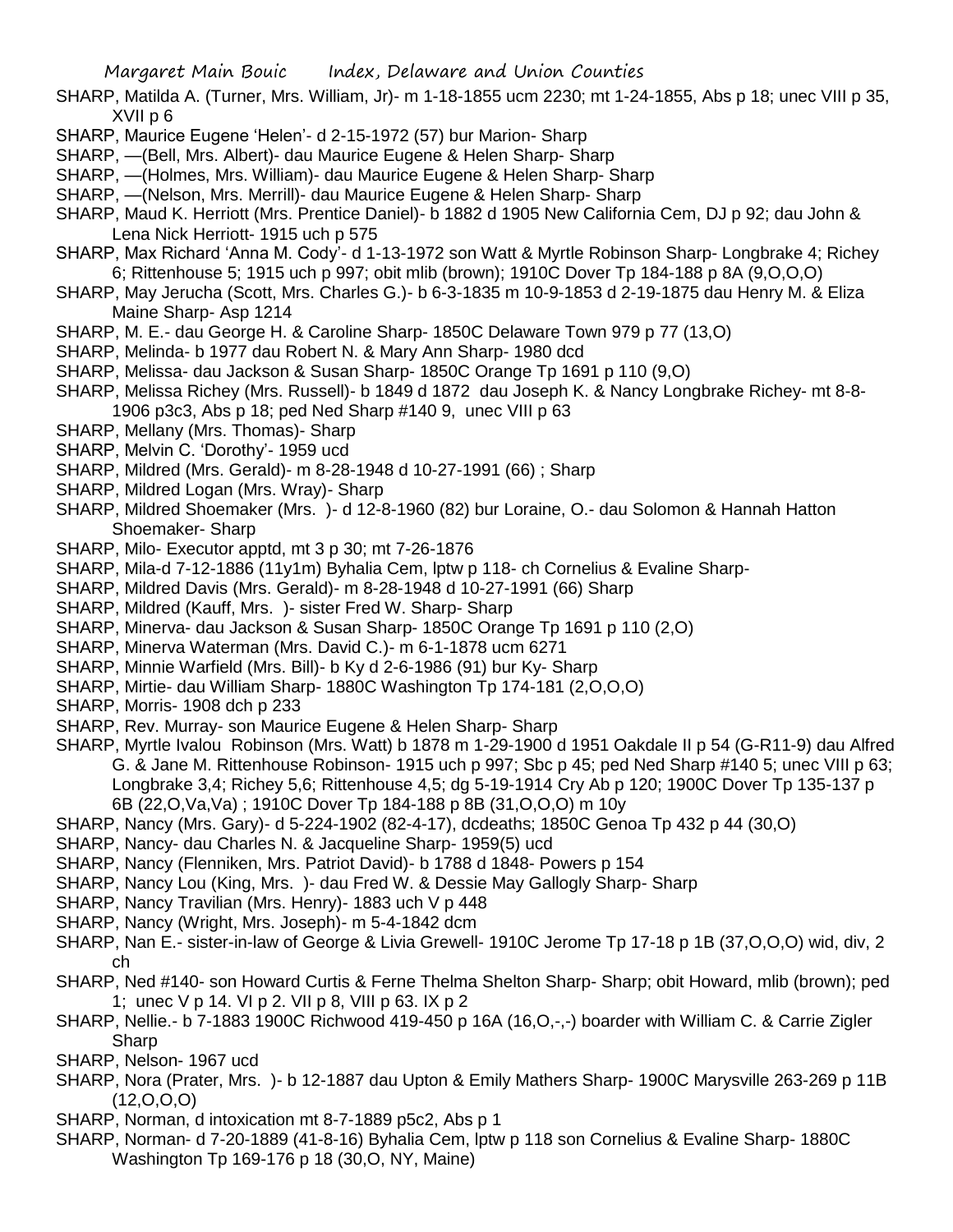SHARP, Matilda A. (Turner, Mrs. William, Jr)- m 1-18-1855 ucm 2230; mt 1-24-1855, Abs p 18; unec VIII p 35, XVII p 6

SHARP, Maurice Eugene 'Helen'- d 2-15-1972 (57) bur Marion- Sharp

SHARP, —(Bell, Mrs. Albert)- dau Maurice Eugene & Helen Sharp- Sharp

SHARP, —(Holmes, Mrs. William)- dau Maurice Eugene & Helen Sharp- Sharp

SHARP, —(Nelson, Mrs. Merrill)- dau Maurice Eugene & Helen Sharp- Sharp

SHARP, Maud K. Herriott (Mrs. Prentice Daniel)- b 1882 d 1905 New California Cem, DJ p 92; dau John & Lena Nick Herriott- 1915 uch p 575

SHARP, Max Richard 'Anna M. Cody'- d 1-13-1972 son Watt & Myrtle Robinson Sharp- Longbrake 4; Richey 6; Rittenhouse 5; 1915 uch p 997; obit mlib (brown); 1910C Dover Tp 184-188 p 8A (9,O,O,O)

SHARP, May Jerucha (Scott, Mrs. Charles G.)- b 6-3-1835 m 10-9-1853 d 2-19-1875 dau Henry M. & Eliza Maine Sharp- Asp 1214

SHARP, M. E.- dau George H. & Caroline Sharp- 1850C Delaware Town 979 p 77 (13,O)

SHARP, Melinda- b 1977 dau Robert N. & Mary Ann Sharp- 1980 dcd

SHARP, Melissa- dau Jackson & Susan Sharp- 1850C Orange Tp 1691 p 110 (9,O)

SHARP, Melissa Richey (Mrs. Russell)- b 1849 d 1872 dau Joseph K. & Nancy Longbrake Richey- mt 8-8-1906 p3c3, Abs p 18; ped Ned Sharp #140 9, unec VIII p 63

SHARP, Mellany (Mrs. Thomas)- Sharp

SHARP, Melvin C. 'Dorothy'- 1959 ucd

SHARP, Mildred (Mrs. Gerald)- m 8-28-1948 d 10-27-1991 (66) ; Sharp

SHARP, Mildred Logan (Mrs. Wray)- Sharp

SHARP, Mildred Shoemaker (Mrs. )- d 12-8-1960 (82) bur Loraine, O.- dau Solomon & Hannah Hatton Shoemaker- Sharp

SHARP, Milo- Executor apptd, mt 3 p 30; mt 7-26-1876

SHARP, Mila-d 7-12-1886 (11y1m) Byhalia Cem, lptw p 118- ch Cornelius & Evaline Sharp-

SHARP, Mildred Davis (Mrs. Gerald)- m 8-28-1948 d 10-27-1991 (66) Sharp

SHARP, Mildred (Kauff, Mrs. )- sister Fred W. Sharp- Sharp

SHARP, Minerva- dau Jackson & Susan Sharp- 1850C Orange Tp 1691 p 110 (2,O)

SHARP, Minerva Waterman (Mrs. David C.)- m 6-1-1878 ucm 6271

SHARP, Minnie Warfield (Mrs. Bill)- b Ky d 2-6-1986 (91) bur Ky- Sharp

SHARP, Mirtie- dau William Sharp- 1880C Washington Tp 174-181 (2,O,O,O)

SHARP, Morris- 1908 dch p 233

SHARP, Rev. Murray- son Maurice Eugene & Helen Sharp- Sharp

SHARP, Myrtle Ivalou Robinson (Mrs. Watt) b 1878 m 1-29-1900 d 1951 Oakdale II p 54 (G-R11-9) dau Alfred G. & Jane M. Rittenhouse Robinson- 1915 uch p 997; Sbc p 45; ped Ned Sharp #140 5; unec VIII p 63; Longbrake 3,4; Richey 5,6; Rittenhouse 4,5; dg 5-19-1914 Cry Ab p 120; 1900C Dover Tp 135-137 p 6B (22,O,Va,Va) ; 1910C Dover Tp 184-188 p 8B (31,O,O,O) m 10y

SHARP, Nancy (Mrs. Gary)- d 5-224-1902 (82-4-17), dcdeaths; 1850C Genoa Tp 432 p 44 (30,O)

SHARP, Nancy- dau Charles N. & Jacqueline Sharp- 1959(5) ucd

SHARP, Nancy (Flenniken, Mrs. Patriot David)- b 1788 d 1848- Powers p 154

SHARP, Nancy Lou (King, Mrs. )- dau Fred W. & Dessie May Gallogly Sharp- Sharp

SHARP, Nancy Travilian (Mrs. Henry)- 1883 uch V p 448

SHARP, Nancy (Wright, Mrs. Joseph)- m 5-4-1842 dcm

SHARP, Nan E.- sister-in-law of George & Livia Grewell- 1910C Jerome Tp 17-18 p 1B (37,O,O,O) wid, div, 2 ch

SHARP, Ned #140- son Howard Curtis & Ferne Thelma Shelton Sharp- Sharp; obit Howard, mlib (brown); ped 1; unec V p 14. VI p 2. VII p 8, VIII p 63. IX p 2

SHARP, Nellie.- b 7-1883 1900C Richwood 419-450 p 16A (16,O,-,-) boarder with William C. & Carrie Zigler Sharp

SHARP, Nelson- 1967 ucd

SHARP, Nora (Prater, Mrs. )- b 12-1887 dau Upton & Emily Mathers Sharp- 1900C Marysville 263-269 p 11B (12,O,O,O)

SHARP, Norman, d intoxication mt 8-7-1889 p5c2, Abs p 1

SHARP, Norman- d 7-20-1889 (41-8-16) Byhalia Cem, lptw p 118 son Cornelius & Evaline Sharp- 1880C Washington Tp 169-176 p 18 (30,O, NY, Maine)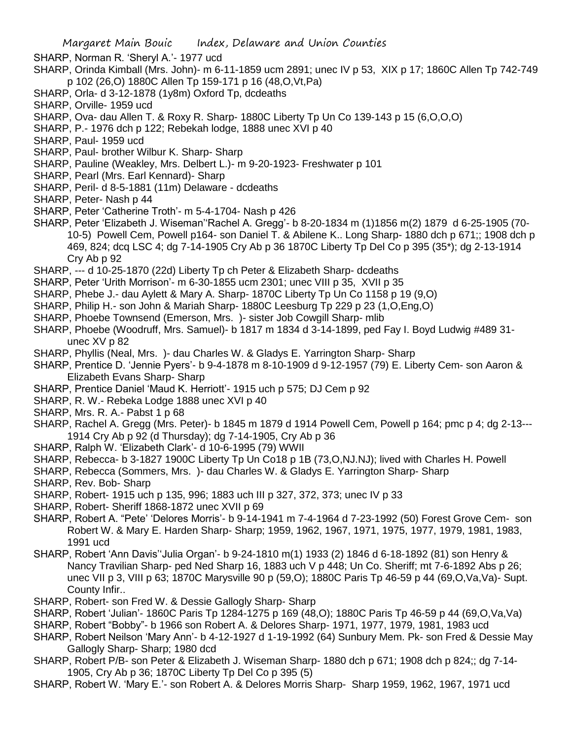SHARP, Norman R. 'Sheryl A.'- 1977 ucd

SHARP, Orinda Kimball (Mrs. John)- m 6-11-1859 ucm 2891; unec IV p 53, XIX p 17; 1860C Allen Tp 742-749 p 102 (26,O) 1880C Allen Tp 159-171 p 16 (48,O,Vt,Pa)

SHARP, Orla- d 3-12-1878 (1y8m) Oxford Tp, dcdeaths

SHARP, Orville- 1959 ucd

SHARP, Ova- dau Allen T. & Roxy R. Sharp- 1880C Liberty Tp Un Co 139-143 p 15 (6,O,O,O)

SHARP, P.- 1976 dch p 122; Rebekah lodge, 1888 unec XVI p 40

SHARP, Paul- 1959 ucd

SHARP, Paul- brother Wilbur K. Sharp- Sharp

SHARP, Pauline (Weakley, Mrs. Delbert L.)- m 9-20-1923- Freshwater p 101

SHARP, Pearl (Mrs. Earl Kennard)- Sharp

SHARP, Peril- d 8-5-1881 (11m) Delaware - dcdeaths

SHARP, Peter- Nash p 44

SHARP, Peter 'Catherine Troth'- m 5-4-1704- Nash p 426

SHARP, Peter 'Elizabeth J. Wiseman''Rachel A. Gregg'- b 8-20-1834 m (1)1856 m(2) 1879 d 6-25-1905 (70-10-5) Powell Cem, Powell p164- son Daniel T. & Abilene K.. Long Sharp- 1880 dch p 671;; 1908 dch p 469, 824; dcq LSC 4; dg 7-14-1905 Cry Ab p 36 1870C Liberty Tp Del Co p 395 (35*); dg 2-13-1914 Cry Ab p 92

SHARP, --- d 10-25-1870 (22d) Liberty Tp ch Peter & Elizabeth Sharp- dcdeaths

SHARP, Peter 'Urith Morrison'- m 6-30-1855 ucm 2301; unec VIII p 35, XVII p 35

SHARP, Phebe J.- dau Aylett & Mary A. Sharp- 1870C Liberty Tp Un Co 1158 p 19 (9,O)

SHARP, Philip H.- son John & Mariah Sharp- 1880C Leesburg Tp 229 p 23 (1,O,Eng,O)

SHARP, Phoebe Townsend (Emerson, Mrs. )- sister Job Cowgill Sharp- mlib

SHARP, Phoebe (Woodruff, Mrs. Samuel)- b 1817 m 1834 d 3-14-1899, ped Fay I. Boyd Ludwig #489 31- unec XV p 82

SHARP, Phyllis (Neal, Mrs. )- dau Charles W. & Gladys E. Yarrington Sharp- Sharp

SHARP, Prentice D. 'Jennie Pyers'- b 9-4-1878 m 8-10-1909 d 9-12-1957 (79) E. Liberty Cem- son Aaron & Elizabeth Evans Sharp- Sharp

SHARP, Prentice Daniel 'Maud K. Herriott'- 1915 uch p 575; DJ Cem p 92

SHARP, R. W.- Rebeka Lodge 1888 unec XVI p 40

SHARP, Mrs. R. A.- Pabst 1 p 68

SHARP, Rachel A. Gregg (Mrs. Peter)- b 1845 m 1879 d 1914 Powell Cem, Powell p 164; pmc p 4; dg 2-13--- 1914 Cry Ab p 92 (d Thursday); dg 7-14-1905, Cry Ab p 36

SHARP, Ralph W. 'Elizabeth Clark'- d 10-6-1995 (79) WWII

SHARP, Rebecca- b 3-1827 1900C Liberty Tp Un Co18 p 1B (73,O,NJ.NJ); lived with Charles H. Powell

SHARP, Rebecca (Sommers, Mrs. )- dau Charles W. & Gladys E. Yarrington Sharp- Sharp

SHARP, Rev. Bob- Sharp

SHARP, Robert- 1915 uch p 135, 996; 1883 uch III p 327, 372, 373; unec IV p 33

SHARP, Robert- Sheriff 1868-1872 unec XVII p 69

SHARP, Robert A. "Pete' 'Delores Morris'- b 9-14-1941 m 7-4-1964 d 7-23-1992 (50) Forest Grove Cem- son Robert W. & Mary E. Harden Sharp- Sharp; 1959, 1962, 1967, 1971, 1975, 1977, 1979, 1981, 1983, 1991 ucd

SHARP, Robert 'Ann Davis''Julia Organ'- b 9-24-1810 m(1) 1933 (2) 1846 d 6-18-1892 (81) son Henry & Nancy Travilian Sharp- ped Ned Sharp 16, 1883 uch V p 448; Un Co. Sheriff; mt 7-6-1892 Abs p 26; unec VII p 3, VIII p 63; 1870C Marysville 90 p (59,O); 1880C Paris Tp 46-59 p 44 (69,O,Va,Va)- Supt. County Infir..

SHARP, Robert- son Fred W. & Dessie Gallogly Sharp- Sharp

SHARP, Robert 'Julian'- 1860C Paris Tp 1284-1275 p 169 (48,O); 1880C Paris Tp 46-59 p 44 (69,O,Va,Va)

SHARP, Robert "Bobby"- b 1966 son Robert A. & Delores Sharp- 1971, 1977, 1979, 1981, 1983 ucd

SHARP, Robert Neilson 'Mary Ann'- b 4-12-1927 d 1-19-1992 (64) Sunbury Mem. Pk- son Fred & Dessie May Gallogly Sharp- Sharp; 1980 dcd

SHARP, Robert P/B- son Peter & Elizabeth J. Wiseman Sharp- 1880 dch p 671; 1908 dch p 824;; dg 7-14-1905, Cry Ab p 36; 1870C Liberty Tp Del Co p 395 (5)

SHARP, Robert W. 'Mary E.'- son Robert A. & Delores Morris Sharp- Sharp 1959, 1962, 1967, 1971 ucd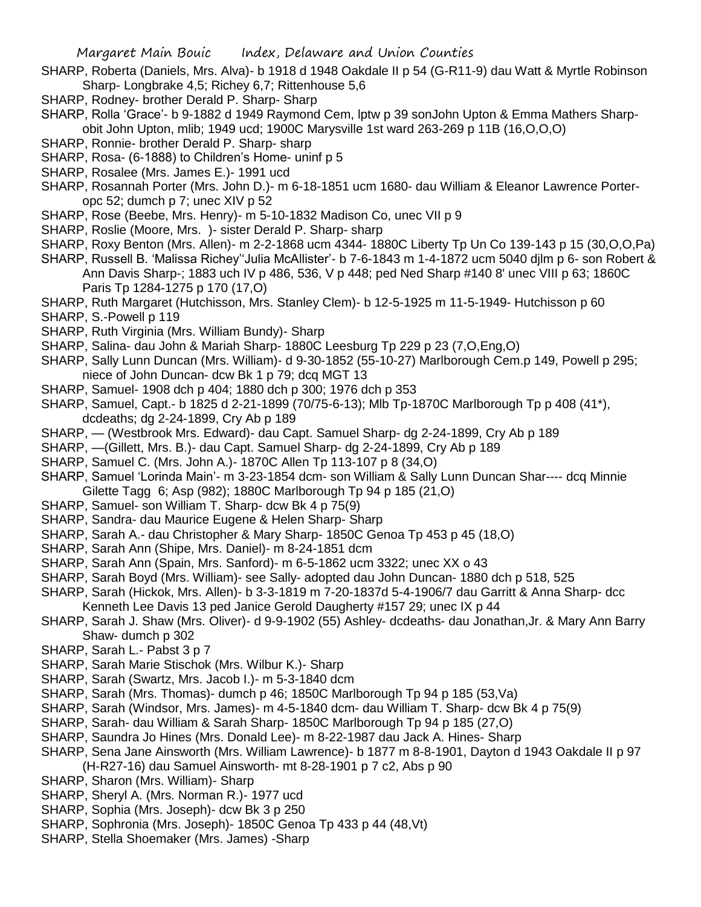SHARP, Roberta (Daniels, Mrs. Alva)- b 1918 d 1948 Oakdale II p 54 (G-R11-9) dau Watt & Myrtle Robinson Sharp- Longbrake 4,5; Richey 6,7; Rittenhouse 5,6

SHARP, Rodney- brother Derald P. Sharp- Sharp

SHARP, Rolla 'Grace'- b 9-1882 d 1949 Raymond Cem, lptw p 39 sonJohn Upton & Emma Mathers Sharp- obit John Upton, mlib; 1949 ucd; 1900C Marysville 1st ward 263-269 p 11B (16,O,O,O)

SHARP, Ronnie- brother Derald P. Sharp- sharp

SHARP, Rosa- (6-1888) to Children's Home- uninf p 5

SHARP, Rosalee (Mrs. James E.)- 1991 ucd

SHARP, Rosannah Porter (Mrs. John D.)- m 6-18-1851 ucm 1680- dau William & Eleanor Lawrence Porter- opc 52; dumch p 7; unec XIV p 52

SHARP, Rose (Beebe, Mrs. Henry)- m 5-10-1832 Madison Co, unec VII p 9

SHARP, Roslie (Moore, Mrs. )- sister Derald P. Sharp- sharp

SHARP, Roxy Benton (Mrs. Allen)- m 2-2-1868 ucm 4344- 1880C Liberty Tp Un Co 139-143 p 15 (30,O,O,Pa)

SHARP, Russell B. 'Malissa Richey''Julia McAllister'- b 7-6-1843 m 1-4-1872 ucm 5040 djlm p 6- son Robert & Ann Davis Sharp-; 1883 uch IV p 486, 536, V p 448; ped Ned Sharp #140 8' unec VIII p 63; 1860C Paris Tp 1284-1275 p 170 (17,O)

SHARP, Ruth Margaret (Hutchisson, Mrs. Stanley Clem)- b 12-5-1925 m 11-5-1949- Hutchisson p 60

SHARP, S.-Powell p 119

SHARP, Ruth Virginia (Mrs. William Bundy)- Sharp

SHARP, Salina- dau John & Mariah Sharp- 1880C Leesburg Tp 229 p 23 (7,O,Eng,O)

SHARP, Sally Lunn Duncan (Mrs. William)- d 9-30-1852 (55-10-27) Marlborough Cem.p 149, Powell p 295; niece of John Duncan- dcw Bk 1 p 79; dcq MGT 13

SHARP, Samuel- 1908 dch p 404; 1880 dch p 300; 1976 dch p 353

SHARP, Samuel, Capt.- b 1825 d 2-21-1899 (70/75-6-13); Mlb Tp-1870C Marlborough Tp p 408 (41*), dcdeaths; dg 2-24-1899, Cry Ab p 189

SHARP, — (Westbrook Mrs. Edward)- dau Capt. Samuel Sharp- dg 2-24-1899, Cry Ab p 189

SHARP, —(Gillett, Mrs. B.)- dau Capt. Samuel Sharp- dg 2-24-1899, Cry Ab p 189

SHARP, Samuel C. (Mrs. John A.)- 1870C Allen Tp 113-107 p 8 (34,O)

SHARP, Samuel 'Lorinda Main'- m 3-23-1854 dcm- son William & Sally Lunn Duncan Shar---- dcq Minnie Gilette Tagg 6; Asp (982); 1880C Marlborough Tp 94 p 185 (21,O)

SHARP, Samuel- son William T. Sharp- dcw Bk 4 p 75(9)

SHARP, Sandra- dau Maurice Eugene & Helen Sharp- Sharp

SHARP, Sarah A.- dau Christopher & Mary Sharp- 1850C Genoa Tp 453 p 45 (18,O)

SHARP, Sarah Ann (Shipe, Mrs. Daniel)- m 8-24-1851 dcm

SHARP, Sarah Ann (Spain, Mrs. Sanford)- m 6-5-1862 ucm 3322; unec XX o 43

SHARP, Sarah Boyd (Mrs. William)- see Sally- adopted dau John Duncan- 1880 dch p 518, 525

SHARP, Sarah (Hickok, Mrs. Allen)- b 3-3-1819 m 7-20-1837d 5-4-1906/7 dau Garritt & Anna Sharp- dcc Kenneth Lee Davis 13 ped Janice Gerold Daugherty #157 29; unec IX p 44

SHARP, Sarah J. Shaw (Mrs. Oliver)- d 9-9-1902 (55) Ashley- dcdeaths- dau Jonathan,Jr. & Mary Ann Barry Shaw- dumch p 302

SHARP, Sarah L.- Pabst 3 p 7

SHARP, Sarah Marie Stischok (Mrs. Wilbur K.)- Sharp

SHARP, Sarah (Swartz, Mrs. Jacob I.)- m 5-3-1840 dcm

SHARP, Sarah (Mrs. Thomas)- dumch p 46; 1850C Marlborough Tp 94 p 185 (53,Va)

SHARP, Sarah (Windsor, Mrs. James)- m 4-5-1840 dcm- dau William T. Sharp- dcw Bk 4 p 75(9)

SHARP, Sarah- dau William & Sarah Sharp- 1850C Marlborough Tp 94 p 185 (27,O)

SHARP, Saundra Jo Hines (Mrs. Donald Lee)- m 8-22-1987 dau Jack A. Hines- Sharp

SHARP, Sena Jane Ainsworth (Mrs. William Lawrence)- b 1877 m 8-8-1901, Dayton d 1943 Oakdale II p 97 (H-R27-16) dau Samuel Ainsworth- mt 8-28-1901 p 7 c2, Abs p 90

SHARP, Sharon (Mrs. William)- Sharp

SHARP, Sheryl A. (Mrs. Norman R.)- 1977 ucd

SHARP, Sophia (Mrs. Joseph)- dcw Bk 3 p 250

SHARP, Sophronia (Mrs. Joseph)- 1850C Genoa Tp 433 p 44 (48,Vt)

SHARP, Stella Shoemaker (Mrs. James) -Sharp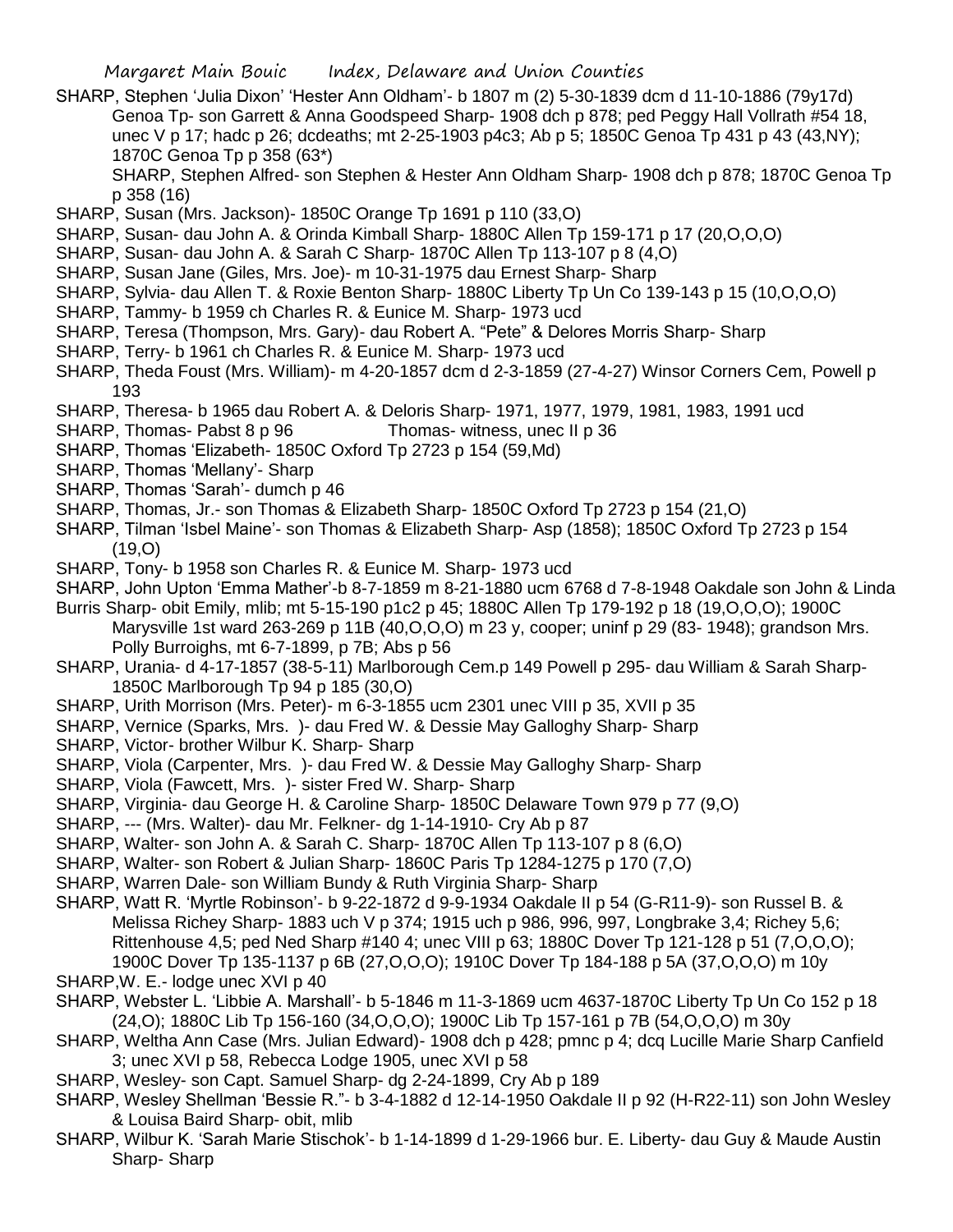SHARP, Stephen 'Julia Dixon' 'Hester Ann Oldham'- b 1807 m (2) 5-30-1839 dcm d 11-10-1886 (79y17d) Genoa Tp- son Garrett & Anna Goodspeed Sharp- 1908 dch p 878; ped Peggy Hall Vollrath #54 18, unec V p 17; hadc p 26; dcdeaths; mt 2-25-1903 p4c3; Ab p 5; 1850C Genoa Tp 431 p 43 (43,NY); 1870C Genoa Tp p 358 (63*)

SHARP, Stephen Alfred- son Stephen & Hester Ann Oldham Sharp- 1908 dch p 878; 1870C Genoa Tp p 358 (16)

SHARP, Susan (Mrs. Jackson)- 1850C Orange Tp 1691 p 110 (33,O)

SHARP, Susan- dau John A. & Orinda Kimball Sharp- 1880C Allen Tp 159-171 p 17 (20,O,O,O)

SHARP, Susan- dau John A. & Sarah C Sharp- 1870C Allen Tp 113-107 p 8 (4,O)

SHARP, Susan Jane (Giles, Mrs. Joe)- m 10-31-1975 dau Ernest Sharp- Sharp

SHARP, Sylvia- dau Allen T. & Roxie Benton Sharp- 1880C Liberty Tp Un Co 139-143 p 15 (10,O,O,O)

SHARP, Tammy- b 1959 ch Charles R. & Eunice M. Sharp- 1973 ucd

SHARP, Teresa (Thompson, Mrs. Gary)- dau Robert A. "Pete" & Delores Morris Sharp- Sharp

SHARP, Terry- b 1961 ch Charles R. & Eunice M. Sharp- 1973 ucd

SHARP, Theda Foust (Mrs. William)- m 4-20-1857 dcm d 2-3-1859 (27-4-27) Winsor Corners Cem, Powell p 193

SHARP, Theresa- b 1965 dau Robert A. & Deloris Sharp- 1971, 1977, 1979, 1981, 1983, 1991 ucd

SHARP, Thomas- Pabst 8 p 96 Thomas- witness, unec II p 36

SHARP, Thomas 'Elizabeth- 1850C Oxford Tp 2723 p 154 (59,Md)

SHARP, Thomas 'Mellany'- Sharp

SHARP, Thomas 'Sarah'- dumch p 46

SHARP, Thomas, Jr.- son Thomas & Elizabeth Sharp- 1850C Oxford Tp 2723 p 154 (21,O)

SHARP, Tilman 'Isbel Maine'- son Thomas & Elizabeth Sharp- Asp (1858); 1850C Oxford Tp 2723 p 154 (19,O)

SHARP, Tony- b 1958 son Charles R. & Eunice M. Sharp- 1973 ucd

SHARP, John Upton 'Emma Mather'-b 8-7-1859 m 8-21-1880 ucm 6768 d 7-8-1948 Oakdale son John & Linda Burris Sharp- obit Emily, mlib; mt 5-15-190 p1c2 p 45; 1880C Allen Tp 179-192 p 18 (19,O,O,O); 1900C Marysville 1st ward 263-269 p 11B (40,O,O,O) m 23 y, cooper; uninf p 29 (83- 1948); grandson Mrs. Polly Burroighs, mt 6-7-1899, p 7B; Abs p 56

SHARP, Urania- d 4-17-1857 (38-5-11) Marlborough Cem.p 149 Powell p 295- dau William & Sarah Sharp- 1850C Marlborough Tp 94 p 185 (30,O)

SHARP, Urith Morrison (Mrs. Peter)- m 6-3-1855 ucm 2301 unec VIII p 35, XVII p 35

SHARP, Vernice (Sparks, Mrs. )- dau Fred W. & Dessie May Galloghy Sharp- Sharp

SHARP, Victor- brother Wilbur K. Sharp- Sharp

SHARP, Viola (Carpenter, Mrs. )- dau Fred W. & Dessie May Galloghy Sharp- Sharp

SHARP, Viola (Fawcett, Mrs. )- sister Fred W. Sharp- Sharp

SHARP, Virginia- dau George H. & Caroline Sharp- 1850C Delaware Town 979 p 77 (9,O)

SHARP, --- (Mrs. Walter)- dau Mr. Felkner- dg 1-14-1910- Cry Ab p 87

SHARP, Walter- son John A. & Sarah C. Sharp- 1870C Allen Tp 113-107 p 8 (6,O)

SHARP, Walter- son Robert & Julian Sharp- 1860C Paris Tp 1284-1275 p 170 (7,O)

SHARP, Warren Dale- son William Bundy & Ruth Virginia Sharp- Sharp

SHARP, Watt R. 'Myrtle Robinson'- b 9-22-1872 d 9-9-1934 Oakdale II p 54 (G-R11-9)- son Russel B. & Melissa Richey Sharp- 1883 uch V p 374; 1915 uch p 986, 996, 997, Longbrake 3,4; Richey 5,6; Rittenhouse 4,5; ped Ned Sharp #140 4; unec VIII p 63; 1880C Dover Tp 121-128 p 51 (7,O,O,O); 1900C Dover Tp 135-1137 p 6B (27,O,O,O); 1910C Dover Tp 184-188 p 5A (37,O,O,O) m 10y

SHARP,W. E.- lodge unec XVI p 40

SHARP, Webster L. 'Libbie A. Marshall'- b 5-1846 m 11-3-1869 ucm 4637-1870C Liberty Tp Un Co 152 p 18 (24,O); 1880C Lib Tp 156-160 (34,O,O,O); 1900C Lib Tp 157-161 p 7B (54,O,O,O) m 30y

SHARP, Weltha Ann Case (Mrs. Julian Edward)- 1908 dch p 428; pmnc p 4; dcq Lucille Marie Sharp Canfield 3; unec XVI p 58, Rebecca Lodge 1905, unec XVI p 58

SHARP, Wesley- son Capt. Samuel Sharp- dg 2-24-1899, Cry Ab p 189

SHARP, Wesley Shellman 'Bessie R."- b 3-4-1882 d 12-14-1950 Oakdale II p 92 (H-R22-11) son John Wesley & Louisa Baird Sharp- obit, mlib

SHARP, Wilbur K. 'Sarah Marie Stischok'- b 1-14-1899 d 1-29-1966 bur. E. Liberty- dau Guy & Maude Austin Sharp- Sharp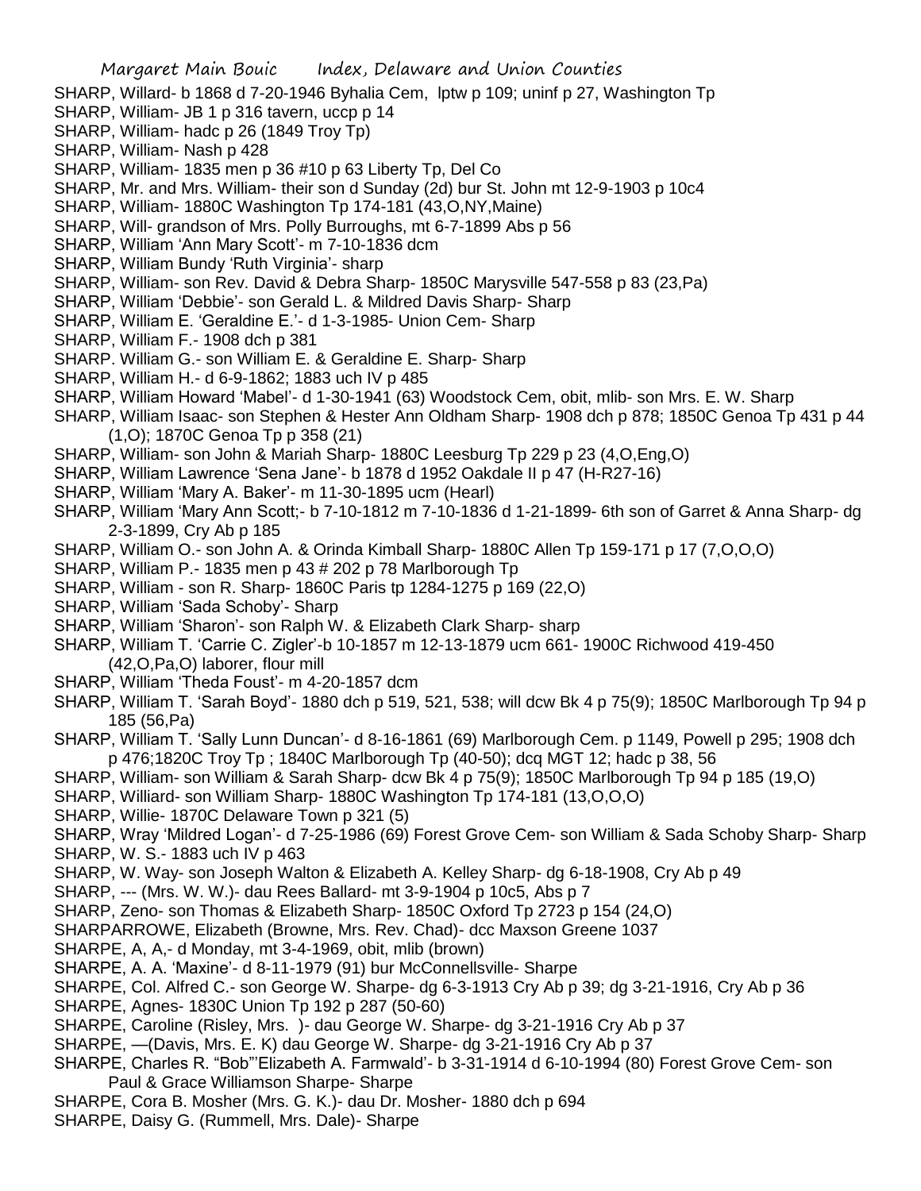SHARP, Willard- b 1868 d 7-20-1946 Byhalia Cem, lptw p 109; uninf p 27, Washington Tp
SHARP, William- JB 1 p 316 tavern, uccp p 14
SHARP, William- hadc p 26 (1849 Troy Tp)
SHARP, William- Nash p 428
SHARP, William- 1835 men p 36 #10 p 63 Liberty Tp, Del Co
SHARP, Mr. and Mrs. William- their son d Sunday (2d) bur St. John mt 12-9-1903 p 10c4
SHARP, William- 1880C Washington Tp 174-181 (43,O,NY,Maine)
SHARP, Will- grandson of Mrs. Polly Burroughs, mt 6-7-1899 Abs p 56
SHARP, William 'Ann Mary Scott'- m 7-10-1836 dcm
SHARP, William Bundy 'Ruth Virginia'- sharp
SHARP, William- son Rev. David & Debra Sharp- 1850C Marysville 547-558 p 83 (23,Pa)
SHARP, William 'Debbie'- son Gerald L. & Mildred Davis Sharp- Sharp
SHARP, William E. 'Geraldine E.'- d 1-3-1985- Union Cem- Sharp
SHARP, William F.- 1908 dch p 381
SHARP. William G.- son William E. & Geraldine E. Sharp- Sharp
SHARP, William H.- d 6-9-1862; 1883 uch IV p 485
SHARP, William Howard 'Mabel'- d 1-30-1941 (63) Woodstock Cem, obit, mlib- son Mrs. E. W. Sharp
SHARP, William Isaac- son Stephen & Hester Ann Oldham Sharp- 1908 dch p 878; 1850C Genoa Tp 431 p 44 (1,O); 1870C Genoa Tp p 358 (21)
SHARP, William- son John & Mariah Sharp- 1880C Leesburg Tp 229 p 23 (4,O,Eng,O)
SHARP, William Lawrence 'Sena Jane'- b 1878 d 1952 Oakdale II p 47 (H-R27-16)
SHARP, William 'Mary A. Baker'- m 11-30-1895 ucm (Hearl)
SHARP, William 'Mary Ann Scott;- b 7-10-1812 m 7-10-1836 d 1-21-1899- 6th son of Garret & Anna Sharp- dg 2-3-1899, Cry Ab p 185
SHARP, William O.- son John A. & Orinda Kimball Sharp- 1880C Allen Tp 159-171 p 17 (7,O,O,O)
SHARP, William P.- 1835 men p 43 # 202 p 78 Marlborough Tp
SHARP, William - son R. Sharp- 1860C Paris tp 1284-1275 p 169 (22,O)
SHARP, William 'Sada Schoby'- Sharp
SHARP, William 'Sharon'- son Ralph W. & Elizabeth Clark Sharp- sharp
SHARP, William T. 'Carrie C. Zigler'-b 10-1857 m 12-13-1879 ucm 661- 1900C Richwood 419-450 (42,O,Pa,O) laborer, flour mill
SHARP, William 'Theda Foust'- m 4-20-1857 dcm
SHARP, William T. 'Sarah Boyd'- 1880 dch p 519, 521, 538; will dcw Bk 4 p 75(9); 1850C Marlborough Tp 94 p 185 (56,Pa)
SHARP, William T. 'Sally Lunn Duncan'- d 8-16-1861 (69) Marlborough Cem. p 1149, Powell p 295; 1908 dch p 476;1820C Troy Tp ; 1840C Marlborough Tp (40-50); dcq MGT 12; hadc p 38, 56
SHARP, William- son William & Sarah Sharp- dcw Bk 4 p 75(9); 1850C Marlborough Tp 94 p 185 (19,O)
SHARP, Williard- son William Sharp- 1880C Washington Tp 174-181 (13,O,O,O)
SHARP, Willie- 1870C Delaware Town p 321 (5)
SHARP, Wray 'Mildred Logan'- d 7-25-1986 (69) Forest Grove Cem- son William & Sada Schoby Sharp- Sharp
SHARP, W. S.- 1883 uch IV p 463
SHARP, W. Way- son Joseph Walton & Elizabeth A. Kelley Sharp- dg 6-18-1908, Cry Ab p 49
SHARP, --- (Mrs. W. W.)- dau Rees Ballard- mt 3-9-1904 p 10c5, Abs p 7
SHARP, Zeno- son Thomas & Elizabeth Sharp- 1850C Oxford Tp 2723 p 154 (24,O)
SHARPARROWE, Elizabeth (Browne, Mrs. Rev. Chad)- dcc Maxson Greene 1037
SHARPE, A, A,- d Monday, mt 3-4-1969, obit, mlib (brown)
SHARPE, A. A. 'Maxine'- d 8-11-1979 (91) bur McConnellsville- Sharpe
SHARPE, Col. Alfred C.- son George W. Sharpe- dg 6-3-1913 Cry Ab p 39; dg 3-21-1916, Cry Ab p 36
SHARPE, Agnes- 1830C Union Tp 192 p 287 (50-60)
SHARPE, Caroline (Risley, Mrs. )- dau George W. Sharpe- dg 3-21-1916 Cry Ab p 37
SHARPE, —(Davis, Mrs. E. K) dau George W. Sharpe- dg 3-21-1916 Cry Ab p 37
SHARPE, Charles R. "Bob"'Elizabeth A. Farmwald'- b 3-31-1914 d 6-10-1994 (80) Forest Grove Cem- son Paul & Grace Williamson Sharpe- Sharpe
SHARPE, Cora B. Mosher (Mrs. G. K.)- dau Dr. Mosher- 1880 dch p 694
SHARPE, Daisy G. (Rummell, Mrs. Dale)- Sharpe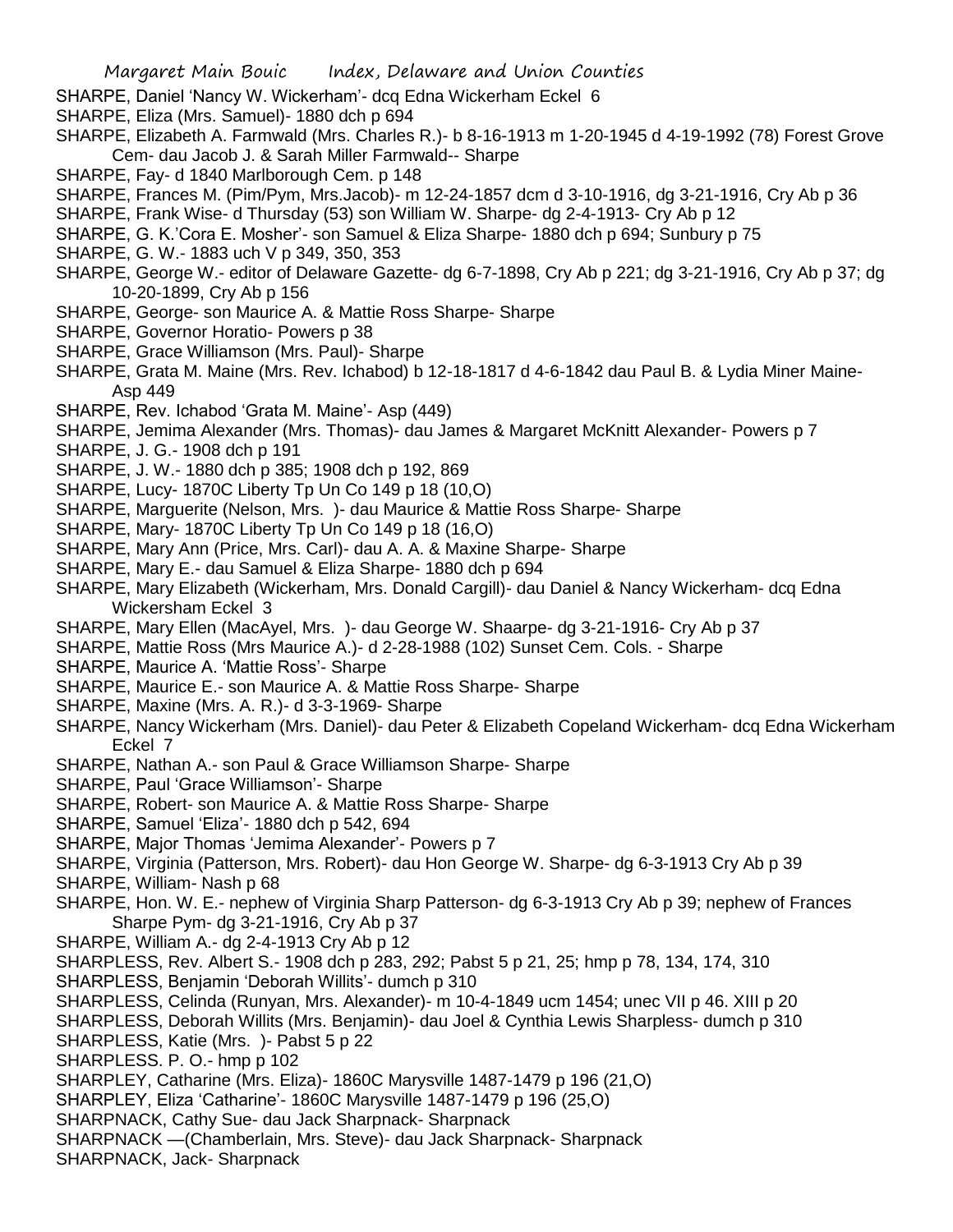SHARPE, Daniel 'Nancy W. Wickerham'- dcq Edna Wickerham Eckel 6

SHARPE, Eliza (Mrs. Samuel)- 1880 dch p 694

SHARPE, Elizabeth A. Farmwald (Mrs. Charles R.)- b 8-16-1913 m 1-20-1945 d 4-19-1992 (78) Forest Grove Cem- dau Jacob J. & Sarah Miller Farmwald-- Sharpe

SHARPE, Fay- d 1840 Marlborough Cem. p 148

SHARPE, Frances M. (Pim/Pym, Mrs.Jacob)- m 12-24-1857 dcm d 3-10-1916, dg 3-21-1916, Cry Ab p 36

SHARPE, Frank Wise- d Thursday (53) son William W. Sharpe- dg 2-4-1913- Cry Ab p 12

SHARPE, G. K.'Cora E. Mosher'- son Samuel & Eliza Sharpe- 1880 dch p 694; Sunbury p 75

SHARPE, G. W.- 1883 uch V p 349, 350, 353

SHARPE, George W.- editor of Delaware Gazette- dg 6-7-1898, Cry Ab p 221; dg 3-21-1916, Cry Ab p 37; dg 10-20-1899, Cry Ab p 156

SHARPE, George- son Maurice A. & Mattie Ross Sharpe- Sharpe

SHARPE, Governor Horatio- Powers p 38

SHARPE, Grace Williamson (Mrs. Paul)- Sharpe

SHARPE, Grata M. Maine (Mrs. Rev. Ichabod) b 12-18-1817 d 4-6-1842 dau Paul B. & Lydia Miner Maine- Asp 449

SHARPE, Rev. Ichabod 'Grata M. Maine'- Asp (449)

SHARPE, Jemima Alexander (Mrs. Thomas)- dau James & Margaret McKnitt Alexander- Powers p 7

SHARPE, J. G.- 1908 dch p 191

SHARPE, J. W.- 1880 dch p 385; 1908 dch p 192, 869

SHARPE, Lucy- 1870C Liberty Tp Un Co 149 p 18 (10,O)

SHARPE, Marguerite (Nelson, Mrs. )- dau Maurice & Mattie Ross Sharpe- Sharpe

SHARPE, Mary- 1870C Liberty Tp Un Co 149 p 18 (16,O)

SHARPE, Mary Ann (Price, Mrs. Carl)- dau A. A. & Maxine Sharpe- Sharpe

SHARPE, Mary E.- dau Samuel & Eliza Sharpe- 1880 dch p 694

SHARPE, Mary Elizabeth (Wickerham, Mrs. Donald Cargill)- dau Daniel & Nancy Wickerham- dcq Edna Wickersham Eckel 3

SHARPE, Mary Ellen (MacAyel, Mrs. )- dau George W. Shaarpe- dg 3-21-1916- Cry Ab p 37

SHARPE, Mattie Ross (Mrs Maurice A.)- d 2-28-1988 (102) Sunset Cem. Cols. - Sharpe

SHARPE, Maurice A. 'Mattie Ross'- Sharpe

SHARPE, Maurice E.- son Maurice A. & Mattie Ross Sharpe- Sharpe

SHARPE, Maxine (Mrs. A. R.)- d 3-3-1969- Sharpe

SHARPE, Nancy Wickerham (Mrs. Daniel)- dau Peter & Elizabeth Copeland Wickerham- dcq Edna Wickerham Eckel 7

SHARPE, Nathan A.- son Paul & Grace Williamson Sharpe- Sharpe

SHARPE, Paul 'Grace Williamson'- Sharpe

SHARPE, Robert- son Maurice A. & Mattie Ross Sharpe- Sharpe

SHARPE, Samuel 'Eliza'- 1880 dch p 542, 694

SHARPE, Major Thomas 'Jemima Alexander'- Powers p 7

SHARPE, Virginia (Patterson, Mrs. Robert)- dau Hon George W. Sharpe- dg 6-3-1913 Cry Ab p 39

SHARPE, William- Nash p 68

SHARPE, Hon. W. E.- nephew of Virginia Sharp Patterson- dg 6-3-1913 Cry Ab p 39; nephew of Frances Sharpe Pym- dg 3-21-1916, Cry Ab p 37

SHARPE, William A.- dg 2-4-1913 Cry Ab p 12

SHARPLESS, Rev. Albert S.- 1908 dch p 283, 292; Pabst 5 p 21, 25; hmp p 78, 134, 174, 310

SHARPLESS, Benjamin 'Deborah Willits'- dumch p 310

SHARPLESS, Celinda (Runyan, Mrs. Alexander)- m 10-4-1849 ucm 1454; unec VII p 46. XIII p 20

SHARPLESS, Deborah Willits (Mrs. Benjamin)- dau Joel & Cynthia Lewis Sharpless- dumch p 310

SHARPLESS, Katie (Mrs. )- Pabst 5 p 22

SHARPLESS. P. O.- hmp p 102

SHARPLEY, Catharine (Mrs. Eliza)- 1860C Marysville 1487-1479 p 196 (21,O)

SHARPLEY, Eliza 'Catharine'- 1860C Marysville 1487-1479 p 196 (25,O)

SHARPNACK, Cathy Sue- dau Jack Sharpnack- Sharpnack

SHARPNACK —(Chamberlain, Mrs. Steve)- dau Jack Sharpnack- Sharpnack

SHARPNACK, Jack- Sharpnack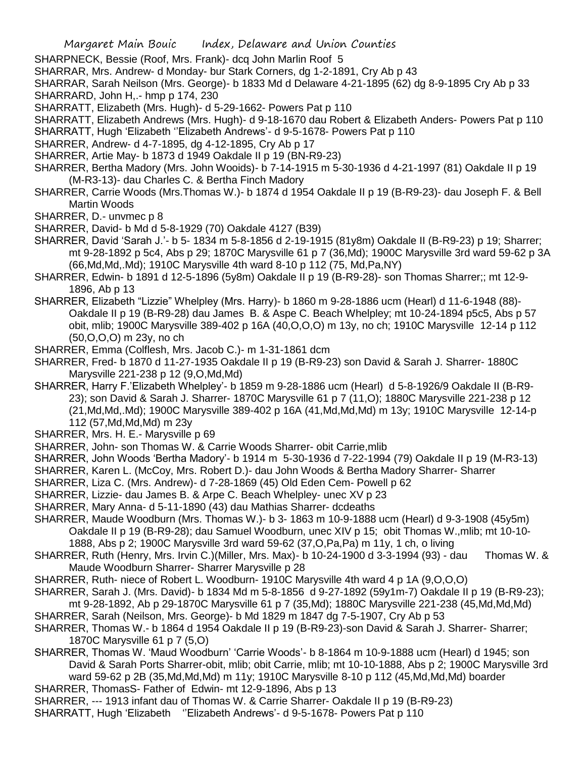SHARPNECK, Bessie (Roof, Mrs. Frank)- dcq John Marlin Roof 5

SHARRAR, Mrs. Andrew- d Monday- bur Stark Corners, dg 1-2-1891, Cry Ab p 43

SHARRAR, Sarah Neilson (Mrs. George)- b 1833 Md d Delaware 4-21-1895 (62) dg 8-9-1895 Cry Ab p 33

SHARRARD, John H,.- hmp p 174, 230

SHARRATT, Elizabeth (Mrs. Hugh)- d 5-29-1662- Powers Pat p 110

SHARRATT, Elizabeth Andrews (Mrs. Hugh)- d 9-18-1670 dau Robert & Elizabeth Anders- Powers Pat p 110

SHARRATT, Hugh 'Elizabeth ''Elizabeth Andrews'- d 9-5-1678- Powers Pat p 110

SHARRER, Andrew- d 4-7-1895, dg 4-12-1895, Cry Ab p 17

SHARRER, Artie May- b 1873 d 1949 Oakdale II p 19 (BN-R9-23)

SHARRER, Bertha Madory (Mrs. John Wooids)- b 7-14-1915 m 5-30-1936 d 4-21-1997 (81) Oakdale II p 19 (M-R3-13)- dau Charles C. & Bertha Finch Madory

SHARRER, Carrie Woods (Mrs.Thomas W.)- b 1874 d 1954 Oakdale II p 19 (B-R9-23)- dau Joseph F. & Bell Martin Woods

SHARRER, D.- unvmec p 8

SHARRER, David- b Md d 5-8-1929 (70) Oakdale 4127 (B39)

SHARRER, David 'Sarah J.'- b 5- 1834 m 5-8-1856 d 2-19-1915 (81y8m) Oakdale II (B-R9-23) p 19; Sharrer; mt 9-28-1892 p 5c4, Abs p 29; 1870C Marysville 61 p 7 (36,Md); 1900C Marysville 3rd ward 59-62 p 3A (66,Md,Md,.Md); 1910C Marysville 4th ward 8-10 p 112 (75, Md,Pa,NY)

SHARRER, Edwin- b 1891 d 12-5-1896 (5y8m) Oakdale II p 19 (B-R9-28)- son Thomas Sharrer;; mt 12-9-1896, Ab p 13

SHARRER, Elizabeth "Lizzie" Whelpley (Mrs. Harry)- b 1860 m 9-28-1886 ucm (Hearl) d 11-6-1948 (88)- Oakdale II p 19 (B-R9-28) dau James B. & Aspe C. Beach Whelpley; mt 10-24-1894 p5c5, Abs p 57 obit, mlib; 1900C Marysville 389-402 p 16A (40,O,O,O) m 13y, no ch; 1910C Marysville 12-14 p 112 (50,O,O,O) m 23y, no ch

SHARRER, Emma (Colflesh, Mrs. Jacob C.)- m 1-31-1861 dcm

SHARRER, Fred- b 1870 d 11-27-1935 Oakdale II p 19 (B-R9-23) son David & Sarah J. Sharrer- 1880C Marysville 221-238 p 12 (9,O,Md,Md)

SHARRER, Harry F.'Elizabeth Whelpley'- b 1859 m 9-28-1886 ucm (Hearl) d 5-8-1926/9 Oakdale II (B-R9-23); son David & Sarah J. Sharrer- 1870C Marysville 61 p 7 (11,O); 1880C Marysville 221-238 p 12 (21,Md,Md,.Md); 1900C Marysville 389-402 p 16A (41,Md,Md,Md) m 13y; 1910C Marysville 12-14-p 112 (57,Md,Md,Md) m 23y

SHARRER, Mrs. H. E.- Marysville p 69

SHARRER, John- son Thomas W. & Carrie Woods Sharrer- obit Carrie,mlib

SHARRER, John Woods 'Bertha Madory'- b 1914 m 5-30-1936 d 7-22-1994 (79) Oakdale II p 19 (M-R3-13)

SHARRER, Karen L. (McCoy, Mrs. Robert D.)- dau John Woods & Bertha Madory Sharrer- Sharrer

SHARRER, Liza C. (Mrs. Andrew)- d 7-28-1869 (45) Old Eden Cem- Powell p 62

SHARRER, Lizzie- dau James B. & Arpe C. Beach Whelpley- unec XV p 23

SHARRER, Mary Anna- d 5-11-1890 (43) dau Mathias Sharrer- dcdeaths

SHARRER, Maude Woodburn (Mrs. Thomas W.)- b 3- 1863 m 10-9-1888 ucm (Hearl) d 9-3-1908 (45y5m) Oakdale II p 19 (B-R9-28); dau Samuel Woodburn, unec XIV p 15; obit Thomas W.,mlib; mt 10-10-1888, Abs p 2; 1900C Marysville 3rd ward 59-62 (37,O,Pa,Pa) m 11y, 1 ch, o living

SHARRER, Ruth (Henry, Mrs. Irvin C.)(Miller, Mrs. Max)- b 10-24-1900 d 3-3-1994 (93) - dau Thomas W. & Maude Woodburn Sharrer- Sharrer Marysville p 28

SHARRER, Ruth- niece of Robert L. Woodburn- 1910C Marysville 4th ward 4 p 1A (9,O,O,O)

SHARRER, Sarah J. (Mrs. David)- b 1834 Md m 5-8-1856 d 9-27-1892 (59y1m-7) Oakdale II p 19 (B-R9-23); mt 9-28-1892, Ab p 29-1870C Marysville 61 p 7 (35,Md); 1880C Marysville 221-238 (45,Md,Md,Md)

SHARRER, Sarah (Neilson, Mrs. George)- b Md 1829 m 1847 dg 7-5-1907, Cry Ab p 53

SHARRER, Thomas W.- b 1864 d 1954 Oakdale II p 19 (B-R9-23)-son David & Sarah J. Sharrer- Sharrer; 1870C Marysville 61 p 7 (5,O)

SHARRER, Thomas W. 'Maud Woodburn' 'Carrie Woods'- b 8-1864 m 10-9-1888 ucm (Hearl) d 1945; son David & Sarah Ports Sharrer-obit, mlib; obit Carrie, mlib; mt 10-10-1888, Abs p 2; 1900C Marysville 3rd ward 59-62 p 2B (35,Md,Md,Md) m 11y; 1910C Marysville 8-10 p 112 (45,Md,Md,Md) boarder

SHARRER, ThomasS- Father of Edwin- mt 12-9-1896, Abs p 13

SHARRER, --- 1913 infant dau of Thomas W. & Carrie Sharrer- Oakdale II p 19 (B-R9-23)

SHARRATT, Hugh 'Elizabeth ''Elizabeth Andrews'- d 9-5-1678- Powers Pat p 110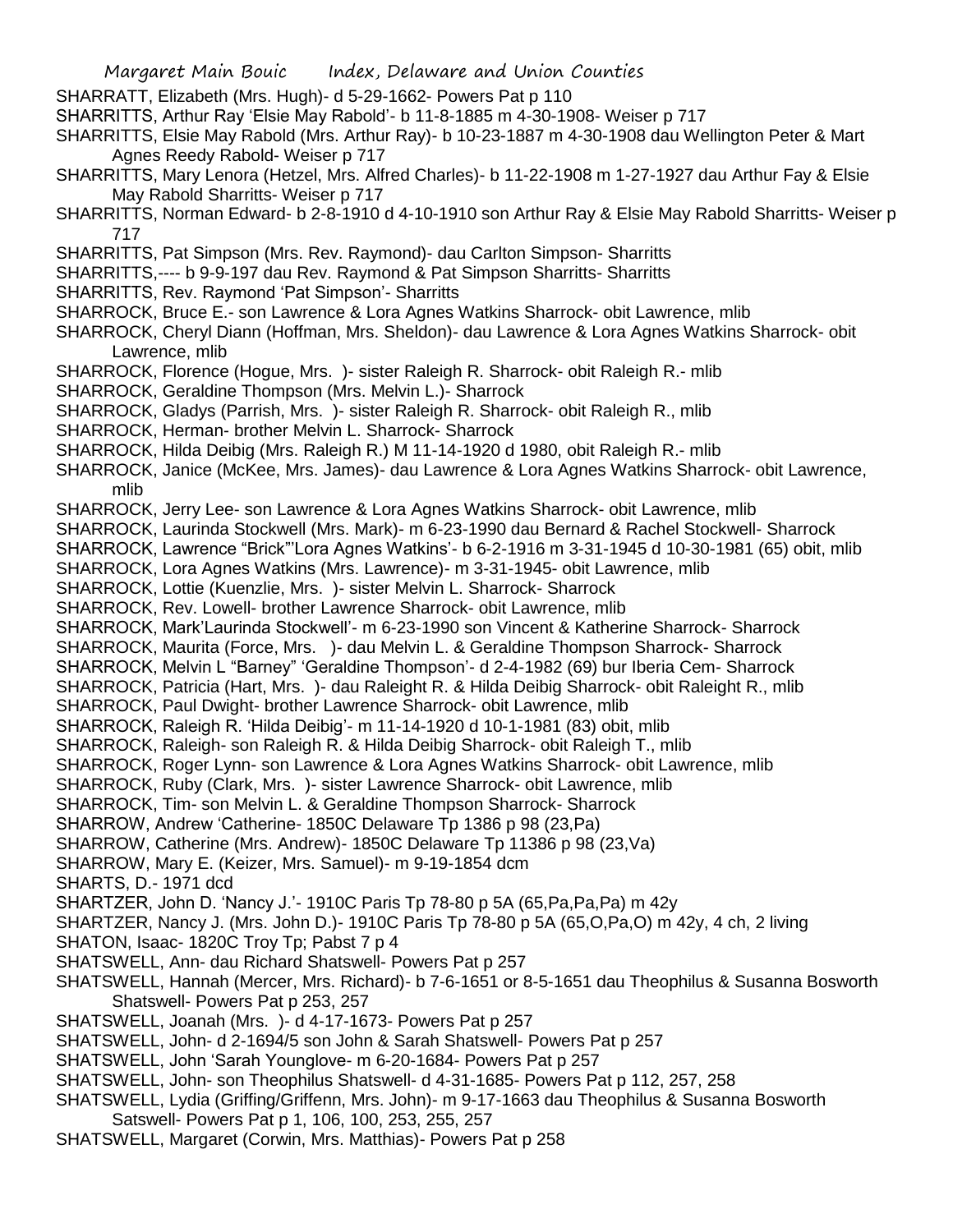SHARRATT, Elizabeth (Mrs. Hugh)- d 5-29-1662- Powers Pat p 110

SHARRITTS, Arthur Ray 'Elsie May Rabold'- b 11-8-1885 m 4-30-1908- Weiser p 717

SHARRITTS, Elsie May Rabold (Mrs. Arthur Ray)- b 10-23-1887 m 4-30-1908 dau Wellington Peter & Mart Agnes Reedy Rabold- Weiser p 717

SHARRITTS, Mary Lenora (Hetzel, Mrs. Alfred Charles)- b 11-22-1908 m 1-27-1927 dau Arthur Fay & Elsie May Rabold Sharritts- Weiser p 717

SHARRITTS, Norman Edward- b 2-8-1910 d 4-10-1910 son Arthur Ray & Elsie May Rabold Sharritts- Weiser p 717

SHARRITTS, Pat Simpson (Mrs. Rev. Raymond)- dau Carlton Simpson- Sharritts

SHARRITTS,---- b 9-9-197 dau Rev. Raymond & Pat Simpson Sharritts- Sharritts

SHARRITTS, Rev. Raymond 'Pat Simpson'- Sharritts

SHARROCK, Bruce E.- son Lawrence & Lora Agnes Watkins Sharrock- obit Lawrence, mlib

SHARROCK, Cheryl Diann (Hoffman, Mrs. Sheldon)- dau Lawrence & Lora Agnes Watkins Sharrock- obit Lawrence, mlib

SHARROCK, Florence (Hogue, Mrs. )- sister Raleigh R. Sharrock- obit Raleigh R.- mlib

SHARROCK, Geraldine Thompson (Mrs. Melvin L.)- Sharrock

SHARROCK, Gladys (Parrish, Mrs. )- sister Raleigh R. Sharrock- obit Raleigh R., mlib

SHARROCK, Herman- brother Melvin L. Sharrock- Sharrock

SHARROCK, Hilda Deibig (Mrs. Raleigh R.) M 11-14-1920 d 1980, obit Raleigh R.- mlib

SHARROCK, Janice (McKee, Mrs. James)- dau Lawrence & Lora Agnes Watkins Sharrock- obit Lawrence, mlib

SHARROCK, Jerry Lee- son Lawrence & Lora Agnes Watkins Sharrock- obit Lawrence, mlib

SHARROCK, Laurinda Stockwell (Mrs. Mark)- m 6-23-1990 dau Bernard & Rachel Stockwell- Sharrock

SHARROCK, Lawrence "Brick"'Lora Agnes Watkins'- b 6-2-1916 m 3-31-1945 d 10-30-1981 (65) obit, mlib

SHARROCK, Lora Agnes Watkins (Mrs. Lawrence)- m 3-31-1945- obit Lawrence, mlib

SHARROCK, Lottie (Kuenzlie, Mrs. )- sister Melvin L. Sharrock- Sharrock

SHARROCK, Rev. Lowell- brother Lawrence Sharrock- obit Lawrence, mlib

SHARROCK, Mark'Laurinda Stockwell'- m 6-23-1990 son Vincent & Katherine Sharrock- Sharrock

SHARROCK, Maurita (Force, Mrs. )- dau Melvin L. & Geraldine Thompson Sharrock- Sharrock

SHARROCK, Melvin L "Barney" 'Geraldine Thompson'- d 2-4-1982 (69) bur Iberia Cem- Sharrock

SHARROCK, Patricia (Hart, Mrs. )- dau Raleight R. & Hilda Deibig Sharrock- obit Raleight R., mlib

SHARROCK, Paul Dwight- brother Lawrence Sharrock- obit Lawrence, mlib

SHARROCK, Raleigh R. 'Hilda Deibig'- m 11-14-1920 d 10-1-1981 (83) obit, mlib

SHARROCK, Raleigh- son Raleigh R. & Hilda Deibig Sharrock- obit Raleigh T., mlib

SHARROCK, Roger Lynn- son Lawrence & Lora Agnes Watkins Sharrock- obit Lawrence, mlib

SHARROCK, Ruby (Clark, Mrs. )- sister Lawrence Sharrock- obit Lawrence, mlib

SHARROCK, Tim- son Melvin L. & Geraldine Thompson Sharrock- Sharrock

SHARROW, Andrew 'Catherine- 1850C Delaware Tp 1386 p 98 (23,Pa)

SHARROW, Catherine (Mrs. Andrew)- 1850C Delaware Tp 11386 p 98 (23,Va)

SHARROW, Mary E. (Keizer, Mrs. Samuel)- m 9-19-1854 dcm

SHARTS, D.- 1971 dcd

SHARTZER, John D. 'Nancy J.'- 1910C Paris Tp 78-80 p 5A (65,Pa,Pa,Pa) m 42y

SHARTZER, Nancy J. (Mrs. John D.)- 1910C Paris Tp 78-80 p 5A (65,O,Pa,O) m 42y, 4 ch, 2 living

SHATON, Isaac- 1820C Troy Tp; Pabst 7 p 4

SHATSWELL, Ann- dau Richard Shatswell- Powers Pat p 257

SHATSWELL, Hannah (Mercer, Mrs. Richard)- b 7-6-1651 or 8-5-1651 dau Theophilus & Susanna Bosworth Shatswell- Powers Pat p 253, 257

SHATSWELL, Joanah (Mrs. )- d 4-17-1673- Powers Pat p 257

SHATSWELL, John- d 2-1694/5 son John & Sarah Shatswell- Powers Pat p 257

SHATSWELL, John 'Sarah Younglove- m 6-20-1684- Powers Pat p 257

SHATSWELL, John- son Theophilus Shatswell- d 4-31-1685- Powers Pat p 112, 257, 258

SHATSWELL, Lydia (Griffing/Griffenn, Mrs. John)- m 9-17-1663 dau Theophilus & Susanna Bosworth Satswell- Powers Pat p 1, 106, 100, 253, 255, 257

SHATSWELL, Margaret (Corwin, Mrs. Matthias)- Powers Pat p 258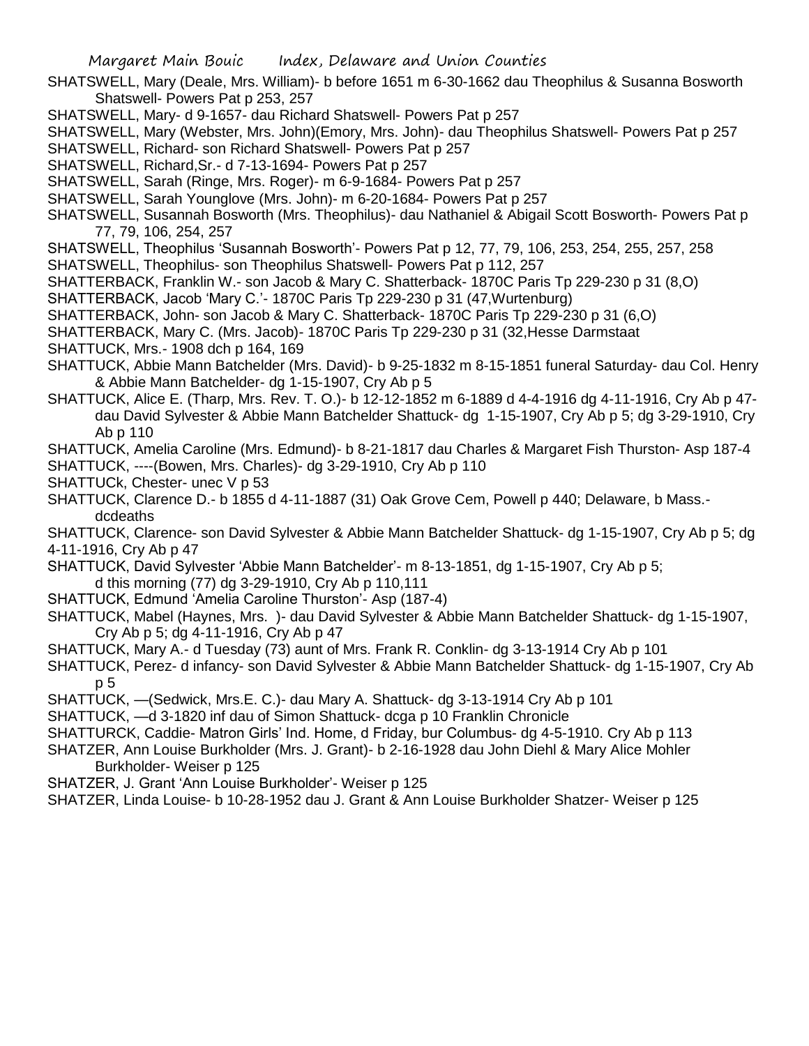SHATSWELL, Mary (Deale, Mrs. William)- b before 1651 m 6-30-1662 dau Theophilus & Susanna Bosworth Shatswell- Powers Pat p 253, 257

SHATSWELL, Mary- d 9-1657- dau Richard Shatswell- Powers Pat p 257

SHATSWELL, Mary (Webster, Mrs. John)(Emory, Mrs. John)- dau Theophilus Shatswell- Powers Pat p 257

SHATSWELL, Richard- son Richard Shatswell- Powers Pat p 257

SHATSWELL, Richard,Sr.- d 7-13-1694- Powers Pat p 257

SHATSWELL, Sarah (Ringe, Mrs. Roger)- m 6-9-1684- Powers Pat p 257

SHATSWELL, Sarah Younglove (Mrs. John)- m 6-20-1684- Powers Pat p 257

SHATSWELL, Susannah Bosworth (Mrs. Theophilus)- dau Nathaniel & Abigail Scott Bosworth- Powers Pat p 77, 79, 106, 254, 257

SHATSWELL, Theophilus 'Susannah Bosworth'- Powers Pat p 12, 77, 79, 106, 253, 254, 255, 257, 258

SHATSWELL, Theophilus- son Theophilus Shatswell- Powers Pat p 112, 257

SHATTERBACK, Franklin W.- son Jacob & Mary C. Shatterback- 1870C Paris Tp 229-230 p 31 (8,O)

SHATTERBACK, Jacob 'Mary C.'- 1870C Paris Tp 229-230 p 31 (47,Wurtenburg)

SHATTERBACK, John- son Jacob & Mary C. Shatterback- 1870C Paris Tp 229-230 p 31 (6,O)

SHATTERBACK, Mary C. (Mrs. Jacob)- 1870C Paris Tp 229-230 p 31 (32,Hesse Darmstaat

SHATTUCK, Mrs.- 1908 dch p 164, 169

SHATTUCK, Abbie Mann Batchelder (Mrs. David)- b 9-25-1832 m 8-15-1851 funeral Saturday- dau Col. Henry & Abbie Mann Batchelder- dg 1-15-1907, Cry Ab p 5

SHATTUCK, Alice E. (Tharp, Mrs. Rev. T. O.)- b 12-12-1852 m 6-1889 d 4-4-1916 dg 4-11-1916, Cry Ab p 47- dau David Sylvester & Abbie Mann Batchelder Shattuck- dg 1-15-1907, Cry Ab p 5; dg 3-29-1910, Cry Ab p 110

SHATTUCK, Amelia Caroline (Mrs. Edmund)- b 8-21-1817 dau Charles & Margaret Fish Thurston- Asp 187-4

SHATTUCK, ----(Bowen, Mrs. Charles)- dg 3-29-1910, Cry Ab p 110

SHATTUCk, Chester- unec V p 53

SHATTUCK, Clarence D.- b 1855 d 4-11-1887 (31) Oak Grove Cem, Powell p 440; Delaware, b Mass.- dcdeaths

SHATTUCK, Clarence- son David Sylvester & Abbie Mann Batchelder Shattuck- dg 1-15-1907, Cry Ab p 5; dg 4-11-1916, Cry Ab p 47

SHATTUCK, David Sylvester 'Abbie Mann Batchelder'- m 8-13-1851, dg 1-15-1907, Cry Ab p 5; d this morning (77) dg 3-29-1910, Cry Ab p 110,111

SHATTUCK, Edmund 'Amelia Caroline Thurston'- Asp (187-4)

SHATTUCK, Mabel (Haynes, Mrs. )- dau David Sylvester & Abbie Mann Batchelder Shattuck- dg 1-15-1907, Cry Ab p 5; dg 4-11-1916, Cry Ab p 47

SHATTUCK, Mary A.- d Tuesday (73) aunt of Mrs. Frank R. Conklin- dg 3-13-1914 Cry Ab p 101

SHATTUCK, Perez- d infancy- son David Sylvester & Abbie Mann Batchelder Shattuck- dg 1-15-1907, Cry Ab p 5

SHATTUCK, —(Sedwick, Mrs.E. C.)- dau Mary A. Shattuck- dg 3-13-1914 Cry Ab p 101

SHATTUCK, —d 3-1820 inf dau of Simon Shattuck- dcga p 10 Franklin Chronicle

SHATTURCK, Caddie- Matron Girls' Ind. Home, d Friday, bur Columbus- dg 4-5-1910. Cry Ab p 113

SHATZER, Ann Louise Burkholder (Mrs. J. Grant)- b 2-16-1928 dau John Diehl & Mary Alice Mohler Burkholder- Weiser p 125

SHATZER, J. Grant 'Ann Louise Burkholder'- Weiser p 125

SHATZER, Linda Louise- b 10-28-1952 dau J. Grant & Ann Louise Burkholder Shatzer- Weiser p 125